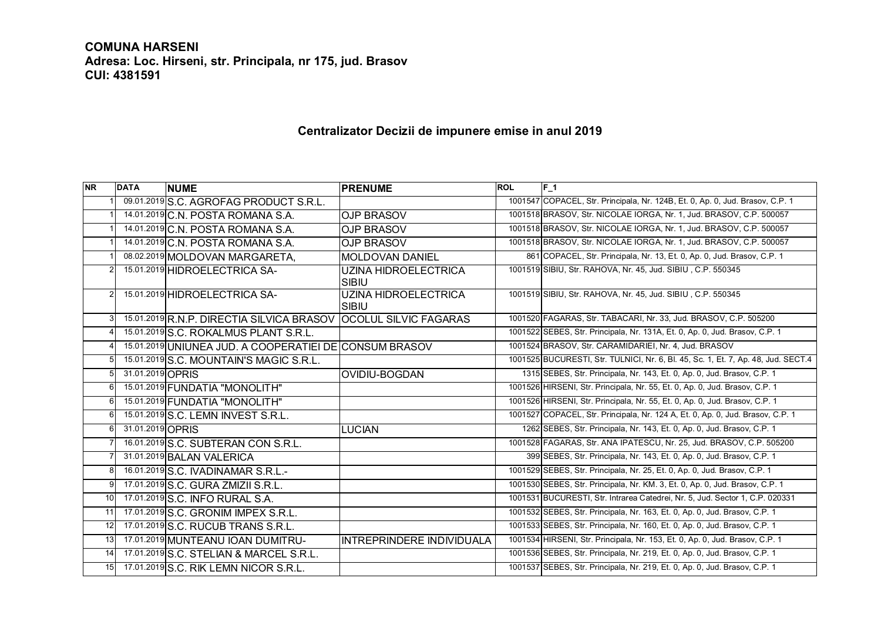**COMUNA HARSENI**
**Adresa: Loc. Hirseni, str. Principala, nr 175, jud. Brasov**
**CUI: 4381591**

## Centralizator Decizii de impunere emise in anul 2019

| NR | DATA | NUME | PRENUME | ROL | F_1 |
|---|---|---|---|---|---|
| 1 | 09.01.2019 | S.C. AGROFAG PRODUCT S.R.L. | | 1001547 | COPACEL, Str. Principala, Nr. 124B, Et. 0, Ap. 0, Jud. Brasov, C.P. 1 |
| 1 | 14.01.2019 | C.N. POSTA ROMANA S.A. | OJP BRASOV | 1001518 | BRASOV, Str. NICOLAE IORGA, Nr. 1, Jud. BRASOV, C.P. 500057 |
| 1 | 14.01.2019 | C.N. POSTA ROMANA S.A. | OJP BRASOV | 1001518 | BRASOV, Str. NICOLAE IORGA, Nr. 1, Jud. BRASOV, C.P. 500057 |
| 1 | 14.01.2019 | C.N. POSTA ROMANA S.A. | OJP BRASOV | 1001518 | BRASOV, Str. NICOLAE IORGA, Nr. 1, Jud. BRASOV, C.P. 500057 |
| 1 | 08.02.2019 | MOLDOVAN MARGARETA, | MOLDOVAN DANIEL | 861 | COPACEL, Str. Principala, Nr. 13, Et. 0, Ap. 0, Jud. Brasov, C.P. 1 |
| 2 | 15.01.2019 | HIDROELECTRICA SA- | UZINA HIDROELECTRICA SIBIU | 1001519 | SIBIU, Str. RAHOVA, Nr. 45, Jud. SIBIU , C.P. 550345 |
| 2 | 15.01.2019 | HIDROELECTRICA SA- | UZINA HIDROELECTRICA SIBIU | 1001519 | SIBIU, Str. RAHOVA, Nr. 45, Jud. SIBIU , C.P. 550345 |
| 3 | 15.01.2019 | R.N.P. DIRECTIA SILVICA BRASOV | OCOLUL SILVIC FAGARAS | 1001520 | FAGARAS, Str. TABACARI, Nr. 33, Jud. BRASOV, C.P. 505200 |
| 4 | 15.01.2019 | S.C. ROKALMUS PLANT S.R.L. | | 1001522 | SEBES, Str. Principala, Nr. 131A, Et. 0, Ap. 0, Jud. Brasov, C.P. 1 |
| 4 | 15.01.2019 | UNIUNEA JUD. A COOPERATIEI DE | CONSUM BRASOV | 1001524 | BRASOV, Str. CARAMIDARIEI, Nr. 4, Jud. BRASOV |
| 5 | 15.01.2019 | S.C. MOUNTAIN'S MAGIC S.R.L. | | 1001525 | BUCURESTI, Str. TULNICI, Nr. 6, Bl. 45, Sc. 1, Et. 7, Ap. 48, Jud. SECT.4 |
| 5 | 31.01.2019 | OPRIS | OVIDIU-BOGDAN | 1315 | SEBES, Str. Principala, Nr. 143, Et. 0, Ap. 0, Jud. Brasov, C.P. 1 |
| 6 | 15.01.2019 | FUNDATIA "MONOLITH" | | 1001526 | HIRSENI, Str. Principala, Nr. 55, Et. 0, Ap. 0, Jud. Brasov, C.P. 1 |
| 6 | 15.01.2019 | FUNDATIA "MONOLITH" | | 1001526 | HIRSENI, Str. Principala, Nr. 55, Et. 0, Ap. 0, Jud. Brasov, C.P. 1 |
| 6 | 15.01.2019 | S.C. LEMN INVEST S.R.L. | | 1001527 | COPACEL, Str. Principala, Nr. 124 A, Et. 0, Ap. 0, Jud. Brasov, C.P. 1 |
| 6 | 31.01.2019 | OPRIS | LUCIAN | 1262 | SEBES, Str. Principala, Nr. 143, Et. 0, Ap. 0, Jud. Brasov, C.P. 1 |
| 7 | 16.01.2019 | S.C. SUBTERAN CON S.R.L. | | 1001528 | FAGARAS, Str. ANA IPATESCU, Nr. 25, Jud. BRASOV, C.P. 505200 |
| 7 | 31.01.2019 | BALAN VALERICA | | 399 | SEBES, Str. Principala, Nr. 143, Et. 0, Ap. 0, Jud. Brasov, C.P. 1 |
| 8 | 16.01.2019 | S.C. IVADINAMAR S.R.L.- | | 1001529 | SEBES, Str. Principala, Nr. 25, Et. 0, Ap. 0, Jud. Brasov, C.P. 1 |
| 9 | 17.01.2019 | S.C. GURA ZMIZII S.R.L. | | 1001530 | SEBES, Str. Principala, Nr. KM. 3, Et. 0, Ap. 0, Jud. Brasov, C.P. 1 |
| 10 | 17.01.2019 | S.C. INFO RURAL S.A. | | 1001531 | BUCURESTI, Str. Intrarea Catedrei, Nr. 5, Jud. Sector 1, C.P. 020331 |
| 11 | 17.01.2019 | S.C. GRONIM IMPEX S.R.L. | | 1001532 | SEBES, Str. Principala, Nr. 163, Et. 0, Ap. 0, Jud. Brasov, C.P. 1 |
| 12 | 17.01.2019 | S.C. RUCUB TRANS S.R.L. | | 1001533 | SEBES, Str. Principala, Nr. 160, Et. 0, Ap. 0, Jud. Brasov, C.P. 1 |
| 13 | 17.01.2019 | MUNTEANU IOAN DUMITRU- | INTREPRINDERE INDIVIDUALA | 1001534 | HIRSENI, Str. Principala, Nr. 153, Et. 0, Ap. 0, Jud. Brasov, C.P. 1 |
| 14 | 17.01.2019 | S.C. STELIAN & MARCEL S.R.L. | | 1001536 | SEBES, Str. Principala, Nr. 219, Et. 0, Ap. 0, Jud. Brasov, C.P. 1 |
| 15 | 17.01.2019 | S.C. RIK LEMN NICOR S.R.L. | | 1001537 | SEBES, Str. Principala, Nr. 219, Et. 0, Ap. 0, Jud. Brasov, C.P. 1 |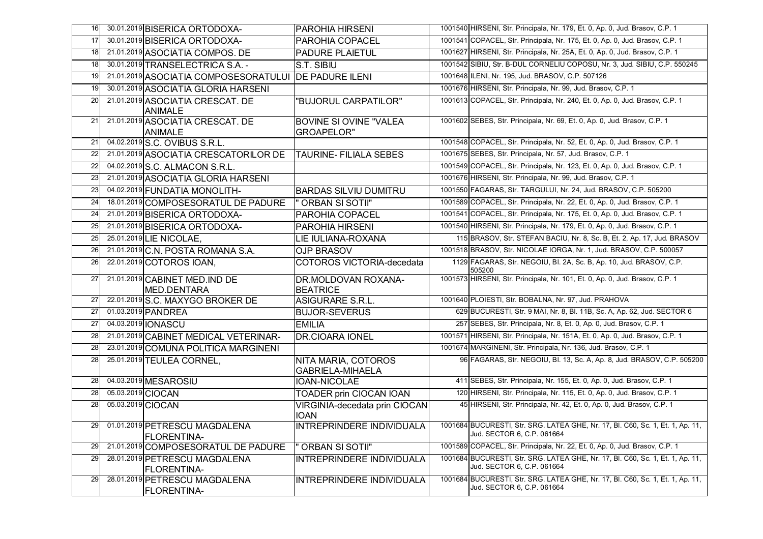| | | | | | |
|---|---|---|---|---|---|
| 16 | 30.01.2019 | BISERICA ORTODOXA- | PAROHIA HIRSENI | 1001540 | HIRSENI, Str. Principala, Nr. 179, Et. 0, Ap. 0, Jud. Brasov, C.P. 1 |
| 17 | 30.01.2019 | BISERICA ORTODOXA- | PAROHIA COPACEL | 1001541 | COPACEL, Str. Principala, Nr. 175, Et. 0, Ap. 0, Jud. Brasov, C.P. 1 |
| 18 | 21.01.2019 | ASOCIATIA COMPOS. DE | PADURE PLAIETUL | 1001627 | HIRSENI, Str. Principala, Nr. 25A, Et. 0, Ap. 0, Jud. Brasov, C.P. 1 |
| 18 | 30.01.2019 | TRANSELECTRICA S.A. - | S.T. SIBIU | 1001542 | SIBIU, Str. B-DUL CORNELIU COPOSU, Nr. 3, Jud. SIBIU, C.P. 550245 |
| 19 | 21.01.2019 | ASOCIATIA COMPOSESORATULUI | DE PADURE ILENI | 1001648 | ILENI, Nr. 195, Jud. BRASOV, C.P. 507126 |
| 19 | 30.01.2019 | ASOCIATIA GLORIA HARSENI | | 1001676 | HIRSENI, Str. Principala, Nr. 99, Jud. Brasov, C.P. 1 |
| 20 | 21.01.2019 | ASOCIATIA CRESCAT. DE ANIMALE | "BUJORUL CARPATILOR" | 1001613 | COPACEL, Str. Principala, Nr. 240, Et. 0, Ap. 0, Jud. Brasov, C.P. 1 |
| 21 | 21.01.2019 | ASOCIATIA CRESCAT. DE ANIMALE | BOVINE SI OVINE "VALEA GROAPELOR" | 1001602 | SEBES, Str. Principala, Nr. 69, Et. 0, Ap. 0, Jud. Brasov, C.P. 1 |
| 21 | 04.02.2019 | S.C. OVIBUS S.R.L. | | 1001548 | COPACEL, Str. Principala, Nr. 52, Et. 0, Ap. 0, Jud. Brasov, C.P. 1 |
| 22 | 21.01.2019 | ASOCIATIA CRESCATORILOR DE | TAURINE- FILIALA SEBES | 1001675 | SEBES, Str. Principala, Nr. 57, Jud. Brasov, C.P. 1 |
| 22 | 04.02.2019 | S.C. ALMACON S.R.L. | | 1001549 | COPACEL, Str. Principala, Nr. 123, Et. 0, Ap. 0, Jud. Brasov, C.P. 1 |
| 23 | 21.01.2019 | ASOCIATIA GLORIA HARSENI | | 1001676 | HIRSENI, Str. Principala, Nr. 99, Jud. Brasov, C.P. 1 |
| 23 | 04.02.2019 | FUNDATIA MONOLITH- | BARDAS SILVIU DUMITRU | 1001550 | FAGARAS, Str. TARGULUI, Nr. 24, Jud. BRASOV, C.P. 505200 |
| 24 | 18.01.2019 | COMPOSESORATUL DE PADURE | " ORBAN SI SOTII" | 1001589 | COPACEL, Str. Principala, Nr. 22, Et. 0, Ap. 0, Jud. Brasov, C.P. 1 |
| 24 | 21.01.2019 | BISERICA ORTODOXA- | PAROHIA COPACEL | 1001541 | COPACEL, Str. Principala, Nr. 175, Et. 0, Ap. 0, Jud. Brasov, C.P. 1 |
| 25 | 21.01.2019 | BISERICA ORTODOXA- | PAROHIA HIRSENI | 1001540 | HIRSENI, Str. Principala, Nr. 179, Et. 0, Ap. 0, Jud. Brasov, C.P. 1 |
| 25 | 25.01.2019 | LIE NICOLAE, | LIE IULIANA-ROXANA | 115 | BRASOV, Str. STEFAN BACIU, Nr. 8, Sc. B, Et. 2, Ap. 17, Jud. BRASOV |
| 26 | 21.01.2019 | C.N. POSTA ROMANA S.A. | OJP BRASOV | 1001518 | BRASOV, Str. NICOLAE IORGA, Nr. 1, Jud. BRASOV, C.P. 500057 |
| 26 | 22.01.2019 | COTOROS IOAN, | COTOROS VICTORIA-decedata | 1129 | FAGARAS, Str. NEGOIU, Bl. 2A, Sc. B, Ap. 10, Jud. BRASOV, C.P. 505200 |
| 27 | 21.01.2019 | CABINET MED.IND DE MED.DENTARA | DR.MOLDOVAN ROXANA-BEATRICE | 1001573 | HIRSENI, Str. Principala, Nr. 101, Et. 0, Ap. 0, Jud. Brasov, C.P. 1 |
| 27 | 22.01.2019 | S.C. MAXYGO BROKER DE | ASIGURARE S.R.L. | 1001640 | PLOIESTI, Str. BOBALNA, Nr. 97, Jud. PRAHOVA |
| 27 | 01.03.2019 | PANDREA | BUJOR-SEVERUS | 629 | BUCURESTI, Str. 9 MAI, Nr. 8, Bl. 11B, Sc. A, Ap. 62, Jud. SECTOR 6 |
| 27 | 04.03.2019 | IONASCU | EMILIA | 257 | SEBES, Str. Principala, Nr. 8, Et. 0, Ap. 0, Jud. Brasov, C.P. 1 |
| 28 | 21.01.2019 | CABINET MEDICAL VETERINAR- | DR.CIOARA IONEL | 1001571 | HIRSENI, Str. Principala, Nr. 151A, Et. 0, Ap. 0, Jud. Brasov, C.P. 1 |
| 28 | 23.01.2019 | COMUNA POLITICA MARGINENI | | 1001674 | MARGINENI, Str. Principala, Nr. 136, Jud. Brasov, C.P. 1 |
| 28 | 25.01.2019 | TEULEA CORNEL, | NITA MARIA, COTOROS GABRIELA-MIHAELA | 96 | FAGARAS, Str. NEGOIU, Bl. 13, Sc. A, Ap. 8, Jud. BRASOV, C.P. 505200 |
| 28 | 04.03.2019 | MESAROSIU | IOAN-NICOLAE | 411 | SEBES, Str. Principala, Nr. 155, Et. 0, Ap. 0, Jud. Brasov, C.P. 1 |
| 28 | 05.03.2019 | CIOCAN | TOADER prin CIOCAN IOAN | 120 | HIRSENI, Str. Principala, Nr. 115, Et. 0, Ap. 0, Jud. Brasov, C.P. 1 |
| 28 | 05.03.2019 | CIOCAN | VIRGINIA-decedata prin CIOCAN IOAN | 45 | HIRSENI, Str. Principala, Nr. 42, Et. 0, Ap. 0, Jud. Brasov, C.P. 1 |
| 29 | 01.01.2019 | PETRESCU MAGDALENA FLORENTINA- | INTREPRINDERE INDIVIDUALA | 1001684 | BUCURESTI, Str. SRG. LATEA GHE, Nr. 17, Bl. C60, Sc. 1, Et. 1, Ap. 11, Jud. SECTOR 6, C.P. 061664 |
| 29 | 21.01.2019 | COMPOSESORATUL DE PADURE | " ORBAN SI SOTII" | 1001589 | COPACEL, Str. Principala, Nr. 22, Et. 0, Ap. 0, Jud. Brasov, C.P. 1 |
| 29 | 28.01.2019 | PETRESCU MAGDALENA FLORENTINA- | INTREPRINDERE INDIVIDUALA | 1001684 | BUCURESTI, Str. SRG. LATEA GHE, Nr. 17, Bl. C60, Sc. 1, Et. 1, Ap. 11, Jud. SECTOR 6, C.P. 061664 |
| 29 | 28.01.2019 | PETRESCU MAGDALENA FLORENTINA- | INTREPRINDERE INDIVIDUALA | 1001684 | BUCURESTI, Str. SRG. LATEA GHE, Nr. 17, Bl. C60, Sc. 1, Et. 1, Ap. 11, Jud. SECTOR 6, C.P. 061664 |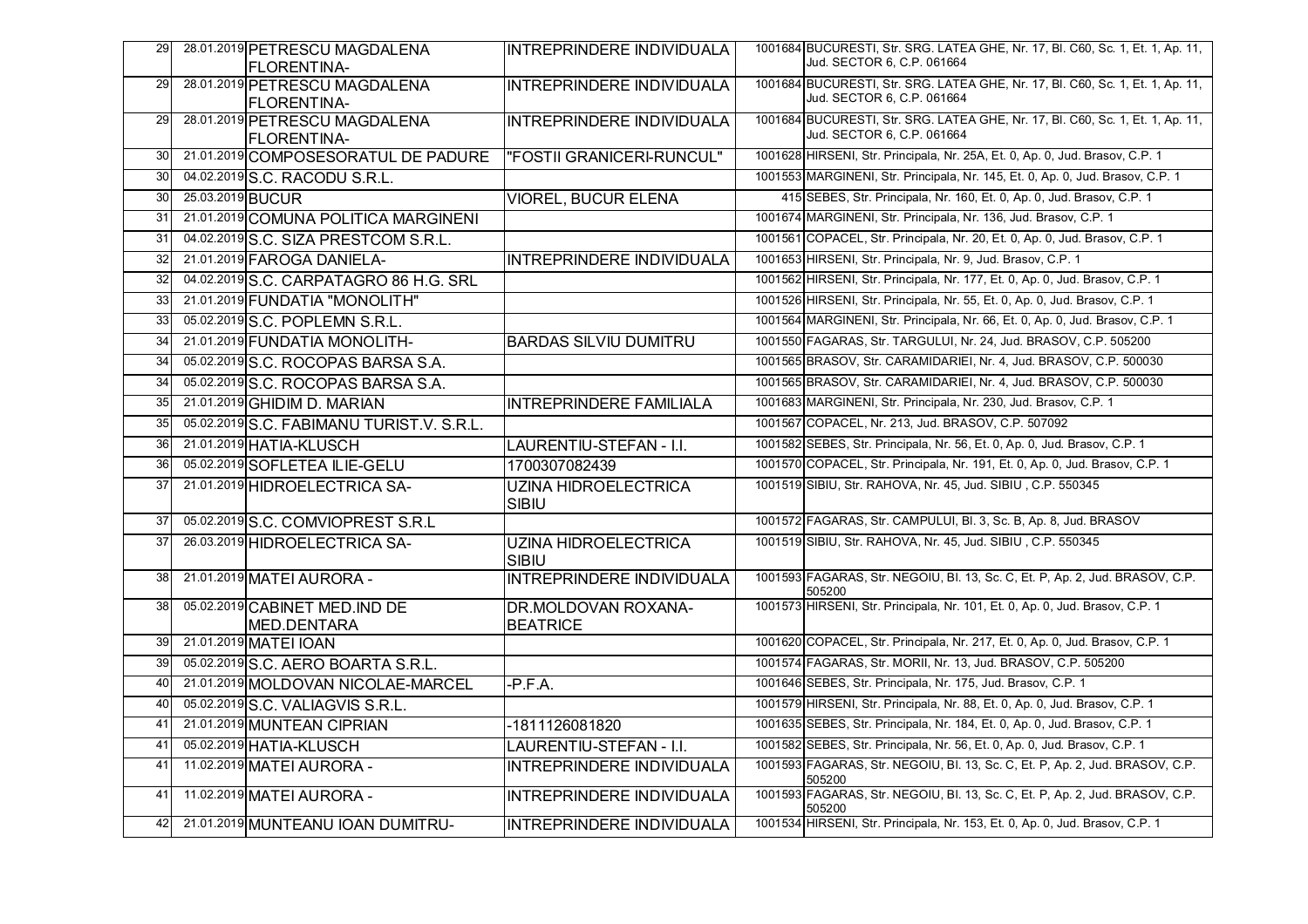| | | | | | |
|---|---|---|---|---|---|
| 29 | 28.01.2019 | PETRESCU MAGDALENA FLORENTINA- | INTREPRINDERE INDIVIDUALA | 1001684 | BUCURESTI, Str. SRG. LATEA GHE, Nr. 17, Bl. C60, Sc. 1, Et. 1, Ap. 11, Jud. SECTOR 6, C.P. 061664 |
| 29 | 28.01.2019 | PETRESCU MAGDALENA FLORENTINA- | INTREPRINDERE INDIVIDUALA | 1001684 | BUCURESTI, Str. SRG. LATEA GHE, Nr. 17, Bl. C60, Sc. 1, Et. 1, Ap. 11, Jud. SECTOR 6, C.P. 061664 |
| 29 | 28.01.2019 | PETRESCU MAGDALENA FLORENTINA- | INTREPRINDERE INDIVIDUALA | 1001684 | BUCURESTI, Str. SRG. LATEA GHE, Nr. 17, Bl. C60, Sc. 1, Et. 1, Ap. 11, Jud. SECTOR 6, C.P. 061664 |
| 30 | 21.01.2019 | COMPOSESORATUL DE PADURE | "FOSTII GRANICERI-RUNCUL" | 1001628 | HIRSENI, Str. Principala, Nr. 25A, Et. 0, Ap. 0, Jud. Brasov, C.P. 1 |
| 30 | 04.02.2019 | S.C. RACODU S.R.L. | | 1001553 | MARGINENI, Str. Principala, Nr. 145, Et. 0, Ap. 0, Jud. Brasov, C.P. 1 |
| 30 | 25.03.2019 | BUCUR | VIOREL, BUCUR ELENA | 415 | SEBES, Str. Principala, Nr. 160, Et. 0, Ap. 0, Jud. Brasov, C.P. 1 |
| 31 | 21.01.2019 | COMUNA POLITICA MARGINENI | | 1001674 | MARGINENI, Str. Principala, Nr. 136, Jud. Brasov, C.P. 1 |
| 31 | 04.02.2019 | S.C. SIZA PRESTCOM S.R.L. | | 1001561 | COPACEL, Str. Principala, Nr. 20, Et. 0, Ap. 0, Jud. Brasov, C.P. 1 |
| 32 | 21.01.2019 | FAROGA DANIELA- | INTREPRINDERE INDIVIDUALA | 1001653 | HIRSENI, Str. Principala, Nr. 9, Jud. Brasov, C.P. 1 |
| 32 | 04.02.2019 | S.C. CARPATAGRO 86 H.G. SRL | | 1001562 | HIRSENI, Str. Principala, Nr. 177, Et. 0, Ap. 0, Jud. Brasov, C.P. 1 |
| 33 | 21.01.2019 | FUNDATIA "MONOLITH" | | 1001526 | HIRSENI, Str. Principala, Nr. 55, Et. 0, Ap. 0, Jud. Brasov, C.P. 1 |
| 33 | 05.02.2019 | S.C. POPLEMN S.R.L. | | 1001564 | MARGINENI, Str. Principala, Nr. 66, Et. 0, Ap. 0, Jud. Brasov, C.P. 1 |
| 34 | 21.01.2019 | FUNDATIA MONOLITH- | BARDAS SILVIU DUMITRU | 1001550 | FAGARAS, Str. TARGULUI, Nr. 24, Jud. BRASOV, C.P. 505200 |
| 34 | 05.02.2019 | S.C. ROCOPAS BARSA S.A. | | 1001565 | BRASOV, Str. CARAMIDARIEI, Nr. 4, Jud. BRASOV, C.P. 500030 |
| 34 | 05.02.2019 | S.C. ROCOPAS BARSA S.A. | | 1001565 | BRASOV, Str. CARAMIDARIEI, Nr. 4, Jud. BRASOV, C.P. 500030 |
| 35 | 21.01.2019 | GHIDIM D. MARIAN | INTREPRINDERE FAMILIALA | 1001683 | MARGINENI, Str. Principala, Nr. 230, Jud. Brasov, C.P. 1 |
| 35 | 05.02.2019 | S.C. FABIMANU TURIST.V. S.R.L. | | 1001567 | COPACEL, Nr. 213, Jud. BRASOV, C.P. 507092 |
| 36 | 21.01.2019 | HATIA-KLUSCH | LAURENTIU-STEFAN - I.I. | 1001582 | SEBES, Str. Principala, Nr. 56, Et. 0, Ap. 0, Jud. Brasov, C.P. 1 |
| 36 | 05.02.2019 | SOFLETEA ILIE-GELU | 1700307082439 | 1001570 | COPACEL, Str. Principala, Nr. 191, Et. 0, Ap. 0, Jud. Brasov, C.P. 1 |
| 37 | 21.01.2019 | HIDROELECTRICA SA- | UZINA HIDROELECTRICA SIBIU | 1001519 | SIBIU, Str. RAHOVA, Nr. 45, Jud. SIBIU , C.P. 550345 |
| 37 | 05.02.2019 | S.C. COMVIOPREST S.R.L | | 1001572 | FAGARAS, Str. CAMPULUI, Bl. 3, Sc. B, Ap. 8, Jud. BRASOV |
| 37 | 26.03.2019 | HIDROELECTRICA SA- | UZINA HIDROELECTRICA SIBIU | 1001519 | SIBIU, Str. RAHOVA, Nr. 45, Jud. SIBIU , C.P. 550345 |
| 38 | 21.01.2019 | MATEI AURORA - | INTREPRINDERE INDIVIDUALA | 1001593 | FAGARAS, Str. NEGOIU, Bl. 13, Sc. C, Et. P, Ap. 2, Jud. BRASOV, C.P. 505200 |
| 38 | 05.02.2019 | CABINET MED.IND DE MED.DENTARA | DR.MOLDOVAN ROXANA-BEATRICE | 1001573 | HIRSENI, Str. Principala, Nr. 101, Et. 0, Ap. 0, Jud. Brasov, C.P. 1 |
| 39 | 21.01.2019 | MATEI IOAN | | 1001620 | COPACEL, Str. Principala, Nr. 217, Et. 0, Ap. 0, Jud. Brasov, C.P. 1 |
| 39 | 05.02.2019 | S.C. AERO BOARTA S.R.L. | | 1001574 | FAGARAS, Str. MORII, Nr. 13, Jud. BRASOV, C.P. 505200 |
| 40 | 21.01.2019 | MOLDOVAN NICOLAE-MARCEL | -P.F.A. | 1001646 | SEBES, Str. Principala, Nr. 175, Jud. Brasov, C.P. 1 |
| 40 | 05.02.2019 | S.C. VALIAGVIS S.R.L. | | 1001579 | HIRSENI, Str. Principala, Nr. 88, Et. 0, Ap. 0, Jud. Brasov, C.P. 1 |
| 41 | 21.01.2019 | MUNTEAN CIPRIAN | -1811126081820 | 1001635 | SEBES, Str. Principala, Nr. 184, Et. 0, Ap. 0, Jud. Brasov, C.P. 1 |
| 41 | 05.02.2019 | HATIA-KLUSCH | LAURENTIU-STEFAN - I.I. | 1001582 | SEBES, Str. Principala, Nr. 56, Et. 0, Ap. 0, Jud. Brasov, C.P. 1 |
| 41 | 11.02.2019 | MATEI AURORA - | INTREPRINDERE INDIVIDUALA | 1001593 | FAGARAS, Str. NEGOIU, Bl. 13, Sc. C, Et. P, Ap. 2, Jud. BRASOV, C.P. 505200 |
| 41 | 11.02.2019 | MATEI AURORA - | INTREPRINDERE INDIVIDUALA | 1001593 | FAGARAS, Str. NEGOIU, Bl. 13, Sc. C, Et. P, Ap. 2, Jud. BRASOV, C.P. 505200 |
| 42 | 21.01.2019 | MUNTEANU IOAN DUMITRU- | INTREPRINDERE INDIVIDUALA | 1001534 | HIRSENI, Str. Principala, Nr. 153, Et. 0, Ap. 0, Jud. Brasov, C.P. 1 |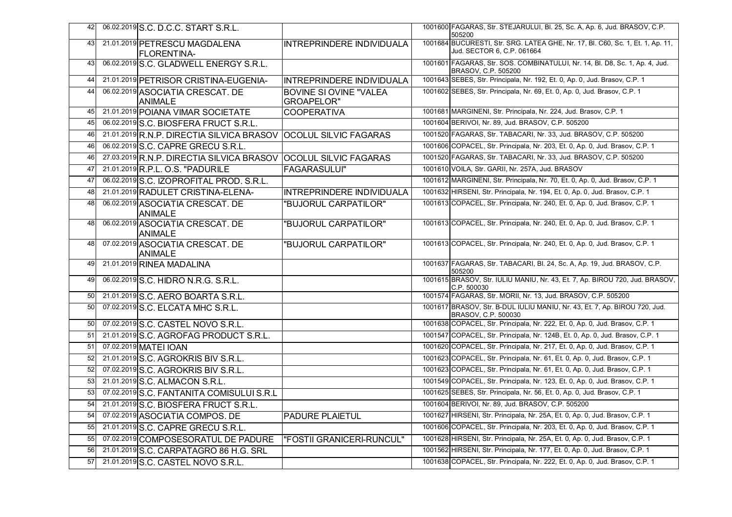| | | | | | |
|---|---|---|---|---|---|
| 42 | 06.02.2019 | S.C. D.C.C. START S.R.L. | | 1001600 | FAGARAS, Str. STEJARULUI, Bl. 25, Sc. A, Ap. 6, Jud. BRASOV, C.P. 505200 |
| 43 | 21.01.2019 | PETRESCU MAGDALENA FLORENTINA- | INTREPRINDERE INDIVIDUALA | 1001684 | BUCURESTI, Str. SRG. LATEA GHE, Nr. 17, Bl. C60, Sc. 1, Et. 1, Ap. 11, Jud. SECTOR 6, C.P. 061664 |
| 43 | 06.02.2019 | S.C. GLADWELL ENERGY S.R.L. | | 1001601 | FAGARAS, Str. SOS. COMBINATULUI, Nr. 14, Bl. D8, Sc. 1, Ap. 4, Jud. BRASOV, C.P. 505200 |
| 44 | 21.01.2019 | PETRISOR CRISTINA-EUGENIA- | INTREPRINDERE INDIVIDUALA | 1001643 | SEBES, Str. Principala, Nr. 192, Et. 0, Ap. 0, Jud. Brasov, C.P. 1 |
| 44 | 06.02.2019 | ASOCIATIA CRESCAT. DE ANIMALE | BOVINE SI OVINE "VALEA GROAPELOR" | 1001602 | SEBES, Str. Principala, Nr. 69, Et. 0, Ap. 0, Jud. Brasov, C.P. 1 |
| 45 | 21.01.2019 | POIANA VIMAR SOCIETATE | COOPERATIVA | 1001681 | MARGINENI, Str. Principala, Nr. 224, Jud. Brasov, C.P. 1 |
| 45 | 06.02.2019 | S.C. BIOSFERA FRUCT S.R.L. | | 1001604 | BERIVOI, Nr. 89, Jud. BRASOV, C.P. 505200 |
| 46 | 21.01.2019 | R.N.P. DIRECTIA SILVICA BRASOV | OCOLUL SILVIC FAGARAS | 1001520 | FAGARAS, Str. TABACARI, Nr. 33, Jud. BRASOV, C.P. 505200 |
| 46 | 06.02.2019 | S.C. CAPRE GRECU S.R.L. | | 1001606 | COPACEL, Str. Principala, Nr. 203, Et. 0, Ap. 0, Jud. Brasov, C.P. 1 |
| 46 | 27.03.2019 | R.N.P. DIRECTIA SILVICA BRASOV | OCOLUL SILVIC FAGARAS | 1001520 | FAGARAS, Str. TABACARI, Nr. 33, Jud. BRASOV, C.P. 505200 |
| 47 | 21.01.2019 | R.P.L. O.S. "PADURILE | FAGARASULUI" | 1001610 | VOILA, Str. GARII, Nr. 257A, Jud. BRASOV |
| 47 | 06.02.2019 | S.C. IZOPROFITAL PROD. S.R.L. | | 1001612 | MARGINENI, Str. Principala, Nr. 70, Et. 0, Ap. 0, Jud. Brasov, C.P. 1 |
| 48 | 21.01.2019 | RADULET CRISTINA-ELENA- | INTREPRINDERE INDIVIDUALA | 1001632 | HIRSENI, Str. Principala, Nr. 194, Et. 0, Ap. 0, Jud. Brasov, C.P. 1 |
| 48 | 06.02.2019 | ASOCIATIA CRESCAT. DE ANIMALE | "BUJORUL CARPATILOR" | 1001613 | COPACEL, Str. Principala, Nr. 240, Et. 0, Ap. 0, Jud. Brasov, C.P. 1 |
| 48 | 06.02.2019 | ASOCIATIA CRESCAT. DE ANIMALE | "BUJORUL CARPATILOR" | 1001613 | COPACEL, Str. Principala, Nr. 240, Et. 0, Ap. 0, Jud. Brasov, C.P. 1 |
| 48 | 07.02.2019 | ASOCIATIA CRESCAT. DE ANIMALE | "BUJORUL CARPATILOR" | 1001613 | COPACEL, Str. Principala, Nr. 240, Et. 0, Ap. 0, Jud. Brasov, C.P. 1 |
| 49 | 21.01.2019 | RINEA MADALINA | | 1001637 | FAGARAS, Str. TABACARI, Bl. 24, Sc. A, Ap. 19, Jud. BRASOV, C.P. 505200 |
| 49 | 06.02.2019 | S.C. HIDRO N.R.G. S.R.L. | | 1001615 | BRASOV, Str. IULIU MANIU, Nr. 43, Et. 7, Ap. BIROU 720, Jud. BRASOV, C.P. 500030 |
| 50 | 21.01.2019 | S.C. AERO BOARTA S.R.L. | | 1001574 | FAGARAS, Str. MORII, Nr. 13, Jud. BRASOV, C.P. 505200 |
| 50 | 07.02.2019 | S.C. ELCATA MHC S.R.L. | | 1001617 | BRASOV, Str. B-DUL IULIU MANIU, Nr. 43, Et. 7, Ap. BIROU 720, Jud. BRASOV, C.P. 500030 |
| 50 | 07.02.2019 | S.C. CASTEL NOVO S.R.L. | | 1001638 | COPACEL, Str. Principala, Nr. 222, Et. 0, Ap. 0, Jud. Brasov, C.P. 1 |
| 51 | 21.01.2019 | S.C. AGROFAG PRODUCT S.R.L. | | 1001547 | COPACEL, Str. Principala, Nr. 124B, Et. 0, Ap. 0, Jud. Brasov, C.P. 1 |
| 51 | 07.02.2019 | MATEI IOAN | | 1001620 | COPACEL, Str. Principala, Nr. 217, Et. 0, Ap. 0, Jud. Brasov, C.P. 1 |
| 52 | 21.01.2019 | S.C. AGROKRIS BIV S.R.L. | | 1001623 | COPACEL, Str. Principala, Nr. 61, Et. 0, Ap. 0, Jud. Brasov, C.P. 1 |
| 52 | 07.02.2019 | S.C. AGROKRIS BIV S.R.L. | | 1001623 | COPACEL, Str. Principala, Nr. 61, Et. 0, Ap. 0, Jud. Brasov, C.P. 1 |
| 53 | 21.01.2019 | S.C. ALMACON S.R.L. | | 1001549 | COPACEL, Str. Principala, Nr. 123, Et. 0, Ap. 0, Jud. Brasov, C.P. 1 |
| 53 | 07.02.2019 | S.C. FANTANITA COMISULUI S.R.L | | 1001625 | SEBES, Str. Principala, Nr. 56, Et. 0, Ap. 0, Jud. Brasov, C.P. 1 |
| 54 | 21.01.2019 | S.C. BIOSFERA FRUCT S.R.L. | | 1001604 | BERIVOI, Nr. 89, Jud. BRASOV, C.P. 505200 |
| 54 | 07.02.2019 | ASOCIATIA COMPOS. DE | PADURE PLAIETUL | 1001627 | HIRSENI, Str. Principala, Nr. 25A, Et. 0, Ap. 0, Jud. Brasov, C.P. 1 |
| 55 | 21.01.2019 | S.C. CAPRE GRECU S.R.L. | | 1001606 | COPACEL, Str. Principala, Nr. 203, Et. 0, Ap. 0, Jud. Brasov, C.P. 1 |
| 55 | 07.02.2019 | COMPOSESORATUL DE PADURE | "FOSTII GRANICERI-RUNCUL" | 1001628 | HIRSENI, Str. Principala, Nr. 25A, Et. 0, Ap. 0, Jud. Brasov, C.P. 1 |
| 56 | 21.01.2019 | S.C. CARPATAGRO 86 H.G. SRL | | 1001562 | HIRSENI, Str. Principala, Nr. 177, Et. 0, Ap. 0, Jud. Brasov, C.P. 1 |
| 57 | 21.01.2019 | S.C. CASTEL NOVO S.R.L. | | 1001638 | COPACEL, Str. Principala, Nr. 222, Et. 0, Ap. 0, Jud. Brasov, C.P. 1 |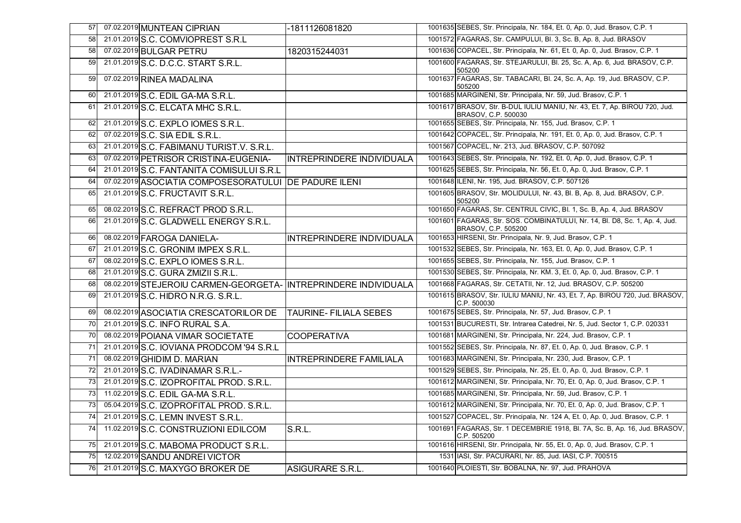| | | | | | |
|---|---|---|---|---|---|
| 57 | 07.02.2019 | MUNTEAN CIPRIAN | -1811126081820 | 1001635 | SEBES, Str. Principala, Nr. 184, Et. 0, Ap. 0, Jud. Brasov, C.P. 1 |
| 58 | 21.01.2019 | S.C. COMVIOPREST S.R.L | | 1001572 | FAGARAS, Str. CAMPULUI, Bl. 3, Sc. B, Ap. 8, Jud. BRASOV |
| 58 | 07.02.2019 | BULGAR PETRU | 1820315244031 | 1001636 | COPACEL, Str. Principala, Nr. 61, Et. 0, Ap. 0, Jud. Brasov, C.P. 1 |
| 59 | 21.01.2019 | S.C. D.C.C. START S.R.L. | | 1001600 | FAGARAS, Str. STEJARULUI, Bl. 25, Sc. A, Ap. 6, Jud. BRASOV, C.P. 505200 |
| 59 | 07.02.2019 | RINEA MADALINA | | 1001637 | FAGARAS, Str. TABACARI, Bl. 24, Sc. A, Ap. 19, Jud. BRASOV, C.P. 505200 |
| 60 | 21.01.2019 | S.C. EDIL GA-MA S.R.L. | | 1001685 | MARGINENI, Str. Principala, Nr. 59, Jud. Brasov, C.P. 1 |
| 61 | 21.01.2019 | S.C. ELCATA MHC S.R.L. | | 1001617 | BRASOV, Str. B-DUL IULIU MANIU, Nr. 43, Et. 7, Ap. BIROU 720, Jud. BRASOV, C.P. 500030 |
| 62 | 21.01.2019 | S.C. EXPLO IOMES S.R.L. | | 1001655 | SEBES, Str. Principala, Nr. 155, Jud. Brasov, C.P. 1 |
| 62 | 07.02.2019 | S.C. SIA EDIL S.R.L. | | 1001642 | COPACEL, Str. Principala, Nr. 191, Et. 0, Ap. 0, Jud. Brasov, C.P. 1 |
| 63 | 21.01.2019 | S.C. FABIMANU TURIST.V. S.R.L. | | 1001567 | COPACEL, Nr. 213, Jud. BRASOV, C.P. 507092 |
| 63 | 07.02.2019 | PETRISOR CRISTINA-EUGENIA- | INTREPRINDERE INDIVIDUALA | 1001643 | SEBES, Str. Principala, Nr. 192, Et. 0, Ap. 0, Jud. Brasov, C.P. 1 |
| 64 | 21.01.2019 | S.C. FANTANITA COMISULUI S.R.L | | 1001625 | SEBES, Str. Principala, Nr. 56, Et. 0, Ap. 0, Jud. Brasov, C.P. 1 |
| 64 | 07.02.2019 | ASOCIATIA COMPOSESORATULUI | DE PADURE ILENI | 1001648 | ILENI, Nr. 195, Jud. BRASOV, C.P. 507126 |
| 65 | 21.01.2019 | S.C. FRUCTAVIT S.R.L. | | 1001605 | BRASOV, Str. MOLIDULUI, Nr. 43, Bl. B, Ap. 8, Jud. BRASOV, C.P. 505200 |
| 65 | 08.02.2019 | S.C. REFRACT PROD S.R.L. | | 1001650 | FAGARAS, Str. CENTRUL CIVIC, Bl. 1, Sc. B, Ap. 4, Jud. BRASOV |
| 66 | 21.01.2019 | S.C. GLADWELL ENERGY S.R.L. | | 1001601 | FAGARAS, Str. SOS. COMBINATULUI, Nr. 14, Bl. D8, Sc. 1, Ap. 4, Jud. BRASOV, C.P. 505200 |
| 66 | 08.02.2019 | FAROGA DANIELA- | INTREPRINDERE INDIVIDUALA | 1001653 | HIRSENI, Str. Principala, Nr. 9, Jud. Brasov, C.P. 1 |
| 67 | 21.01.2019 | S.C. GRONIM IMPEX S.R.L. | | 1001532 | SEBES, Str. Principala, Nr. 163, Et. 0, Ap. 0, Jud. Brasov, C.P. 1 |
| 67 | 08.02.2019 | S.C. EXPLO IOMES S.R.L. | | 1001655 | SEBES, Str. Principala, Nr. 155, Jud. Brasov, C.P. 1 |
| 68 | 21.01.2019 | S.C. GURA ZMIZII S.R.L. | | 1001530 | SEBES, Str. Principala, Nr. KM. 3, Et. 0, Ap. 0, Jud. Brasov, C.P. 1 |
| 68 | 08.02.2019 | STEJEROIU CARMEN-GEORGETA- | INTREPRINDERE INDIVIDUALA | 1001668 | FAGARAS, Str. CETATII, Nr. 12, Jud. BRASOV, C.P. 505200 |
| 69 | 21.01.2019 | S.C. HIDRO N.R.G. S.R.L. | | 1001615 | BRASOV, Str. IULIU MANIU, Nr. 43, Et. 7, Ap. BIROU 720, Jud. BRASOV, C.P. 500030 |
| 69 | 08.02.2019 | ASOCIATIA CRESCATORILOR DE | TAURINE- FILIALA SEBES | 1001675 | SEBES, Str. Principala, Nr. 57, Jud. Brasov, C.P. 1 |
| 70 | 21.01.2019 | S.C. INFO RURAL S.A. | | 1001531 | BUCURESTI, Str. Intrarea Catedrei, Nr. 5, Jud. Sector 1, C.P. 020331 |
| 70 | 08.02.2019 | POIANA VIMAR SOCIETATE | COOPERATIVA | 1001681 | MARGINENI, Str. Principala, Nr. 224, Jud. Brasov, C.P. 1 |
| 71 | 21.01.2019 | S.C. IOVIANA PRODCOM '94 S.R.L | | 1001552 | SEBES, Str. Principala, Nr. 87, Et. 0, Ap. 0, Jud. Brasov, C.P. 1 |
| 71 | 08.02.2019 | GHIDIM D. MARIAN | INTREPRINDERE FAMILIALA | 1001683 | MARGINENI, Str. Principala, Nr. 230, Jud. Brasov, C.P. 1 |
| 72 | 21.01.2019 | S.C. IVADINAMAR S.R.L.- | | 1001529 | SEBES, Str. Principala, Nr. 25, Et. 0, Ap. 0, Jud. Brasov, C.P. 1 |
| 73 | 21.01.2019 | S.C. IZOPROFITAL PROD. S.R.L. | | 1001612 | MARGINENI, Str. Principala, Nr. 70, Et. 0, Ap. 0, Jud. Brasov, C.P. 1 |
| 73 | 11.02.2019 | S.C. EDIL GA-MA S.R.L. | | 1001685 | MARGINENI, Str. Principala, Nr. 59, Jud. Brasov, C.P. 1 |
| 73 | 05.04.2019 | S.C. IZOPROFITAL PROD. S.R.L. | | 1001612 | MARGINENI, Str. Principala, Nr. 70, Et. 0, Ap. 0, Jud. Brasov, C.P. 1 |
| 74 | 21.01.2019 | S.C. LEMN INVEST S.R.L. | | 1001527 | COPACEL, Str. Principala, Nr. 124 A, Et. 0, Ap. 0, Jud. Brasov, C.P. 1 |
| 74 | 11.02.2019 | S.C. CONSTRUZIONI EDILCOM | S.R.L. | 1001691 | FAGARAS, Str. 1 DECEMBRIE 1918, Bl. 7A, Sc. B, Ap. 16, Jud. BRASOV, C.P. 505200 |
| 75 | 21.01.2019 | S.C. MABOMA PRODUCT S.R.L. | | 1001616 | HIRSENI, Str. Principala, Nr. 55, Et. 0, Ap. 0, Jud. Brasov, C.P. 1 |
| 75 | 12.02.2019 | SANDU ANDREI VICTOR | | 1531 | IASI, Str. PACURARI, Nr. 85, Jud. IASI, C.P. 700515 |
| 76 | 21.01.2019 | S.C. MAXYGO BROKER DE | ASIGURARE S.R.L. | 1001640 | PLOIESTI, Str. BOBALNA, Nr. 97, Jud. PRAHOVA |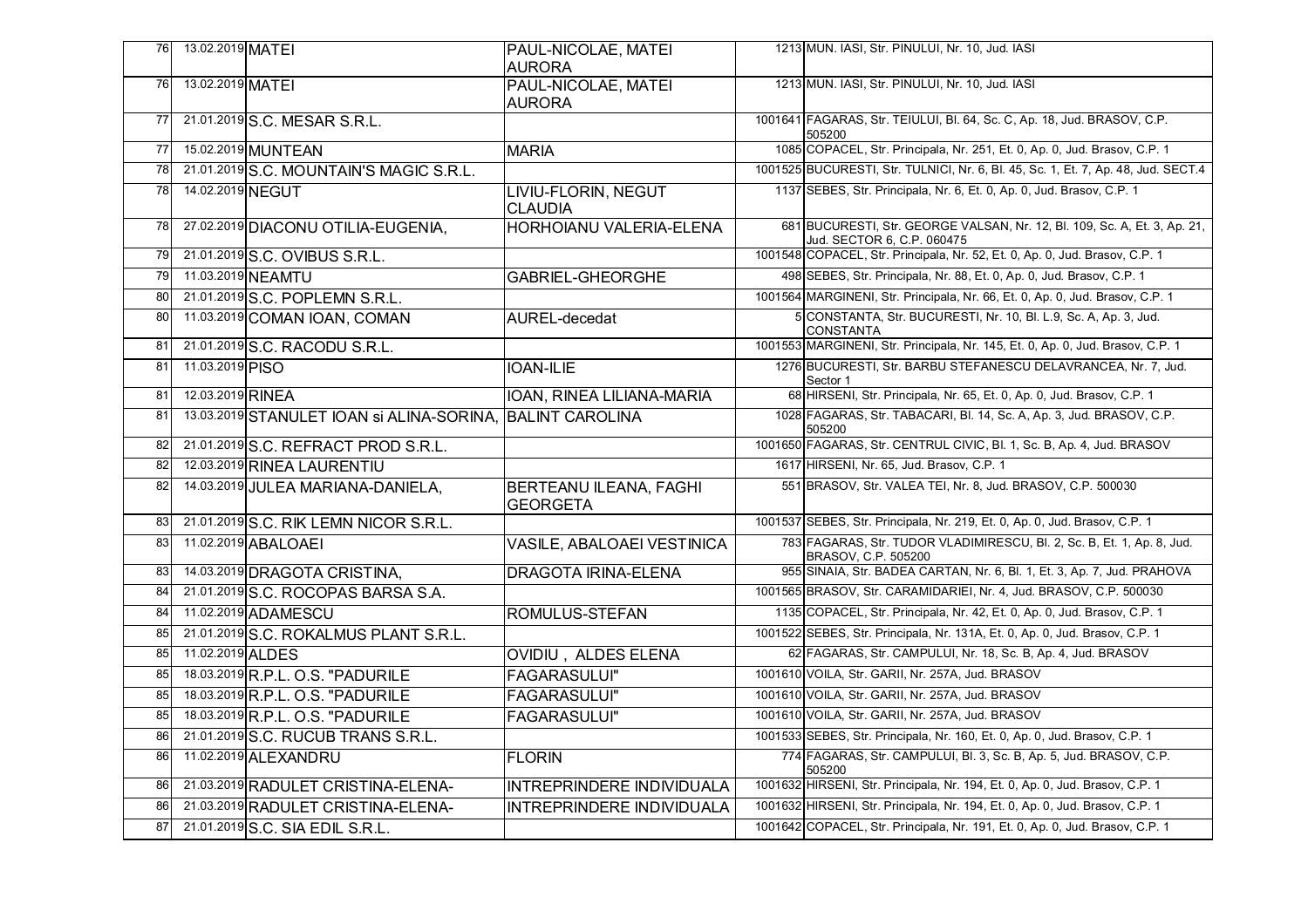| | | | | | |
|---|---|---|---|---|---|
| 76 | 13.02.2019 | MATEI | PAUL-NICOLAE, MATEI AURORA | 1213 | MUN. IASI, Str. PINULUI, Nr. 10, Jud. IASI |
| 76 | 13.02.2019 | MATEI | PAUL-NICOLAE, MATEI AURORA | 1213 | MUN. IASI, Str. PINULUI, Nr. 10, Jud. IASI |
| 77 | 21.01.2019 | S.C. MESAR S.R.L. | | 1001641 | FAGARAS, Str. TEIULUI, Bl. 64, Sc. C, Ap. 18, Jud. BRASOV, C.P. 505200 |
| 77 | 15.02.2019 | MUNTEAN | MARIA | 1085 | COPACEL, Str. Principala, Nr. 251, Et. 0, Ap. 0, Jud. Brasov, C.P. 1 |
| 78 | 21.01.2019 | S.C. MOUNTAIN'S MAGIC S.R.L. | | 1001525 | BUCURESTI, Str. TULNICI, Nr. 6, Bl. 45, Sc. 1, Et. 7, Ap. 48, Jud. SECT.4 |
| 78 | 14.02.2019 | NEGUT | LIVIU-FLORIN, NEGUT CLAUDIA | 1137 | SEBES, Str. Principala, Nr. 6, Et. 0, Ap. 0, Jud. Brasov, C.P. 1 |
| 78 | 27.02.2019 | DIACONU OTILIA-EUGENIA, | HORHOIANU VALERIA-ELENA | 681 | BUCURESTI, Str. GEORGE VALSAN, Nr. 12, Bl. 109, Sc. A, Et. 3, Ap. 21, Jud. SECTOR 6, C.P. 060475 |
| 79 | 21.01.2019 | S.C. OVIBUS S.R.L. | | 1001548 | COPACEL, Str. Principala, Nr. 52, Et. 0, Ap. 0, Jud. Brasov, C.P. 1 |
| 79 | 11.03.2019 | NEAMTU | GABRIEL-GHEORGHE | 498 | SEBES, Str. Principala, Nr. 88, Et. 0, Ap. 0, Jud. Brasov, C.P. 1 |
| 80 | 21.01.2019 | S.C. POPLEMN S.R.L. | | 1001564 | MARGINENI, Str. Principala, Nr. 66, Et. 0, Ap. 0, Jud. Brasov, C.P. 1 |
| 80 | 11.03.2019 | COMAN IOAN, COMAN | AUREL-decedat | 5 | CONSTANTA, Str. BUCURESTI, Nr. 10, Bl. L.9, Sc. A, Ap. 3, Jud. CONSTANTA |
| 81 | 21.01.2019 | S.C. RACODU S.R.L. | | 1001553 | MARGINENI, Str. Principala, Nr. 145, Et. 0, Ap. 0, Jud. Brasov, C.P. 1 |
| 81 | 11.03.2019 | PISO | IOAN-ILIE | 1276 | BUCURESTI, Str. BARBU STEFANESCU DELAVRANCEA, Nr. 7, Jud. Sector 1 |
| 81 | 12.03.2019 | RINEA | IOAN, RINEA LILIANA-MARIA | 68 | HIRSENI, Str. Principala, Nr. 65, Et. 0, Ap. 0, Jud. Brasov, C.P. 1 |
| 81 | 13.03.2019 | STANULET IOAN si ALINA-SORINA, | BALINT CAROLINA | 1028 | FAGARAS, Str. TABACARI, Bl. 14, Sc. A, Ap. 3, Jud. BRASOV, C.P. 505200 |
| 82 | 21.01.2019 | S.C. REFRACT PROD S.R.L. | | 1001650 | FAGARAS, Str. CENTRUL CIVIC, Bl. 1, Sc. B, Ap. 4, Jud. BRASOV |
| 82 | 12.03.2019 | RINEA LAURENTIU | | 1617 | HIRSENI, Nr. 65, Jud. Brasov, C.P. 1 |
| 82 | 14.03.2019 | JULEA MARIANA-DANIELA, | BERTEANU ILEANA, FAGHI GEORGETA | 551 | BRASOV, Str. VALEA TEI, Nr. 8, Jud. BRASOV, C.P. 500030 |
| 83 | 21.01.2019 | S.C. RIK LEMN NICOR S.R.L. | | 1001537 | SEBES, Str. Principala, Nr. 219, Et. 0, Ap. 0, Jud. Brasov, C.P. 1 |
| 83 | 11.02.2019 | ABALOAEI | VASILE, ABALOAEI VESTINICA | 783 | FAGARAS, Str. TUDOR VLADIMIRESCU, Bl. 2, Sc. B, Et. 1, Ap. 8, Jud. BRASOV, C.P. 505200 |
| 83 | 14.03.2019 | DRAGOTA CRISTINA, | DRAGOTA IRINA-ELENA | 955 | SINAIA, Str. BADEA CARTAN, Nr. 6, Bl. 1, Et. 3, Ap. 7, Jud. PRAHOVA |
| 84 | 21.01.2019 | S.C. ROCOPAS BARSA S.A. | | 1001565 | BRASOV, Str. CARAMIDARIEI, Nr. 4, Jud. BRASOV, C.P. 500030 |
| 84 | 11.02.2019 | ADAMESCU | ROMULUS-STEFAN | 1135 | COPACEL, Str. Principala, Nr. 42, Et. 0, Ap. 0, Jud. Brasov, C.P. 1 |
| 85 | 21.01.2019 | S.C. ROKALMUS PLANT S.R.L. | | 1001522 | SEBES, Str. Principala, Nr. 131A, Et. 0, Ap. 0, Jud. Brasov, C.P. 1 |
| 85 | 11.02.2019 | ALDES | OVIDIU , ALDES ELENA | 62 | FAGARAS, Str. CAMPULUI, Nr. 18, Sc. B, Ap. 4, Jud. BRASOV |
| 85 | 18.03.2019 | R.P.L. O.S. "PADURILE | FAGARASULUI" | 1001610 | VOILA, Str. GARII, Nr. 257A, Jud. BRASOV |
| 85 | 18.03.2019 | R.P.L. O.S. "PADURILE | FAGARASULUI" | 1001610 | VOILA, Str. GARII, Nr. 257A, Jud. BRASOV |
| 85 | 18.03.2019 | R.P.L. O.S. "PADURILE | FAGARASULUI" | 1001610 | VOILA, Str. GARII, Nr. 257A, Jud. BRASOV |
| 86 | 21.01.2019 | S.C. RUCUB TRANS S.R.L. | | 1001533 | SEBES, Str. Principala, Nr. 160, Et. 0, Ap. 0, Jud. Brasov, C.P. 1 |
| 86 | 11.02.2019 | ALEXANDRU | FLORIN | 774 | FAGARAS, Str. CAMPULUI, Bl. 3, Sc. B, Ap. 5, Jud. BRASOV, C.P. 505200 |
| 86 | 21.03.2019 | RADULET CRISTINA-ELENA- | INTREPRINDERE INDIVIDUALA | 1001632 | HIRSENI, Str. Principala, Nr. 194, Et. 0, Ap. 0, Jud. Brasov, C.P. 1 |
| 86 | 21.03.2019 | RADULET CRISTINA-ELENA- | INTREPRINDERE INDIVIDUALA | 1001632 | HIRSENI, Str. Principala, Nr. 194, Et. 0, Ap. 0, Jud. Brasov, C.P. 1 |
| 87 | 21.01.2019 | S.C. SIA EDIL S.R.L. | | 1001642 | COPACEL, Str. Principala, Nr. 191, Et. 0, Ap. 0, Jud. Brasov, C.P. 1 |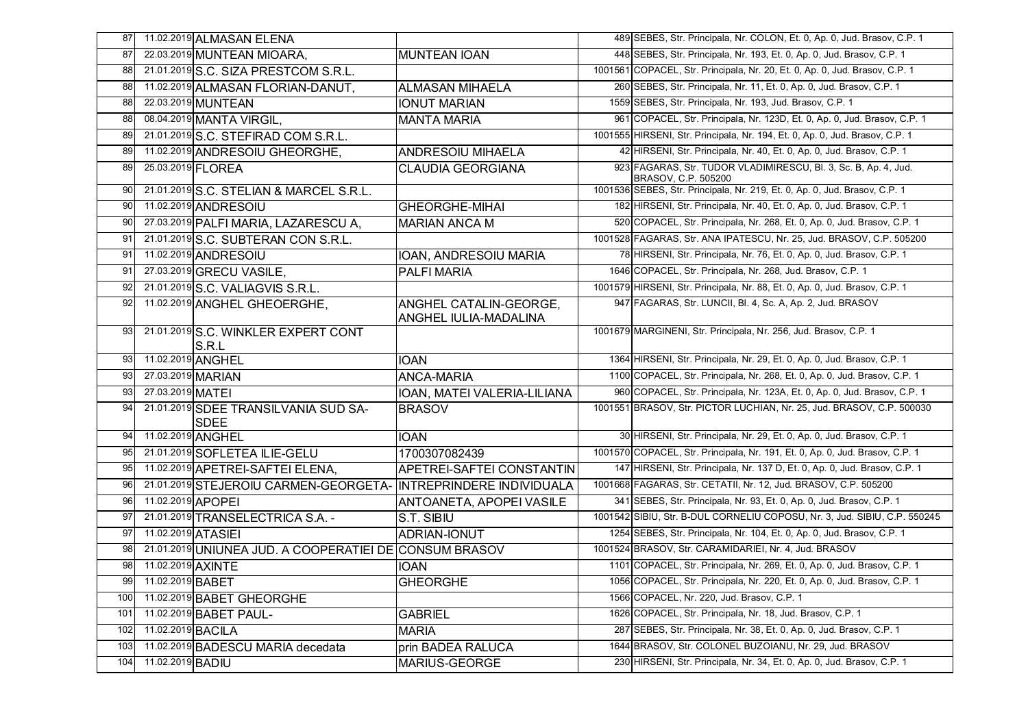| | | | | | |
|---|---|---|---|---|---|
| 87 | 11.02.2019 | ALMASAN ELENA | | 489 | SEBES, Str. Principala, Nr. COLON, Et. 0, Ap. 0, Jud. Brasov, C.P. 1 |
| 87 | 22.03.2019 | MUNTEAN MIOARA, | MUNTEAN IOAN | 448 | SEBES, Str. Principala, Nr. 193, Et. 0, Ap. 0, Jud. Brasov, C.P. 1 |
| 88 | 21.01.2019 | S.C. SIZA PRESTCOM S.R.L. | | 1001561 | COPACEL, Str. Principala, Nr. 20, Et. 0, Ap. 0, Jud. Brasov, C.P. 1 |
| 88 | 11.02.2019 | ALMASAN FLORIAN-DANUT, | ALMASAN MIHAELA | 260 | SEBES, Str. Principala, Nr. 11, Et. 0, Ap. 0, Jud. Brasov, C.P. 1 |
| 88 | 22.03.2019 | MUNTEAN | IONUT MARIAN | 1559 | SEBES, Str. Principala, Nr. 193, Jud. Brasov, C.P. 1 |
| 88 | 08.04.2019 | MANTA VIRGIL, | MANTA MARIA | 961 | COPACEL, Str. Principala, Nr. 123D, Et. 0, Ap. 0, Jud. Brasov, C.P. 1 |
| 89 | 21.01.2019 | S.C. STEFIRAD COM S.R.L. | | 1001555 | HIRSENI, Str. Principala, Nr. 194, Et. 0, Ap. 0, Jud. Brasov, C.P. 1 |
| 89 | 11.02.2019 | ANDRESOIU GHEORGHE, | ANDRESOIU MIHAELA | 42 | HIRSENI, Str. Principala, Nr. 40, Et. 0, Ap. 0, Jud. Brasov, C.P. 1 |
| 89 | 25.03.2019 | FLOREA | CLAUDIA GEORGIANA | 923 | FAGARAS, Str. TUDOR VLADIMIRESCU, Bl. 3, Sc. B, Ap. 4, Jud. BRASOV, C.P. 505200 |
| 90 | 21.01.2019 | S.C. STELIAN & MARCEL S.R.L. | | 1001536 | SEBES, Str. Principala, Nr. 219, Et. 0, Ap. 0, Jud. Brasov, C.P. 1 |
| 90 | 11.02.2019 | ANDRESOIU | GHEORGHE-MIHAI | 182 | HIRSENI, Str. Principala, Nr. 40, Et. 0, Ap. 0, Jud. Brasov, C.P. 1 |
| 90 | 27.03.2019 | PALFI MARIA, LAZARESCU A, | MARIAN ANCA M | 520 | COPACEL, Str. Principala, Nr. 268, Et. 0, Ap. 0, Jud. Brasov, C.P. 1 |
| 91 | 21.01.2019 | S.C. SUBTERAN CON S.R.L. | | 1001528 | FAGARAS, Str. ANA IPATESCU, Nr. 25, Jud. BRASOV, C.P. 505200 |
| 91 | 11.02.2019 | ANDRESOIU | IOAN, ANDRESOIU MARIA | 78 | HIRSENI, Str. Principala, Nr. 76, Et. 0, Ap. 0, Jud. Brasov, C.P. 1 |
| 91 | 27.03.2019 | GRECU VASILE, | PALFI MARIA | 1646 | COPACEL, Str. Principala, Nr. 268, Jud. Brasov, C.P. 1 |
| 92 | 21.01.2019 | S.C. VALIAGVIS S.R.L. | | 1001579 | HIRSENI, Str. Principala, Nr. 88, Et. 0, Ap. 0, Jud. Brasov, C.P. 1 |
| 92 | 11.02.2019 | ANGHEL GHEOERGHE, | ANGHEL CATALIN-GEORGE, ANGHEL IULIA-MADALINA | 947 | FAGARAS, Str. LUNCII, Bl. 4, Sc. A, Ap. 2, Jud. BRASOV |
| 93 | 21.01.2019 | S.C. WINKLER EXPERT CONT S.R.L | | 1001679 | MARGINENI, Str. Principala, Nr. 256, Jud. Brasov, C.P. 1 |
| 93 | 11.02.2019 | ANGHEL | IOAN | 1364 | HIRSENI, Str. Principala, Nr. 29, Et. 0, Ap. 0, Jud. Brasov, C.P. 1 |
| 93 | 27.03.2019 | MARIAN | ANCA-MARIA | 1100 | COPACEL, Str. Principala, Nr. 268, Et. 0, Ap. 0, Jud. Brasov, C.P. 1 |
| 93 | 27.03.2019 | MATEI | IOAN, MATEI VALERIA-LILIANA | 960 | COPACEL, Str. Principala, Nr. 123A, Et. 0, Ap. 0, Jud. Brasov, C.P. 1 |
| 94 | 21.01.2019 | SDEE TRANSILVANIA SUD SA-SDEE | BRASOV | 1001551 | BRASOV, Str. PICTOR LUCHIAN, Nr. 25, Jud. BRASOV, C.P. 500030 |
| 94 | 11.02.2019 | ANGHEL | IOAN | 30 | HIRSENI, Str. Principala, Nr. 29, Et. 0, Ap. 0, Jud. Brasov, C.P. 1 |
| 95 | 21.01.2019 | SOFLETEA ILIE-GELU | 1700307082439 | 1001570 | COPACEL, Str. Principala, Nr. 191, Et. 0, Ap. 0, Jud. Brasov, C.P. 1 |
| 95 | 11.02.2019 | APETREI-SAFTEI ELENA, | APETREI-SAFTEI CONSTANTIN | 147 | HIRSENI, Str. Principala, Nr. 137 D, Et. 0, Ap. 0, Jud. Brasov, C.P. 1 |
| 96 | 21.01.2019 | STEJEROIU CARMEN-GEORGETA- | INTREPRINDERE INDIVIDUALA | 1001668 | FAGARAS, Str. CETATII, Nr. 12, Jud. BRASOV, C.P. 505200 |
| 96 | 11.02.2019 | APOPEI | ANTOANETA, APOPEI VASILE | 341 | SEBES, Str. Principala, Nr. 93, Et. 0, Ap. 0, Jud. Brasov, C.P. 1 |
| 97 | 21.01.2019 | TRANSELECTRICA S.A. - | S.T. SIBIU | 1001542 | SIBIU, Str. B-DUL CORNELIU COPOSU, Nr. 3, Jud. SIBIU, C.P. 550245 |
| 97 | 11.02.2019 | ATASIEI | ADRIAN-IONUT | 1254 | SEBES, Str. Principala, Nr. 104, Et. 0, Ap. 0, Jud. Brasov, C.P. 1 |
| 98 | 21.01.2019 | UNIUNEA JUD. A COOPERATIEI DE | CONSUM BRASOV | 1001524 | BRASOV, Str. CARAMIDARIEI, Nr. 4, Jud. BRASOV |
| 98 | 11.02.2019 | AXINTE | IOAN | 1101 | COPACEL, Str. Principala, Nr. 269, Et. 0, Ap. 0, Jud. Brasov, C.P. 1 |
| 99 | 11.02.2019 | BABET | GHEORGHE | 1056 | COPACEL, Str. Principala, Nr. 220, Et. 0, Ap. 0, Jud. Brasov, C.P. 1 |
| 100 | 11.02.2019 | BABET GHEORGHE | | 1566 | COPACEL, Nr. 220, Jud. Brasov, C.P. 1 |
| 101 | 11.02.2019 | BABET PAUL- | GABRIEL | 1626 | COPACEL, Str. Principala, Nr. 18, Jud. Brasov, C.P. 1 |
| 102 | 11.02.2019 | BACILA | MARIA | 287 | SEBES, Str. Principala, Nr. 38, Et. 0, Ap. 0, Jud. Brasov, C.P. 1 |
| 103 | 11.02.2019 | BADESCU MARIA decedata | prin BADEA RALUCA | 1644 | BRASOV, Str. COLONEL BUZOIANU, Nr. 29, Jud. BRASOV |
| 104 | 11.02.2019 | BADIU | MARIUS-GEORGE | 230 | HIRSENI, Str. Principala, Nr. 34, Et. 0, Ap. 0, Jud. Brasov, C.P. 1 |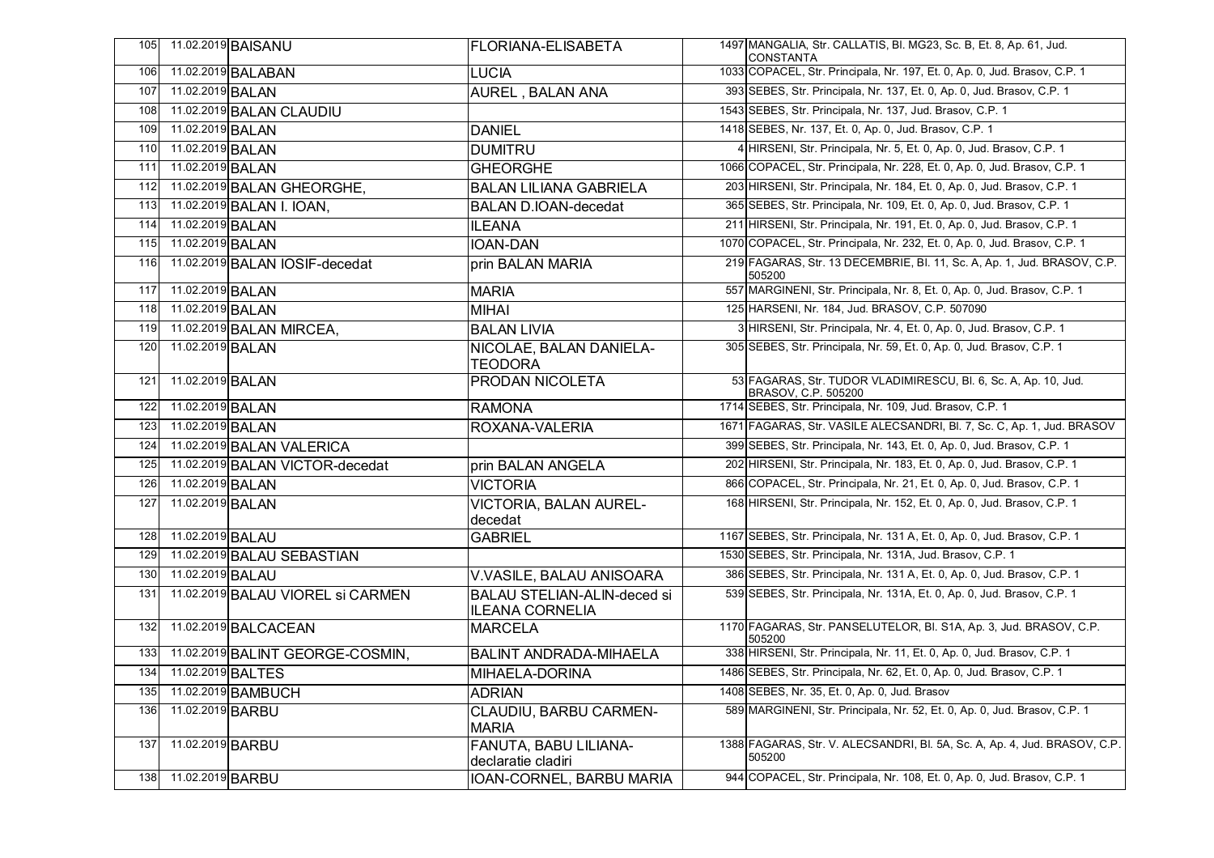| | | | | | |
|---|---|---|---|---|---|
| 105 | 11.02.2019 | BAISANU | FLORIANA-ELISABETA | 1497 | MANGALIA, Str. CALLATIS, Bl. MG23, Sc. B, Et. 8, Ap. 61, Jud. CONSTANTA |
| 106 | 11.02.2019 | BALABAN | LUCIA | 1033 | COPACEL, Str. Principala, Nr. 197, Et. 0, Ap. 0, Jud. Brasov, C.P. 1 |
| 107 | 11.02.2019 | BALAN | AUREL , BALAN ANA | 393 | SEBES, Str. Principala, Nr. 137, Et. 0, Ap. 0, Jud. Brasov, C.P. 1 |
| 108 | 11.02.2019 | BALAN CLAUDIU | | 1543 | SEBES, Str. Principala, Nr. 137, Jud. Brasov, C.P. 1 |
| 109 | 11.02.2019 | BALAN | DANIEL | 1418 | SEBES, Nr. 137, Et. 0, Ap. 0, Jud. Brasov, C.P. 1 |
| 110 | 11.02.2019 | BALAN | DUMITRU | 4 | HIRSENI, Str. Principala, Nr. 5, Et. 0, Ap. 0, Jud. Brasov, C.P. 1 |
| 111 | 11.02.2019 | BALAN | GHEORGHE | 1066 | COPACEL, Str. Principala, Nr. 228, Et. 0, Ap. 0, Jud. Brasov, C.P. 1 |
| 112 | 11.02.2019 | BALAN GHEORGHE, | BALAN LILIANA GABRIELA | 203 | HIRSENI, Str. Principala, Nr. 184, Et. 0, Ap. 0, Jud. Brasov, C.P. 1 |
| 113 | 11.02.2019 | BALAN I. IOAN, | BALAN D.IOAN-decedat | 365 | SEBES, Str. Principala, Nr. 109, Et. 0, Ap. 0, Jud. Brasov, C.P. 1 |
| 114 | 11.02.2019 | BALAN | ILEANA | 211 | HIRSENI, Str. Principala, Nr. 191, Et. 0, Ap. 0, Jud. Brasov, C.P. 1 |
| 115 | 11.02.2019 | BALAN | IOAN-DAN | 1070 | COPACEL, Str. Principala, Nr. 232, Et. 0, Ap. 0, Jud. Brasov, C.P. 1 |
| 116 | 11.02.2019 | BALAN IOSIF-decedat | prin BALAN MARIA | 219 | FAGARAS, Str. 13 DECEMBRIE, Bl. 11, Sc. A, Ap. 1, Jud. BRASOV, C.P. 505200 |
| 117 | 11.02.2019 | BALAN | MARIA | 557 | MARGINENI, Str. Principala, Nr. 8, Et. 0, Ap. 0, Jud. Brasov, C.P. 1 |
| 118 | 11.02.2019 | BALAN | MIHAI | 125 | HARSENI, Nr. 184, Jud. BRASOV, C.P. 507090 |
| 119 | 11.02.2019 | BALAN MIRCEA, | BALAN LIVIA | 3 | HIRSENI, Str. Principala, Nr. 4, Et. 0, Ap. 0, Jud. Brasov, C.P. 1 |
| 120 | 11.02.2019 | BALAN | NICOLAE, BALAN DANIELA-TEODORA | 305 | SEBES, Str. Principala, Nr. 59, Et. 0, Ap. 0, Jud. Brasov, C.P. 1 |
| 121 | 11.02.2019 | BALAN | PRODAN NICOLETA | 53 | FAGARAS, Str. TUDOR VLADIMIRESCU, Bl. 6, Sc. A, Ap. 10, Jud. BRASOV, C.P. 505200 |
| 122 | 11.02.2019 | BALAN | RAMONA | 1714 | SEBES, Str. Principala, Nr. 109, Jud. Brasov, C.P. 1 |
| 123 | 11.02.2019 | BALAN | ROXANA-VALERIA | 1671 | FAGARAS, Str. VASILE ALECSANDRI, Bl. 7, Sc. C, Ap. 1, Jud. BRASOV |
| 124 | 11.02.2019 | BALAN VALERICA | | 399 | SEBES, Str. Principala, Nr. 143, Et. 0, Ap. 0, Jud. Brasov, C.P. 1 |
| 125 | 11.02.2019 | BALAN VICTOR-decedat | prin BALAN ANGELA | 202 | HIRSENI, Str. Principala, Nr. 183, Et. 0, Ap. 0, Jud. Brasov, C.P. 1 |
| 126 | 11.02.2019 | BALAN | VICTORIA | 866 | COPACEL, Str. Principala, Nr. 21, Et. 0, Ap. 0, Jud. Brasov, C.P. 1 |
| 127 | 11.02.2019 | BALAN | VICTORIA, BALAN AUREL-decedat | 168 | HIRSENI, Str. Principala, Nr. 152, Et. 0, Ap. 0, Jud. Brasov, C.P. 1 |
| 128 | 11.02.2019 | BALAU | GABRIEL | 1167 | SEBES, Str. Principala, Nr. 131 A, Et. 0, Ap. 0, Jud. Brasov, C.P. 1 |
| 129 | 11.02.2019 | BALAU SEBASTIAN | | 1530 | SEBES, Str. Principala, Nr. 131A, Jud. Brasov, C.P. 1 |
| 130 | 11.02.2019 | BALAU | V.VASILE, BALAU ANISOARA | 386 | SEBES, Str. Principala, Nr. 131 A, Et. 0, Ap. 0, Jud. Brasov, C.P. 1 |
| 131 | 11.02.2019 | BALAU VIOREL si CARMEN | BALAU STELIAN-ALIN-deced si ILEANA CORNELIA | 539 | SEBES, Str. Principala, Nr. 131A, Et. 0, Ap. 0, Jud. Brasov, C.P. 1 |
| 132 | 11.02.2019 | BALCACEAN | MARCELA | 1170 | FAGARAS, Str. PANSELUTELOR, Bl. S1A, Ap. 3, Jud. BRASOV, C.P. 505200 |
| 133 | 11.02.2019 | BALINT GEORGE-COSMIN, | BALINT ANDRADA-MIHAELA | 338 | HIRSENI, Str. Principala, Nr. 11, Et. 0, Ap. 0, Jud. Brasov, C.P. 1 |
| 134 | 11.02.2019 | BALTES | MIHAELA-DORINA | 1486 | SEBES, Str. Principala, Nr. 62, Et. 0, Ap. 0, Jud. Brasov, C.P. 1 |
| 135 | 11.02.2019 | BAMBUCH | ADRIAN | 1408 | SEBES, Nr. 35, Et. 0, Ap. 0, Jud. Brasov |
| 136 | 11.02.2019 | BARBU | CLAUDIU, BARBU CARMEN-MARIA | 589 | MARGINENI, Str. Principala, Nr. 52, Et. 0, Ap. 0, Jud. Brasov, C.P. 1 |
| 137 | 11.02.2019 | BARBU | FANUTA, BABU LILIANA-declaratie cladiri | 1388 | FAGARAS, Str. V. ALECSANDRI, Bl. 5A, Sc. A, Ap. 4, Jud. BRASOV, C.P. 505200 |
| 138 | 11.02.2019 | BARBU | IOAN-CORNEL, BARBU MARIA | 944 | COPACEL, Str. Principala, Nr. 108, Et. 0, Ap. 0, Jud. Brasov, C.P. 1 |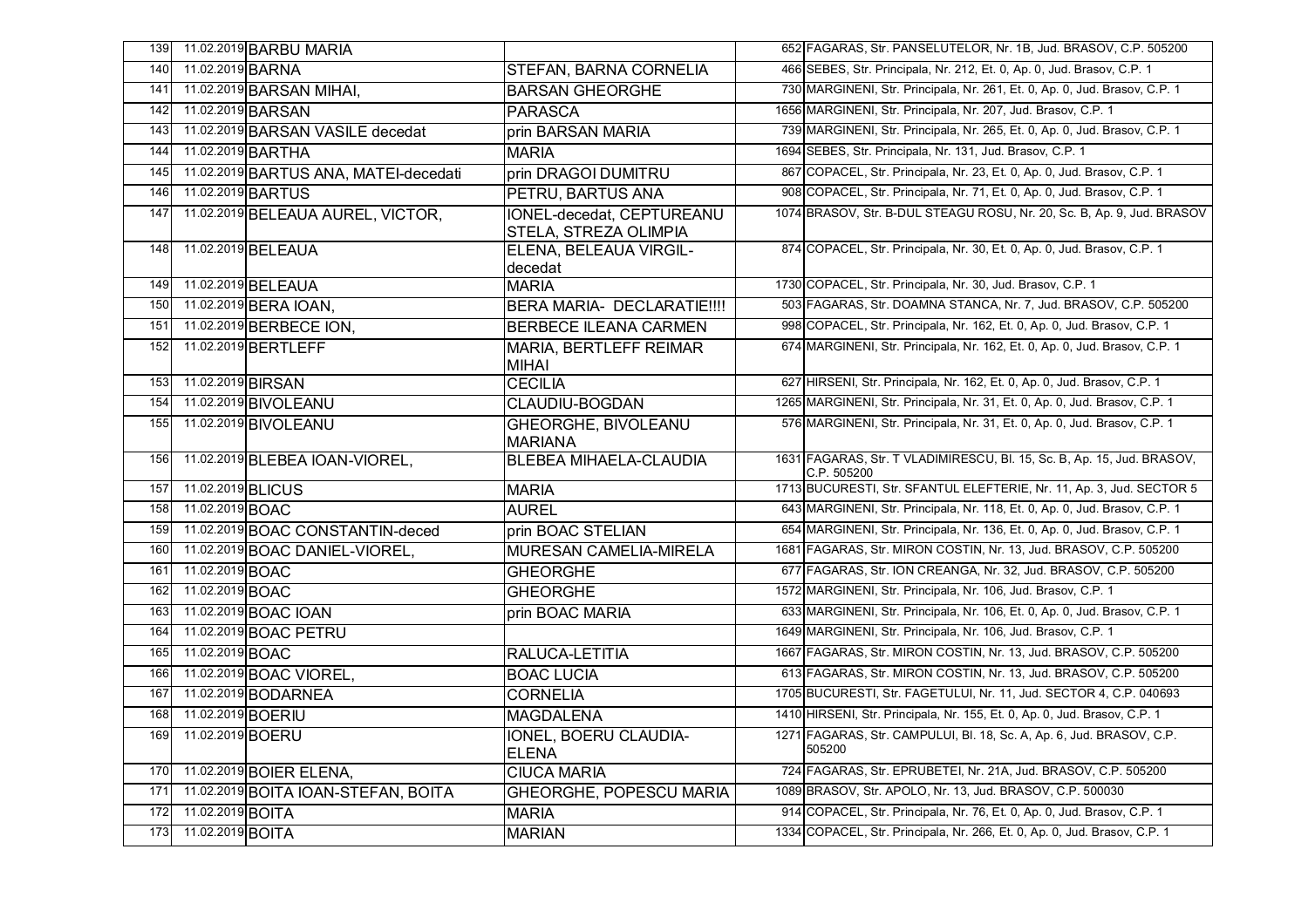| | | | | | |
|---|---|---|---|---|---|
| 139 | 11.02.2019 | BARBU MARIA | | 652 | FAGARAS, Str. PANSELUTELOR, Nr. 1B, Jud. BRASOV, C.P. 505200 |
| 140 | 11.02.2019 | BARNA | STEFAN, BARNA CORNELIA | 466 | SEBES, Str. Principala, Nr. 212, Et. 0, Ap. 0, Jud. Brasov, C.P. 1 |
| 141 | 11.02.2019 | BARSAN MIHAI, | BARSAN GHEORGHE | 730 | MARGINENI, Str. Principala, Nr. 261, Et. 0, Ap. 0, Jud. Brasov, C.P. 1 |
| 142 | 11.02.2019 | BARSAN | PARASCA | 1656 | MARGINENI, Str. Principala, Nr. 207, Jud. Brasov, C.P. 1 |
| 143 | 11.02.2019 | BARSAN VASILE decedat | prin BARSAN MARIA | 739 | MARGINENI, Str. Principala, Nr. 265, Et. 0, Ap. 0, Jud. Brasov, C.P. 1 |
| 144 | 11.02.2019 | BARTHA | MARIA | 1694 | SEBES, Str. Principala, Nr. 131, Jud. Brasov, C.P. 1 |
| 145 | 11.02.2019 | BARTUS ANA, MATEI-decedati | prin DRAGOI DUMITRU | 867 | COPACEL, Str. Principala, Nr. 23, Et. 0, Ap. 0, Jud. Brasov, C.P. 1 |
| 146 | 11.02.2019 | BARTUS | PETRU, BARTUS ANA | 908 | COPACEL, Str. Principala, Nr. 71, Et. 0, Ap. 0, Jud. Brasov, C.P. 1 |
| 147 | 11.02.2019 | BELEAUA AUREL, VICTOR, | IONEL-decedat, CEPTUREANU STELA, STREZA OLIMPIA | 1074 | BRASOV, Str. B-DUL STEAGU ROSU, Nr. 20, Sc. B, Ap. 9, Jud. BRASOV |
| 148 | 11.02.2019 | BELEAUA | ELENA, BELEAUA VIRGIL-decedat | 874 | COPACEL, Str. Principala, Nr. 30, Et. 0, Ap. 0, Jud. Brasov, C.P. 1 |
| 149 | 11.02.2019 | BELEAUA | MARIA | 1730 | COPACEL, Str. Principala, Nr. 30, Jud. Brasov, C.P. 1 |
| 150 | 11.02.2019 | BERA IOAN, | BERA MARIA- DECLARATIE!!!! | 503 | FAGARAS, Str. DOAMNA STANCA, Nr. 7, Jud. BRASOV, C.P. 505200 |
| 151 | 11.02.2019 | BERBECE ION, | BERBECE ILEANA CARMEN | 998 | COPACEL, Str. Principala, Nr. 162, Et. 0, Ap. 0, Jud. Brasov, C.P. 1 |
| 152 | 11.02.2019 | BERTLEFF | MARIA, BERTLEFF REIMAR MIHAI | 674 | MARGINENI, Str. Principala, Nr. 162, Et. 0, Ap. 0, Jud. Brasov, C.P. 1 |
| 153 | 11.02.2019 | BIRSAN | CECILIA | 627 | HIRSENI, Str. Principala, Nr. 162, Et. 0, Ap. 0, Jud. Brasov, C.P. 1 |
| 154 | 11.02.2019 | BIVOLEANU | CLAUDIU-BOGDAN | 1265 | MARGINENI, Str. Principala, Nr. 31, Et. 0, Ap. 0, Jud. Brasov, C.P. 1 |
| 155 | 11.02.2019 | BIVOLEANU | GHEORGHE, BIVOLEANU MARIANA | 576 | MARGINENI, Str. Principala, Nr. 31, Et. 0, Ap. 0, Jud. Brasov, C.P. 1 |
| 156 | 11.02.2019 | BLEBEA IOAN-VIOREL, | BLEBEA MIHAELA-CLAUDIA | 1631 | FAGARAS, Str. T VLADIMIRESCU, Bl. 15, Sc. B, Ap. 15, Jud. BRASOV, C.P. 505200 |
| 157 | 11.02.2019 | BLICUS | MARIA | 1713 | BUCURESTI, Str. SFANTUL ELEFTERIE, Nr. 11, Ap. 3, Jud. SECTOR 5 |
| 158 | 11.02.2019 | BOAC | AUREL | 643 | MARGINENI, Str. Principala, Nr. 118, Et. 0, Ap. 0, Jud. Brasov, C.P. 1 |
| 159 | 11.02.2019 | BOAC CONSTANTIN-deced | prin BOAC STELIAN | 654 | MARGINENI, Str. Principala, Nr. 136, Et. 0, Ap. 0, Jud. Brasov, C.P. 1 |
| 160 | 11.02.2019 | BOAC DANIEL-VIOREL, | MURESAN CAMELIA-MIRELA | 1681 | FAGARAS, Str. MIRON COSTIN, Nr. 13, Jud. BRASOV, C.P. 505200 |
| 161 | 11.02.2019 | BOAC | GHEORGHE | 677 | FAGARAS, Str. ION CREANGA, Nr. 32, Jud. BRASOV, C.P. 505200 |
| 162 | 11.02.2019 | BOAC | GHEORGHE | 1572 | MARGINENI, Str. Principala, Nr. 106, Jud. Brasov, C.P. 1 |
| 163 | 11.02.2019 | BOAC IOAN | prin BOAC MARIA | 633 | MARGINENI, Str. Principala, Nr. 106, Et. 0, Ap. 0, Jud. Brasov, C.P. 1 |
| 164 | 11.02.2019 | BOAC PETRU | | 1649 | MARGINENI, Str. Principala, Nr. 106, Jud. Brasov, C.P. 1 |
| 165 | 11.02.2019 | BOAC | RALUCA-LETITIA | 1667 | FAGARAS, Str. MIRON COSTIN, Nr. 13, Jud. BRASOV, C.P. 505200 |
| 166 | 11.02.2019 | BOAC VIOREL, | BOAC LUCIA | 613 | FAGARAS, Str. MIRON COSTIN, Nr. 13, Jud. BRASOV, C.P. 505200 |
| 167 | 11.02.2019 | BODARNEA | CORNELIA | 1705 | BUCURESTI, Str. FAGETULUI, Nr. 11, Jud. SECTOR 4, C.P. 040693 |
| 168 | 11.02.2019 | BOERIU | MAGDALENA | 1410 | HIRSENI, Str. Principala, Nr. 155, Et. 0, Ap. 0, Jud. Brasov, C.P. 1 |
| 169 | 11.02.2019 | BOERU | IONEL, BOERU CLAUDIA-ELENA | 1271 | FAGARAS, Str. CAMPULUI, Bl. 18, Sc. A, Ap. 6, Jud. BRASOV, C.P. 505200 |
| 170 | 11.02.2019 | BOIER ELENA, | CIUCA MARIA | 724 | FAGARAS, Str. EPRUBETEI, Nr. 21A, Jud. BRASOV, C.P. 505200 |
| 171 | 11.02.2019 | BOITA IOAN-STEFAN, BOITA | GHEORGHE, POPESCU MARIA | 1089 | BRASOV, Str. APOLO, Nr. 13, Jud. BRASOV, C.P. 500030 |
| 172 | 11.02.2019 | BOITA | MARIA | 914 | COPACEL, Str. Principala, Nr. 76, Et. 0, Ap. 0, Jud. Brasov, C.P. 1 |
| 173 | 11.02.2019 | BOITA | MARIAN | 1334 | COPACEL, Str. Principala, Nr. 266, Et. 0, Ap. 0, Jud. Brasov, C.P. 1 |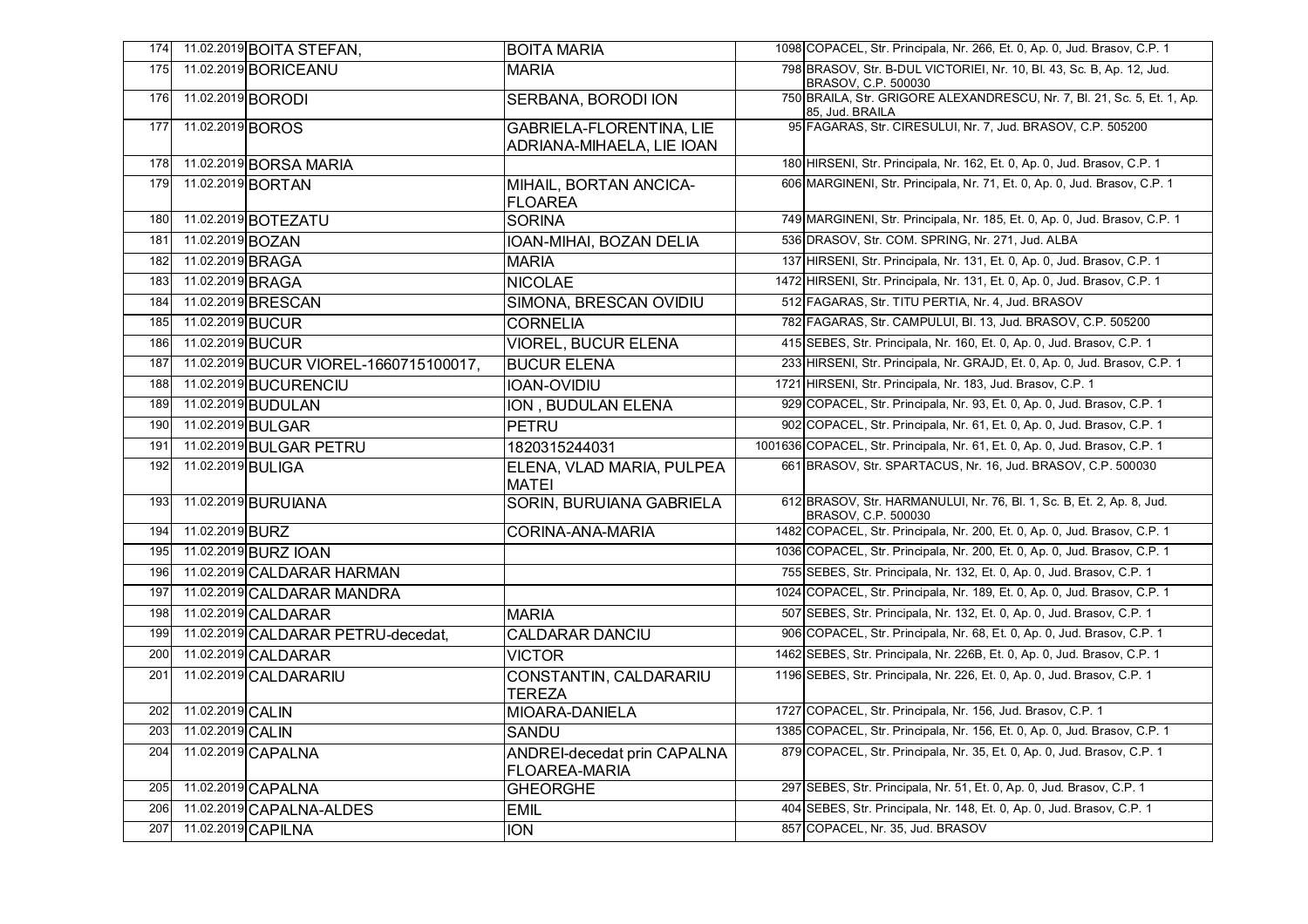| | | | | | |
|---|---|---|---|---|---|
| 174 | 11.02.2019 | BOITA STEFAN, | BOITA MARIA | 1098 | COPACEL, Str. Principala, Nr. 266, Et. 0, Ap. 0, Jud. Brasov, C.P. 1 |
| 175 | 11.02.2019 | BORICEANU | MARIA | 798 | BRASOV, Str. B-DUL VICTORIEI, Nr. 10, Bl. 43, Sc. B, Ap. 12, Jud. BRASOV, C.P. 500030 |
| 176 | 11.02.2019 | BORODI | SERBANA, BORODI ION | 750 | BRAILA, Str. GRIGORE ALEXANDRESCU, Nr. 7, Bl. 21, Sc. 5, Et. 1, Ap. 85, Jud. BRAILA |
| 177 | 11.02.2019 | BOROS | GABRIELA-FLORENTINA, LIE ADRIANA-MIHAELA, LIE IOAN | 95 | FAGARAS, Str. CIRESULUI, Nr. 7, Jud. BRASOV, C.P. 505200 |
| 178 | 11.02.2019 | BORSA MARIA | | 180 | HIRSENI, Str. Principala, Nr. 162, Et. 0, Ap. 0, Jud. Brasov, C.P. 1 |
| 179 | 11.02.2019 | BORTAN | MIHAIL, BORTAN ANCICA-FLOREA | 606 | MARGINENI, Str. Principala, Nr. 71, Et. 0, Ap. 0, Jud. Brasov, C.P. 1 |
| 180 | 11.02.2019 | BOTEZATU | SORINA | 749 | MARGINENI, Str. Principala, Nr. 185, Et. 0, Ap. 0, Jud. Brasov, C.P. 1 |
| 181 | 11.02.2019 | BOZAN | IOAN-MIHAI, BOZAN DELIA | 536 | DRASOV, Str. COM. SPRING, Nr. 271, Jud. ALBA |
| 182 | 11.02.2019 | BRAGA | MARIA | 137 | HIRSENI, Str. Principala, Nr. 131, Et. 0, Ap. 0, Jud. Brasov, C.P. 1 |
| 183 | 11.02.2019 | BRAGA | NICOLAE | 1472 | HIRSENI, Str. Principala, Nr. 131, Et. 0, Ap. 0, Jud. Brasov, C.P. 1 |
| 184 | 11.02.2019 | BRESCAN | SIMONA, BRESCAN OVIDIU | 512 | FAGARAS, Str. TITU PERTIA, Nr. 4, Jud. BRASOV |
| 185 | 11.02.2019 | BUCUR | CORNELIA | 782 | FAGARAS, Str. CAMPULUI, Bl. 13, Jud. BRASOV, C.P. 505200 |
| 186 | 11.02.2019 | BUCUR | VIOREL, BUCUR ELENA | 415 | SEBES, Str. Principala, Nr. 160, Et. 0, Ap. 0, Jud. Brasov, C.P. 1 |
| 187 | 11.02.2019 | BUCUR VIOREL-1660715100017, | BUCUR ELENA | 233 | HIRSENI, Str. Principala, Nr. GRAJD, Et. 0, Ap. 0, Jud. Brasov, C.P. 1 |
| 188 | 11.02.2019 | BUCURENCIU | IOAN-OVIDIU | 1721 | HIRSENI, Str. Principala, Nr. 183, Jud. Brasov, C.P. 1 |
| 189 | 11.02.2019 | BUDULAN | ION , BUDULAN ELENA | 929 | COPACEL, Str. Principala, Nr. 93, Et. 0, Ap. 0, Jud. Brasov, C.P. 1 |
| 190 | 11.02.2019 | BULGAR | PETRU | 902 | COPACEL, Str. Principala, Nr. 61, Et. 0, Ap. 0, Jud. Brasov, C.P. 1 |
| 191 | 11.02.2019 | BULGAR PETRU | 1820315244031 | 1001636 | COPACEL, Str. Principala, Nr. 61, Et. 0, Ap. 0, Jud. Brasov, C.P. 1 |
| 192 | 11.02.2019 | BULIGA | ELENA, VLAD MARIA, PULPEA MATEI | 661 | BRASOV, Str. SPARTACUS, Nr. 16, Jud. BRASOV, C.P. 500030 |
| 193 | 11.02.2019 | BURUIANA | SORIN, BURUIANA GABRIELA | 612 | BRASOV, Str. HARMANULUI, Nr. 76, Bl. 1, Sc. B, Et. 2, Ap. 8, Jud. BRASOV, C.P. 500030 |
| 194 | 11.02.2019 | BURZ | CORINA-ANA-MARIA | 1482 | COPACEL, Str. Principala, Nr. 200, Et. 0, Ap. 0, Jud. Brasov, C.P. 1 |
| 195 | 11.02.2019 | BURZ IOAN | | 1036 | COPACEL, Str. Principala, Nr. 200, Et. 0, Ap. 0, Jud. Brasov, C.P. 1 |
| 196 | 11.02.2019 | CALDARAR HARMAN | | 755 | SEBES, Str. Principala, Nr. 132, Et. 0, Ap. 0, Jud. Brasov, C.P. 1 |
| 197 | 11.02.2019 | CALDARAR MANDRA | | 1024 | COPACEL, Str. Principala, Nr. 189, Et. 0, Ap. 0, Jud. Brasov, C.P. 1 |
| 198 | 11.02.2019 | CALDARAR | MARIA | 507 | SEBES, Str. Principala, Nr. 132, Et. 0, Ap. 0, Jud. Brasov, C.P. 1 |
| 199 | 11.02.2019 | CALDARAR PETRU-decedat, | CALDARAR DANCIU | 906 | COPACEL, Str. Principala, Nr. 68, Et. 0, Ap. 0, Jud. Brasov, C.P. 1 |
| 200 | 11.02.2019 | CALDARAR | VICTOR | 1462 | SEBES, Str. Principala, Nr. 226B, Et. 0, Ap. 0, Jud. Brasov, C.P. 1 |
| 201 | 11.02.2019 | CALDARARIU | CONSTANTIN, CALDARARIU TEREZA | 1196 | SEBES, Str. Principala, Nr. 226, Et. 0, Ap. 0, Jud. Brasov, C.P. 1 |
| 202 | 11.02.2019 | CALIN | MIOARA-DANIELA | 1727 | COPACEL, Str. Principala, Nr. 156, Jud. Brasov, C.P. 1 |
| 203 | 11.02.2019 | CALIN | SANDU | 1385 | COPACEL, Str. Principala, Nr. 156, Et. 0, Ap. 0, Jud. Brasov, C.P. 1 |
| 204 | 11.02.2019 | CAPALNA | ANDREI-decedat prin CAPALNA FLOAREA-MARIA | 879 | COPACEL, Str. Principala, Nr. 35, Et. 0, Ap. 0, Jud. Brasov, C.P. 1 |
| 205 | 11.02.2019 | CAPALNA | GHEORGHE | 297 | SEBES, Str. Principala, Nr. 51, Et. 0, Ap. 0, Jud. Brasov, C.P. 1 |
| 206 | 11.02.2019 | CAPALNA-ALDES | EMIL | 404 | SEBES, Str. Principala, Nr. 148, Et. 0, Ap. 0, Jud. Brasov, C.P. 1 |
| 207 | 11.02.2019 | CAPILNA | ION | 857 | COPACEL, Nr. 35, Jud. BRASOV |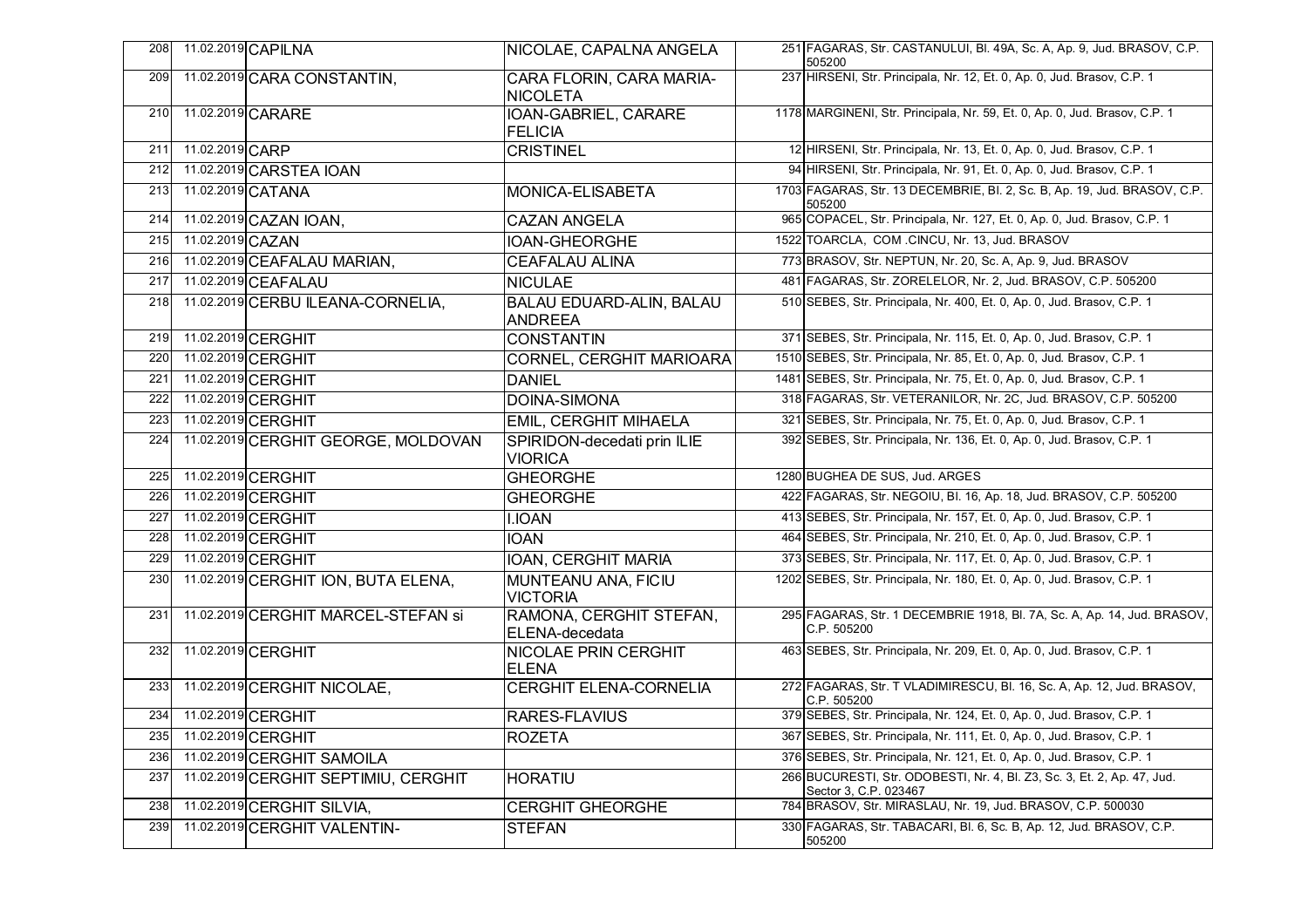| | | | | | |
|---|---|---|---|---|---|
| 208 | 11.02.2019 | CAPILNA | NICOLAE, CAPALNA ANGELA | 251 | FAGARAS, Str. CASTANULUI, Bl. 49A, Sc. A, Ap. 9, Jud. BRASOV, C.P. 505200 |
| 209 | 11.02.2019 | CARA CONSTANTIN, | CARA FLORIN, CARA MARIA-NICOLETA | 237 | HIRSENI, Str. Principala, Nr. 12, Et. 0, Ap. 0, Jud. Brasov, C.P. 1 |
| 210 | 11.02.2019 | CARARE | IOAN-GABRIEL, CARARE FELICIA | 1178 | MARGINENI, Str. Principala, Nr. 59, Et. 0, Ap. 0, Jud. Brasov, C.P. 1 |
| 211 | 11.02.2019 | CARP | CRISTINEL | 12 | HIRSENI, Str. Principala, Nr. 13, Et. 0, Ap. 0, Jud. Brasov, C.P. 1 |
| 212 | 11.02.2019 | CARSTEA IOAN | | 94 | HIRSENI, Str. Principala, Nr. 91, Et. 0, Ap. 0, Jud. Brasov, C.P. 1 |
| 213 | 11.02.2019 | CATANA | MONICA-ELISABETA | 1703 | FAGARAS, Str. 13 DECEMBRIE, Bl. 2, Sc. B, Ap. 19, Jud. BRASOV, C.P. 505200 |
| 214 | 11.02.2019 | CAZAN IOAN, | CAZAN ANGELA | 965 | COPACEL, Str. Principala, Nr. 127, Et. 0, Ap. 0, Jud. Brasov, C.P. 1 |
| 215 | 11.02.2019 | CAZAN | IOAN-GHEORGHE | 1522 | TOARCLA, COM .CINCU, Nr. 13, Jud. BRASOV |
| 216 | 11.02.2019 | CEAFALAU MARIAN, | CEAFALAU ALINA | 773 | BRASOV, Str. NEPTUN, Nr. 20, Sc. A, Ap. 9, Jud. BRASOV |
| 217 | 11.02.2019 | CEAFALAU | NICULAE | 481 | FAGARAS, Str. ZORELELOR, Nr. 2, Jud. BRASOV, C.P. 505200 |
| 218 | 11.02.2019 | CERBU ILEANA-CORNELIA, | BALAU EDUARD-ALIN, BALAU ANDREEA | 510 | SEBES, Str. Principala, Nr. 400, Et. 0, Ap. 0, Jud. Brasov, C.P. 1 |
| 219 | 11.02.2019 | CERGHIT | CONSTANTIN | 371 | SEBES, Str. Principala, Nr. 115, Et. 0, Ap. 0, Jud. Brasov, C.P. 1 |
| 220 | 11.02.2019 | CERGHIT | CORNEL, CERGHIT MARIOARA | 1510 | SEBES, Str. Principala, Nr. 85, Et. 0, Ap. 0, Jud. Brasov, C.P. 1 |
| 221 | 11.02.2019 | CERGHIT | DANIEL | 1481 | SEBES, Str. Principala, Nr. 75, Et. 0, Ap. 0, Jud. Brasov, C.P. 1 |
| 222 | 11.02.2019 | CERGHIT | DOINA-SIMONA | 318 | FAGARAS, Str. VETERANILOR, Nr. 2C, Jud. BRASOV, C.P. 505200 |
| 223 | 11.02.2019 | CERGHIT | EMIL, CERGHIT MIHAELA | 321 | SEBES, Str. Principala, Nr. 75, Et. 0, Ap. 0, Jud. Brasov, C.P. 1 |
| 224 | 11.02.2019 | CERGHIT GEORGE, MOLDOVAN | SPIRIDON-decedati prin ILIE VIORICA | 392 | SEBES, Str. Principala, Nr. 136, Et. 0, Ap. 0, Jud. Brasov, C.P. 1 |
| 225 | 11.02.2019 | CERGHIT | GHEORGHE | 1280 | BUGHEA DE SUS, Jud. ARGES |
| 226 | 11.02.2019 | CERGHIT | GHEORGHE | 422 | FAGARAS, Str. NEGOIU, Bl. 16, Ap. 18, Jud. BRASOV, C.P. 505200 |
| 227 | 11.02.2019 | CERGHIT | I.IOAN | 413 | SEBES, Str. Principala, Nr. 157, Et. 0, Ap. 0, Jud. Brasov, C.P. 1 |
| 228 | 11.02.2019 | CERGHIT | IOAN | 464 | SEBES, Str. Principala, Nr. 210, Et. 0, Ap. 0, Jud. Brasov, C.P. 1 |
| 229 | 11.02.2019 | CERGHIT | IOAN, CERGHIT MARIA | 373 | SEBES, Str. Principala, Nr. 117, Et. 0, Ap. 0, Jud. Brasov, C.P. 1 |
| 230 | 11.02.2019 | CERGHIT ION, BUTA ELENA, | MUNTEANU ANA, FICIU VICTORIA | 1202 | SEBES, Str. Principala, Nr. 180, Et. 0, Ap. 0, Jud. Brasov, C.P. 1 |
| 231 | 11.02.2019 | CERGHIT MARCEL-STEFAN si | RAMONA, CERGHIT STEFAN, ELENA-decedata | 295 | FAGARAS, Str. 1 DECEMBRIE 1918, Bl. 7A, Sc. A, Ap. 14, Jud. BRASOV, C.P. 505200 |
| 232 | 11.02.2019 | CERGHIT | NICOLAE PRIN CERGHIT ELENA | 463 | SEBES, Str. Principala, Nr. 209, Et. 0, Ap. 0, Jud. Brasov, C.P. 1 |
| 233 | 11.02.2019 | CERGHIT NICOLAE, | CERGHIT ELENA-CORNELIA | 272 | FAGARAS, Str. T VLADIMIRESCU, Bl. 16, Sc. A, Ap. 12, Jud. BRASOV, C.P. 505200 |
| 234 | 11.02.2019 | CERGHIT | RARES-FLAVIUS | 379 | SEBES, Str. Principala, Nr. 124, Et. 0, Ap. 0, Jud. Brasov, C.P. 1 |
| 235 | 11.02.2019 | CERGHIT | ROZETA | 367 | SEBES, Str. Principala, Nr. 111, Et. 0, Ap. 0, Jud. Brasov, C.P. 1 |
| 236 | 11.02.2019 | CERGHIT SAMOILA | | 376 | SEBES, Str. Principala, Nr. 121, Et. 0, Ap. 0, Jud. Brasov, C.P. 1 |
| 237 | 11.02.2019 | CERGHIT SEPTIMIU, CERGHIT | HORATIU | 266 | BUCURESTI, Str. ODOBESTI, Nr. 4, Bl. Z3, Sc. 3, Et. 2, Ap. 47, Jud. Sector 3, C.P. 023467 |
| 238 | 11.02.2019 | CERGHIT SILVIA, | CERGHIT GHEORGHE | 784 | BRASOV, Str. MIRASLAU, Nr. 19, Jud. BRASOV, C.P. 500030 |
| 239 | 11.02.2019 | CERGHIT VALENTIN- | STEFAN | 330 | FAGARAS, Str. TABACARI, Bl. 6, Sc. B, Ap. 12, Jud. BRASOV, C.P. 505200 |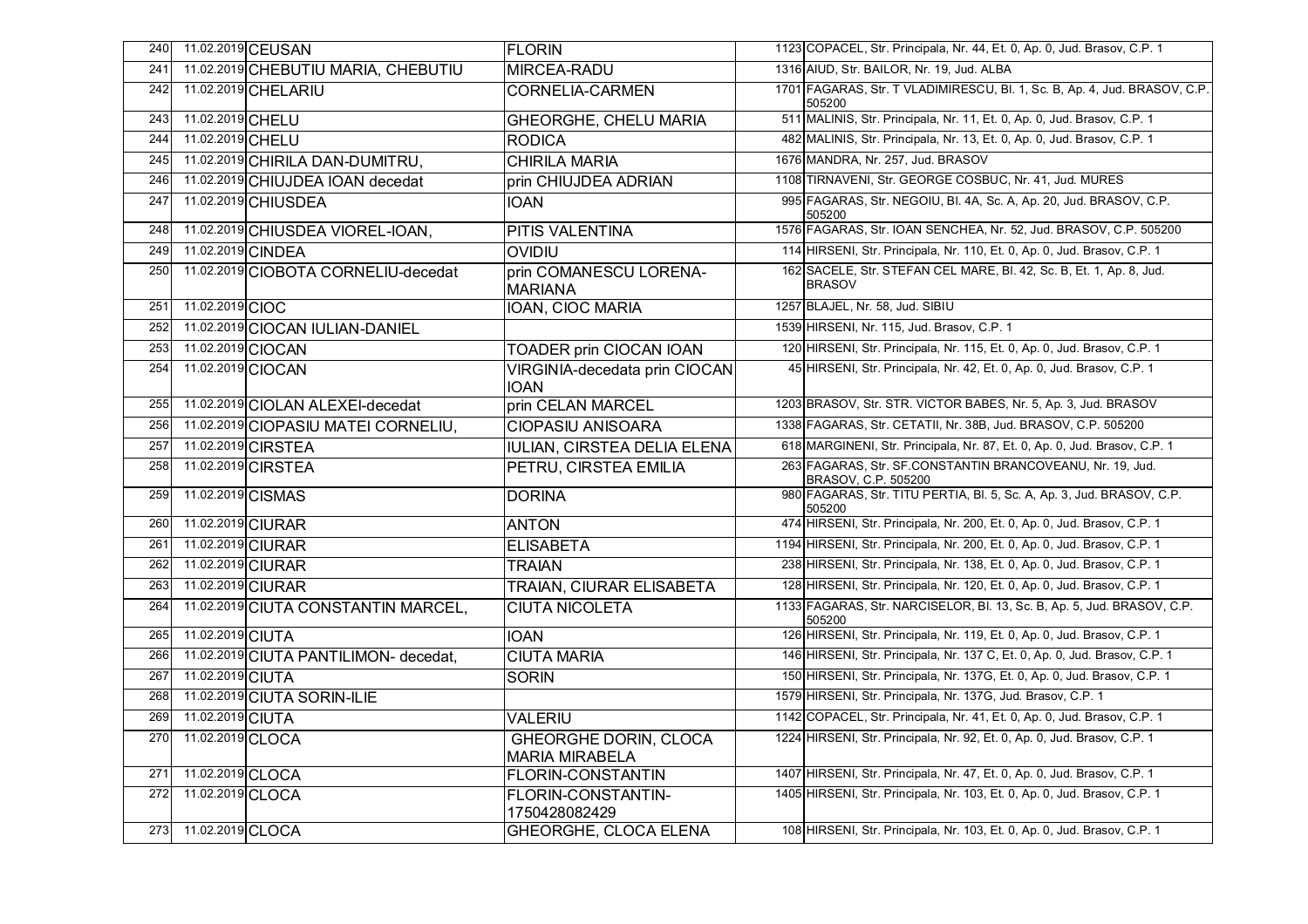| | | | | | |
|---|---|---|---|---|---|
| 240 | 11.02.2019 | CEUSAN | FLORIN | 1123 | COPACEL, Str. Principala, Nr. 44, Et. 0, Ap. 0, Jud. Brasov, C.P. 1 |
| 241 | 11.02.2019 | CHEBUTIU MARIA, CHEBUTIU | MIRCEA-RADU | 1316 | AIUD, Str. BAILOR, Nr. 19, Jud. ALBA |
| 242 | 11.02.2019 | CHELARIU | CORNELIA-CARMEN | 1701 | FAGARAS, Str. T VLADIMIRESCU, Bl. 1, Sc. B, Ap. 4, Jud. BRASOV, C.P. 505200 |
| 243 | 11.02.2019 | CHELU | GHEORGHE, CHELU MARIA | 511 | MALINIS, Str. Principala, Nr. 11, Et. 0, Ap. 0, Jud. Brasov, C.P. 1 |
| 244 | 11.02.2019 | CHELU | RODICA | 482 | MALINIS, Str. Principala, Nr. 13, Et. 0, Ap. 0, Jud. Brasov, C.P. 1 |
| 245 | 11.02.2019 | CHIRILA DAN-DUMITRU, | CHIRILA MARIA | 1676 | MANDRA, Nr. 257, Jud. BRASOV |
| 246 | 11.02.2019 | CHIUJDEA IOAN decedat | prin CHIUJDEA ADRIAN | 1108 | TIRNAVENI, Str. GEORGE COSBUC, Nr. 41, Jud. MURES |
| 247 | 11.02.2019 | CHIUSDEA | IOAN | 995 | FAGARAS, Str. NEGOIU, Bl. 4A, Sc. A, Ap. 20, Jud. BRASOV, C.P. 505200 |
| 248 | 11.02.2019 | CHIUSDEA VIOREL-IOAN, | PITIS VALENTINA | 1576 | FAGARAS, Str. IOAN SENCHEA, Nr. 52, Jud. BRASOV, C.P. 505200 |
| 249 | 11.02.2019 | CINDEA | OVIDIU | 114 | HIRSENI, Str. Principala, Nr. 110, Et. 0, Ap. 0, Jud. Brasov, C.P. 1 |
| 250 | 11.02.2019 | CIOBOTA CORNELIU-decedat | prin COMANESCU LORENA-MARIANA | 162 | SACELE, Str. STEFAN CEL MARE, Bl. 42, Sc. B, Et. 1, Ap. 8, Jud. BRASOV |
| 251 | 11.02.2019 | CIOC | IOAN, CIOC MARIA | 1257 | BLAJEL, Nr. 58, Jud. SIBIU |
| 252 | 11.02.2019 | CIOCAN IULIAN-DANIEL | | 1539 | HIRSENI, Nr. 115, Jud. Brasov, C.P. 1 |
| 253 | 11.02.2019 | CIOCAN | TOADER prin CIOCAN IOAN | 120 | HIRSENI, Str. Principala, Nr. 115, Et. 0, Ap. 0, Jud. Brasov, C.P. 1 |
| 254 | 11.02.2019 | CIOCAN | VIRGINIA-decedata prin CIOCAN IOAN | 45 | HIRSENI, Str. Principala, Nr. 42, Et. 0, Ap. 0, Jud. Brasov, C.P. 1 |
| 255 | 11.02.2019 | CIOLAN ALEXEI-decedat | prin CELAN MARCEL | 1203 | BRASOV, Str. STR. VICTOR BABES, Nr. 5, Ap. 3, Jud. BRASOV |
| 256 | 11.02.2019 | CIOPASIU MATEI CORNELIU, | CIOPASIU ANISOARA | 1338 | FAGARAS, Str. CETATII, Nr. 38B, Jud. BRASOV, C.P. 505200 |
| 257 | 11.02.2019 | CIRSTEA | IULIAN, CIRSTEA DELIA ELENA | 618 | MARGINENI, Str. Principala, Nr. 87, Et. 0, Ap. 0, Jud. Brasov, C.P. 1 |
| 258 | 11.02.2019 | CIRSTEA | PETRU, CIRSTEA EMILIA | 263 | FAGARAS, Str. SF.CONSTANTIN BRANCOVEANU, Nr. 19, Jud. BRASOV, C.P. 505200 |
| 259 | 11.02.2019 | CISMAS | DORINA | 980 | FAGARAS, Str. TITU PERTIA, Bl. 5, Sc. A, Ap. 3, Jud. BRASOV, C.P. 505200 |
| 260 | 11.02.2019 | CIURAR | ANTON | 474 | HIRSENI, Str. Principala, Nr. 200, Et. 0, Ap. 0, Jud. Brasov, C.P. 1 |
| 261 | 11.02.2019 | CIURAR | ELISABETA | 1194 | HIRSENI, Str. Principala, Nr. 200, Et. 0, Ap. 0, Jud. Brasov, C.P. 1 |
| 262 | 11.02.2019 | CIURAR | TRAIAN | 238 | HIRSENI, Str. Principala, Nr. 138, Et. 0, Ap. 0, Jud. Brasov, C.P. 1 |
| 263 | 11.02.2019 | CIURAR | TRAIAN, CIURAR ELISABETA | 128 | HIRSENI, Str. Principala, Nr. 120, Et. 0, Ap. 0, Jud. Brasov, C.P. 1 |
| 264 | 11.02.2019 | CIUTA CONSTANTIN MARCEL, | CIUTA NICOLETA | 1133 | FAGARAS, Str. NARCISELOR, Bl. 13, Sc. B, Ap. 5, Jud. BRASOV, C.P. 505200 |
| 265 | 11.02.2019 | CIUTA | IOAN | 126 | HIRSENI, Str. Principala, Nr. 119, Et. 0, Ap. 0, Jud. Brasov, C.P. 1 |
| 266 | 11.02.2019 | CIUTA PANTILIMON- decedat, | CIUTA MARIA | 146 | HIRSENI, Str. Principala, Nr. 137 C, Et. 0, Ap. 0, Jud. Brasov, C.P. 1 |
| 267 | 11.02.2019 | CIUTA | SORIN | 150 | HIRSENI, Str. Principala, Nr. 137G, Et. 0, Ap. 0, Jud. Brasov, C.P. 1 |
| 268 | 11.02.2019 | CIUTA SORIN-ILIE | | 1579 | HIRSENI, Str. Principala, Nr. 137G, Jud. Brasov, C.P. 1 |
| 269 | 11.02.2019 | CIUTA | VALERIU | 1142 | COPACEL, Str. Principala, Nr. 41, Et. 0, Ap. 0, Jud. Brasov, C.P. 1 |
| 270 | 11.02.2019 | CLOCA | GHEORGHE DORIN, CLOCA MARIA MIRABELA | 1224 | HIRSENI, Str. Principala, Nr. 92, Et. 0, Ap. 0, Jud. Brasov, C.P. 1 |
| 271 | 11.02.2019 | CLOCA | FLORIN-CONSTANTIN | 1407 | HIRSENI, Str. Principala, Nr. 47, Et. 0, Ap. 0, Jud. Brasov, C.P. 1 |
| 272 | 11.02.2019 | CLOCA | FLORIN-CONSTANTIN-1750428082429 | 1405 | HIRSENI, Str. Principala, Nr. 103, Et. 0, Ap. 0, Jud. Brasov, C.P. 1 |
| 273 | 11.02.2019 | CLOCA | GHEORGHE, CLOCA ELENA | 108 | HIRSENI, Str. Principala, Nr. 103, Et. 0, Ap. 0, Jud. Brasov, C.P. 1 |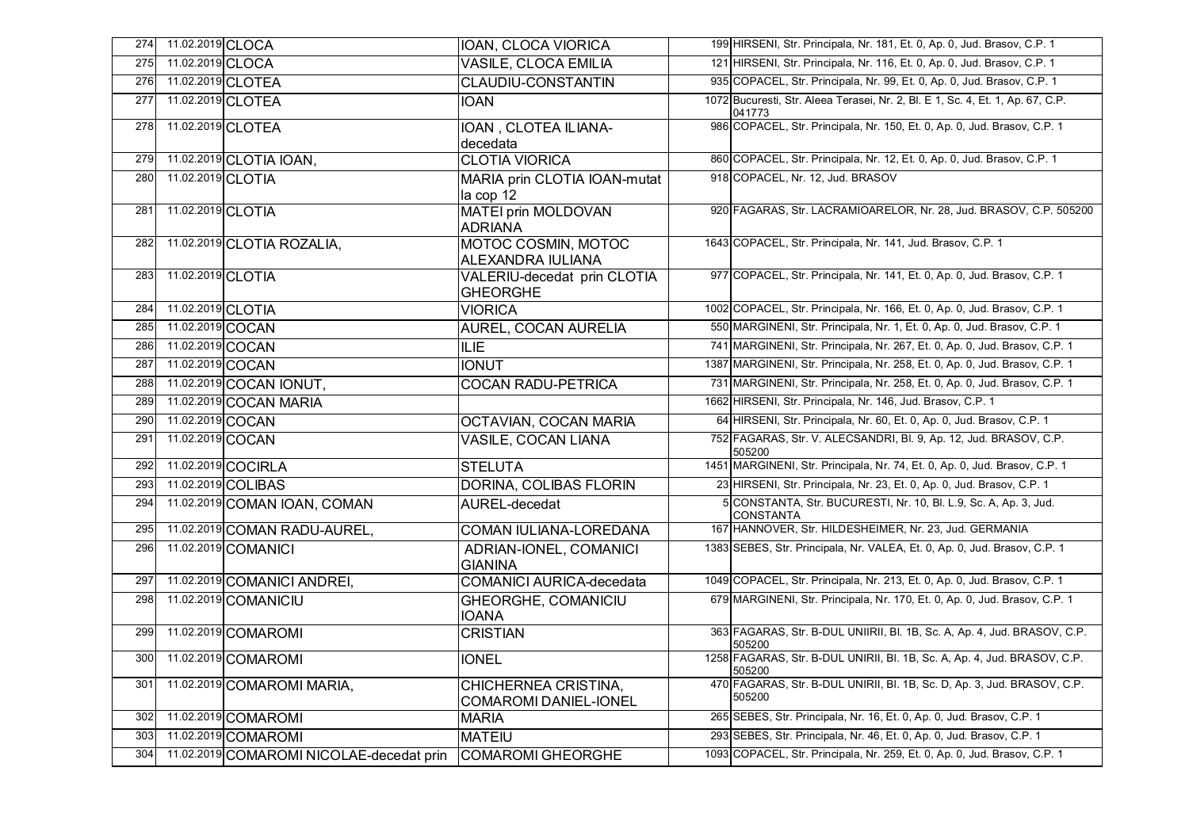| 274 | 11.02.2019 | CLOCA | IOAN, CLOCA VIORICA | 199 | HIRSENI, Str. Principala, Nr. 181, Et. 0, Ap. 0, Jud. Brasov, C.P. 1 |
|---|---|---|---|---|---|
| 275 | 11.02.2019 | CLOCA | VASILE, CLOCA EMILIA | 121 | HIRSENI, Str. Principala, Nr. 116, Et. 0, Ap. 0, Jud. Brasov, C.P. 1 |
| 276 | 11.02.2019 | CLOTEA | CLAUDIU-CONSTANTIN | 935 | COPACEL, Str. Principala, Nr. 99, Et. 0, Ap. 0, Jud. Brasov, C.P. 1 |
| 277 | 11.02.2019 | CLOTEA | IOAN | 1072 | Bucuresti, Str. Aleea Terasei, Nr. 2, Bl. E 1, Sc. 4, Et. 1, Ap. 67, C.P. 041773 |
| 278 | 11.02.2019 | CLOTEA | IOAN , CLOTEA ILIANA-decedata | 986 | COPACEL, Str. Principala, Nr. 150, Et. 0, Ap. 0, Jud. Brasov, C.P. 1 |
| 279 | 11.02.2019 | CLOTIA IOAN, | CLOTIA VIORICA | 860 | COPACEL, Str. Principala, Nr. 12, Et. 0, Ap. 0, Jud. Brasov, C.P. 1 |
| 280 | 11.02.2019 | CLOTIA | MARIA prin CLOTIA IOAN-mutat la cop 12 | 918 | COPACEL, Nr. 12, Jud. BRASOV |
| 281 | 11.02.2019 | CLOTIA | MATEI prin MOLDOVAN ADRIANA | 920 | FAGARAS, Str. LACRAMIOARELOR, Nr. 28, Jud. BRASOV, C.P. 505200 |
| 282 | 11.02.2019 | CLOTIA ROZALIA, | MOTOC COSMIN, MOTOC ALEXANDRA IULIANA | 1643 | COPACEL, Str. Principala, Nr. 141, Jud. Brasov, C.P. 1 |
| 283 | 11.02.2019 | CLOTIA | VALERIU-decedat prin CLOTIA GHEORGHE | 977 | COPACEL, Str. Principala, Nr. 141, Et. 0, Ap. 0, Jud. Brasov, C.P. 1 |
| 284 | 11.02.2019 | CLOTIA | VIORICA | 1002 | COPACEL, Str. Principala, Nr. 166, Et. 0, Ap. 0, Jud. Brasov, C.P. 1 |
| 285 | 11.02.2019 | COCAN | AUREL, COCAN AURELIA | 550 | MARGINENI, Str. Principala, Nr. 1, Et. 0, Ap. 0, Jud. Brasov, C.P. 1 |
| 286 | 11.02.2019 | COCAN | ILIE | 741 | MARGINENI, Str. Principala, Nr. 267, Et. 0, Ap. 0, Jud. Brasov, C.P. 1 |
| 287 | 11.02.2019 | COCAN | IONUT | 1387 | MARGINENI, Str. Principala, Nr. 258, Et. 0, Ap. 0, Jud. Brasov, C.P. 1 |
| 288 | 11.02.2019 | COCAN IONUT, | COCAN RADU-PETRICA | 731 | MARGINENI, Str. Principala, Nr. 258, Et. 0, Ap. 0, Jud. Brasov, C.P. 1 |
| 289 | 11.02.2019 | COCAN MARIA | | 1662 | HIRSENI, Str. Principala, Nr. 146, Jud. Brasov, C.P. 1 |
| 290 | 11.02.2019 | COCAN | OCTAVIAN, COCAN MARIA | 64 | HIRSENI, Str. Principala, Nr. 60, Et. 0, Ap. 0, Jud. Brasov, C.P. 1 |
| 291 | 11.02.2019 | COCAN | VASILE, COCAN LIANA | 752 | FAGARAS, Str. V. ALECSANDRI, Bl. 9, Ap. 12, Jud. BRASOV, C.P. 505200 |
| 292 | 11.02.2019 | COCIRLA | STELUTA | 1451 | MARGINENI, Str. Principala, Nr. 74, Et. 0, Ap. 0, Jud. Brasov, C.P. 1 |
| 293 | 11.02.2019 | COLIBAS | DORINA, COLIBAS FLORIN | 23 | HIRSENI, Str. Principala, Nr. 23, Et. 0, Ap. 0, Jud. Brasov, C.P. 1 |
| 294 | 11.02.2019 | COMAN IOAN, COMAN | AUREL-decedat | 5 | CONSTANTA, Str. BUCURESTI, Nr. 10, Bl. L.9, Sc. A, Ap. 3, Jud. CONSTANTA |
| 295 | 11.02.2019 | COMAN RADU-AUREL, | COMAN IULIANA-LOREDANA | 167 | HANNOVER, Str. HILDESHEIMER, Nr. 23, Jud. GERMANIA |
| 296 | 11.02.2019 | COMANICI | ADRIAN-IONEL, COMANICI GIANINA | 1383 | SEBES, Str. Principala, Nr. VALEA, Et. 0, Ap. 0, Jud. Brasov, C.P. 1 |
| 297 | 11.02.2019 | COMANICI ANDREI, | COMANICI AURICA-decedata | 1049 | COPACEL, Str. Principala, Nr. 213, Et. 0, Ap. 0, Jud. Brasov, C.P. 1 |
| 298 | 11.02.2019 | COMANICIU | GHEORGHE, COMANICIU IOANA | 679 | MARGINENI, Str. Principala, Nr. 170, Et. 0, Ap. 0, Jud. Brasov, C.P. 1 |
| 299 | 11.02.2019 | COMAROMI | CRISTIAN | 363 | FAGARAS, Str. B-DUL UNIIRII, Bl. 1B, Sc. A, Ap. 4, Jud. BRASOV, C.P. 505200 |
| 300 | 11.02.2019 | COMAROMI | IONEL | 1258 | FAGARAS, Str. B-DUL UNIRII, Bl. 1B, Sc. A, Ap. 4, Jud. BRASOV, C.P. 505200 |
| 301 | 11.02.2019 | COMAROMI MARIA, | CHICHERNEA CRISTINA, COMAROMI DANIEL-IONEL | 470 | FAGARAS, Str. B-DUL UNIRII, Bl. 1B, Sc. D, Ap. 3, Jud. BRASOV, C.P. 505200 |
| 302 | 11.02.2019 | COMAROMI | MARIA | 265 | SEBES, Str. Principala, Nr. 16, Et. 0, Ap. 0, Jud. Brasov, C.P. 1 |
| 303 | 11.02.2019 | COMAROMI | MATEIU | 293 | SEBES, Str. Principala, Nr. 46, Et. 0, Ap. 0, Jud. Brasov, C.P. 1 |
| 304 | 11.02.2019 | COMAROMI NICOLAE-decedat prin | COMAROMI GHEORGHE | 1093 | COPACEL, Str. Principala, Nr. 259, Et. 0, Ap. 0, Jud. Brasov, C.P. 1 |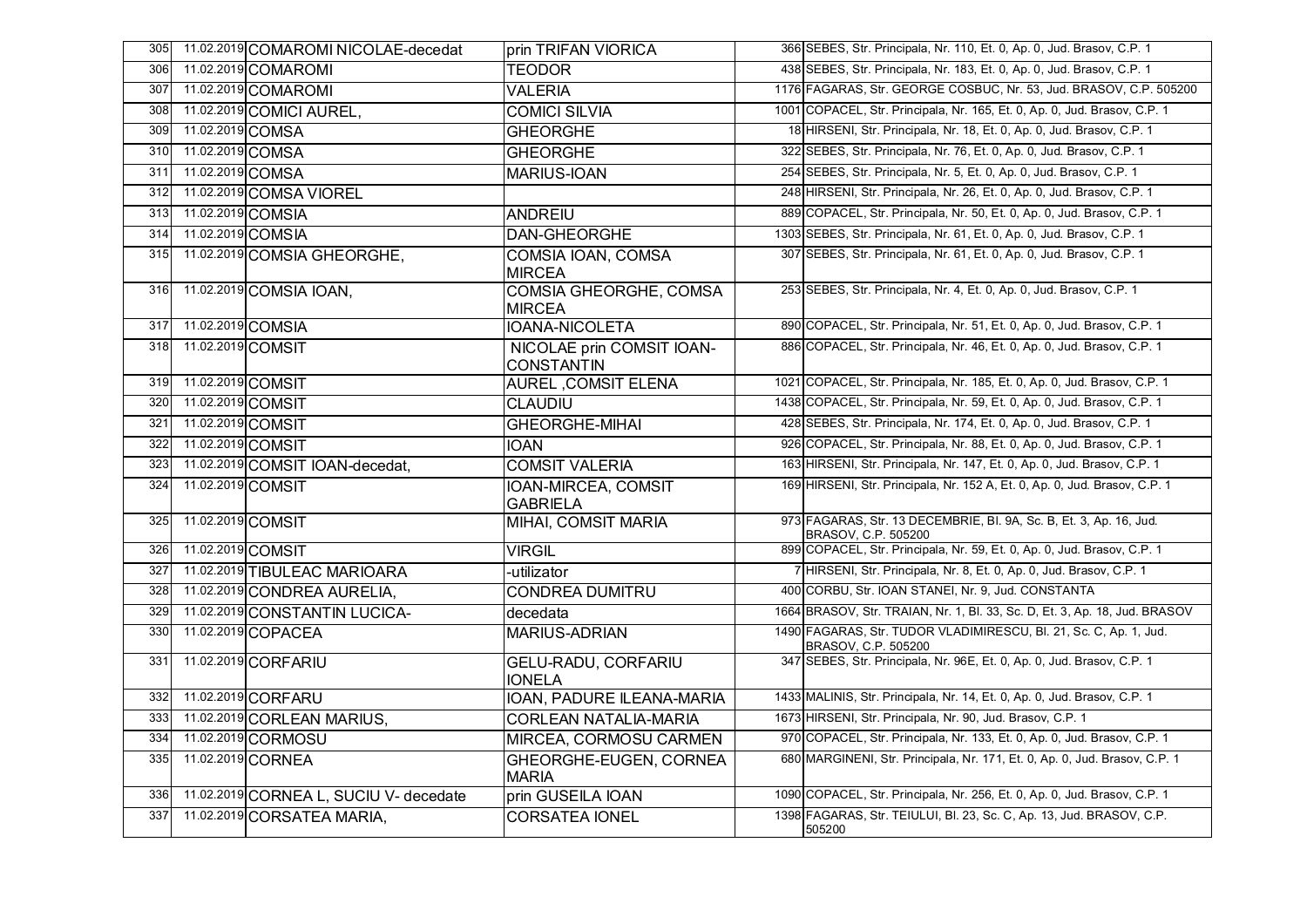| 305 | 11.02.2019 | COMAROMI NICOLAE-decedat | prin TRIFAN VIORICA | 366 | SEBES, Str. Principala, Nr. 110, Et. 0, Ap. 0, Jud. Brasov, C.P. 1 |
|---|---|---|---|---|---|
| 306 | 11.02.2019 | COMAROMI | TEODOR | 438 | SEBES, Str. Principala, Nr. 183, Et. 0, Ap. 0, Jud. Brasov, C.P. 1 |
| 307 | 11.02.2019 | COMAROMI | VALERIA | 1176 | FAGARAS, Str. GEORGE COSBUC, Nr. 53, Jud. BRASOV, C.P. 505200 |
| 308 | 11.02.2019 | COMICI AUREL, | COMICI SILVIA | 1001 | COPACEL, Str. Principala, Nr. 165, Et. 0, Ap. 0, Jud. Brasov, C.P. 1 |
| 309 | 11.02.2019 | COMSA | GHEORGHE | 18 | HIRSENI, Str. Principala, Nr. 18, Et. 0, Ap. 0, Jud. Brasov, C.P. 1 |
| 310 | 11.02.2019 | COMSA | GHEORGHE | 322 | SEBES, Str. Principala, Nr. 76, Et. 0, Ap. 0, Jud. Brasov, C.P. 1 |
| 311 | 11.02.2019 | COMSA | MARIUS-IOAN | 254 | SEBES, Str. Principala, Nr. 5, Et. 0, Ap. 0, Jud. Brasov, C.P. 1 |
| 312 | 11.02.2019 | COMSA VIOREL | | 248 | HIRSENI, Str. Principala, Nr. 26, Et. 0, Ap. 0, Jud. Brasov, C.P. 1 |
| 313 | 11.02.2019 | COMSIA | ANDREIU | 889 | COPACEL, Str. Principala, Nr. 50, Et. 0, Ap. 0, Jud. Brasov, C.P. 1 |
| 314 | 11.02.2019 | COMSIA | DAN-GHEORGHE | 1303 | SEBES, Str. Principala, Nr. 61, Et. 0, Ap. 0, Jud. Brasov, C.P. 1 |
| 315 | 11.02.2019 | COMSIA GHEORGHE, | COMSIA IOAN, COMSA MIRCEA | 307 | SEBES, Str. Principala, Nr. 61, Et. 0, Ap. 0, Jud. Brasov, C.P. 1 |
| 316 | 11.02.2019 | COMSIA IOAN, | COMSIA GHEORGHE, COMSA MIRCEA | 253 | SEBES, Str. Principala, Nr. 4, Et. 0, Ap. 0, Jud. Brasov, C.P. 1 |
| 317 | 11.02.2019 | COMSIA | IOANA-NICOLETA | 890 | COPACEL, Str. Principala, Nr. 51, Et. 0, Ap. 0, Jud. Brasov, C.P. 1 |
| 318 | 11.02.2019 | COMSIT | NICOLAE prin COMSIT IOAN-CONSTANTIN | 886 | COPACEL, Str. Principala, Nr. 46, Et. 0, Ap. 0, Jud. Brasov, C.P. 1 |
| 319 | 11.02.2019 | COMSIT | AUREL ,COMSIT ELENA | 1021 | COPACEL, Str. Principala, Nr. 185, Et. 0, Ap. 0, Jud. Brasov, C.P. 1 |
| 320 | 11.02.2019 | COMSIT | CLAUDIU | 1438 | COPACEL, Str. Principala, Nr. 59, Et. 0, Ap. 0, Jud. Brasov, C.P. 1 |
| 321 | 11.02.2019 | COMSIT | GHEORGHE-MIHAI | 428 | SEBES, Str. Principala, Nr. 174, Et. 0, Ap. 0, Jud. Brasov, C.P. 1 |
| 322 | 11.02.2019 | COMSIT | IOAN | 926 | COPACEL, Str. Principala, Nr. 88, Et. 0, Ap. 0, Jud. Brasov, C.P. 1 |
| 323 | 11.02.2019 | COMSIT IOAN-decedat, | COMSIT VALERIA | 163 | HIRSENI, Str. Principala, Nr. 147, Et. 0, Ap. 0, Jud. Brasov, C.P. 1 |
| 324 | 11.02.2019 | COMSIT | IOAN-MIRCEA, COMSIT GABRIELA | 169 | HIRSENI, Str. Principala, Nr. 152 A, Et. 0, Ap. 0, Jud. Brasov, C.P. 1 |
| 325 | 11.02.2019 | COMSIT | MIHAI, COMSIT MARIA | 973 | FAGARAS, Str. 13 DECEMBRIE, Bl. 9A, Sc. B, Et. 3, Ap. 16, Jud. BRASOV, C.P. 505200 |
| 326 | 11.02.2019 | COMSIT | VIRGIL | 899 | COPACEL, Str. Principala, Nr. 59, Et. 0, Ap. 0, Jud. Brasov, C.P. 1 |
| 327 | 11.02.2019 | TIBULEAC MARIOARA | -utilizator | 7 | HIRSENI, Str. Principala, Nr. 8, Et. 0, Ap. 0, Jud. Brasov, C.P. 1 |
| 328 | 11.02.2019 | CONDREA AURELIA, | CONDREA DUMITRU | 400 | CORBU, Str. IOAN STANEI, Nr. 9, Jud. CONSTANTA |
| 329 | 11.02.2019 | CONSTANTIN LUCICA- | decedata | 1664 | BRASOV, Str. TRAIAN, Nr. 1, Bl. 33, Sc. D, Et. 3, Ap. 18, Jud. BRASOV |
| 330 | 11.02.2019 | COPACEA | MARIUS-ADRIAN | 1490 | FAGARAS, Str. TUDOR VLADIMIRESCU, Bl. 21, Sc. C, Ap. 1, Jud. BRASOV, C.P. 505200 |
| 331 | 11.02.2019 | CORFARIU | GELU-RADU, CORFARIU IONELA | 347 | SEBES, Str. Principala, Nr. 96E, Et. 0, Ap. 0, Jud. Brasov, C.P. 1 |
| 332 | 11.02.2019 | CORFARU | IOAN, PADURE ILEANA-MARIA | 1433 | MALINIS, Str. Principala, Nr. 14, Et. 0, Ap. 0, Jud. Brasov, C.P. 1 |
| 333 | 11.02.2019 | CORLEAN MARIUS, | CORLEAN NATALIA-MARIA | 1673 | HIRSENI, Str. Principala, Nr. 90, Jud. Brasov, C.P. 1 |
| 334 | 11.02.2019 | CORMOSU | MIRCEA, CORMOSU CARMEN | 970 | COPACEL, Str. Principala, Nr. 133, Et. 0, Ap. 0, Jud. Brasov, C.P. 1 |
| 335 | 11.02.2019 | CORNEA | GHEORGHE-EUGEN, CORNEA MARIA | 680 | MARGINENI, Str. Principala, Nr. 171, Et. 0, Ap. 0, Jud. Brasov, C.P. 1 |
| 336 | 11.02.2019 | CORNEA L, SUCIU V- decedate | prin GUSEILA IOAN | 1090 | COPACEL, Str. Principala, Nr. 256, Et. 0, Ap. 0, Jud. Brasov, C.P. 1 |
| 337 | 11.02.2019 | CORSATEA MARIA, | CORSATEA IONEL | 1398 | FAGARAS, Str. TEIULUI, Bl. 23, Sc. C, Ap. 13, Jud. BRASOV, C.P. 505200 |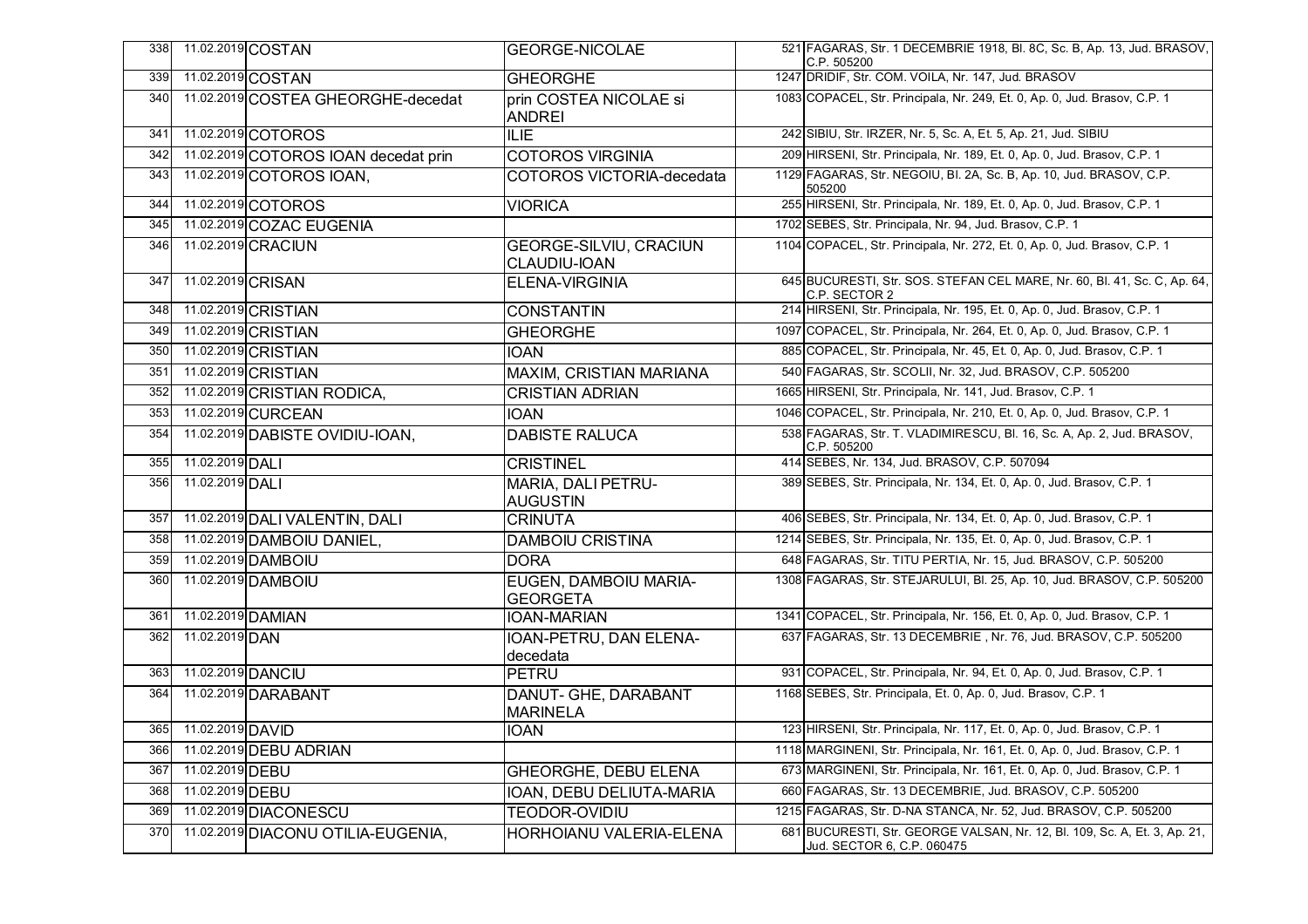| | | | | | |
|---|---|---|---|---|---|
| 338 | 11.02.2019 | COSTAN | GEORGE-NICOLAE | 521 | FAGARAS, Str. 1 DECEMBRIE 1918, Bl. 8C, Sc. B, Ap. 13, Jud. BRASOV, C.P. 505200 |
| 339 | 11.02.2019 | COSTAN | GHEORGHE | 1247 | DRIDIF, Str. COM. VOILA, Nr. 147, Jud. BRASOV |
| 340 | 11.02.2019 | COSTEA GHEORGHE-decedat | prin COSTEA NICOLAE si ANDREI | 1083 | COPACEL, Str. Principala, Nr. 249, Et. 0, Ap. 0, Jud. Brasov, C.P. 1 |
| 341 | 11.02.2019 | COTOROS | ILIE | 242 | SIBIU, Str. IRZER, Nr. 5, Sc. A, Et. 5, Ap. 21, Jud. SIBIU |
| 342 | 11.02.2019 | COTOROS IOAN decedat prin | COTOROS VIRGINIA | 209 | HIRSENI, Str. Principala, Nr. 189, Et. 0, Ap. 0, Jud. Brasov, C.P. 1 |
| 343 | 11.02.2019 | COTOROS IOAN, | COTOROS VICTORIA-decedata | 1129 | FAGARAS, Str. NEGOIU, Bl. 2A, Sc. B, Ap. 10, Jud. BRASOV, C.P. 505200 |
| 344 | 11.02.2019 | COTOROS | VIORICA | 255 | HIRSENI, Str. Principala, Nr. 189, Et. 0, Ap. 0, Jud. Brasov, C.P. 1 |
| 345 | 11.02.2019 | COZAC EUGENIA | | 1702 | SEBES, Str. Principala, Nr. 94, Jud. Brasov, C.P. 1 |
| 346 | 11.02.2019 | CRACIUN | GEORGE-SILVIU, CRACIUN CLAUDIU-IOAN | 1104 | COPACEL, Str. Principala, Nr. 272, Et. 0, Ap. 0, Jud. Brasov, C.P. 1 |
| 347 | 11.02.2019 | CRISAN | ELENA-VIRGINIA | 645 | BUCURESTI, Str. SOS. STEFAN CEL MARE, Nr. 60, Bl. 41, Sc. C, Ap. 64, C.P. SECTOR 2 |
| 348 | 11.02.2019 | CRISTIAN | CONSTANTIN | 214 | HIRSENI, Str. Principala, Nr. 195, Et. 0, Ap. 0, Jud. Brasov, C.P. 1 |
| 349 | 11.02.2019 | CRISTIAN | GHEORGHE | 1097 | COPACEL, Str. Principala, Nr. 264, Et. 0, Ap. 0, Jud. Brasov, C.P. 1 |
| 350 | 11.02.2019 | CRISTIAN | IOAN | 885 | COPACEL, Str. Principala, Nr. 45, Et. 0, Ap. 0, Jud. Brasov, C.P. 1 |
| 351 | 11.02.2019 | CRISTIAN | MAXIM, CRISTIAN MARIANA | 540 | FAGARAS, Str. SCOLII, Nr. 32, Jud. BRASOV, C.P. 505200 |
| 352 | 11.02.2019 | CRISTIAN RODICA, | CRISTIAN ADRIAN | 1665 | HIRSENI, Str. Principala, Nr. 141, Jud. Brasov, C.P. 1 |
| 353 | 11.02.2019 | CURCEAN | IOAN | 1046 | COPACEL, Str. Principala, Nr. 210, Et. 0, Ap. 0, Jud. Brasov, C.P. 1 |
| 354 | 11.02.2019 | DABISTE OVIDIU-IOAN, | DABISTE RALUCA | 538 | FAGARAS, Str. T. VLADIMIRESCU, Bl. 16, Sc. A, Ap. 2, Jud. BRASOV, C.P. 505200 |
| 355 | 11.02.2019 | DALI | CRISTINEL | 414 | SEBES, Nr. 134, Jud. BRASOV, C.P. 507094 |
| 356 | 11.02.2019 | DALI | MARIA, DALI PETRU-AUGUSTIN | 389 | SEBES, Str. Principala, Nr. 134, Et. 0, Ap. 0, Jud. Brasov, C.P. 1 |
| 357 | 11.02.2019 | DALI VALENTIN, DALI | CRINUTA | 406 | SEBES, Str. Principala, Nr. 134, Et. 0, Ap. 0, Jud. Brasov, C.P. 1 |
| 358 | 11.02.2019 | DAMBOIU DANIEL, | DAMBOIU CRISTINA | 1214 | SEBES, Str. Principala, Nr. 135, Et. 0, Ap. 0, Jud. Brasov, C.P. 1 |
| 359 | 11.02.2019 | DAMBOIU | DORA | 648 | FAGARAS, Str. TITU PERTIA, Nr. 15, Jud. BRASOV, C.P. 505200 |
| 360 | 11.02.2019 | DAMBOIU | EUGEN, DAMBOIU MARIA-GEORGETA | 1308 | FAGARAS, Str. STEJARULUI, Bl. 25, Ap. 10, Jud. BRASOV, C.P. 505200 |
| 361 | 11.02.2019 | DAMIAN | IOAN-MARIAN | 1341 | COPACEL, Str. Principala, Nr. 156, Et. 0, Ap. 0, Jud. Brasov, C.P. 1 |
| 362 | 11.02.2019 | DAN | IOAN-PETRU, DAN ELENA-decedata | 637 | FAGARAS, Str. 13 DECEMBRIE , Nr. 76, Jud. BRASOV, C.P. 505200 |
| 363 | 11.02.2019 | DANCIU | PETRU | 931 | COPACEL, Str. Principala, Nr. 94, Et. 0, Ap. 0, Jud. Brasov, C.P. 1 |
| 364 | 11.02.2019 | DARABANT | DANUT- GHE, DARABANT MARINELA | 1168 | SEBES, Str. Principala, Et. 0, Ap. 0, Jud. Brasov, C.P. 1 |
| 365 | 11.02.2019 | DAVID | IOAN | 123 | HIRSENI, Str. Principala, Nr. 117, Et. 0, Ap. 0, Jud. Brasov, C.P. 1 |
| 366 | 11.02.2019 | DEBU ADRIAN | | 1118 | MARGINENI, Str. Principala, Nr. 161, Et. 0, Ap. 0, Jud. Brasov, C.P. 1 |
| 367 | 11.02.2019 | DEBU | GHEORGHE, DEBU ELENA | 673 | MARGINENI, Str. Principala, Nr. 161, Et. 0, Ap. 0, Jud. Brasov, C.P. 1 |
| 368 | 11.02.2019 | DEBU | IOAN, DEBU DELIUTA-MARIA | 660 | FAGARAS, Str. 13 DECEMBRIE, Jud. BRASOV, C.P. 505200 |
| 369 | 11.02.2019 | DIACONESCU | TEODOR-OVIDIU | 1215 | FAGARAS, Str. D-NA STANCA, Nr. 52, Jud. BRASOV, C.P. 505200 |
| 370 | 11.02.2019 | DIACONU OTILIA-EUGENIA, | HORHOIANU VALERIA-ELENA | 681 | BUCURESTI, Str. GEORGE VALSAN, Nr. 12, Bl. 109, Sc. A, Et. 3, Ap. 21, Jud. SECTOR 6, C.P. 060475 |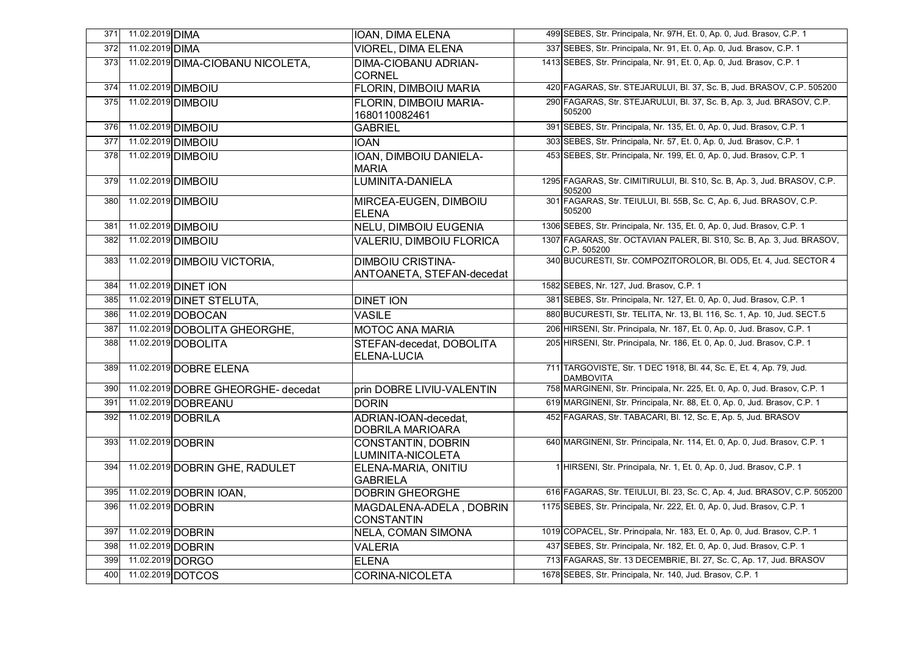| 371 | 11.02.2019 | DIMA | IOAN, DIMA ELENA | 499 | SEBES, Str. Principala, Nr. 97H, Et. 0, Ap. 0, Jud. Brasov, C.P. 1 |
|---|---|---|---|---|---|
| 372 | 11.02.2019 | DIMA | VIOREL, DIMA ELENA | 337 | SEBES, Str. Principala, Nr. 91, Et. 0, Ap. 0, Jud. Brasov, C.P. 1 |
| 373 | 11.02.2019 | DIMA-CIOBANU NICOLETA, | DIMA-CIOBANU ADRIAN-CORNEL | 1413 | SEBES, Str. Principala, Nr. 91, Et. 0, Ap. 0, Jud. Brasov, C.P. 1 |
| 374 | 11.02.2019 | DIMBOIU | FLORIN, DIMBOIU MARIA | 420 | FAGARAS, Str. STEJARULUI, Bl. 37, Sc. B, Jud. BRASOV, C.P. 505200 |
| 375 | 11.02.2019 | DIMBOIU | FLORIN, DIMBOIU MARIA-1680110082461 | 290 | FAGARAS, Str. STEJARULUI, Bl. 37, Sc. B, Ap. 3, Jud. BRASOV, C.P. 505200 |
| 376 | 11.02.2019 | DIMBOIU | GABRIEL | 391 | SEBES, Str. Principala, Nr. 135, Et. 0, Ap. 0, Jud. Brasov, C.P. 1 |
| 377 | 11.02.2019 | DIMBOIU | IOAN | 303 | SEBES, Str. Principala, Nr. 57, Et. 0, Ap. 0, Jud. Brasov, C.P. 1 |
| 378 | 11.02.2019 | DIMBOIU | IOAN, DIMBOIU DANIELA-MARIA | 453 | SEBES, Str. Principala, Nr. 199, Et. 0, Ap. 0, Jud. Brasov, C.P. 1 |
| 379 | 11.02.2019 | DIMBOIU | LUMINITA-DANIELA | 1295 | FAGARAS, Str. CIMITIRULUI, Bl. S10, Sc. B, Ap. 3, Jud. BRASOV, C.P. 505200 |
| 380 | 11.02.2019 | DIMBOIU | MIRCEA-EUGEN, DIMBOIU ELENA | 301 | FAGARAS, Str. TEIULUI, Bl. 55B, Sc. C, Ap. 6, Jud. BRASOV, C.P. 505200 |
| 381 | 11.02.2019 | DIMBOIU | NELU, DIMBOIU EUGENIA | 1306 | SEBES, Str. Principala, Nr. 135, Et. 0, Ap. 0, Jud. Brasov, C.P. 1 |
| 382 | 11.02.2019 | DIMBOIU | VALERIU, DIMBOIU FLORICA | 1307 | FAGARAS, Str. OCTAVIAN PALER, Bl. S10, Sc. B, Ap. 3, Jud. BRASOV, C.P. 505200 |
| 383 | 11.02.2019 | DIMBOIU VICTORIA, | DIMBOIU CRISTINA-ANTOANETA, STEFAN-decedat | 340 | BUCURESTI, Str. COMPOZITOROLOR, Bl. OD5, Et. 4, Jud. SECTOR 4 |
| 384 | 11.02.2019 | DINET ION | | 1582 | SEBES, Nr. 127, Jud. Brasov, C.P. 1 |
| 385 | 11.02.2019 | DINET STELUTA, | DINET ION | 381 | SEBES, Str. Principala, Nr. 127, Et. 0, Ap. 0, Jud. Brasov, C.P. 1 |
| 386 | 11.02.2019 | DOBOCAN | VASILE | 880 | BUCURESTI, Str. TELITA, Nr. 13, Bl. 116, Sc. 1, Ap. 10, Jud. SECT.5 |
| 387 | 11.02.2019 | DOBOLITA GHEORGHE, | MOTOC ANA MARIA | 206 | HIRSENI, Str. Principala, Nr. 187, Et. 0, Ap. 0, Jud. Brasov, C.P. 1 |
| 388 | 11.02.2019 | DOBOLITA | STEFAN-decedat, DOBOLITA ELENA-LUCIA | 205 | HIRSENI, Str. Principala, Nr. 186, Et. 0, Ap. 0, Jud. Brasov, C.P. 1 |
| 389 | 11.02.2019 | DOBRE ELENA | | 711 | TARGOVISTE, Str. 1 DEC 1918, Bl. 44, Sc. E, Et. 4, Ap. 79, Jud. DAMBOVITA |
| 390 | 11.02.2019 | DOBRE GHEORGHE- decedat | prin DOBRE LIVIU-VALENTIN | 758 | MARGINENI, Str. Principala, Nr. 225, Et. 0, Ap. 0, Jud. Brasov, C.P. 1 |
| 391 | 11.02.2019 | DOBREANU | DORIN | 619 | MARGINENI, Str. Principala, Nr. 88, Et. 0, Ap. 0, Jud. Brasov, C.P. 1 |
| 392 | 11.02.2019 | DOBRILA | ADRIAN-IOAN-decedat, DOBRILA MARIOARA | 452 | FAGARAS, Str. TABACARI, Bl. 12, Sc. E, Ap. 5, Jud. BRASOV |
| 393 | 11.02.2019 | DOBRIN | CONSTANTIN, DOBRIN LUMINITA-NICOLETA | 640 | MARGINENI, Str. Principala, Nr. 114, Et. 0, Ap. 0, Jud. Brasov, C.P. 1 |
| 394 | 11.02.2019 | DOBRIN GHE, RADULET | ELENA-MARIA, ONITIU GABRIELA | 1 | HIRSENI, Str. Principala, Nr. 1, Et. 0, Ap. 0, Jud. Brasov, C.P. 1 |
| 395 | 11.02.2019 | DOBRIN IOAN, | DOBRIN GHEORGHE | 616 | FAGARAS, Str. TEIULUI, Bl. 23, Sc. C, Ap. 4, Jud. BRASOV, C.P. 505200 |
| 396 | 11.02.2019 | DOBRIN | MAGDALENA-ADELA , DOBRIN CONSTANTIN | 1175 | SEBES, Str. Principala, Nr. 222, Et. 0, Ap. 0, Jud. Brasov, C.P. 1 |
| 397 | 11.02.2019 | DOBRIN | NELA, COMAN SIMONA | 1019 | COPACEL, Str. Principala, Nr. 183, Et. 0, Ap. 0, Jud. Brasov, C.P. 1 |
| 398 | 11.02.2019 | DOBRIN | VALERIA | 437 | SEBES, Str. Principala, Nr. 182, Et. 0, Ap. 0, Jud. Brasov, C.P. 1 |
| 399 | 11.02.2019 | DORGO | ELENA | 713 | FAGARAS, Str. 13 DECEMBRIE, Bl. 27, Sc. C, Ap. 17, Jud. BRASOV |
| 400 | 11.02.2019 | DOTCOS | CORINA-NICOLETA | 1678 | SEBES, Str. Principala, Nr. 140, Jud. Brasov, C.P. 1 |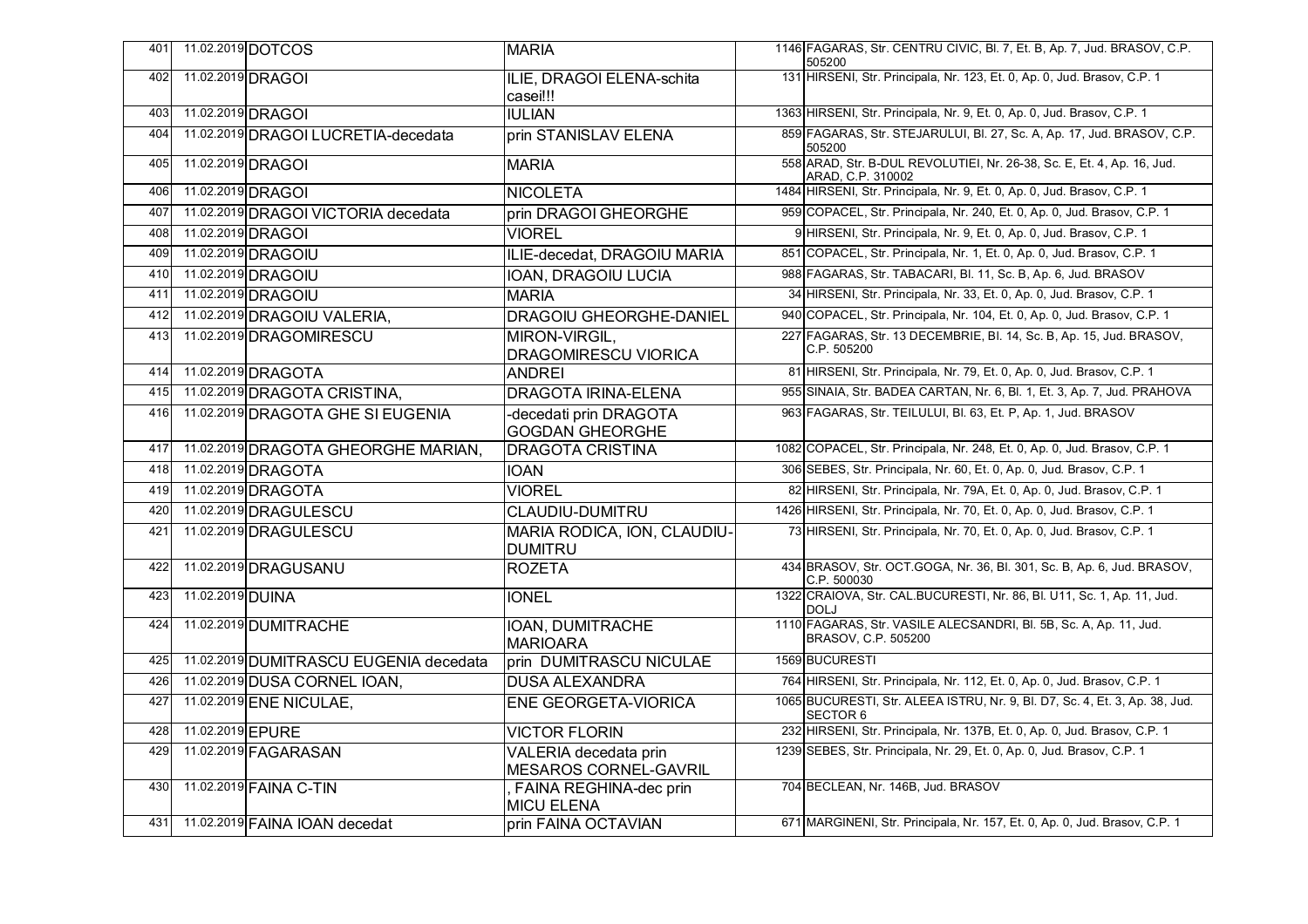| | | | | | |
|---|---|---|---|---|---|
| 401 | 11.02.2019 | DOTCOS | MARIA | 1146 | FAGARAS, Str. CENTRU CIVIC, Bl. 7, Et. B, Ap. 7, Jud. BRASOV, C.P. 505200 |
| 402 | 11.02.2019 | DRAGOI | ILIE, DRAGOI ELENA-schita casei!!! | 131 | HIRSENI, Str. Principala, Nr. 123, Et. 0, Ap. 0, Jud. Brasov, C.P. 1 |
| 403 | 11.02.2019 | DRAGOI | IULIAN | 1363 | HIRSENI, Str. Principala, Nr. 9, Et. 0, Ap. 0, Jud. Brasov, C.P. 1 |
| 404 | 11.02.2019 | DRAGOI LUCRETIA-decedata | prin STANISLAV ELENA | 859 | FAGARAS, Str. STEJARULUI, Bl. 27, Sc. A, Ap. 17, Jud. BRASOV, C.P. 505200 |
| 405 | 11.02.2019 | DRAGOI | MARIA | 558 | ARAD, Str. B-DUL REVOLUTIEI, Nr. 26-38, Sc. E, Et. 4, Ap. 16, Jud. ARAD, C.P. 310002 |
| 406 | 11.02.2019 | DRAGOI | NICOLETA | 1484 | HIRSENI, Str. Principala, Nr. 9, Et. 0, Ap. 0, Jud. Brasov, C.P. 1 |
| 407 | 11.02.2019 | DRAGOI VICTORIA decedata | prin DRAGOI GHEORGHE | 959 | COPACEL, Str. Principala, Nr. 240, Et. 0, Ap. 0, Jud. Brasov, C.P. 1 |
| 408 | 11.02.2019 | DRAGOI | VIOREL | 9 | HIRSENI, Str. Principala, Nr. 9, Et. 0, Ap. 0, Jud. Brasov, C.P. 1 |
| 409 | 11.02.2019 | DRAGOIU | ILIE-decedat, DRAGOIU MARIA | 851 | COPACEL, Str. Principala, Nr. 1, Et. 0, Ap. 0, Jud. Brasov, C.P. 1 |
| 410 | 11.02.2019 | DRAGOIU | IOAN, DRAGOIU LUCIA | 988 | FAGARAS, Str. TABACARI, Bl. 11, Sc. B, Ap. 6, Jud. BRASOV |
| 411 | 11.02.2019 | DRAGOIU | MARIA | 34 | HIRSENI, Str. Principala, Nr. 33, Et. 0, Ap. 0, Jud. Brasov, C.P. 1 |
| 412 | 11.02.2019 | DRAGOIU VALERIA, | DRAGOIU GHEORGHE-DANIEL | 940 | COPACEL, Str. Principala, Nr. 104, Et. 0, Ap. 0, Jud. Brasov, C.P. 1 |
| 413 | 11.02.2019 | DRAGOMIRESCU | MIRON-VIRGIL, DRAGOMIRESCU VIORICA | 227 | FAGARAS, Str. 13 DECEMBRIE, Bl. 14, Sc. B, Ap. 15, Jud. BRASOV, C.P. 505200 |
| 414 | 11.02.2019 | DRAGOTA | ANDREI | 81 | HIRSENI, Str. Principala, Nr. 79, Et. 0, Ap. 0, Jud. Brasov, C.P. 1 |
| 415 | 11.02.2019 | DRAGOTA CRISTINA, | DRAGOTA IRINA-ELENA | 955 | SINAIA, Str. BADEA CARTAN, Nr. 6, Bl. 1, Et. 3, Ap. 7, Jud. PRAHOVA |
| 416 | 11.02.2019 | DRAGOTA GHE SI EUGENIA | -decedati prin DRAGOTA GOGDAN GHEORGHE | 963 | FAGARAS, Str. TEILULUI, Bl. 63, Et. P, Ap. 1, Jud. BRASOV |
| 417 | 11.02.2019 | DRAGOTA GHEORGHE MARIAN, | DRAGOTA CRISTINA | 1082 | COPACEL, Str. Principala, Nr. 248, Et. 0, Ap. 0, Jud. Brasov, C.P. 1 |
| 418 | 11.02.2019 | DRAGOTA | IOAN | 306 | SEBES, Str. Principala, Nr. 60, Et. 0, Ap. 0, Jud. Brasov, C.P. 1 |
| 419 | 11.02.2019 | DRAGOTA | VIOREL | 82 | HIRSENI, Str. Principala, Nr. 79A, Et. 0, Ap. 0, Jud. Brasov, C.P. 1 |
| 420 | 11.02.2019 | DRAGULESCU | CLAUDIU-DUMITRU | 1426 | HIRSENI, Str. Principala, Nr. 70, Et. 0, Ap. 0, Jud. Brasov, C.P. 1 |
| 421 | 11.02.2019 | DRAGULESCU | MARIA RODICA, ION, CLAUDIU-DUMITRU | 73 | HIRSENI, Str. Principala, Nr. 70, Et. 0, Ap. 0, Jud. Brasov, C.P. 1 |
| 422 | 11.02.2019 | DRAGUSANU | ROZETA | 434 | BRASOV, Str. OCT.GOGA, Nr. 36, Bl. 301, Sc. B, Ap. 6, Jud. BRASOV, C.P. 500030 |
| 423 | 11.02.2019 | DUINA | IONEL | 1322 | CRAIOVA, Str. CAL.BUCURESTI, Nr. 86, Bl. U11, Sc. 1, Ap. 11, Jud. DOLJ |
| 424 | 11.02.2019 | DUMITRACHE | IOAN, DUMITRACHE MARIOARA | 1110 | FAGARAS, Str. VASILE ALECSANDRI, Bl. 5B, Sc. A, Ap. 11, Jud. BRASOV, C.P. 505200 |
| 425 | 11.02.2019 | DUMITRASCU EUGENIA decedata | prin DUMITRASCU NICULAE | 1569 | BUCURESTI |
| 426 | 11.02.2019 | DUSA CORNEL IOAN, | DUSA ALEXANDRA | 764 | HIRSENI, Str. Principala, Nr. 112, Et. 0, Ap. 0, Jud. Brasov, C.P. 1 |
| 427 | 11.02.2019 | ENE NICULAE, | ENE GEORGETA-VIORICA | 1065 | BUCURESTI, Str. ALEEA ISTRU, Nr. 9, Bl. D7, Sc. 4, Et. 3, Ap. 38, Jud. SECTOR 6 |
| 428 | 11.02.2019 | EPURE | VICTOR FLORIN | 232 | HIRSENI, Str. Principala, Nr. 137B, Et. 0, Ap. 0, Jud. Brasov, C.P. 1 |
| 429 | 11.02.2019 | FAGARASAN | VALERIA decedata prin MESAROS CORNEL-GAVRIL | 1239 | SEBES, Str. Principala, Nr. 29, Et. 0, Ap. 0, Jud. Brasov, C.P. 1 |
| 430 | 11.02.2019 | FAINA C-TIN | , FAINA REGHINA-dec prin MICU ELENA | 704 | BECLEAN, Nr. 146B, Jud. BRASOV |
| 431 | 11.02.2019 | FAINA IOAN decedat | prin FAINA OCTAVIAN | 671 | MARGINENI, Str. Principala, Nr. 157, Et. 0, Ap. 0, Jud. Brasov, C.P. 1 |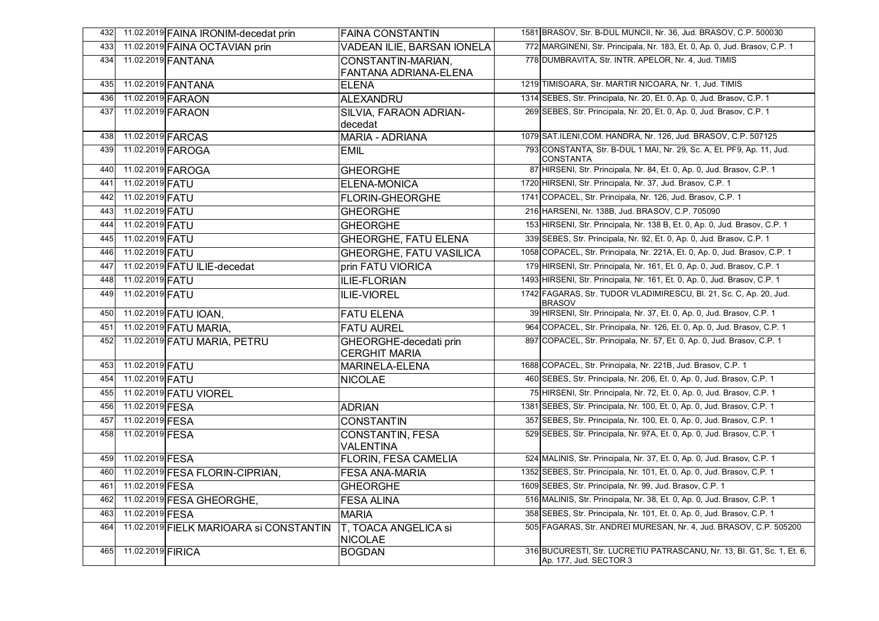| 432 | 11.02.2019 | FAINA IRONIM-decedat prin | FAINA CONSTANTIN | 1581 | BRASOV, Str. B-DUL MUNCII, Nr. 36, Jud. BRASOV, C.P. 500030 |
|---|---|---|---|---|---|
| 433 | 11.02.2019 | FAINA OCTAVIAN prin | VADEAN ILIE, BARSAN IONELA | 772 | MARGINENI, Str. Principala, Nr. 183, Et. 0, Ap. 0, Jud. Brasov, C.P. 1 |
| 434 | 11.02.2019 | FANTANA | CONSTANTIN-MARIAN, FANTANA ADRIANA-ELENA | 778 | DUMBRAVITA, Str. INTR. APELOR, Nr. 4, Jud. TIMIS |
| 435 | 11.02.2019 | FANTANA | ELENA | 1219 | TIMISOARA, Str. MARTIR NICOARA, Nr. 1, Jud. TIMIS |
| 436 | 11.02.2019 | FARAON | ALEXANDRU | 1314 | SEBES, Str. Principala, Nr. 20, Et. 0, Ap. 0, Jud. Brasov, C.P. 1 |
| 437 | 11.02.2019 | FARAON | SILVIA, FARAON ADRIAN-decedat | 269 | SEBES, Str. Principala, Nr. 20, Et. 0, Ap. 0, Jud. Brasov, C.P. 1 |
| 438 | 11.02.2019 | FARCAS | MARIA - ADRIANA | 1079 | SAT.ILENI,COM. HANDRA, Nr. 126, Jud. BRASOV, C.P. 507125 |
| 439 | 11.02.2019 | FAROGA | EMIL | 793 | CONSTANTA, Str. B-DUL 1 MAI, Nr. 29, Sc. A, Et. PF9, Ap. 11, Jud. CONSTANTA |
| 440 | 11.02.2019 | FAROGA | GHEORGHE | 87 | HIRSENI, Str. Principala, Nr. 84, Et. 0, Ap. 0, Jud. Brasov, C.P. 1 |
| 441 | 11.02.2019 | FATU | ELENA-MONICA | 1720 | HIRSENI, Str. Principala, Nr. 37, Jud. Brasov, C.P. 1 |
| 442 | 11.02.2019 | FATU | FLORIN-GHEORGHE | 1741 | COPACEL, Str. Principala, Nr. 126, Jud. Brasov, C.P. 1 |
| 443 | 11.02.2019 | FATU | GHEORGHE | 216 | HARSENI, Nr. 138B, Jud. BRASOV, C.P. 705090 |
| 444 | 11.02.2019 | FATU | GHEORGHE | 153 | HIRSENI, Str. Principala, Nr. 138 B, Et. 0, Ap. 0, Jud. Brasov, C.P. 1 |
| 445 | 11.02.2019 | FATU | GHEORGHE, FATU ELENA | 339 | SEBES, Str. Principala, Nr. 92, Et. 0, Ap. 0, Jud. Brasov, C.P. 1 |
| 446 | 11.02.2019 | FATU | GHEORGHE, FATU VASILICA | 1058 | COPACEL, Str. Principala, Nr. 221A, Et. 0, Ap. 0, Jud. Brasov, C.P. 1 |
| 447 | 11.02.2019 | FATU ILIE-decedat | prin FATU VIORICA | 179 | HIRSENI, Str. Principala, Nr. 161, Et. 0, Ap. 0, Jud. Brasov, C.P. 1 |
| 448 | 11.02.2019 | FATU | ILIE-FLORIAN | 1493 | HIRSENI, Str. Principala, Nr. 161, Et. 0, Ap. 0, Jud. Brasov, C.P. 1 |
| 449 | 11.02.2019 | FATU | ILIE-VIOREL | 1742 | FAGARAS, Str. TUDOR VLADIMIRESCU, Bl. 21, Sc. C, Ap. 20, Jud. BRASOV |
| 450 | 11.02.2019 | FATU IOAN, | FATU ELENA | 39 | HIRSENI, Str. Principala, Nr. 37, Et. 0, Ap. 0, Jud. Brasov, C.P. 1 |
| 451 | 11.02.2019 | FATU MARIA, | FATU AUREL | 964 | COPACEL, Str. Principala, Nr. 126, Et. 0, Ap. 0, Jud. Brasov, C.P. 1 |
| 452 | 11.02.2019 | FATU MARIA, PETRU | GHEORGHE-decedati prin CERGHIT MARIA | 897 | COPACEL, Str. Principala, Nr. 57, Et. 0, Ap. 0, Jud. Brasov, C.P. 1 |
| 453 | 11.02.2019 | FATU | MARINELA-ELENA | 1688 | COPACEL, Str. Principala, Nr. 221B, Jud. Brasov, C.P. 1 |
| 454 | 11.02.2019 | FATU | NICOLAE | 460 | SEBES, Str. Principala, Nr. 206, Et. 0, Ap. 0, Jud. Brasov, C.P. 1 |
| 455 | 11.02.2019 | FATU VIOREL | | 75 | HIRSENI, Str. Principala, Nr. 72, Et. 0, Ap. 0, Jud. Brasov, C.P. 1 |
| 456 | 11.02.2019 | FESA | ADRIAN | 1381 | SEBES, Str. Principala, Nr. 100, Et. 0, Ap. 0, Jud. Brasov, C.P. 1 |
| 457 | 11.02.2019 | FESA | CONSTANTIN | 357 | SEBES, Str. Principala, Nr. 100, Et. 0, Ap. 0, Jud. Brasov, C.P. 1 |
| 458 | 11.02.2019 | FESA | CONSTANTIN, FESA VALENTINA | 529 | SEBES, Str. Principala, Nr. 97A, Et. 0, Ap. 0, Jud. Brasov, C.P. 1 |
| 459 | 11.02.2019 | FESA | FLORIN, FESA CAMELIA | 524 | MALINIS, Str. Principala, Nr. 37, Et. 0, Ap. 0, Jud. Brasov, C.P. 1 |
| 460 | 11.02.2019 | FESA FLORIN-CIPRIAN, | FESA ANA-MARIA | 1352 | SEBES, Str. Principala, Nr. 101, Et. 0, Ap. 0, Jud. Brasov, C.P. 1 |
| 461 | 11.02.2019 | FESA | GHEORGHE | 1609 | SEBES, Str. Principala, Nr. 99, Jud. Brasov, C.P. 1 |
| 462 | 11.02.2019 | FESA GHEORGHE, | FESA ALINA | 516 | MALINIS, Str. Principala, Nr. 38, Et. 0, Ap. 0, Jud. Brasov, C.P. 1 |
| 463 | 11.02.2019 | FESA | MARIA | 358 | SEBES, Str. Principala, Nr. 101, Et. 0, Ap. 0, Jud. Brasov, C.P. 1 |
| 464 | 11.02.2019 | FIELK MARIOARA si CONSTANTIN | T, TOACA ANGELICA si NICOLAE | 505 | FAGARAS, Str. ANDREI MURESAN, Nr. 4, Jud. BRASOV, C.P. 505200 |
| 465 | 11.02.2019 | FIRICA | BOGDAN | 316 | BUCURESTI, Str. LUCRETIU PATRASCANU, Nr. 13, Bl. G1, Sc. 1, Et. 6, Ap. 177, Jud. SECTOR 3 |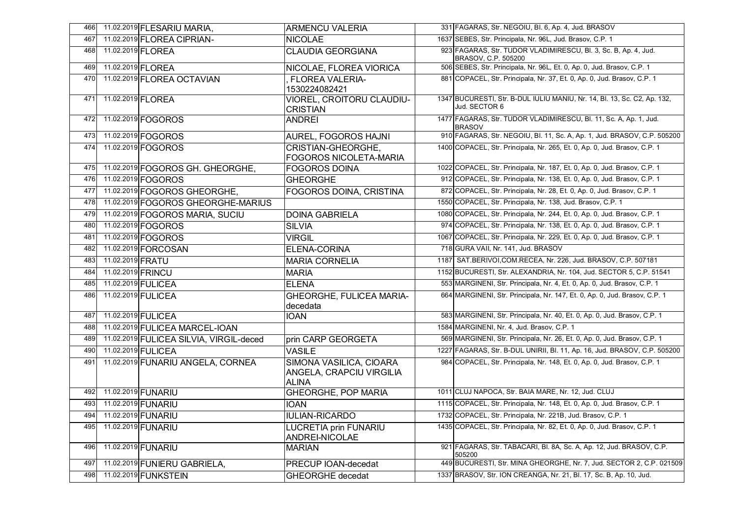| | | | | | |
|---|---|---|---|---|---|
| 466 | 11.02.2019 | FLESARIU MARIA, | ARMENCU VALERIA | 331 | FAGARAS, Str. NEGOIU, Bl. 6, Ap. 4, Jud. BRASOV |
| 467 | 11.02.2019 | FLOREA CIPRIAN- | NICOLAE | 1637 | SEBES, Str. Principala, Nr. 96L, Jud. Brasov, C.P. 1 |
| 468 | 11.02.2019 | FLOREA | CLAUDIA GEORGIANA | 923 | FAGARAS, Str. TUDOR VLADIMIRESCU, Bl. 3, Sc. B, Ap. 4, Jud. BRASOV, C.P. 505200 |
| 469 | 11.02.2019 | FLOREA | NICOLAE, FLOREA VIORICA | 506 | SEBES, Str. Principala, Nr. 96L, Et. 0, Ap. 0, Jud. Brasov, C.P. 1 |
| 470 | 11.02.2019 | FLOREA OCTAVIAN | , FLOREA VALERIA-1530224082421 | 881 | COPACEL, Str. Principala, Nr. 37, Et. 0, Ap. 0, Jud. Brasov, C.P. 1 |
| 471 | 11.02.2019 | FLOREA | VIOREL, CROITORU CLAUDIU-CRISTIAN | 1347 | BUCURESTI, Str. B-DUL IULIU MANIU, Nr. 14, Bl. 13, Sc. C2, Ap. 132, Jud. SECTOR 6 |
| 472 | 11.02.2019 | FOGOROS | ANDREI | 1477 | FAGARAS, Str. TUDOR VLADIMIRESCU, Bl. 11, Sc. A, Ap. 1, Jud. BRASOV |
| 473 | 11.02.2019 | FOGOROS | AUREL, FOGOROS HAJNI | 910 | FAGARAS, Str. NEGOIU, Bl. 11, Sc. A, Ap. 1, Jud. BRASOV, C.P. 505200 |
| 474 | 11.02.2019 | FOGOROS | CRISTIAN-GHEORGHE, FOGOROS NICOLETA-MARIA | 1400 | COPACEL, Str. Principala, Nr. 265, Et. 0, Ap. 0, Jud. Brasov, C.P. 1 |
| 475 | 11.02.2019 | FOGOROS GH. GHEORGHE, | FOGOROS DOINA | 1022 | COPACEL, Str. Principala, Nr. 187, Et. 0, Ap. 0, Jud. Brasov, C.P. 1 |
| 476 | 11.02.2019 | FOGOROS | GHEORGHE | 912 | COPACEL, Str. Principala, Nr. 138, Et. 0, Ap. 0, Jud. Brasov, C.P. 1 |
| 477 | 11.02.2019 | FOGOROS GHEORGHE, | FOGOROS DOINA, CRISTINA | 872 | COPACEL, Str. Principala, Nr. 28, Et. 0, Ap. 0, Jud. Brasov, C.P. 1 |
| 478 | 11.02.2019 | FOGOROS GHEORGHE-MARIUS | | 1550 | COPACEL, Str. Principala, Nr. 138, Jud. Brasov, C.P. 1 |
| 479 | 11.02.2019 | FOGOROS MARIA, SUCIU | DOINA GABRIELA | 1080 | COPACEL, Str. Principala, Nr. 244, Et. 0, Ap. 0, Jud. Brasov, C.P. 1 |
| 480 | 11.02.2019 | FOGOROS | SILVIA | 974 | COPACEL, Str. Principala, Nr. 138, Et. 0, Ap. 0, Jud. Brasov, C.P. 1 |
| 481 | 11.02.2019 | FOGOROS | VIRGIL | 1067 | COPACEL, Str. Principala, Nr. 229, Et. 0, Ap. 0, Jud. Brasov, C.P. 1 |
| 482 | 11.02.2019 | FORCOSAN | ELENA-CORINA | 718 | GURA VAII, Nr. 141, Jud. BRASOV |
| 483 | 11.02.2019 | FRATU | MARIA CORNELIA | 1187 | SAT.BERIVOI,COM.RECEA, Nr. 226, Jud. BRASOV, C.P. 507181 |
| 484 | 11.02.2019 | FRINCU | MARIA | 1152 | BUCURESTI, Str. ALEXANDRIA, Nr. 104, Jud. SECTOR 5, C.P. 51541 |
| 485 | 11.02.2019 | FULICEA | ELENA | 553 | MARGINENI, Str. Principala, Nr. 4, Et. 0, Ap. 0, Jud. Brasov, C.P. 1 |
| 486 | 11.02.2019 | FULICEA | GHEORGHE, FULICEA MARIA-decedata | 664 | MARGINENI, Str. Principala, Nr. 147, Et. 0, Ap. 0, Jud. Brasov, C.P. 1 |
| 487 | 11.02.2019 | FULICEA | IOAN | 583 | MARGINENI, Str. Principala, Nr. 40, Et. 0, Ap. 0, Jud. Brasov, C.P. 1 |
| 488 | 11.02.2019 | FULICEA MARCEL-IOAN | | 1584 | MARGINENI, Nr. 4, Jud. Brasov, C.P. 1 |
| 489 | 11.02.2019 | FULICEA SILVIA, VIRGIL-deced | prin CARP GEORGETA | 569 | MARGINENI, Str. Principala, Nr. 26, Et. 0, Ap. 0, Jud. Brasov, C.P. 1 |
| 490 | 11.02.2019 | FULICEA | VASILE | 1227 | FAGARAS, Str. B-DUL UNIRII, Bl. 11, Ap. 16, Jud. BRASOV, C.P. 505200 |
| 491 | 11.02.2019 | FUNARIU ANGELA, CORNEA | SIMONA VASILICA, CIOARA ANGELA, CRAPCIU VIRGILIA ALINA | 984 | COPACEL, Str. Principala, Nr. 148, Et. 0, Ap. 0, Jud. Brasov, C.P. 1 |
| 492 | 11.02.2019 | FUNARIU | GHEORGHE, POP MARIA | 1011 | CLUJ NAPOCA, Str. BAIA MARE, Nr. 12, Jud. CLUJ |
| 493 | 11.02.2019 | FUNARIU | IOAN | 1115 | COPACEL, Str. Principala, Nr. 148, Et. 0, Ap. 0, Jud. Brasov, C.P. 1 |
| 494 | 11.02.2019 | FUNARIU | IULIAN-RICARDO | 1732 | COPACEL, Str. Principala, Nr. 221B, Jud. Brasov, C.P. 1 |
| 495 | 11.02.2019 | FUNARIU | LUCRETIA prin FUNARIU ANDREI-NICOLAE | 1435 | COPACEL, Str. Principala, Nr. 82, Et. 0, Ap. 0, Jud. Brasov, C.P. 1 |
| 496 | 11.02.2019 | FUNARIU | MARIAN | 921 | FAGARAS, Str. TABACARI, Bl. 8A, Sc. A, Ap. 12, Jud. BRASOV, C.P. 505200 |
| 497 | 11.02.2019 | FUNIERU GABRIELA, | PRECUP IOAN-decedat | 449 | BUCURESTI, Str. MINA GHEORGHE, Nr. 7, Jud. SECTOR 2, C.P. 021509 |
| 498 | 11.02.2019 | FUNKSTEIN | GHEORGHE decedat | 1337 | BRASOV, Str. ION CREANGA, Nr. 21, Bl. 17, Sc. B, Ap. 10, Jud. |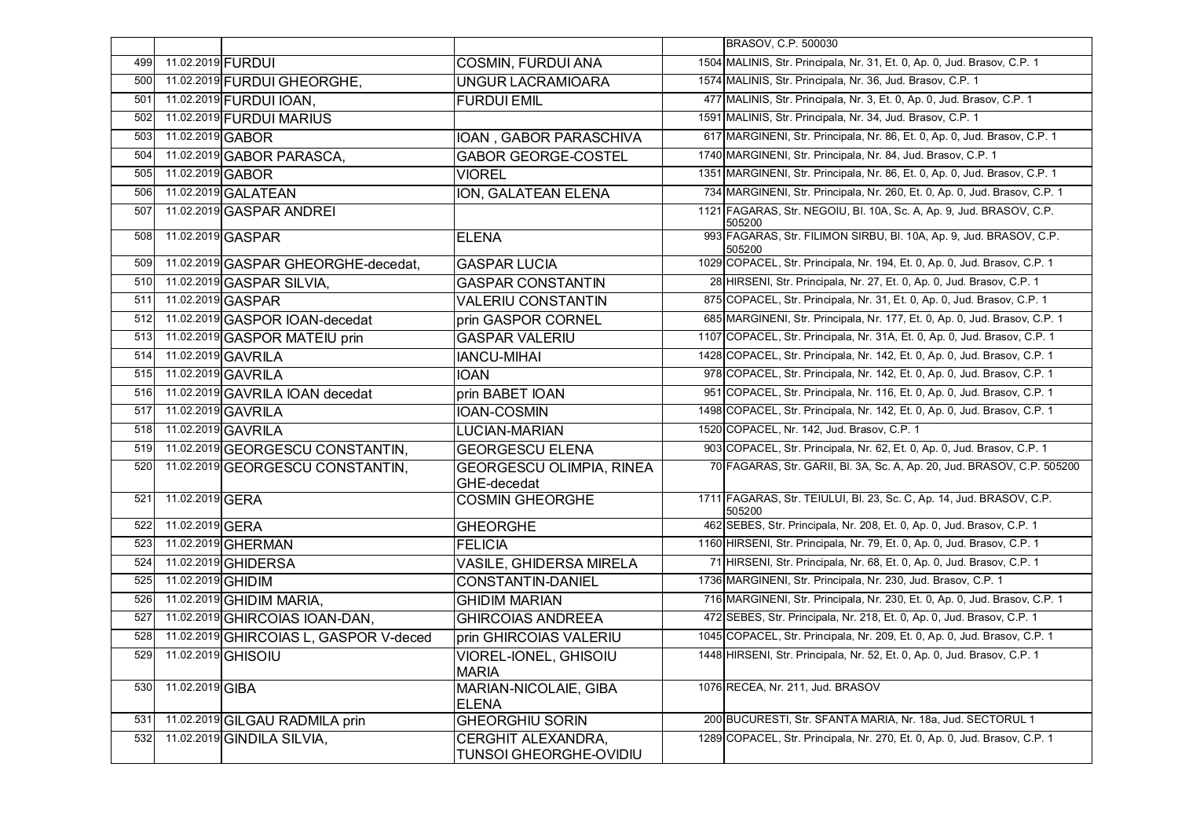| | | | | | |
|---|---|---|---|---|---|
| | | | | | BRASOV, C.P. 500030 |
| 499 | 11.02.2019 | FURDUI | COSMIN, FURDUI ANA | 1504 | MALINIS, Str. Principala, Nr. 31, Et. 0, Ap. 0, Jud. Brasov, C.P. 1 |
| 500 | 11.02.2019 | FURDUI GHEORGHE, | UNGUR LACRAMIOARA | 1574 | MALINIS, Str. Principala, Nr. 36, Jud. Brasov, C.P. 1 |
| 501 | 11.02.2019 | FURDUI IOAN, | FURDUI EMIL | 477 | MALINIS, Str. Principala, Nr. 3, Et. 0, Ap. 0, Jud. Brasov, C.P. 1 |
| 502 | 11.02.2019 | FURDUI MARIUS | | 1591 | MALINIS, Str. Principala, Nr. 34, Jud. Brasov, C.P. 1 |
| 503 | 11.02.2019 | GABOR | IOAN , GABOR PARASCHIVA | 617 | MARGINENI, Str. Principala, Nr. 86, Et. 0, Ap. 0, Jud. Brasov, C.P. 1 |
| 504 | 11.02.2019 | GABOR PARASCA, | GABOR GEORGE-COSTEL | 1740 | MARGINENI, Str. Principala, Nr. 84, Jud. Brasov, C.P. 1 |
| 505 | 11.02.2019 | GABOR | VIOREL | 1351 | MARGINENI, Str. Principala, Nr. 86, Et. 0, Ap. 0, Jud. Brasov, C.P. 1 |
| 506 | 11.02.2019 | GALATEAN | ION, GALATEAN ELENA | 734 | MARGINENI, Str. Principala, Nr. 260, Et. 0, Ap. 0, Jud. Brasov, C.P. 1 |
| 507 | 11.02.2019 | GASPAR ANDREI | | 1121 | FAGARAS, Str. NEGOIU, Bl. 10A, Sc. A, Ap. 9, Jud. BRASOV, C.P. 505200 |
| 508 | 11.02.2019 | GASPAR | ELENA | 993 | FAGARAS, Str. FILIMON SIRBU, Bl. 10A, Ap. 9, Jud. BRASOV, C.P. 505200 |
| 509 | 11.02.2019 | GASPAR GHEORGHE-decedat, | GASPAR LUCIA | 1029 | COPACEL, Str. Principala, Nr. 194, Et. 0, Ap. 0, Jud. Brasov, C.P. 1 |
| 510 | 11.02.2019 | GASPAR SILVIA, | GASPAR CONSTANTIN | 28 | HIRSENI, Str. Principala, Nr. 27, Et. 0, Ap. 0, Jud. Brasov, C.P. 1 |
| 511 | 11.02.2019 | GASPAR | VALERIU CONSTANTIN | 875 | COPACEL, Str. Principala, Nr. 31, Et. 0, Ap. 0, Jud. Brasov, C.P. 1 |
| 512 | 11.02.2019 | GASPOR IOAN-decedat | prin GASPOR CORNEL | 685 | MARGINENI, Str. Principala, Nr. 177, Et. 0, Ap. 0, Jud. Brasov, C.P. 1 |
| 513 | 11.02.2019 | GASPOR MATEIU prin | GASPAR VALERIU | 1107 | COPACEL, Str. Principala, Nr. 31A, Et. 0, Ap. 0, Jud. Brasov, C.P. 1 |
| 514 | 11.02.2019 | GAVRILA | IANCU-MIHAI | 1428 | COPACEL, Str. Principala, Nr. 142, Et. 0, Ap. 0, Jud. Brasov, C.P. 1 |
| 515 | 11.02.2019 | GAVRILA | IOAN | 978 | COPACEL, Str. Principala, Nr. 142, Et. 0, Ap. 0, Jud. Brasov, C.P. 1 |
| 516 | 11.02.2019 | GAVRILA IOAN decedat | prin BABET IOAN | 951 | COPACEL, Str. Principala, Nr. 116, Et. 0, Ap. 0, Jud. Brasov, C.P. 1 |
| 517 | 11.02.2019 | GAVRILA | IOAN-COSMIN | 1498 | COPACEL, Str. Principala, Nr. 142, Et. 0, Ap. 0, Jud. Brasov, C.P. 1 |
| 518 | 11.02.2019 | GAVRILA | LUCIAN-MARIAN | 1520 | COPACEL, Nr. 142, Jud. Brasov, C.P. 1 |
| 519 | 11.02.2019 | GEORGESCU CONSTANTIN, | GEORGESCU ELENA | 903 | COPACEL, Str. Principala, Nr. 62, Et. 0, Ap. 0, Jud. Brasov, C.P. 1 |
| 520 | 11.02.2019 | GEORGESCU CONSTANTIN, | GEORGESCU OLIMPIA, RINEA GHE-decedat | 70 | FAGARAS, Str. GARII, Bl. 3A, Sc. A, Ap. 20, Jud. BRASOV, C.P. 505200 |
| 521 | 11.02.2019 | GERA | COSMIN GHEORGHE | 1711 | FAGARAS, Str. TEIULUI, Bl. 23, Sc. C, Ap. 14, Jud. BRASOV, C.P. 505200 |
| 522 | 11.02.2019 | GERA | GHEORGHE | 462 | SEBES, Str. Principala, Nr. 208, Et. 0, Ap. 0, Jud. Brasov, C.P. 1 |
| 523 | 11.02.2019 | GHERMAN | FELICIA | 1160 | HIRSENI, Str. Principala, Nr. 79, Et. 0, Ap. 0, Jud. Brasov, C.P. 1 |
| 524 | 11.02.2019 | GHIDERSA | VASILE, GHIDERSA MIRELA | 71 | HIRSENI, Str. Principala, Nr. 68, Et. 0, Ap. 0, Jud. Brasov, C.P. 1 |
| 525 | 11.02.2019 | GHIDIM | CONSTANTIN-DANIEL | 1736 | MARGINENI, Str. Principala, Nr. 230, Jud. Brasov, C.P. 1 |
| 526 | 11.02.2019 | GHIDIM MARIA, | GHIDIM MARIAN | 716 | MARGINENI, Str. Principala, Nr. 230, Et. 0, Ap. 0, Jud. Brasov, C.P. 1 |
| 527 | 11.02.2019 | GHIRCOIAS IOAN-DAN, | GHIRCOIAS ANDREEA | 472 | SEBES, Str. Principala, Nr. 218, Et. 0, Ap. 0, Jud. Brasov, C.P. 1 |
| 528 | 11.02.2019 | GHIRCOIAS L, GASPOR V-deced | prin GHIRCOIAS VALERIU | 1045 | COPACEL, Str. Principala, Nr. 209, Et. 0, Ap. 0, Jud. Brasov, C.P. 1 |
| 529 | 11.02.2019 | GHISOIU | VIOREL-IONEL, GHISOIU MARIA | 1448 | HIRSENI, Str. Principala, Nr. 52, Et. 0, Ap. 0, Jud. Brasov, C.P. 1 |
| 530 | 11.02.2019 | GIBA | MARIAN-NICOLAIE, GIBA ELENA | 1076 | RECEA, Nr. 211, Jud. BRASOV |
| 531 | 11.02.2019 | GILGAU RADMILA prin | GHEORGHIU SORIN | 200 | BUCURESTI, Str. SFANTA MARIA, Nr. 18a, Jud. SECTORUL 1 |
| 532 | 11.02.2019 | GINDILA SILVIA, | CERGHIT ALEXANDRA, TUNSOI GHEORGHE-OVIDIU | 1289 | COPACEL, Str. Principala, Nr. 270, Et. 0, Ap. 0, Jud. Brasov, C.P. 1 |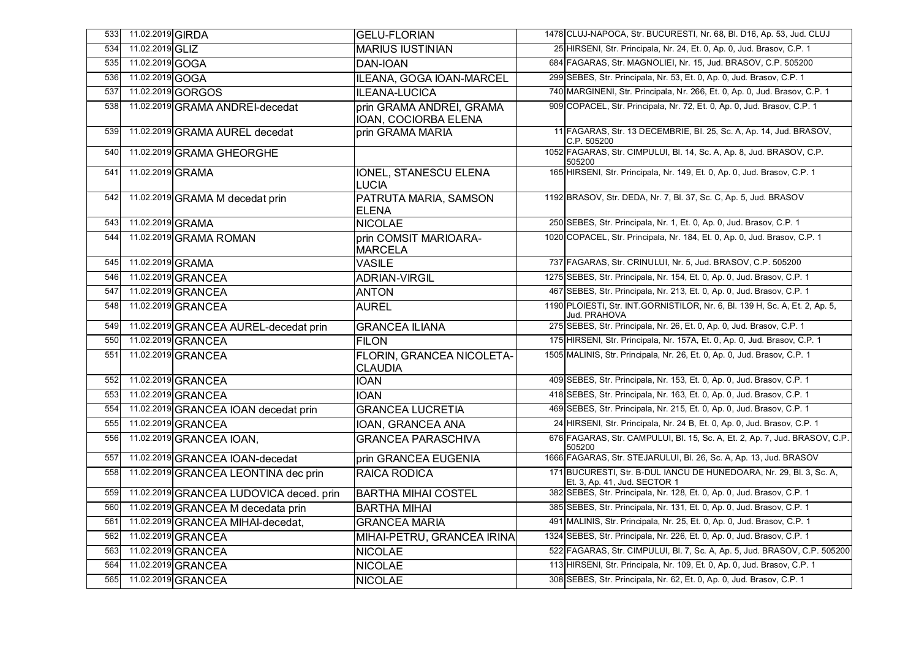| | | | | | |
|---|---|---|---|---|---|
| 533 | 11.02.2019 | GIRDA | GELU-FLORIAN | 1478 | CLUJ-NAPOCA, Str. BUCURESTI, Nr. 68, Bl. D16, Ap. 53, Jud. CLUJ |
| 534 | 11.02.2019 | GLIZ | MARIUS IUSTINIAN | 25 | HIRSENI, Str. Principala, Nr. 24, Et. 0, Ap. 0, Jud. Brasov, C.P. 1 |
| 535 | 11.02.2019 | GOGA | DAN-IOAN | 684 | FAGARAS, Str. MAGNOLIEI, Nr. 15, Jud. BRASOV, C.P. 505200 |
| 536 | 11.02.2019 | GOGA | ILEANA, GOGA IOAN-MARCEL | 299 | SEBES, Str. Principala, Nr. 53, Et. 0, Ap. 0, Jud. Brasov, C.P. 1 |
| 537 | 11.02.2019 | GORGOS | ILEANA-LUCICA | 740 | MARGINENI, Str. Principala, Nr. 266, Et. 0, Ap. 0, Jud. Brasov, C.P. 1 |
| 538 | 11.02.2019 | GRAMA ANDREI-decedat | prin GRAMA ANDREI, GRAMA IOAN, COCIORBA ELENA | 909 | COPACEL, Str. Principala, Nr. 72, Et. 0, Ap. 0, Jud. Brasov, C.P. 1 |
| 539 | 11.02.2019 | GRAMA AUREL decedat | prin GRAMA MARIA | 11 | FAGARAS, Str. 13 DECEMBRIE, Bl. 25, Sc. A, Ap. 14, Jud. BRASOV, C.P. 505200 |
| 540 | 11.02.2019 | GRAMA GHEORGHE | | 1052 | FAGARAS, Str. CIMPULUI, Bl. 14, Sc. A, Ap. 8, Jud. BRASOV, C.P. 505200 |
| 541 | 11.02.2019 | GRAMA | IONEL, STANESCU ELENA LUCIA | 165 | HIRSENI, Str. Principala, Nr. 149, Et. 0, Ap. 0, Jud. Brasov, C.P. 1 |
| 542 | 11.02.2019 | GRAMA M decedat prin | PATRUTA MARIA, SAMSON ELENA | 1192 | BRASOV, Str. DEDA, Nr. 7, Bl. 37, Sc. C, Ap. 5, Jud. BRASOV |
| 543 | 11.02.2019 | GRAMA | NICOLAE | 250 | SEBES, Str. Principala, Nr. 1, Et. 0, Ap. 0, Jud. Brasov, C.P. 1 |
| 544 | 11.02.2019 | GRAMA ROMAN | prin COMSIT MARIOARA-MARCELA | 1020 | COPACEL, Str. Principala, Nr. 184, Et. 0, Ap. 0, Jud. Brasov, C.P. 1 |
| 545 | 11.02.2019 | GRAMA | VASILE | 737 | FAGARAS, Str. CRINULUI, Nr. 5, Jud. BRASOV, C.P. 505200 |
| 546 | 11.02.2019 | GRANCEA | ADRIAN-VIRGIL | 1275 | SEBES, Str. Principala, Nr. 154, Et. 0, Ap. 0, Jud. Brasov, C.P. 1 |
| 547 | 11.02.2019 | GRANCEA | ANTON | 467 | SEBES, Str. Principala, Nr. 213, Et. 0, Ap. 0, Jud. Brasov, C.P. 1 |
| 548 | 11.02.2019 | GRANCEA | AUREL | 1190 | PLOIESTI, Str. INT.GORNISTILOR, Nr. 6, Bl. 139 H, Sc. A, Et. 2, Ap. 5, Jud. PRAHOVA |
| 549 | 11.02.2019 | GRANCEA AUREL-decedat prin | GRANCEA ILIANA | 275 | SEBES, Str. Principala, Nr. 26, Et. 0, Ap. 0, Jud. Brasov, C.P. 1 |
| 550 | 11.02.2019 | GRANCEA | FILON | 175 | HIRSENI, Str. Principala, Nr. 157A, Et. 0, Ap. 0, Jud. Brasov, C.P. 1 |
| 551 | 11.02.2019 | GRANCEA | FLORIN, GRANCEA NICOLETA-CLAUDIA | 1505 | MALINIS, Str. Principala, Nr. 26, Et. 0, Ap. 0, Jud. Brasov, C.P. 1 |
| 552 | 11.02.2019 | GRANCEA | IOAN | 409 | SEBES, Str. Principala, Nr. 153, Et. 0, Ap. 0, Jud. Brasov, C.P. 1 |
| 553 | 11.02.2019 | GRANCEA | IOAN | 418 | SEBES, Str. Principala, Nr. 163, Et. 0, Ap. 0, Jud. Brasov, C.P. 1 |
| 554 | 11.02.2019 | GRANCEA IOAN decedat prin | GRANCEA LUCRETIA | 469 | SEBES, Str. Principala, Nr. 215, Et. 0, Ap. 0, Jud. Brasov, C.P. 1 |
| 555 | 11.02.2019 | GRANCEA | IOAN, GRANCEA ANA | 24 | HIRSENI, Str. Principala, Nr. 24 B, Et. 0, Ap. 0, Jud. Brasov, C.P. 1 |
| 556 | 11.02.2019 | GRANCEA IOAN, | GRANCEA PARASCHIVA | 676 | FAGARAS, Str. CAMPULUI, Bl. 15, Sc. A, Et. 2, Ap. 7, Jud. BRASOV, C.P. 505200 |
| 557 | 11.02.2019 | GRANCEA IOAN-decedat | prin GRANCEA EUGENIA | 1666 | FAGARAS, Str. STEJARULUI, Bl. 26, Sc. A, Ap. 13, Jud. BRASOV |
| 558 | 11.02.2019 | GRANCEA LEONTINA dec prin | RAICA RODICA | 171 | BUCURESTI, Str. B-DUL IANCU DE HUNEDOARA, Nr. 29, Bl. 3, Sc. A, Et. 3, Ap. 41, Jud. SECTOR 1 |
| 559 | 11.02.2019 | GRANCEA LUDOVICA deced. prin | BARTHA MIHAI COSTEL | 382 | SEBES, Str. Principala, Nr. 128, Et. 0, Ap. 0, Jud. Brasov, C.P. 1 |
| 560 | 11.02.2019 | GRANCEA M decedata prin | BARTHA MIHAI | 385 | SEBES, Str. Principala, Nr. 131, Et. 0, Ap. 0, Jud. Brasov, C.P. 1 |
| 561 | 11.02.2019 | GRANCEA MIHAI-decedat, | GRANCEA MARIA | 491 | MALINIS, Str. Principala, Nr. 25, Et. 0, Ap. 0, Jud. Brasov, C.P. 1 |
| 562 | 11.02.2019 | GRANCEA | MIHAI-PETRU, GRANCEA IRINA | 1324 | SEBES, Str. Principala, Nr. 226, Et. 0, Ap. 0, Jud. Brasov, C.P. 1 |
| 563 | 11.02.2019 | GRANCEA | NICOLAE | 522 | FAGARAS, Str. CIMPULUI, Bl. 7, Sc. A, Ap. 5, Jud. BRASOV, C.P. 505200 |
| 564 | 11.02.2019 | GRANCEA | NICOLAE | 113 | HIRSENI, Str. Principala, Nr. 109, Et. 0, Ap. 0, Jud. Brasov, C.P. 1 |
| 565 | 11.02.2019 | GRANCEA | NICOLAE | 308 | SEBES, Str. Principala, Nr. 62, Et. 0, Ap. 0, Jud. Brasov, C.P. 1 |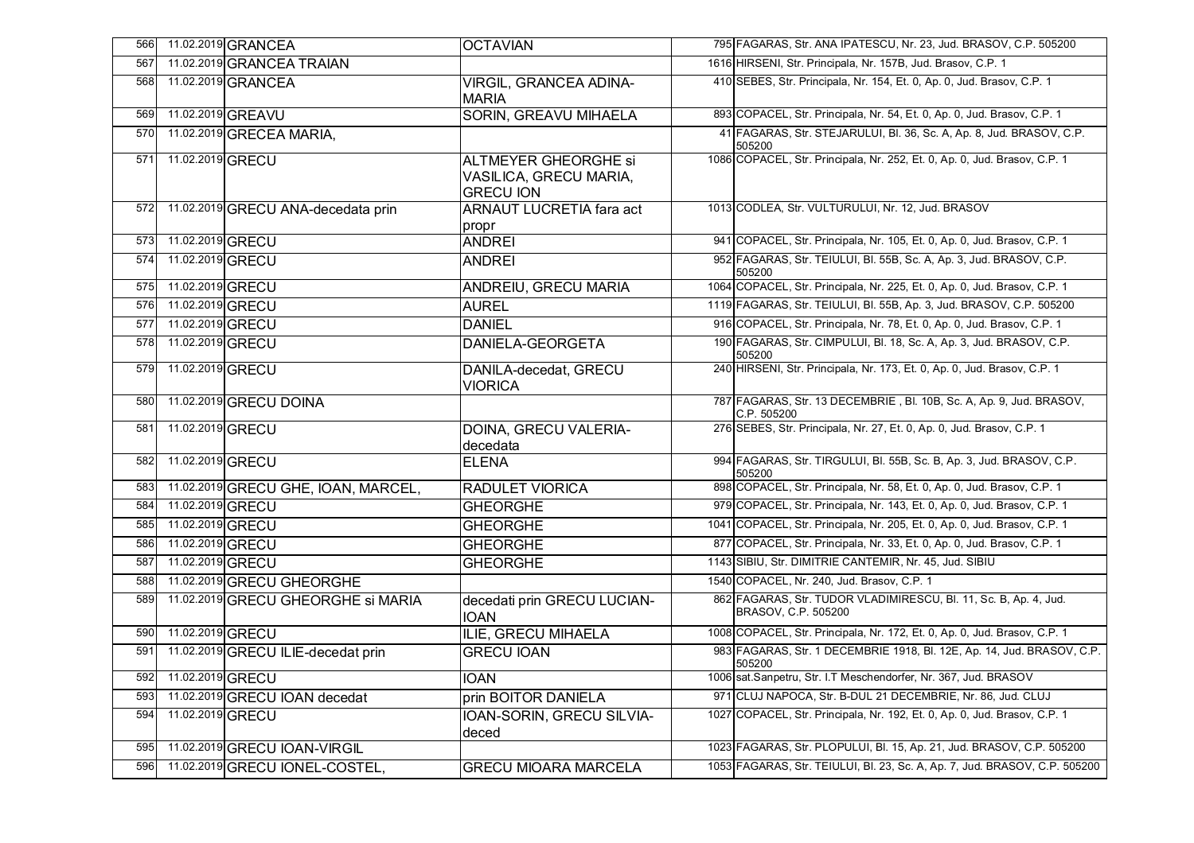| | | | | | |
|---|---|---|---|---|---|
| 566 | 11.02.2019 | GRANCEA | OCTAVIAN | 795 | FAGARAS, Str. ANA IPATESCU, Nr. 23, Jud. BRASOV, C.P. 505200 |
| 567 | 11.02.2019 | GRANCEA TRAIAN | | 1616 | HIRSENI, Str. Principala, Nr. 157B, Jud. Brasov, C.P. 1 |
| 568 | 11.02.2019 | GRANCEA | VIRGIL, GRANCEA ADINA-MARIA | 410 | SEBES, Str. Principala, Nr. 154, Et. 0, Ap. 0, Jud. Brasov, C.P. 1 |
| 569 | 11.02.2019 | GREAVU | SORIN, GREAVU MIHAELA | 893 | COPACEL, Str. Principala, Nr. 54, Et. 0, Ap. 0, Jud. Brasov, C.P. 1 |
| 570 | 11.02.2019 | GRECEA MARIA, | | 41 | FAGARAS, Str. STEJARULUI, Bl. 36, Sc. A, Ap. 8, Jud. BRASOV, C.P. 505200 |
| 571 | 11.02.2019 | GRECU | ALTMEYER GHEORGHE si VASILICA, GRECU MARIA, GRECU ION | 1086 | COPACEL, Str. Principala, Nr. 252, Et. 0, Ap. 0, Jud. Brasov, C.P. 1 |
| 572 | 11.02.2019 | GRECU ANA-decedata prin | ARNAUT LUCRETIA fara act propr | 1013 | CODLEA, Str. VULTURULUI, Nr. 12, Jud. BRASOV |
| 573 | 11.02.2019 | GRECU | ANDREI | 941 | COPACEL, Str. Principala, Nr. 105, Et. 0, Ap. 0, Jud. Brasov, C.P. 1 |
| 574 | 11.02.2019 | GRECU | ANDREI | 952 | FAGARAS, Str. TEIULUI, Bl. 55B, Sc. A, Ap. 3, Jud. BRASOV, C.P. 505200 |
| 575 | 11.02.2019 | GRECU | ANDREIU, GRECU MARIA | 1064 | COPACEL, Str. Principala, Nr. 225, Et. 0, Ap. 0, Jud. Brasov, C.P. 1 |
| 576 | 11.02.2019 | GRECU | AUREL | 1119 | FAGARAS, Str. TEIULUI, Bl. 55B, Ap. 3, Jud. BRASOV, C.P. 505200 |
| 577 | 11.02.2019 | GRECU | DANIEL | 916 | COPACEL, Str. Principala, Nr. 78, Et. 0, Ap. 0, Jud. Brasov, C.P. 1 |
| 578 | 11.02.2019 | GRECU | DANIELA-GEORGETA | 190 | FAGARAS, Str. CIMPULUI, Bl. 18, Sc. A, Ap. 3, Jud. BRASOV, C.P. 505200 |
| 579 | 11.02.2019 | GRECU | DANILA-decedat, GRECU VIORICA | 240 | HIRSENI, Str. Principala, Nr. 173, Et. 0, Ap. 0, Jud. Brasov, C.P. 1 |
| 580 | 11.02.2019 | GRECU DOINA | | 787 | FAGARAS, Str. 13 DECEMBRIE , Bl. 10B, Sc. A, Ap. 9, Jud. BRASOV, C.P. 505200 |
| 581 | 11.02.2019 | GRECU | DOINA, GRECU VALERIA-decedata | 276 | SEBES, Str. Principala, Nr. 27, Et. 0, Ap. 0, Jud. Brasov, C.P. 1 |
| 582 | 11.02.2019 | GRECU | ELENA | 994 | FAGARAS, Str. TIRGULUI, Bl. 55B, Sc. B, Ap. 3, Jud. BRASOV, C.P. 505200 |
| 583 | 11.02.2019 | GRECU GHE, IOAN, MARCEL, | RADULET VIORICA | 898 | COPACEL, Str. Principala, Nr. 58, Et. 0, Ap. 0, Jud. Brasov, C.P. 1 |
| 584 | 11.02.2019 | GRECU | GHEORGHE | 979 | COPACEL, Str. Principala, Nr. 143, Et. 0, Ap. 0, Jud. Brasov, C.P. 1 |
| 585 | 11.02.2019 | GRECU | GHEORGHE | 1041 | COPACEL, Str. Principala, Nr. 205, Et. 0, Ap. 0, Jud. Brasov, C.P. 1 |
| 586 | 11.02.2019 | GRECU | GHEORGHE | 877 | COPACEL, Str. Principala, Nr. 33, Et. 0, Ap. 0, Jud. Brasov, C.P. 1 |
| 587 | 11.02.2019 | GRECU | GHEORGHE | 1143 | SIBIU, Str. DIMITRIE CANTEMIR, Nr. 45, Jud. SIBIU |
| 588 | 11.02.2019 | GRECU GHEORGHE | | 1540 | COPACEL, Nr. 240, Jud. Brasov, C.P. 1 |
| 589 | 11.02.2019 | GRECU GHEORGHE si MARIA | decedati prin GRECU LUCIAN-IOAN | 862 | FAGARAS, Str. TUDOR VLADIMIRESCU, Bl. 11, Sc. B, Ap. 4, Jud. BRASOV, C.P. 505200 |
| 590 | 11.02.2019 | GRECU | ILIE, GRECU MIHAELA | 1008 | COPACEL, Str. Principala, Nr. 172, Et. 0, Ap. 0, Jud. Brasov, C.P. 1 |
| 591 | 11.02.2019 | GRECU ILIE-decedat prin | GRECU IOAN | 983 | FAGARAS, Str. 1 DECEMBRIE 1918, Bl. 12E, Ap. 14, Jud. BRASOV, C.P. 505200 |
| 592 | 11.02.2019 | GRECU | IOAN | 1006 | sat.Sanpetru, Str. I.T Meschendorfer, Nr. 367, Jud. BRASOV |
| 593 | 11.02.2019 | GRECU IOAN decedat | prin BOITOR DANIELA | 971 | CLUJ NAPOCA, Str. B-DUL 21 DECEMBRIE, Nr. 86, Jud. CLUJ |
| 594 | 11.02.2019 | GRECU | IOAN-SORIN, GRECU SILVIA-deced | 1027 | COPACEL, Str. Principala, Nr. 192, Et. 0, Ap. 0, Jud. Brasov, C.P. 1 |
| 595 | 11.02.2019 | GRECU IOAN-VIRGIL | | 1023 | FAGARAS, Str. PLOPULUI, Bl. 15, Ap. 21, Jud. BRASOV, C.P. 505200 |
| 596 | 11.02.2019 | GRECU IONEL-COSTEL, | GRECU MIOARA MARCELA | 1053 | FAGARAS, Str. TEIULUI, Bl. 23, Sc. A, Ap. 7, Jud. BRASOV, C.P. 505200 |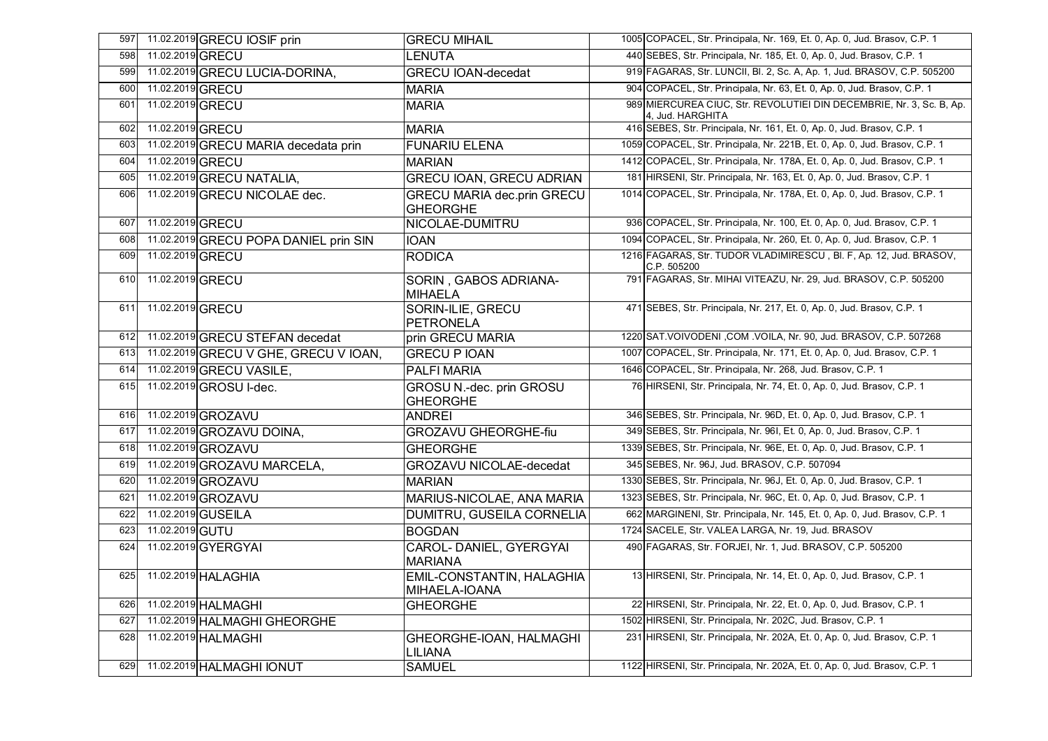| | | | | | |
|---|---|---|---|---|---|
| 597 | 11.02.2019 | GRECU IOSIF prin | GRECU MIHAIL | 1005 | COPACEL, Str. Principala, Nr. 169, Et. 0, Ap. 0, Jud. Brasov, C.P. 1 |
| 598 | 11.02.2019 | GRECU | LENUTA | 440 | SEBES, Str. Principala, Nr. 185, Et. 0, Ap. 0, Jud. Brasov, C.P. 1 |
| 599 | 11.02.2019 | GRECU LUCIA-DORINA, | GRECU IOAN-decedat | 919 | FAGARAS, Str. LUNCII, Bl. 2, Sc. A, Ap. 1, Jud. BRASOV, C.P. 505200 |
| 600 | 11.02.2019 | GRECU | MARIA | 904 | COPACEL, Str. Principala, Nr. 63, Et. 0, Ap. 0, Jud. Brasov, C.P. 1 |
| 601 | 11.02.2019 | GRECU | MARIA | 989 | MIERCUREA CIUC, Str. REVOLUTIEI DIN DECEMBRIE, Nr. 3, Sc. B, Ap. 4, Jud. HARGHITA |
| 602 | 11.02.2019 | GRECU | MARIA | 416 | SEBES, Str. Principala, Nr. 161, Et. 0, Ap. 0, Jud. Brasov, C.P. 1 |
| 603 | 11.02.2019 | GRECU MARIA decedata prin | FUNARIU ELENA | 1059 | COPACEL, Str. Principala, Nr. 221B, Et. 0, Ap. 0, Jud. Brasov, C.P. 1 |
| 604 | 11.02.2019 | GRECU | MARIAN | 1412 | COPACEL, Str. Principala, Nr. 178A, Et. 0, Ap. 0, Jud. Brasov, C.P. 1 |
| 605 | 11.02.2019 | GRECU NATALIA, | GRECU IOAN, GRECU ADRIAN | 181 | HIRSENI, Str. Principala, Nr. 163, Et. 0, Ap. 0, Jud. Brasov, C.P. 1 |
| 606 | 11.02.2019 | GRECU NICOLAE dec. | GRECU MARIA dec.prin GRECU GHEORGHE | 1014 | COPACEL, Str. Principala, Nr. 178A, Et. 0, Ap. 0, Jud. Brasov, C.P. 1 |
| 607 | 11.02.2019 | GRECU | NICOLAE-DUMITRU | 936 | COPACEL, Str. Principala, Nr. 100, Et. 0, Ap. 0, Jud. Brasov, C.P. 1 |
| 608 | 11.02.2019 | GRECU POPA DANIEL prin SIN | IOAN | 1094 | COPACEL, Str. Principala, Nr. 260, Et. 0, Ap. 0, Jud. Brasov, C.P. 1 |
| 609 | 11.02.2019 | GRECU | RODICA | 1216 | FAGARAS, Str. TUDOR VLADIMIRESCU , Bl. F, Ap. 12, Jud. BRASOV, C.P. 505200 |
| 610 | 11.02.2019 | GRECU | SORIN , GABOS ADRIANA-MIHAELA | 791 | FAGARAS, Str. MIHAI VITEAZU, Nr. 29, Jud. BRASOV, C.P. 505200 |
| 611 | 11.02.2019 | GRECU | SORIN-ILIE, GRECU PETRONELA | 471 | SEBES, Str. Principala, Nr. 217, Et. 0, Ap. 0, Jud. Brasov, C.P. 1 |
| 612 | 11.02.2019 | GRECU STEFAN decedat | prin GRECU MARIA | 1220 | SAT.VOIVODENI ,COM .VOILA, Nr. 90, Jud. BRASOV, C.P. 507268 |
| 613 | 11.02.2019 | GRECU V GHE, GRECU V IOAN, | GRECU P IOAN | 1007 | COPACEL, Str. Principala, Nr. 171, Et. 0, Ap. 0, Jud. Brasov, C.P. 1 |
| 614 | 11.02.2019 | GRECU VASILE, | PALFI MARIA | 1646 | COPACEL, Str. Principala, Nr. 268, Jud. Brasov, C.P. 1 |
| 615 | 11.02.2019 | GROSU I-dec. | GROSU N.-dec. prin GROSU GHEORGHE | 76 | HIRSENI, Str. Principala, Nr. 74, Et. 0, Ap. 0, Jud. Brasov, C.P. 1 |
| 616 | 11.02.2019 | GROZAVU | ANDREI | 346 | SEBES, Str. Principala, Nr. 96D, Et. 0, Ap. 0, Jud. Brasov, C.P. 1 |
| 617 | 11.02.2019 | GROZAVU DOINA, | GROZAVU GHEORGHE-fiu | 349 | SEBES, Str. Principala, Nr. 96I, Et. 0, Ap. 0, Jud. Brasov, C.P. 1 |
| 618 | 11.02.2019 | GROZAVU | GHEORGHE | 1339 | SEBES, Str. Principala, Nr. 96E, Et. 0, Ap. 0, Jud. Brasov, C.P. 1 |
| 619 | 11.02.2019 | GROZAVU MARCELA, | GROZAVU NICOLAE-decedat | 345 | SEBES, Nr. 96J, Jud. BRASOV, C.P. 507094 |
| 620 | 11.02.2019 | GROZAVU | MARIAN | 1330 | SEBES, Str. Principala, Nr. 96J, Et. 0, Ap. 0, Jud. Brasov, C.P. 1 |
| 621 | 11.02.2019 | GROZAVU | MARIUS-NICOLAE, ANA MARIA | 1323 | SEBES, Str. Principala, Nr. 96C, Et. 0, Ap. 0, Jud. Brasov, C.P. 1 |
| 622 | 11.02.2019 | GUSEILA | DUMITRU, GUSEILA CORNELIA | 662 | MARGINENI, Str. Principala, Nr. 145, Et. 0, Ap. 0, Jud. Brasov, C.P. 1 |
| 623 | 11.02.2019 | GUTU | BOGDAN | 1724 | SACELE, Str. VALEA LARGA, Nr. 19, Jud. BRASOV |
| 624 | 11.02.2019 | GYERGYAI | CAROL- DANIEL, GYERGYAI MARIANA | 490 | FAGARAS, Str. FORJEI, Nr. 1, Jud. BRASOV, C.P. 505200 |
| 625 | 11.02.2019 | HALAGHIA | EMIL-CONSTANTIN, HALAGHIA MIHAELA-IOANA | 13 | HIRSENI, Str. Principala, Nr. 14, Et. 0, Ap. 0, Jud. Brasov, C.P. 1 |
| 626 | 11.02.2019 | HALMAGHI | GHEORGHE | 22 | HIRSENI, Str. Principala, Nr. 22, Et. 0, Ap. 0, Jud. Brasov, C.P. 1 |
| 627 | 11.02.2019 | HALMAGHI GHEORGHE | | 1502 | HIRSENI, Str. Principala, Nr. 202C, Jud. Brasov, C.P. 1 |
| 628 | 11.02.2019 | HALMAGHI | GHEORGHE-IOAN, HALMAGHI LILIANA | 231 | HIRSENI, Str. Principala, Nr. 202A, Et. 0, Ap. 0, Jud. Brasov, C.P. 1 |
| 629 | 11.02.2019 | HALMAGHI IONUT | SAMUEL | 1122 | HIRSENI, Str. Principala, Nr. 202A, Et. 0, Ap. 0, Jud. Brasov, C.P. 1 |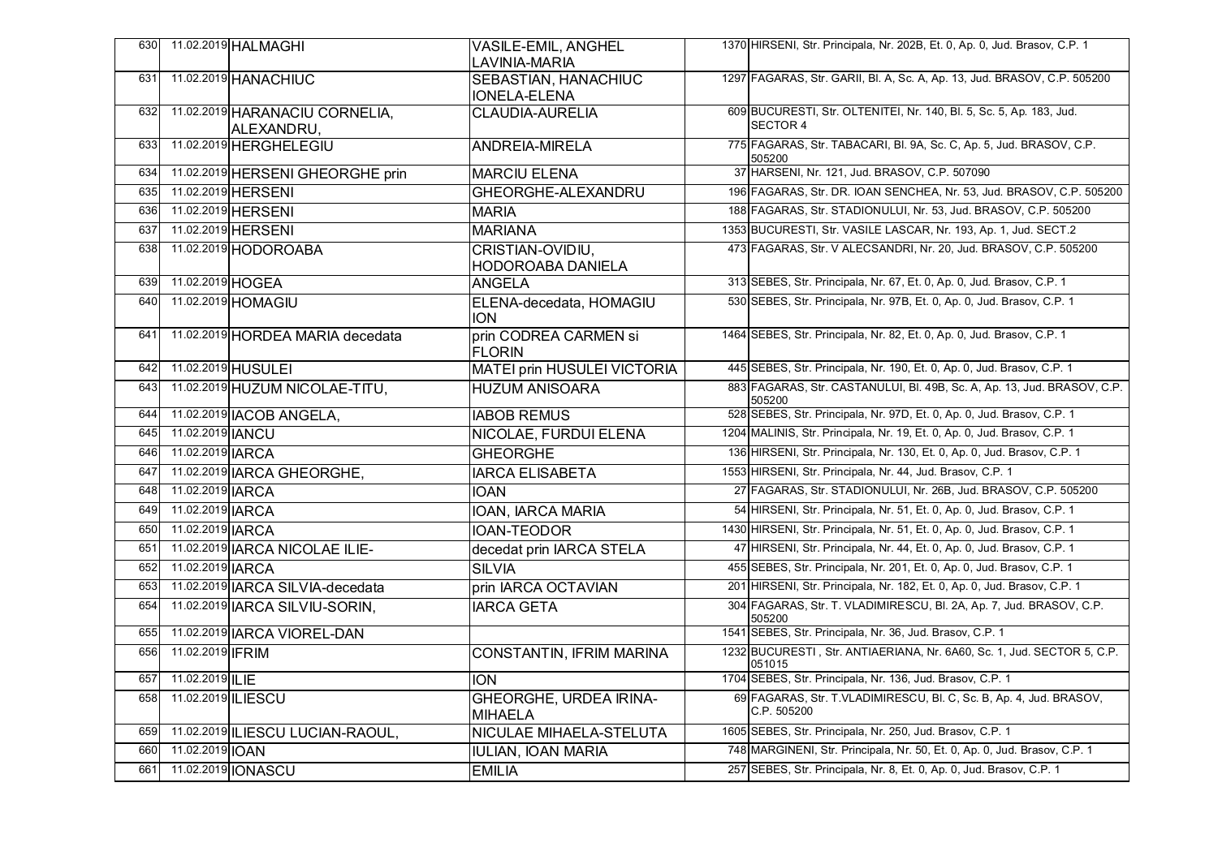| | | | | | |
|---|---|---|---|---|---|
| 630 | 11.02.2019 | HALMAGHI | VASILE-EMIL, ANGHEL LAVINIA-MARIA | 1370 | HIRSENI, Str. Principala, Nr. 202B, Et. 0, Ap. 0, Jud. Brasov, C.P. 1 |
| 631 | 11.02.2019 | HANACHIUC | SEBASTIAN, HANACHIUC IONELA-ELENA | 1297 | FAGARAS, Str. GARII, Bl. A, Sc. A, Ap. 13, Jud. BRASOV, C.P. 505200 |
| 632 | 11.02.2019 | HARANACIU CORNELIA, ALEXANDRU, | CLAUDIA-AURELIA | 609 | BUCURESTI, Str. OLTENITEI, Nr. 140, Bl. 5, Sc. 5, Ap. 183, Jud. SECTOR 4 |
| 633 | 11.02.2019 | HERGHELEGIU | ANDREIA-MIRELA | 775 | FAGARAS, Str. TABACARI, Bl. 9A, Sc. C, Ap. 5, Jud. BRASOV, C.P. 505200 |
| 634 | 11.02.2019 | HERSENI GHEORGHE prin | MARCIU ELENA | 37 | HARSENI, Nr. 121, Jud. BRASOV, C.P. 507090 |
| 635 | 11.02.2019 | HERSENI | GHEORGHE-ALEXANDRU | 196 | FAGARAS, Str. DR. IOAN SENCHEA, Nr. 53, Jud. BRASOV, C.P. 505200 |
| 636 | 11.02.2019 | HERSENI | MARIA | 188 | FAGARAS, Str. STADIONULUI, Nr. 53, Jud. BRASOV, C.P. 505200 |
| 637 | 11.02.2019 | HERSENI | MARIANA | 1353 | BUCURESTI, Str. VASILE LASCAR, Nr. 193, Ap. 1, Jud. SECT.2 |
| 638 | 11.02.2019 | HODOROABA | CRISTIAN-OVIDIU, HODOROABA DANIELA | 473 | FAGARAS, Str. V ALECSANDRI, Nr. 20, Jud. BRASOV, C.P. 505200 |
| 639 | 11.02.2019 | HOGEA | ANGELA | 313 | SEBES, Str. Principala, Nr. 67, Et. 0, Ap. 0, Jud. Brasov, C.P. 1 |
| 640 | 11.02.2019 | HOMAGIU | ELENA-decedata, HOMAGIU ION | 530 | SEBES, Str. Principala, Nr. 97B, Et. 0, Ap. 0, Jud. Brasov, C.P. 1 |
| 641 | 11.02.2019 | HORDEA MARIA decedata | prin CODREA CARMEN si FLORIN | 1464 | SEBES, Str. Principala, Nr. 82, Et. 0, Ap. 0, Jud. Brasov, C.P. 1 |
| 642 | 11.02.2019 | HUSULEI | MATEI prin HUSULEI VICTORIA | 445 | SEBES, Str. Principala, Nr. 190, Et. 0, Ap. 0, Jud. Brasov, C.P. 1 |
| 643 | 11.02.2019 | HUZUM NICOLAE-TITU, | HUZUM ANISOARA | 883 | FAGARAS, Str. CASTANULUI, Bl. 49B, Sc. A, Ap. 13, Jud. BRASOV, C.P. 505200 |
| 644 | 11.02.2019 | IACOB ANGELA, | IABOB REMUS | 528 | SEBES, Str. Principala, Nr. 97D, Et. 0, Ap. 0, Jud. Brasov, C.P. 1 |
| 645 | 11.02.2019 | IANCU | NICOLAE, FURDUI ELENA | 1204 | MALINIS, Str. Principala, Nr. 19, Et. 0, Ap. 0, Jud. Brasov, C.P. 1 |
| 646 | 11.02.2019 | IARCA | GHEORGHE | 136 | HIRSENI, Str. Principala, Nr. 130, Et. 0, Ap. 0, Jud. Brasov, C.P. 1 |
| 647 | 11.02.2019 | IARCA GHEORGHE, | IARCA ELISABETA | 1553 | HIRSENI, Str. Principala, Nr. 44, Jud. Brasov, C.P. 1 |
| 648 | 11.02.2019 | IARCA | IOAN | 27 | FAGARAS, Str. STADIONULUI, Nr. 26B, Jud. BRASOV, C.P. 505200 |
| 649 | 11.02.2019 | IARCA | IOAN, IARCA MARIA | 54 | HIRSENI, Str. Principala, Nr. 51, Et. 0, Ap. 0, Jud. Brasov, C.P. 1 |
| 650 | 11.02.2019 | IARCA | IOAN-TEODOR | 1430 | HIRSENI, Str. Principala, Nr. 51, Et. 0, Ap. 0, Jud. Brasov, C.P. 1 |
| 651 | 11.02.2019 | IARCA NICOLAE ILIE- | decedat prin IARCA STELA | 47 | HIRSENI, Str. Principala, Nr. 44, Et. 0, Ap. 0, Jud. Brasov, C.P. 1 |
| 652 | 11.02.2019 | IARCA | SILVIA | 455 | SEBES, Str. Principala, Nr. 201, Et. 0, Ap. 0, Jud. Brasov, C.P. 1 |
| 653 | 11.02.2019 | IARCA SILVIA-decedata | prin IARCA OCTAVIAN | 201 | HIRSENI, Str. Principala, Nr. 182, Et. 0, Ap. 0, Jud. Brasov, C.P. 1 |
| 654 | 11.02.2019 | IARCA SILVIU-SORIN, | IARCA GETA | 304 | FAGARAS, Str. T. VLADIMIRESCU, Bl. 2A, Ap. 7, Jud. BRASOV, C.P. 505200 |
| 655 | 11.02.2019 | IARCA VIOREL-DAN | | 1541 | SEBES, Str. Principala, Nr. 36, Jud. Brasov, C.P. 1 |
| 656 | 11.02.2019 | IFRIM | CONSTANTIN, IFRIM MARINA | 1232 | BUCURESTI , Str. ANTIAERIANA, Nr. 6A60, Sc. 1, Jud. SECTOR 5, C.P. 051015 |
| 657 | 11.02.2019 | ILIE | ION | 1704 | SEBES, Str. Principala, Nr. 136, Jud. Brasov, C.P. 1 |
| 658 | 11.02.2019 | ILIESCU | GHEORGHE, URDEA IRINA-MIHAELA | 69 | FAGARAS, Str. T.VLADIMIRESCU, Bl. C, Sc. B, Ap. 4, Jud. BRASOV, C.P. 505200 |
| 659 | 11.02.2019 | ILIESCU LUCIAN-RAOUL, | NICULAE MIHAELA-STELUTA | 1605 | SEBES, Str. Principala, Nr. 250, Jud. Brasov, C.P. 1 |
| 660 | 11.02.2019 | IOAN | IULIAN, IOAN MARIA | 748 | MARGINENI, Str. Principala, Nr. 50, Et. 0, Ap. 0, Jud. Brasov, C.P. 1 |
| 661 | 11.02.2019 | IONASCU | EMILIA | 257 | SEBES, Str. Principala, Nr. 8, Et. 0, Ap. 0, Jud. Brasov, C.P. 1 |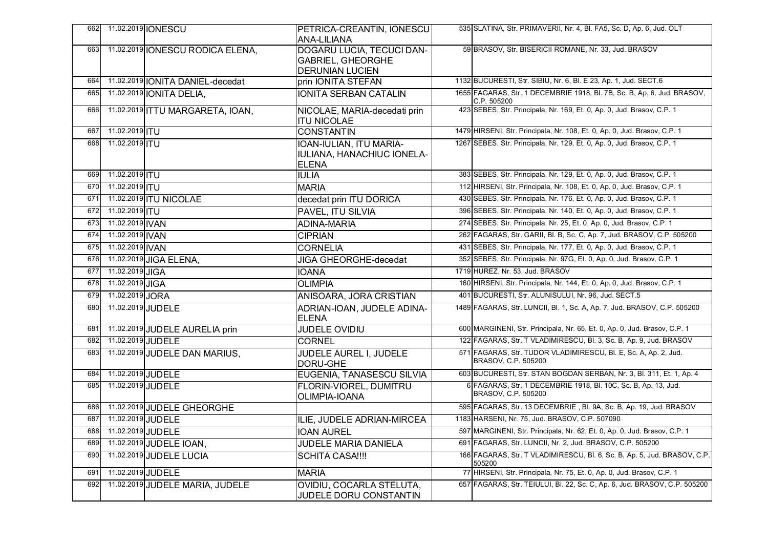| 662 | 11.02.2019 | IONESCU | PETRICA-CREANTIN, IONESCU ANA-LILIANA | 535 | SLATINA, Str. PRIMAVERII, Nr. 4, Bl. FA5, Sc. D, Ap. 6, Jud. OLT |
|---|---|---|---|---|---|
| 663 | 11.02.2019 | IONESCU RODICA ELENA, | DOGARU LUCIA, TECUCI DAN-GABRIEL, GHEORGHE DERUNIAN LUCIEN | 59 | BRASOV, Str. BISERICII ROMANE, Nr. 33, Jud. BRASOV |
| 664 | 11.02.2019 | IONITA DANIEL-decedat | prin IONITA STEFAN | 1132 | BUCURESTI, Str. SIBIU, Nr. 6, Bl. E 23, Ap. 1, Jud. SECT.6 |
| 665 | 11.02.2019 | IONITA DELIA, | IONITA SERBAN CATALIN | 1655 | FAGARAS, Str. 1 DECEMBRIE 1918, Bl. 7B, Sc. B, Ap. 6, Jud. BRASOV, C.P. 505200 |
| 666 | 11.02.2019 | ITTU MARGARETA, IOAN, | NICOLAE, MARIA-decedati prin ITU NICOLAE | 423 | SEBES, Str. Principala, Nr. 169, Et. 0, Ap. 0, Jud. Brasov, C.P. 1 |
| 667 | 11.02.2019 | ITU | CONSTANTIN | 1479 | HIRSENI, Str. Principala, Nr. 108, Et. 0, Ap. 0, Jud. Brasov, C.P. 1 |
| 668 | 11.02.2019 | ITU | IOAN-IULIAN, ITU MARIA-IULIANA, HANACHIUC IONELA-ELENA | 1267 | SEBES, Str. Principala, Nr. 129, Et. 0, Ap. 0, Jud. Brasov, C.P. 1 |
| 669 | 11.02.2019 | ITU | IULIA | 383 | SEBES, Str. Principala, Nr. 129, Et. 0, Ap. 0, Jud. Brasov, C.P. 1 |
| 670 | 11.02.2019 | ITU | MARIA | 112 | HIRSENI, Str. Principala, Nr. 108, Et. 0, Ap. 0, Jud. Brasov, C.P. 1 |
| 671 | 11.02.2019 | ITU NICOLAE | decedat prin ITU DORICA | 430 | SEBES, Str. Principala, Nr. 176, Et. 0, Ap. 0, Jud. Brasov, C.P. 1 |
| 672 | 11.02.2019 | ITU | PAVEL, ITU SILVIA | 396 | SEBES, Str. Principala, Nr. 140, Et. 0, Ap. 0, Jud. Brasov, C.P. 1 |
| 673 | 11.02.2019 | IVAN | ADINA-MARIA | 274 | SEBES, Str. Principala, Nr. 25, Et. 0, Ap. 0, Jud. Brasov, C.P. 1 |
| 674 | 11.02.2019 | IVAN | CIPRIAN | 262 | FAGARAS, Str. GARII, Bl. B, Sc. C, Ap. 7, Jud. BRASOV, C.P. 505200 |
| 675 | 11.02.2019 | IVAN | CORNELIA | 431 | SEBES, Str. Principala, Nr. 177, Et. 0, Ap. 0, Jud. Brasov, C.P. 1 |
| 676 | 11.02.2019 | JIGA ELENA, | JIGA GHEORGHE-decedat | 352 | SEBES, Str. Principala, Nr. 97G, Et. 0, Ap. 0, Jud. Brasov, C.P. 1 |
| 677 | 11.02.2019 | JIGA | IOANA | 1719 | HUREZ, Nr. 53, Jud. BRASOV |
| 678 | 11.02.2019 | JIGA | OLIMPIA | 160 | HIRSENI, Str. Principala, Nr. 144, Et. 0, Ap. 0, Jud. Brasov, C.P. 1 |
| 679 | 11.02.2019 | JORA | ANISOARA, JORA CRISTIAN | 401 | BUCURESTI, Str. ALUNISULUI, Nr. 96, Jud. SECT.5 |
| 680 | 11.02.2019 | JUDELE | ADRIAN-IOAN, JUDELE ADINA-ELENA | 1489 | FAGARAS, Str. LUNCII, Bl. 1, Sc. A, Ap. 7, Jud. BRASOV, C.P. 505200 |
| 681 | 11.02.2019 | JUDELE AURELIA prin | JUDELE OVIDIU | 600 | MARGINENI, Str. Principala, Nr. 65, Et. 0, Ap. 0, Jud. Brasov, C.P. 1 |
| 682 | 11.02.2019 | JUDELE | CORNEL | 122 | FAGARAS, Str. T VLADIMIRESCU, Bl. 3, Sc. B, Ap. 9, Jud. BRASOV |
| 683 | 11.02.2019 | JUDELE DAN MARIUS, | JUDELE AUREL I, JUDELE DORU-GHE | 571 | FAGARAS, Str. TUDOR VLADIMIRESCU, Bl. E, Sc. A, Ap. 2, Jud. BRASOV, C.P. 505200 |
| 684 | 11.02.2019 | JUDELE | EUGENIA, TANASESCU SILVIA | 603 | BUCURESTI, Str. STAN BOGDAN SERBAN, Nr. 3, Bl. 311, Et. 1, Ap. 4 |
| 685 | 11.02.2019 | JUDELE | FLORIN-VIOREL, DUMITRU OLIMPIA-IOANA | 6 | FAGARAS, Str. 1 DECEMBRIE 1918, Bl. 10C, Sc. B, Ap. 13, Jud. BRASOV, C.P. 505200 |
| 686 | 11.02.2019 | JUDELE GHEORGHE | | 595 | FAGARAS, Str. 13 DECEMBRIE , Bl. 9A, Sc. B, Ap. 19, Jud. BRASOV |
| 687 | 11.02.2019 | JUDELE | ILIE, JUDELE ADRIAN-MIRCEA | 1183 | HARSENI, Nr. 75, Jud. BRASOV, C.P. 507090 |
| 688 | 11.02.2019 | JUDELE | IOAN AUREL | 597 | MARGINENI, Str. Principala, Nr. 62, Et. 0, Ap. 0, Jud. Brasov, C.P. 1 |
| 689 | 11.02.2019 | JUDELE IOAN, | JUDELE MARIA DANIELA | 691 | FAGARAS, Str. LUNCII, Nr. 2, Jud. BRASOV, C.P. 505200 |
| 690 | 11.02.2019 | JUDELE LUCIA | SCHITA CASA!!!! | 166 | FAGARAS, Str. T VLADIMIRESCU, Bl. 6, Sc. B, Ap. 5, Jud. BRASOV, C.P. 505200 |
| 691 | 11.02.2019 | JUDELE | MARIA | 77 | HIRSENI, Str. Principala, Nr. 75, Et. 0, Ap. 0, Jud. Brasov, C.P. 1 |
| 692 | 11.02.2019 | JUDELE MARIA, JUDELE | OVIDIU, COCARLA STELUTA, JUDELE DORU CONSTANTIN | 657 | FAGARAS, Str. TEIULUI, Bl. 22, Sc. C, Ap. 6, Jud. BRASOV, C.P. 505200 |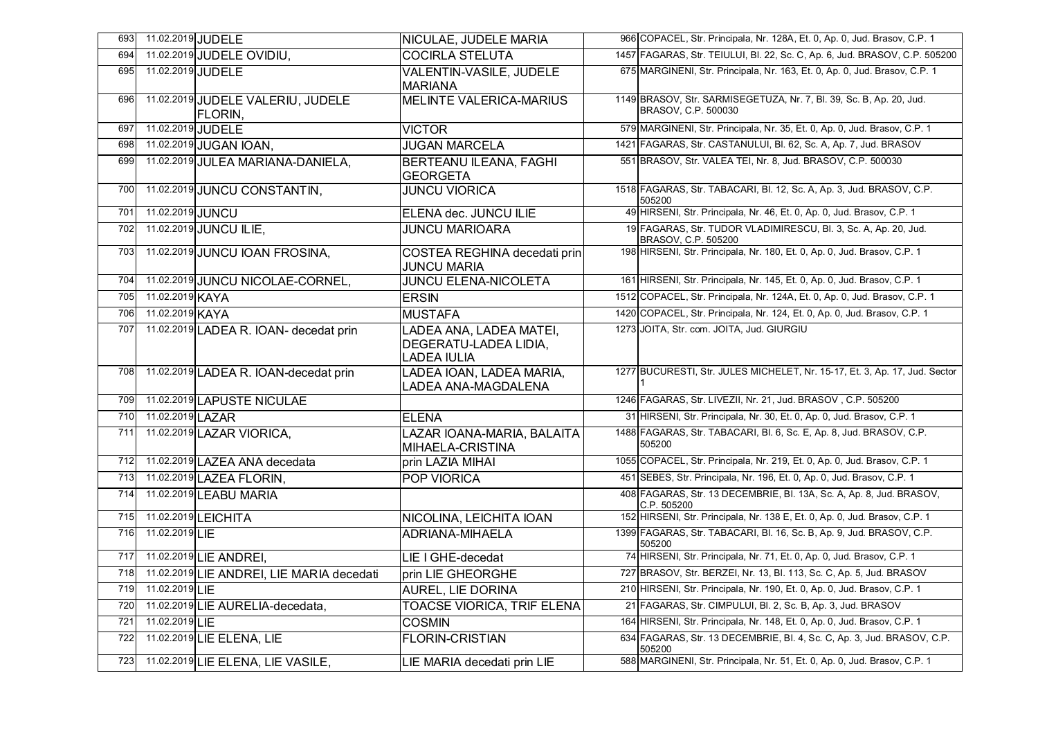| 693 | 11.02.2019 | JUDELE | NICULAE, JUDELE MARIA | 966 | COPACEL, Str. Principala, Nr. 128A, Et. 0, Ap. 0, Jud. Brasov, C.P. 1 |
|---|---|---|---|---|---|
| 694 | 11.02.2019 | JUDELE OVIDIU, | COCIRLA STELUTA | 1457 | FAGARAS, Str. TEIULUI, Bl. 22, Sc. C, Ap. 6, Jud. BRASOV, C.P. 505200 |
| 695 | 11.02.2019 | JUDELE | VALENTIN-VASILE, JUDELE MARIANA | 675 | MARGINENI, Str. Principala, Nr. 163, Et. 0, Ap. 0, Jud. Brasov, C.P. 1 |
| 696 | 11.02.2019 | JUDELE VALERIU, JUDELE FLORIN, | MELINTE VALERICA-MARIUS | 1149 | BRASOV, Str. SARMISEGETUZA, Nr. 7, Bl. 39, Sc. B, Ap. 20, Jud. BRASOV, C.P. 500030 |
| 697 | 11.02.2019 | JUDELE | VICTOR | 579 | MARGINENI, Str. Principala, Nr. 35, Et. 0, Ap. 0, Jud. Brasov, C.P. 1 |
| 698 | 11.02.2019 | JUGAN IOAN, | JUGAN MARCELA | 1421 | FAGARAS, Str. CASTANULUI, Bl. 62, Sc. A, Ap. 7, Jud. BRASOV |
| 699 | 11.02.2019 | JULEA MARIANA-DANIELA, | BERTEANU ILEANA, FAGHI GEORGETA | 551 | BRASOV, Str. VALEA TEI, Nr. 8, Jud. BRASOV, C.P. 500030 |
| 700 | 11.02.2019 | JUNCU CONSTANTIN, | JUNCU VIORICA | 1518 | FAGARAS, Str. TABACARI, Bl. 12, Sc. A, Ap. 3, Jud. BRASOV, C.P. 505200 |
| 701 | 11.02.2019 | JUNCU | ELENA dec. JUNCU ILIE | 49 | HIRSENI, Str. Principala, Nr. 46, Et. 0, Ap. 0, Jud. Brasov, C.P. 1 |
| 702 | 11.02.2019 | JUNCU ILIE, | JUNCU MARIOARA | 19 | FAGARAS, Str. TUDOR VLADIMIRESCU, Bl. 3, Sc. A, Ap. 20, Jud. BRASOV, C.P. 505200 |
| 703 | 11.02.2019 | JUNCU IOAN FROSINA, | COSTEA REGHINA decedati prin JUNCU MARIA | 198 | HIRSENI, Str. Principala, Nr. 180, Et. 0, Ap. 0, Jud. Brasov, C.P. 1 |
| 704 | 11.02.2019 | JUNCU NICOLAE-CORNEL, | JUNCU ELENA-NICOLETA | 161 | HIRSENI, Str. Principala, Nr. 145, Et. 0, Ap. 0, Jud. Brasov, C.P. 1 |
| 705 | 11.02.2019 | KAYA | ERSIN | 1512 | COPACEL, Str. Principala, Nr. 124A, Et. 0, Ap. 0, Jud. Brasov, C.P. 1 |
| 706 | 11.02.2019 | KAYA | MUSTAFA | 1420 | COPACEL, Str. Principala, Nr. 124, Et. 0, Ap. 0, Jud. Brasov, C.P. 1 |
| 707 | 11.02.2019 | LADEA R. IOAN- decedat prin | LADEA ANA, LADEA MATEI, DEGERATU-LADEA LIDIA, LADEA IULIA | 1273 | JOITA, Str. com. JOITA, Jud. GIURGIU |
| 708 | 11.02.2019 | LADEA R. IOAN-decedat prin | LADEA IOAN, LADEA MARIA, LADEA ANA-MAGDALENA | 1277 | BUCURESTI, Str. JULES MICHELET, Nr. 15-17, Et. 3, Ap. 17, Jud. Sector 1 |
| 709 | 11.02.2019 | LAPUSTE NICULAE | | 1246 | FAGARAS, Str. LIVEZII, Nr. 21, Jud. BRASOV , C.P. 505200 |
| 710 | 11.02.2019 | LAZAR | ELENA | 31 | HIRSENI, Str. Principala, Nr. 30, Et. 0, Ap. 0, Jud. Brasov, C.P. 1 |
| 711 | 11.02.2019 | LAZAR VIORICA, | LAZAR IOANA-MARIA, BALAITA MIHAELA-CRISTINA | 1488 | FAGARAS, Str. TABACARI, Bl. 6, Sc. E, Ap. 8, Jud. BRASOV, C.P. 505200 |
| 712 | 11.02.2019 | LAZEA ANA decedata | prin LAZIA MIHAI | 1055 | COPACEL, Str. Principala, Nr. 219, Et. 0, Ap. 0, Jud. Brasov, C.P. 1 |
| 713 | 11.02.2019 | LAZEA FLORIN, | POP VIORICA | 451 | SEBES, Str. Principala, Nr. 196, Et. 0, Ap. 0, Jud. Brasov, C.P. 1 |
| 714 | 11.02.2019 | LEABU MARIA | | 408 | FAGARAS, Str. 13 DECEMBRIE, Bl. 13A, Sc. A, Ap. 8, Jud. BRASOV, C.P. 505200 |
| 715 | 11.02.2019 | LEICHITA | NICOLINA, LEICHITA IOAN | 152 | HIRSENI, Str. Principala, Nr. 138 E, Et. 0, Ap. 0, Jud. Brasov, C.P. 1 |
| 716 | 11.02.2019 | LIE | ADRIANA-MIHAELA | 1399 | FAGARAS, Str. TABACARI, Bl. 16, Sc. B, Ap. 9, Jud. BRASOV, C.P. 505200 |
| 717 | 11.02.2019 | LIE ANDREI, | LIE I GHE-decedat | 74 | HIRSENI, Str. Principala, Nr. 71, Et. 0, Ap. 0, Jud. Brasov, C.P. 1 |
| 718 | 11.02.2019 | LIE ANDREI, LIE MARIA decedati | prin LIE GHEORGHE | 727 | BRASOV, Str. BERZEI, Nr. 13, Bl. 113, Sc. C, Ap. 5, Jud. BRASOV |
| 719 | 11.02.2019 | LIE | AUREL, LIE DORINA | 210 | HIRSENI, Str. Principala, Nr. 190, Et. 0, Ap. 0, Jud. Brasov, C.P. 1 |
| 720 | 11.02.2019 | LIE AURELIA-decedata, | TOACSE VIORICA, TRIF ELENA | 21 | FAGARAS, Str. CIMPULUI, Bl. 2, Sc. B, Ap. 3, Jud. BRASOV |
| 721 | 11.02.2019 | LIE | COSMIN | 164 | HIRSENI, Str. Principala, Nr. 148, Et. 0, Ap. 0, Jud. Brasov, C.P. 1 |
| 722 | 11.02.2019 | LIE ELENA, LIE | FLORIN-CRISTIAN | 634 | FAGARAS, Str. 13 DECEMBRIE, Bl. 4, Sc. C, Ap. 3, Jud. BRASOV, C.P. 505200 |
| 723 | 11.02.2019 | LIE ELENA, LIE VASILE, | LIE MARIA decedati prin LIE | 588 | MARGINENI, Str. Principala, Nr. 51, Et. 0, Ap. 0, Jud. Brasov, C.P. 1 |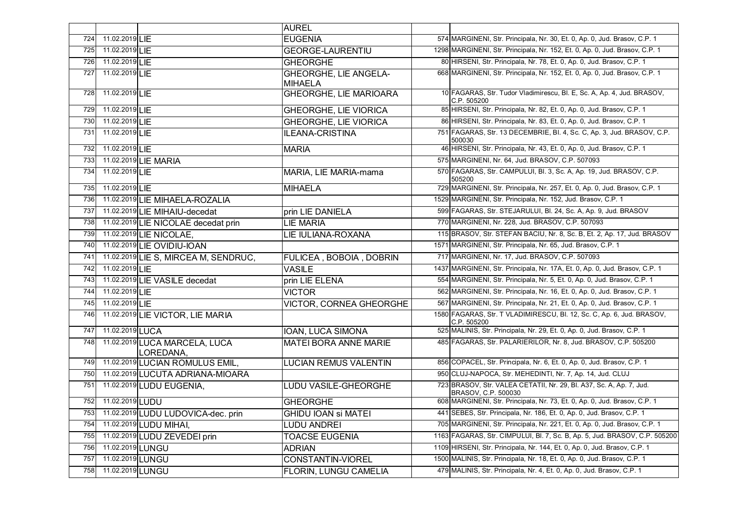| | | | | | |
|---|---|---|---|---|---|
| | | | AUREL | | |
| 724 | 11.02.2019 | LIE | EUGENIA | | 574 MARGINENI, Str. Principala, Nr. 30, Et. 0, Ap. 0, Jud. Brasov, C.P. 1 |
| 725 | 11.02.2019 | LIE | GEORGE-LAURENTIU | | 1298 MARGINENI, Str. Principala, Nr. 152, Et. 0, Ap. 0, Jud. Brasov, C.P. 1 |
| 726 | 11.02.2019 | LIE | GHEORGHE | | 80 HIRSENI, Str. Principala, Nr. 78, Et. 0, Ap. 0, Jud. Brasov, C.P. 1 |
| 727 | 11.02.2019 | LIE | GHEORGHE, LIE ANGELA-MIHAELA | | 668 MARGINENI, Str. Principala, Nr. 152, Et. 0, Ap. 0, Jud. Brasov, C.P. 1 |
| 728 | 11.02.2019 | LIE | GHEORGHE, LIE MARIOARA | | 10 FAGARAS, Str. Tudor Vladimirescu, Bl. E, Sc. A, Ap. 4, Jud. BRASOV, C.P. 505200 |
| 729 | 11.02.2019 | LIE | GHEORGHE, LIE VIORICA | | 85 HIRSENI, Str. Principala, Nr. 82, Et. 0, Ap. 0, Jud. Brasov, C.P. 1 |
| 730 | 11.02.2019 | LIE | GHEORGHE, LIE VIORICA | | 86 HIRSENI, Str. Principala, Nr. 83, Et. 0, Ap. 0, Jud. Brasov, C.P. 1 |
| 731 | 11.02.2019 | LIE | ILEANA-CRISTINA | | 751 FAGARAS, Str. 13 DECEMBRIE, Bl. 4, Sc. C, Ap. 3, Jud. BRASOV, C.P. 500030 |
| 732 | 11.02.2019 | LIE | MARIA | | 46 HIRSENI, Str. Principala, Nr. 43, Et. 0, Ap. 0, Jud. Brasov, C.P. 1 |
| 733 | 11.02.2019 | LIE MARIA | | | 575 MARGINENI, Nr. 64, Jud. BRASOV, C.P. 507093 |
| 734 | 11.02.2019 | LIE | MARIA, LIE MARIA-mama | | 570 FAGARAS, Str. CAMPULUI, Bl. 3, Sc. A, Ap. 19, Jud. BRASOV, C.P. 505200 |
| 735 | 11.02.2019 | LIE | MIHAELA | | 729 MARGINENI, Str. Principala, Nr. 257, Et. 0, Ap. 0, Jud. Brasov, C.P. 1 |
| 736 | 11.02.2019 | LIE MIHAELA-ROZALIA | | | 1529 MARGINENI, Str. Principala, Nr. 152, Jud. Brasov, C.P. 1 |
| 737 | 11.02.2019 | LIE MIHAIU-decedat | prin LIE DANIELA | | 599 FAGARAS, Str. STEJARULUI, Bl. 24, Sc. A, Ap. 9, Jud. BRASOV |
| 738 | 11.02.2019 | LIE NICOLAE decedat prin | LIE MARIA | | 770 MARGINENI, Nr. 228, Jud. BRASOV, C.P. 507093 |
| 739 | 11.02.2019 | LIE NICOLAE, | LIE IULIANA-ROXANA | | 115 BRASOV, Str. STEFAN BACIU, Nr. 8, Sc. B, Et. 2, Ap. 17, Jud. BRASOV |
| 740 | 11.02.2019 | LIE OVIDIU-IOAN | | | 1571 MARGINENI, Str. Principala, Nr. 65, Jud. Brasov, C.P. 1 |
| 741 | 11.02.2019 | LIE S, MIRCEA M, SENDRUC, | FULICEA , BOBOIA , DOBRIN | | 717 MARGINENI, Nr. 17, Jud. BRASOV, C.P. 507093 |
| 742 | 11.02.2019 | LIE | VASILE | | 1437 MARGINENI, Str. Principala, Nr. 17A, Et. 0, Ap. 0, Jud. Brasov, C.P. 1 |
| 743 | 11.02.2019 | LIE VASILE decedat | prin LIE ELENA | | 554 MARGINENI, Str. Principala, Nr. 5, Et. 0, Ap. 0, Jud. Brasov, C.P. 1 |
| 744 | 11.02.2019 | LIE | VICTOR | | 562 MARGINENI, Str. Principala, Nr. 16, Et. 0, Ap. 0, Jud. Brasov, C.P. 1 |
| 745 | 11.02.2019 | LIE | VICTOR, CORNEA GHEORGHE | | 567 MARGINENI, Str. Principala, Nr. 21, Et. 0, Ap. 0, Jud. Brasov, C.P. 1 |
| 746 | 11.02.2019 | LIE VICTOR, LIE MARIA | | | 1580 FAGARAS, Str. T VLADIMIRESCU, Bl. 12, Sc. C, Ap. 6, Jud. BRASOV, C.P. 505200 |
| 747 | 11.02.2019 | LUCA | IOAN, LUCA SIMONA | | 525 MALINIS, Str. Principala, Nr. 29, Et. 0, Ap. 0, Jud. Brasov, C.P. 1 |
| 748 | 11.02.2019 | LUCA MARCELA, LUCA LOREDANA, | MATEI BORA ANNE MARIE | | 485 FAGARAS, Str. PALARIERILOR, Nr. 8, Jud. BRASOV, C.P. 505200 |
| 749 | 11.02.2019 | LUCIAN ROMULUS EMIL, | LUCIAN REMUS VALENTIN | | 856 COPACEL, Str. Principala, Nr. 6, Et. 0, Ap. 0, Jud. Brasov, C.P. 1 |
| 750 | 11.02.2019 | LUCUTA ADRIANA-MIOARA | | | 950 CLUJ-NAPOCA, Str. MEHEDINTI, Nr. 7, Ap. 14, Jud. CLUJ |
| 751 | 11.02.2019 | LUDU EUGENIA, | LUDU VASILE-GHEORGHE | | 723 BRASOV, Str. VALEA CETATII, Nr. 29, Bl. A37, Sc. A, Ap. 7, Jud. BRASOV, C.P. 500030 |
| 752 | 11.02.2019 | LUDU | GHEORGHE | | 608 MARGINENI, Str. Principala, Nr. 73, Et. 0, Ap. 0, Jud. Brasov, C.P. 1 |
| 753 | 11.02.2019 | LUDU LUDOVICA-dec. prin | GHIDU IOAN si MATEI | | 441 SEBES, Str. Principala, Nr. 186, Et. 0, Ap. 0, Jud. Brasov, C.P. 1 |
| 754 | 11.02.2019 | LUDU MIHAI, | LUDU ANDREI | | 705 MARGINENI, Str. Principala, Nr. 221, Et. 0, Ap. 0, Jud. Brasov, C.P. 1 |
| 755 | 11.02.2019 | LUDU ZEVEDEI prin | TOACSE EUGENIA | | 1163 FAGARAS, Str. CIMPULUI, Bl. 7, Sc. B, Ap. 5, Jud. BRASOV, C.P. 505200 |
| 756 | 11.02.2019 | LUNGU | ADRIAN | | 1109 HIRSENI, Str. Principala, Nr. 144, Et. 0, Ap. 0, Jud. Brasov, C.P. 1 |
| 757 | 11.02.2019 | LUNGU | CONSTANTIN-VIOREL | | 1500 MALINIS, Str. Principala, Nr. 18, Et. 0, Ap. 0, Jud. Brasov, C.P. 1 |
| 758 | 11.02.2019 | LUNGU | FLORIN, LUNGU CAMELIA | | 479 MALINIS, Str. Principala, Nr. 4, Et. 0, Ap. 0, Jud. Brasov, C.P. 1 |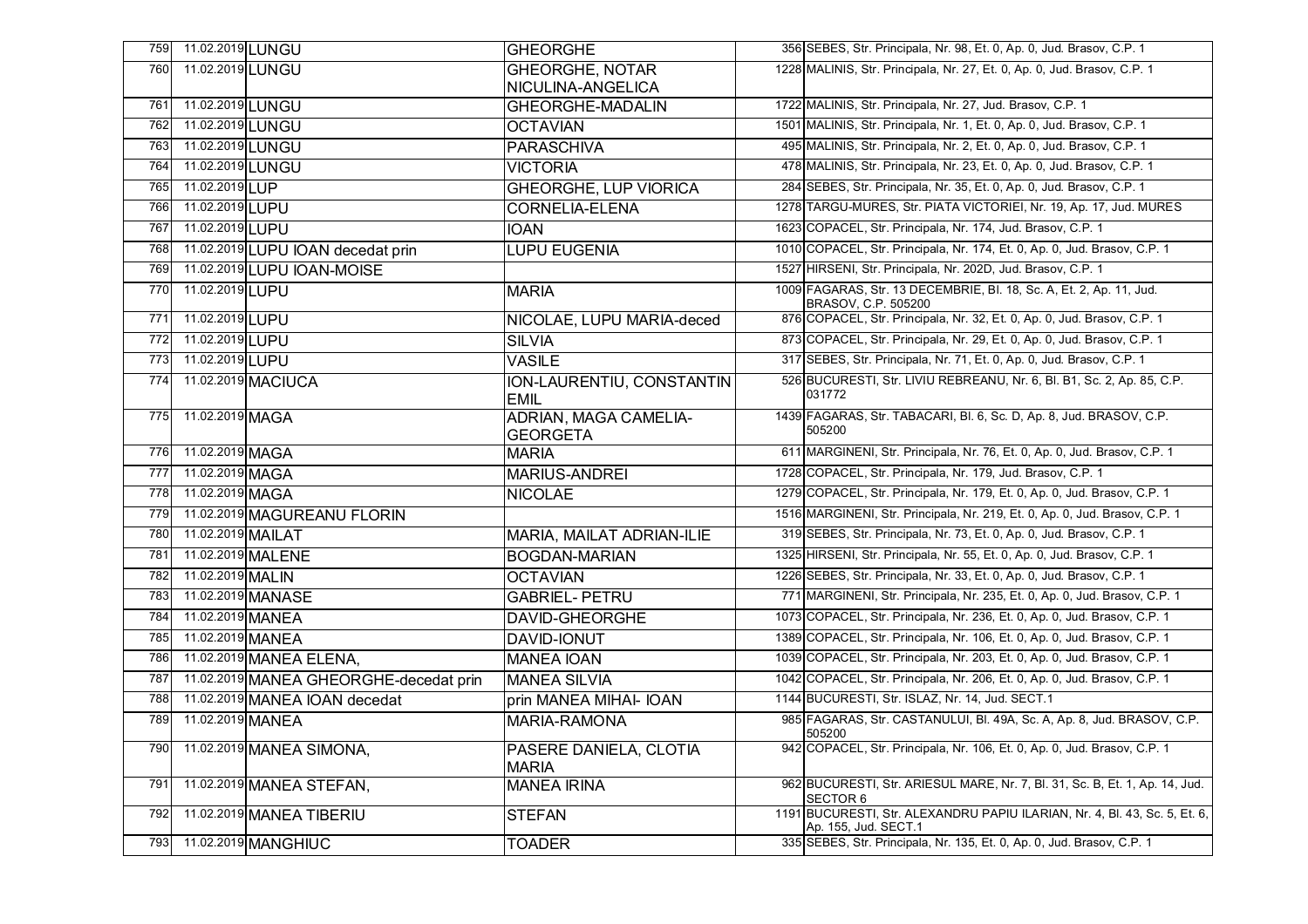| | | | | | |
|---|---|---|---|---|---|
| 759 | 11.02.2019 | LUNGU | GHEORGHE | 356 | SEBES, Str. Principala, Nr. 98, Et. 0, Ap. 0, Jud. Brasov, C.P. 1 |
| 760 | 11.02.2019 | LUNGU | GHEORGHE, NOTAR NICULINA-ANGELICA | 1228 | MALINIS, Str. Principala, Nr. 27, Et. 0, Ap. 0, Jud. Brasov, C.P. 1 |
| 761 | 11.02.2019 | LUNGU | GHEORGHE-MADALIN | 1722 | MALINIS, Str. Principala, Nr. 27, Jud. Brasov, C.P. 1 |
| 762 | 11.02.2019 | LUNGU | OCTAVIAN | 1501 | MALINIS, Str. Principala, Nr. 1, Et. 0, Ap. 0, Jud. Brasov, C.P. 1 |
| 763 | 11.02.2019 | LUNGU | PARASCHIVA | 495 | MALINIS, Str. Principala, Nr. 2, Et. 0, Ap. 0, Jud. Brasov, C.P. 1 |
| 764 | 11.02.2019 | LUNGU | VICTORIA | 478 | MALINIS, Str. Principala, Nr. 23, Et. 0, Ap. 0, Jud. Brasov, C.P. 1 |
| 765 | 11.02.2019 | LUP | GHEORGHE, LUP VIORICA | 284 | SEBES, Str. Principala, Nr. 35, Et. 0, Ap. 0, Jud. Brasov, C.P. 1 |
| 766 | 11.02.2019 | LUPU | CORNELIA-ELENA | 1278 | TARGU-MURES, Str. PIATA VICTORIEI, Nr. 19, Ap. 17, Jud. MURES |
| 767 | 11.02.2019 | LUPU | IOAN | 1623 | COPACEL, Str. Principala, Nr. 174, Jud. Brasov, C.P. 1 |
| 768 | 11.02.2019 | LUPU IOAN decedat prin | LUPU EUGENIA | 1010 | COPACEL, Str. Principala, Nr. 174, Et. 0, Ap. 0, Jud. Brasov, C.P. 1 |
| 769 | 11.02.2019 | LUPU IOAN-MOISE | | 1527 | HIRSENI, Str. Principala, Nr. 202D, Jud. Brasov, C.P. 1 |
| 770 | 11.02.2019 | LUPU | MARIA | 1009 | FAGARAS, Str. 13 DECEMBRIE, Bl. 18, Sc. A, Et. 2, Ap. 11, Jud. BRASOV, C.P. 505200 |
| 771 | 11.02.2019 | LUPU | NICOLAE, LUPU MARIA-deced | 876 | COPACEL, Str. Principala, Nr. 32, Et. 0, Ap. 0, Jud. Brasov, C.P. 1 |
| 772 | 11.02.2019 | LUPU | SILVIA | 873 | COPACEL, Str. Principala, Nr. 29, Et. 0, Ap. 0, Jud. Brasov, C.P. 1 |
| 773 | 11.02.2019 | LUPU | VASILE | 317 | SEBES, Str. Principala, Nr. 71, Et. 0, Ap. 0, Jud. Brasov, C.P. 1 |
| 774 | 11.02.2019 | MACIUCA | ION-LAURENTIU, CONSTANTIN EMIL | 526 | BUCURESTI, Str. LIVIU REBREANU, Nr. 6, Bl. B1, Sc. 2, Ap. 85, C.P. 031772 |
| 775 | 11.02.2019 | MAGA | ADRIAN, MAGA CAMELIA-GEORGETA | 1439 | FAGARAS, Str. TABACARI, Bl. 6, Sc. D, Ap. 8, Jud. BRASOV, C.P. 505200 |
| 776 | 11.02.2019 | MAGA | MARIA | 611 | MARGINENI, Str. Principala, Nr. 76, Et. 0, Ap. 0, Jud. Brasov, C.P. 1 |
| 777 | 11.02.2019 | MAGA | MARIUS-ANDREI | 1728 | COPACEL, Str. Principala, Nr. 179, Jud. Brasov, C.P. 1 |
| 778 | 11.02.2019 | MAGA | NICOLAE | 1279 | COPACEL, Str. Principala, Nr. 179, Et. 0, Ap. 0, Jud. Brasov, C.P. 1 |
| 779 | 11.02.2019 | MAGUREANU FLORIN | | 1516 | MARGINENI, Str. Principala, Nr. 219, Et. 0, Ap. 0, Jud. Brasov, C.P. 1 |
| 780 | 11.02.2019 | MAILAT | MARIA, MAILAT ADRIAN-ILIE | 319 | SEBES, Str. Principala, Nr. 73, Et. 0, Ap. 0, Jud. Brasov, C.P. 1 |
| 781 | 11.02.2019 | MALENE | BOGDAN-MARIAN | 1325 | HIRSENI, Str. Principala, Nr. 55, Et. 0, Ap. 0, Jud. Brasov, C.P. 1 |
| 782 | 11.02.2019 | MALIN | OCTAVIAN | 1226 | SEBES, Str. Principala, Nr. 33, Et. 0, Ap. 0, Jud. Brasov, C.P. 1 |
| 783 | 11.02.2019 | MANASE | GABRIEL- PETRU | 771 | MARGINENI, Str. Principala, Nr. 235, Et. 0, Ap. 0, Jud. Brasov, C.P. 1 |
| 784 | 11.02.2019 | MANEA | DAVID-GHEORGHE | 1073 | COPACEL, Str. Principala, Nr. 236, Et. 0, Ap. 0, Jud. Brasov, C.P. 1 |
| 785 | 11.02.2019 | MANEA | DAVID-IONUT | 1389 | COPACEL, Str. Principala, Nr. 106, Et. 0, Ap. 0, Jud. Brasov, C.P. 1 |
| 786 | 11.02.2019 | MANEA ELENA, | MANEA IOAN | 1039 | COPACEL, Str. Principala, Nr. 203, Et. 0, Ap. 0, Jud. Brasov, C.P. 1 |
| 787 | 11.02.2019 | MANEA GHEORGHE-decedat prin | MANEA SILVIA | 1042 | COPACEL, Str. Principala, Nr. 206, Et. 0, Ap. 0, Jud. Brasov, C.P. 1 |
| 788 | 11.02.2019 | MANEA IOAN decedat | prin MANEA MIHAI- IOAN | 1144 | BUCURESTI, Str. ISLAZ, Nr. 14, Jud. SECT.1 |
| 789 | 11.02.2019 | MANEA | MARIA-RAMONA | 985 | FAGARAS, Str. CASTANULUI, Bl. 49A, Sc. A, Ap. 8, Jud. BRASOV, C.P. 505200 |
| 790 | 11.02.2019 | MANEA SIMONA, | PASERE DANIELA, CLOTIA MARIA | 942 | COPACEL, Str. Principala, Nr. 106, Et. 0, Ap. 0, Jud. Brasov, C.P. 1 |
| 791 | 11.02.2019 | MANEA STEFAN, | MANEA IRINA | 962 | BUCURESTI, Str. ARIESUL MARE, Nr. 7, Bl. 31, Sc. B, Et. 1, Ap. 14, Jud. SECTOR 6 |
| 792 | 11.02.2019 | MANEA TIBERIU | STEFAN | 1191 | BUCURESTI, Str. ALEXANDRU PAPIU ILARIAN, Nr. 4, Bl. 43, Sc. 5, Et. 6, Ap. 155, Jud. SECT.1 |
| 793 | 11.02.2019 | MANGHIUC | TOADER | 335 | SEBES, Str. Principala, Nr. 135, Et. 0, Ap. 0, Jud. Brasov, C.P. 1 |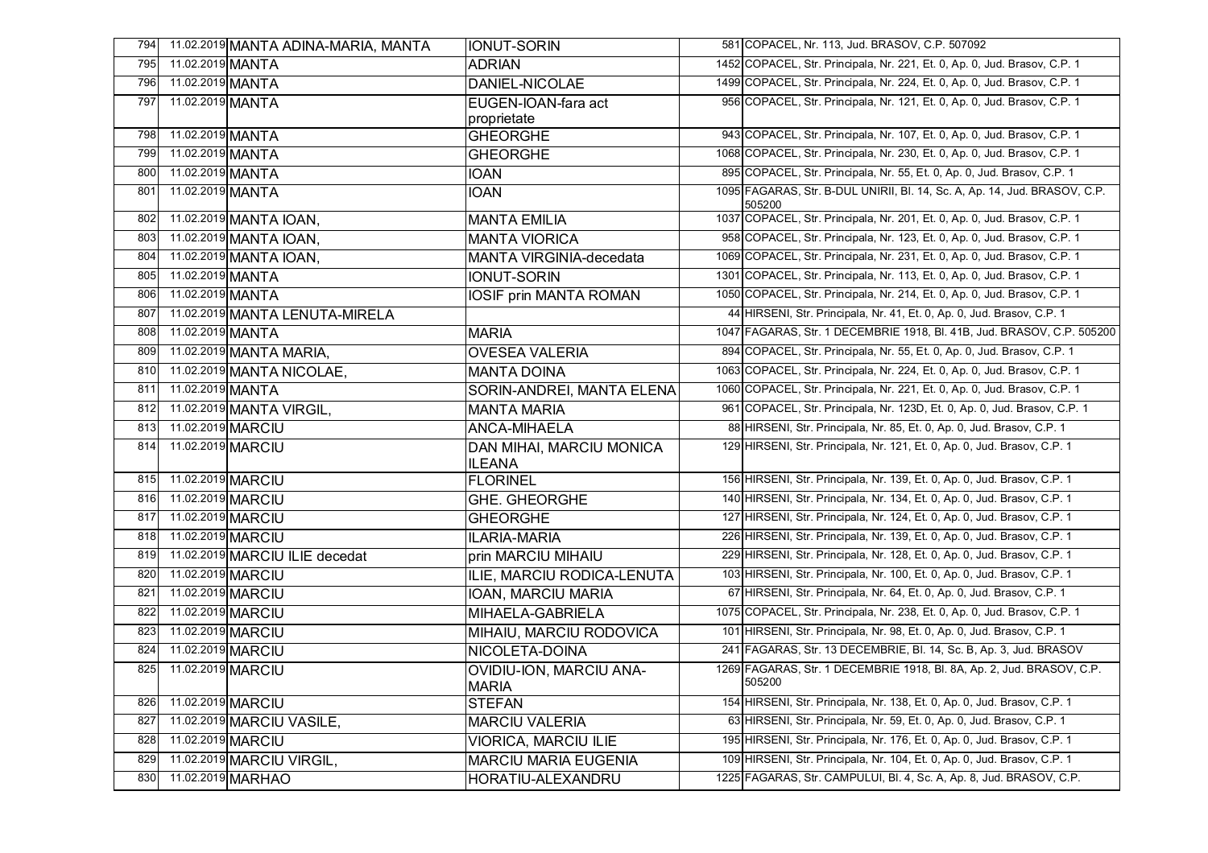| 794 | 11.02.2019 | MANTA ADINA-MARIA, MANTA | IONUT-SORIN | 581 | COPACEL, Nr. 113, Jud. BRASOV, C.P. 507092 |
|---|---|---|---|---|---|
| 795 | 11.02.2019 | MANTA | ADRIAN | 1452 | COPACEL, Str. Principala, Nr. 221, Et. 0, Ap. 0, Jud. Brasov, C.P. 1 |
| 796 | 11.02.2019 | MANTA | DANIEL-NICOLAE | 1499 | COPACEL, Str. Principala, Nr. 224, Et. 0, Ap. 0, Jud. Brasov, C.P. 1 |
| 797 | 11.02.2019 | MANTA | EUGEN-IOAN-fara act proprietate | 956 | COPACEL, Str. Principala, Nr. 121, Et. 0, Ap. 0, Jud. Brasov, C.P. 1 |
| 798 | 11.02.2019 | MANTA | GHEORGHE | 943 | COPACEL, Str. Principala, Nr. 107, Et. 0, Ap. 0, Jud. Brasov, C.P. 1 |
| 799 | 11.02.2019 | MANTA | GHEORGHE | 1068 | COPACEL, Str. Principala, Nr. 230, Et. 0, Ap. 0, Jud. Brasov, C.P. 1 |
| 800 | 11.02.2019 | MANTA | IOAN | 895 | COPACEL, Str. Principala, Nr. 55, Et. 0, Ap. 0, Jud. Brasov, C.P. 1 |
| 801 | 11.02.2019 | MANTA | IOAN | 1095 | FAGARAS, Str. B-DUL UNIRII, Bl. 14, Sc. A, Ap. 14, Jud. BRASOV, C.P. 505200 |
| 802 | 11.02.2019 | MANTA IOAN, | MANTA EMILIA | 1037 | COPACEL, Str. Principala, Nr. 201, Et. 0, Ap. 0, Jud. Brasov, C.P. 1 |
| 803 | 11.02.2019 | MANTA IOAN, | MANTA VIORICA | 958 | COPACEL, Str. Principala, Nr. 123, Et. 0, Ap. 0, Jud. Brasov, C.P. 1 |
| 804 | 11.02.2019 | MANTA IOAN, | MANTA VIRGINIA-decedata | 1069 | COPACEL, Str. Principala, Nr. 231, Et. 0, Ap. 0, Jud. Brasov, C.P. 1 |
| 805 | 11.02.2019 | MANTA | IONUT-SORIN | 1301 | COPACEL, Str. Principala, Nr. 113, Et. 0, Ap. 0, Jud. Brasov, C.P. 1 |
| 806 | 11.02.2019 | MANTA | IOSIF prin MANTA ROMAN | 1050 | COPACEL, Str. Principala, Nr. 214, Et. 0, Ap. 0, Jud. Brasov, C.P. 1 |
| 807 | 11.02.2019 | MANTA LENUTA-MIRELA | | 44 | HIRSENI, Str. Principala, Nr. 41, Et. 0, Ap. 0, Jud. Brasov, C.P. 1 |
| 808 | 11.02.2019 | MANTA | MARIA | 1047 | FAGARAS, Str. 1 DECEMBRIE 1918, Bl. 41B, Jud. BRASOV, C.P. 505200 |
| 809 | 11.02.2019 | MANTA MARIA, | OVESEA VALERIA | 894 | COPACEL, Str. Principala, Nr. 55, Et. 0, Ap. 0, Jud. Brasov, C.P. 1 |
| 810 | 11.02.2019 | MANTA NICOLAE, | MANTA DOINA | 1063 | COPACEL, Str. Principala, Nr. 224, Et. 0, Ap. 0, Jud. Brasov, C.P. 1 |
| 811 | 11.02.2019 | MANTA | SORIN-ANDREI, MANTA ELENA | 1060 | COPACEL, Str. Principala, Nr. 221, Et. 0, Ap. 0, Jud. Brasov, C.P. 1 |
| 812 | 11.02.2019 | MANTA VIRGIL, | MANTA MARIA | 961 | COPACEL, Str. Principala, Nr. 123D, Et. 0, Ap. 0, Jud. Brasov, C.P. 1 |
| 813 | 11.02.2019 | MARCIU | ANCA-MIHAELA | 88 | HIRSENI, Str. Principala, Nr. 85, Et. 0, Ap. 0, Jud. Brasov, C.P. 1 |
| 814 | 11.02.2019 | MARCIU | DAN MIHAI, MARCIU MONICA ILEANA | 129 | HIRSENI, Str. Principala, Nr. 121, Et. 0, Ap. 0, Jud. Brasov, C.P. 1 |
| 815 | 11.02.2019 | MARCIU | FLORINEL | 156 | HIRSENI, Str. Principala, Nr. 139, Et. 0, Ap. 0, Jud. Brasov, C.P. 1 |
| 816 | 11.02.2019 | MARCIU | GHE. GHEORGHE | 140 | HIRSENI, Str. Principala, Nr. 134, Et. 0, Ap. 0, Jud. Brasov, C.P. 1 |
| 817 | 11.02.2019 | MARCIU | GHEORGHE | 127 | HIRSENI, Str. Principala, Nr. 124, Et. 0, Ap. 0, Jud. Brasov, C.P. 1 |
| 818 | 11.02.2019 | MARCIU | ILARIA-MARIA | 226 | HIRSENI, Str. Principala, Nr. 139, Et. 0, Ap. 0, Jud. Brasov, C.P. 1 |
| 819 | 11.02.2019 | MARCIU ILIE decedat | prin MARCIU MIHAIU | 229 | HIRSENI, Str. Principala, Nr. 128, Et. 0, Ap. 0, Jud. Brasov, C.P. 1 |
| 820 | 11.02.2019 | MARCIU | ILIE, MARCIU RODICA-LENUTA | 103 | HIRSENI, Str. Principala, Nr. 100, Et. 0, Ap. 0, Jud. Brasov, C.P. 1 |
| 821 | 11.02.2019 | MARCIU | IOAN, MARCIU MARIA | 67 | HIRSENI, Str. Principala, Nr. 64, Et. 0, Ap. 0, Jud. Brasov, C.P. 1 |
| 822 | 11.02.2019 | MARCIU | MIHAELA-GABRIELA | 1075 | COPACEL, Str. Principala, Nr. 238, Et. 0, Ap. 0, Jud. Brasov, C.P. 1 |
| 823 | 11.02.2019 | MARCIU | MIHAIU, MARCIU RODOVICA | 101 | HIRSENI, Str. Principala, Nr. 98, Et. 0, Ap. 0, Jud. Brasov, C.P. 1 |
| 824 | 11.02.2019 | MARCIU | NICOLETA-DOINA | 241 | FAGARAS, Str. 13 DECEMBRIE, Bl. 14, Sc. B, Ap. 3, Jud. BRASOV |
| 825 | 11.02.2019 | MARCIU | OVIDIU-ION, MARCIU ANA-MARIA | 1269 | FAGARAS, Str. 1 DECEMBRIE 1918, Bl. 8A, Ap. 2, Jud. BRASOV, C.P. 505200 |
| 826 | 11.02.2019 | MARCIU | STEFAN | 154 | HIRSENI, Str. Principala, Nr. 138, Et. 0, Ap. 0, Jud. Brasov, C.P. 1 |
| 827 | 11.02.2019 | MARCIU VASILE, | MARCIU VALERIA | 63 | HIRSENI, Str. Principala, Nr. 59, Et. 0, Ap. 0, Jud. Brasov, C.P. 1 |
| 828 | 11.02.2019 | MARCIU | VIORICA, MARCIU ILIE | 195 | HIRSENI, Str. Principala, Nr. 176, Et. 0, Ap. 0, Jud. Brasov, C.P. 1 |
| 829 | 11.02.2019 | MARCIU VIRGIL, | MARCIU MARIA EUGENIA | 109 | HIRSENI, Str. Principala, Nr. 104, Et. 0, Ap. 0, Jud. Brasov, C.P. 1 |
| 830 | 11.02.2019 | MARHAO | HORATIU-ALEXANDRU | 1225 | FAGARAS, Str. CAMPULUI, Bl. 4, Sc. A, Ap. 8, Jud. BRASOV, C.P. |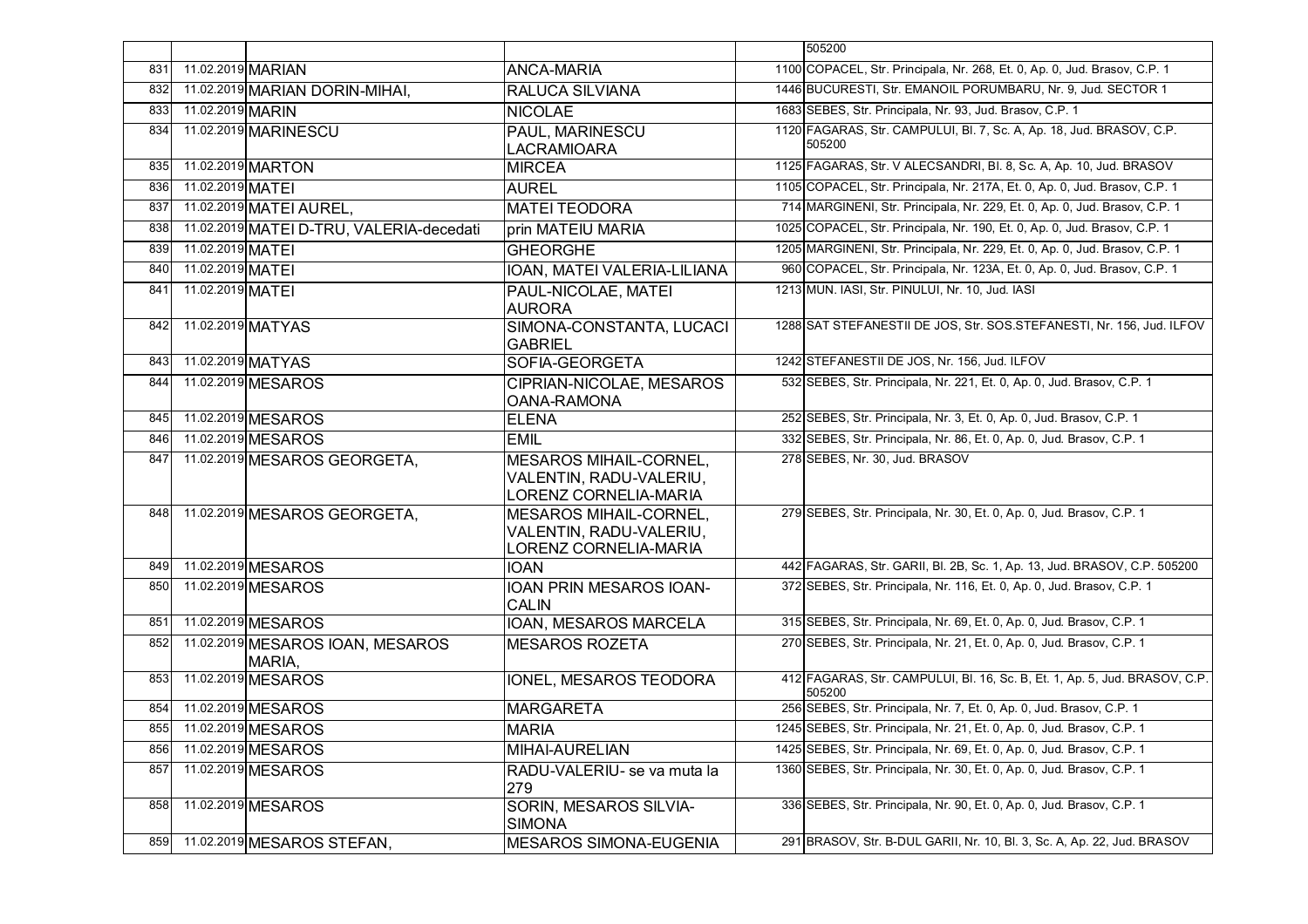| | | | | | |
|---|---|---|---|---|---|
| | | | | | 505200 |
| 831 | 11.02.2019 | MARIAN | ANCA-MARIA | 1100 | COPACEL, Str. Principala, Nr. 268, Et. 0, Ap. 0, Jud. Brasov, C.P. 1 |
| 832 | 11.02.2019 | MARIAN DORIN-MIHAI, | RALUCA SILVIANA | 1446 | BUCURESTI, Str. EMANOIL PORUMBARU, Nr. 9, Jud. SECTOR 1 |
| 833 | 11.02.2019 | MARIN | NICOLAE | 1683 | SEBES, Str. Principala, Nr. 93, Jud. Brasov, C.P. 1 |
| 834 | 11.02.2019 | MARINESCU | PAUL, MARINESCU LACRAMIOARA | 1120 | FAGARAS, Str. CAMPULUI, Bl. 7, Sc. A, Ap. 18, Jud. BRASOV, C.P. 505200 |
| 835 | 11.02.2019 | MARTON | MIRCEA | 1125 | FAGARAS, Str. V ALECSANDRI, Bl. 8, Sc. A, Ap. 10, Jud. BRASOV |
| 836 | 11.02.2019 | MATEI | AUREL | 1105 | COPACEL, Str. Principala, Nr. 217A, Et. 0, Ap. 0, Jud. Brasov, C.P. 1 |
| 837 | 11.02.2019 | MATEI AUREL, | MATEI TEODORA | 714 | MARGINENI, Str. Principala, Nr. 229, Et. 0, Ap. 0, Jud. Brasov, C.P. 1 |
| 838 | 11.02.2019 | MATEI D-TRU, VALERIA-decedati | prin MATEIU MARIA | 1025 | COPACEL, Str. Principala, Nr. 190, Et. 0, Ap. 0, Jud. Brasov, C.P. 1 |
| 839 | 11.02.2019 | MATEI | GHEORGHE | 1205 | MARGINENI, Str. Principala, Nr. 229, Et. 0, Ap. 0, Jud. Brasov, C.P. 1 |
| 840 | 11.02.2019 | MATEI | IOAN, MATEI VALERIA-LILIANA | 960 | COPACEL, Str. Principala, Nr. 123A, Et. 0, Ap. 0, Jud. Brasov, C.P. 1 |
| 841 | 11.02.2019 | MATEI | PAUL-NICOLAE, MATEI AURORA | 1213 | MUN. IASI, Str. PINULUI, Nr. 10, Jud. IASI |
| 842 | 11.02.2019 | MATYAS | SIMONA-CONSTANTA, LUCACI GABRIEL | 1288 | SAT STEFANESTII DE JOS, Str. SOS.STEFANESTI, Nr. 156, Jud. ILFOV |
| 843 | 11.02.2019 | MATYAS | SOFIA-GEORGETA | 1242 | STEFANESTII DE JOS, Nr. 156, Jud. ILFOV |
| 844 | 11.02.2019 | MESAROS | CIPRIAN-NICOLAE, MESAROS OANA-RAMONA | 532 | SEBES, Str. Principala, Nr. 221, Et. 0, Ap. 0, Jud. Brasov, C.P. 1 |
| 845 | 11.02.2019 | MESAROS | ELENA | 252 | SEBES, Str. Principala, Nr. 3, Et. 0, Ap. 0, Jud. Brasov, C.P. 1 |
| 846 | 11.02.2019 | MESAROS | EMIL | 332 | SEBES, Str. Principala, Nr. 86, Et. 0, Ap. 0, Jud. Brasov, C.P. 1 |
| 847 | 11.02.2019 | MESAROS GEORGETA, | MESAROS MIHAIL-CORNEL, VALENTIN, RADU-VALERIU, LORENZ CORNELIA-MARIA | 278 | SEBES, Nr. 30, Jud. BRASOV |
| 848 | 11.02.2019 | MESAROS GEORGETA, | MESAROS MIHAIL-CORNEL, VALENTIN, RADU-VALERIU, LORENZ CORNELIA-MARIA | 279 | SEBES, Str. Principala, Nr. 30, Et. 0, Ap. 0, Jud. Brasov, C.P. 1 |
| 849 | 11.02.2019 | MESAROS | IOAN | 442 | FAGARAS, Str. GARII, Bl. 2B, Sc. 1, Ap. 13, Jud. BRASOV, C.P. 505200 |
| 850 | 11.02.2019 | MESAROS | IOAN PRIN MESAROS IOAN-CALIN | 372 | SEBES, Str. Principala, Nr. 116, Et. 0, Ap. 0, Jud. Brasov, C.P. 1 |
| 851 | 11.02.2019 | MESAROS | IOAN, MESAROS MARCELA | 315 | SEBES, Str. Principala, Nr. 69, Et. 0, Ap. 0, Jud. Brasov, C.P. 1 |
| 852 | 11.02.2019 | MESAROS IOAN, MESAROS MARIA, | MESAROS ROZETA | 270 | SEBES, Str. Principala, Nr. 21, Et. 0, Ap. 0, Jud. Brasov, C.P. 1 |
| 853 | 11.02.2019 | MESAROS | IONEL, MESAROS TEODORA | 412 | FAGARAS, Str. CAMPULUI, Bl. 16, Sc. B, Et. 1, Ap. 5, Jud. BRASOV, C.P. 505200 |
| 854 | 11.02.2019 | MESAROS | MARGARETA | 256 | SEBES, Str. Principala, Nr. 7, Et. 0, Ap. 0, Jud. Brasov, C.P. 1 |
| 855 | 11.02.2019 | MESAROS | MARIA | 1245 | SEBES, Str. Principala, Nr. 21, Et. 0, Ap. 0, Jud. Brasov, C.P. 1 |
| 856 | 11.02.2019 | MESAROS | MIHAI-AURELIAN | 1425 | SEBES, Str. Principala, Nr. 69, Et. 0, Ap. 0, Jud. Brasov, C.P. 1 |
| 857 | 11.02.2019 | MESAROS | RADU-VALERIU- se va muta la 279 | 1360 | SEBES, Str. Principala, Nr. 30, Et. 0, Ap. 0, Jud. Brasov, C.P. 1 |
| 858 | 11.02.2019 | MESAROS | SORIN, MESAROS SILVIA-SIMONA | 336 | SEBES, Str. Principala, Nr. 90, Et. 0, Ap. 0, Jud. Brasov, C.P. 1 |
| 859 | 11.02.2019 | MESAROS STEFAN, | MESAROS SIMONA-EUGENIA | 291 | BRASOV, Str. B-DUL GARII, Nr. 10, Bl. 3, Sc. A, Ap. 22, Jud. BRASOV |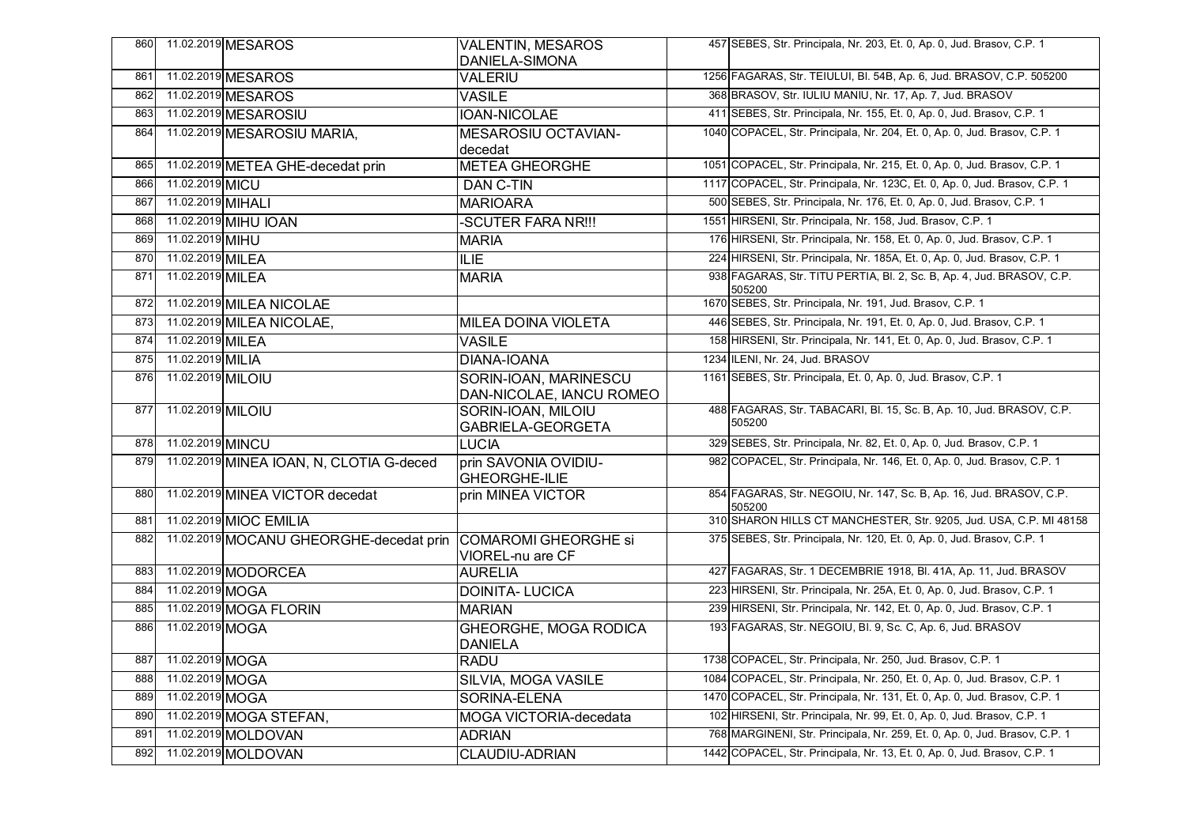| | | | | | |
|---|---|---|---|---|---|
| 860 | 11.02.2019 | MESAROS | VALENTIN, MESAROS DANIELA-SIMONA | 457 | SEBES, Str. Principala, Nr. 203, Et. 0, Ap. 0, Jud. Brasov, C.P. 1 |
| 861 | 11.02.2019 | MESAROS | VALERIU | 1256 | FAGARAS, Str. TEIULUI, Bl. 54B, Ap. 6, Jud. BRASOV, C.P. 505200 |
| 862 | 11.02.2019 | MESAROS | VASILE | 368 | BRASOV, Str. IULIU MANIU, Nr. 17, Ap. 7, Jud. BRASOV |
| 863 | 11.02.2019 | MESAROSIU | IOAN-NICOLAE | 411 | SEBES, Str. Principala, Nr. 155, Et. 0, Ap. 0, Jud. Brasov, C.P. 1 |
| 864 | 11.02.2019 | MESAROSIU MARIA, | MESAROSIU OCTAVIAN-decedat | 1040 | COPACEL, Str. Principala, Nr. 204, Et. 0, Ap. 0, Jud. Brasov, C.P. 1 |
| 865 | 11.02.2019 | METEA GHE-decedat prin | METEA GHEORGHE | 1051 | COPACEL, Str. Principala, Nr. 215, Et. 0, Ap. 0, Jud. Brasov, C.P. 1 |
| 866 | 11.02.2019 | MICU | DAN C-TIN | 1117 | COPACEL, Str. Principala, Nr. 123C, Et. 0, Ap. 0, Jud. Brasov, C.P. 1 |
| 867 | 11.02.2019 | MIHALI | MARIOARA | 500 | SEBES, Str. Principala, Nr. 176, Et. 0, Ap. 0, Jud. Brasov, C.P. 1 |
| 868 | 11.02.2019 | MIHU IOAN | -SCUTER FARA NR!!! | 1551 | HIRSENI, Str. Principala, Nr. 158, Jud. Brasov, C.P. 1 |
| 869 | 11.02.2019 | MIHU | MARIA | 176 | HIRSENI, Str. Principala, Nr. 158, Et. 0, Ap. 0, Jud. Brasov, C.P. 1 |
| 870 | 11.02.2019 | MILEA | ILIE | 224 | HIRSENI, Str. Principala, Nr. 185A, Et. 0, Ap. 0, Jud. Brasov, C.P. 1 |
| 871 | 11.02.2019 | MILEA | MARIA | 938 | FAGARAS, Str. TITU PERTIA, Bl. 2, Sc. B, Ap. 4, Jud. BRASOV, C.P. 505200 |
| 872 | 11.02.2019 | MILEA NICOLAE | | 1670 | SEBES, Str. Principala, Nr. 191, Jud. Brasov, C.P. 1 |
| 873 | 11.02.2019 | MILEA NICOLAE, | MILEA DOINA VIOLETA | 446 | SEBES, Str. Principala, Nr. 191, Et. 0, Ap. 0, Jud. Brasov, C.P. 1 |
| 874 | 11.02.2019 | MILEA | VASILE | 158 | HIRSENI, Str. Principala, Nr. 141, Et. 0, Ap. 0, Jud. Brasov, C.P. 1 |
| 875 | 11.02.2019 | MILIA | DIANA-IOANA | 1234 | ILENI, Nr. 24, Jud. BRASOV |
| 876 | 11.02.2019 | MILOIU | SORIN-IOAN, MARINESCU DAN-NICOLAE, IANCU ROMEO | 1161 | SEBES, Str. Principala, Et. 0, Ap. 0, Jud. Brasov, C.P. 1 |
| 877 | 11.02.2019 | MILOIU | SORIN-IOAN, MILOIU GABRIELA-GEORGETA | 488 | FAGARAS, Str. TABACARI, Bl. 15, Sc. B, Ap. 10, Jud. BRASOV, C.P. 505200 |
| 878 | 11.02.2019 | MINCU | LUCIA | 329 | SEBES, Str. Principala, Nr. 82, Et. 0, Ap. 0, Jud. Brasov, C.P. 1 |
| 879 | 11.02.2019 | MINEA IOAN, N, CLOTIA G-deced | prin SAVONIA OVIDIU-GHEORGHE-ILIE | 982 | COPACEL, Str. Principala, Nr. 146, Et. 0, Ap. 0, Jud. Brasov, C.P. 1 |
| 880 | 11.02.2019 | MINEA VICTOR decedat | prin MINEA VICTOR | 854 | FAGARAS, Str. NEGOIU, Nr. 147, Sc. B, Ap. 16, Jud. BRASOV, C.P. 505200 |
| 881 | 11.02.2019 | MIOC EMILIA | | 310 | SHARON HILLS CT MANCHESTER, Str. 9205, Jud. USA, C.P. MI 48158 |
| 882 | 11.02.2019 | MOCANU GHEORGHE-decedat prin | COMAROMI GHEORGHE si VIOREL-nu are CF | 375 | SEBES, Str. Principala, Nr. 120, Et. 0, Ap. 0, Jud. Brasov, C.P. 1 |
| 883 | 11.02.2019 | MODORCEA | AURELIA | 427 | FAGARAS, Str. 1 DECEMBRIE 1918, Bl. 41A, Ap. 11, Jud. BRASOV |
| 884 | 11.02.2019 | MOGA | DOINITA- LUCICA | 223 | HIRSENI, Str. Principala, Nr. 25A, Et. 0, Ap. 0, Jud. Brasov, C.P. 1 |
| 885 | 11.02.2019 | MOGA FLORIN | MARIAN | 239 | HIRSENI, Str. Principala, Nr. 142, Et. 0, Ap. 0, Jud. Brasov, C.P. 1 |
| 886 | 11.02.2019 | MOGA | GHEORGHE, MOGA RODICA DANIELA | 193 | FAGARAS, Str. NEGOIU, Bl. 9, Sc. C, Ap. 6, Jud. BRASOV |
| 887 | 11.02.2019 | MOGA | RADU | 1738 | COPACEL, Str. Principala, Nr. 250, Jud. Brasov, C.P. 1 |
| 888 | 11.02.2019 | MOGA | SILVIA, MOGA VASILE | 1084 | COPACEL, Str. Principala, Nr. 250, Et. 0, Ap. 0, Jud. Brasov, C.P. 1 |
| 889 | 11.02.2019 | MOGA | SORINA-ELENA | 1470 | COPACEL, Str. Principala, Nr. 131, Et. 0, Ap. 0, Jud. Brasov, C.P. 1 |
| 890 | 11.02.2019 | MOGA STEFAN, | MOGA VICTORIA-decedata | 102 | HIRSENI, Str. Principala, Nr. 99, Et. 0, Ap. 0, Jud. Brasov, C.P. 1 |
| 891 | 11.02.2019 | MOLDOVAN | ADRIAN | 768 | MARGINENI, Str. Principala, Nr. 259, Et. 0, Ap. 0, Jud. Brasov, C.P. 1 |
| 892 | 11.02.2019 | MOLDOVAN | CLAUDIU-ADRIAN | 1442 | COPACEL, Str. Principala, Nr. 13, Et. 0, Ap. 0, Jud. Brasov, C.P. 1 |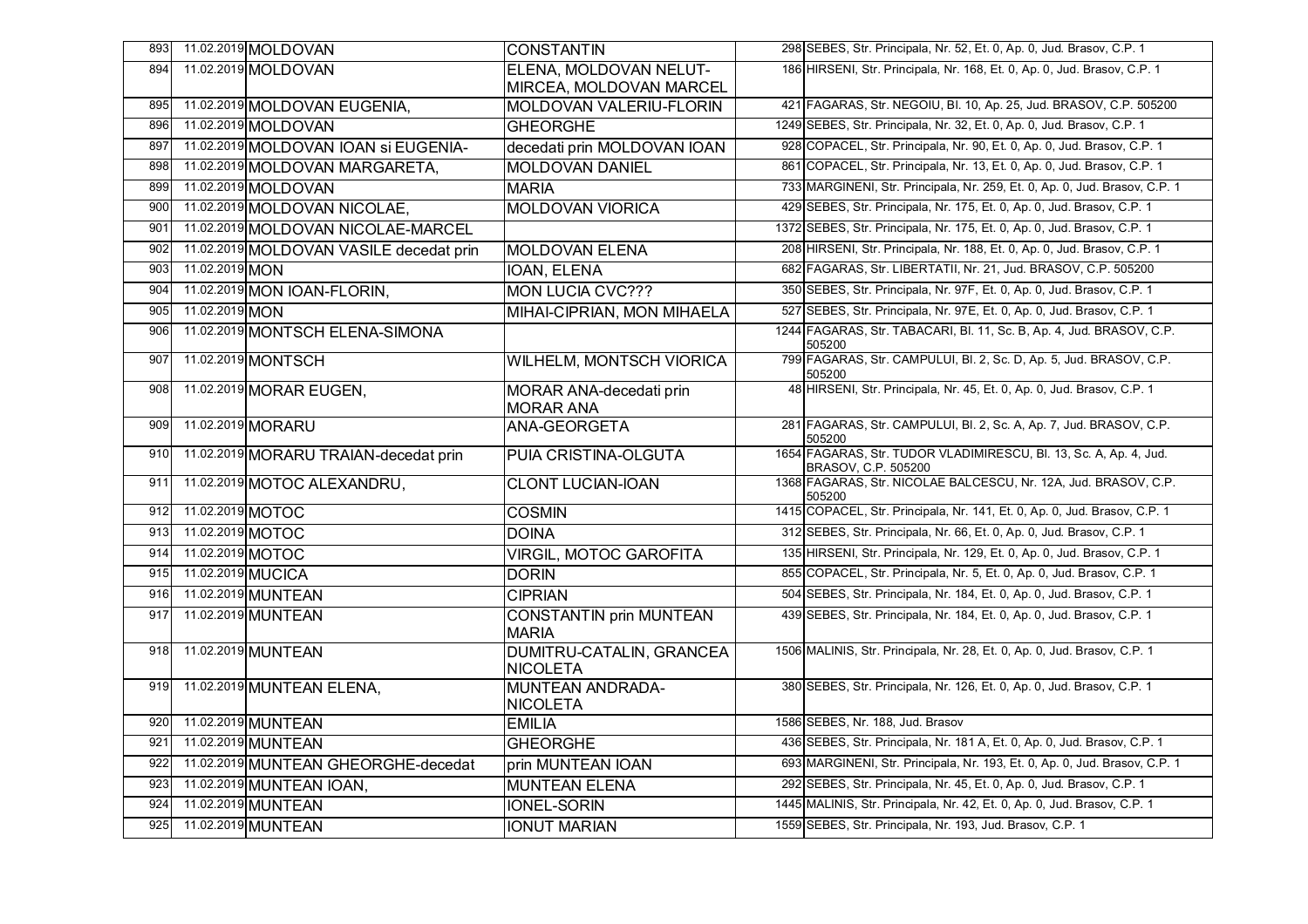| | | | | | |
|---|---|---|---|---|---|
| 893 | 11.02.2019 | MOLDOVAN | CONSTANTIN | 298 | SEBES, Str. Principala, Nr. 52, Et. 0, Ap. 0, Jud. Brasov, C.P. 1 |
| 894 | 11.02.2019 | MOLDOVAN | ELENA, MOLDOVAN NELUT-MIRCEA, MOLDOVAN MARCEL | 186 | HIRSENI, Str. Principala, Nr. 168, Et. 0, Ap. 0, Jud. Brasov, C.P. 1 |
| 895 | 11.02.2019 | MOLDOVAN EUGENIA, | MOLDOVAN VALERIU-FLORIN | 421 | FAGARAS, Str. NEGOIU, Bl. 10, Ap. 25, Jud. BRASOV, C.P. 505200 |
| 896 | 11.02.2019 | MOLDOVAN | GHEORGHE | 1249 | SEBES, Str. Principala, Nr. 32, Et. 0, Ap. 0, Jud. Brasov, C.P. 1 |
| 897 | 11.02.2019 | MOLDOVAN IOAN si EUGENIA- | decedati prin MOLDOVAN IOAN | 928 | COPACEL, Str. Principala, Nr. 90, Et. 0, Ap. 0, Jud. Brasov, C.P. 1 |
| 898 | 11.02.2019 | MOLDOVAN MARGARETA, | MOLDOVAN DANIEL | 861 | COPACEL, Str. Principala, Nr. 13, Et. 0, Ap. 0, Jud. Brasov, C.P. 1 |
| 899 | 11.02.2019 | MOLDOVAN | MARIA | 733 | MARGINENI, Str. Principala, Nr. 259, Et. 0, Ap. 0, Jud. Brasov, C.P. 1 |
| 900 | 11.02.2019 | MOLDOVAN NICOLAE, | MOLDOVAN VIORICA | 429 | SEBES, Str. Principala, Nr. 175, Et. 0, Ap. 0, Jud. Brasov, C.P. 1 |
| 901 | 11.02.2019 | MOLDOVAN NICOLAE-MARCEL | | 1372 | SEBES, Str. Principala, Nr. 175, Et. 0, Ap. 0, Jud. Brasov, C.P. 1 |
| 902 | 11.02.2019 | MOLDOVAN VASILE decedat prin | MOLDOVAN ELENA | 208 | HIRSENI, Str. Principala, Nr. 188, Et. 0, Ap. 0, Jud. Brasov, C.P. 1 |
| 903 | 11.02.2019 | MON | IOAN, ELENA | 682 | FAGARAS, Str. LIBERTATII, Nr. 21, Jud. BRASOV, C.P. 505200 |
| 904 | 11.02.2019 | MON IOAN-FLORIN, | MON LUCIA CVC??? | 350 | SEBES, Str. Principala, Nr. 97F, Et. 0, Ap. 0, Jud. Brasov, C.P. 1 |
| 905 | 11.02.2019 | MON | MIHAI-CIPRIAN, MON MIHAELA | 527 | SEBES, Str. Principala, Nr. 97E, Et. 0, Ap. 0, Jud. Brasov, C.P. 1 |
| 906 | 11.02.2019 | MONTSCH ELENA-SIMONA | | 1244 | FAGARAS, Str. TABACARI, Bl. 11, Sc. B, Ap. 4, Jud. BRASOV, C.P. 505200 |
| 907 | 11.02.2019 | MONTSCH | WILHELM, MONTSCH VIORICA | 799 | FAGARAS, Str. CAMPULUI, Bl. 2, Sc. D, Ap. 5, Jud. BRASOV, C.P. 505200 |
| 908 | 11.02.2019 | MORAR EUGEN, | MORAR ANA-decedati prin MORAR ANA | 48 | HIRSENI, Str. Principala, Nr. 45, Et. 0, Ap. 0, Jud. Brasov, C.P. 1 |
| 909 | 11.02.2019 | MORARU | ANA-GEORGETA | 281 | FAGARAS, Str. CAMPULUI, Bl. 2, Sc. A, Ap. 7, Jud. BRASOV, C.P. 505200 |
| 910 | 11.02.2019 | MORARU TRAIAN-decedat prin | PUIA CRISTINA-OLGUTA | 1654 | FAGARAS, Str. TUDOR VLADIMIRESCU, Bl. 13, Sc. A, Ap. 4, Jud. BRASOV, C.P. 505200 |
| 911 | 11.02.2019 | MOTOC ALEXANDRU, | CLONT LUCIAN-IOAN | 1368 | FAGARAS, Str. NICOLAE BALCESCU, Nr. 12A, Jud. BRASOV, C.P. 505200 |
| 912 | 11.02.2019 | MOTOC | COSMIN | 1415 | COPACEL, Str. Principala, Nr. 141, Et. 0, Ap. 0, Jud. Brasov, C.P. 1 |
| 913 | 11.02.2019 | MOTOC | DOINA | 312 | SEBES, Str. Principala, Nr. 66, Et. 0, Ap. 0, Jud. Brasov, C.P. 1 |
| 914 | 11.02.2019 | MOTOC | VIRGIL, MOTOC GAROFITA | 135 | HIRSENI, Str. Principala, Nr. 129, Et. 0, Ap. 0, Jud. Brasov, C.P. 1 |
| 915 | 11.02.2019 | MUCICA | DORIN | 855 | COPACEL, Str. Principala, Nr. 5, Et. 0, Ap. 0, Jud. Brasov, C.P. 1 |
| 916 | 11.02.2019 | MUNTEAN | CIPRIAN | 504 | SEBES, Str. Principala, Nr. 184, Et. 0, Ap. 0, Jud. Brasov, C.P. 1 |
| 917 | 11.02.2019 | MUNTEAN | CONSTANTIN prin MUNTEAN MARIA | 439 | SEBES, Str. Principala, Nr. 184, Et. 0, Ap. 0, Jud. Brasov, C.P. 1 |
| 918 | 11.02.2019 | MUNTEAN | DUMITRU-CATALIN, GRANCEA NICOLETA | 1506 | MALINIS, Str. Principala, Nr. 28, Et. 0, Ap. 0, Jud. Brasov, C.P. 1 |
| 919 | 11.02.2019 | MUNTEAN ELENA, | MUNTEAN ANDRADA-NICOLETA | 380 | SEBES, Str. Principala, Nr. 126, Et. 0, Ap. 0, Jud. Brasov, C.P. 1 |
| 920 | 11.02.2019 | MUNTEAN | EMILIA | 1586 | SEBES, Nr. 188, Jud. Brasov |
| 921 | 11.02.2019 | MUNTEAN | GHEORGHE | 436 | SEBES, Str. Principala, Nr. 181 A, Et. 0, Ap. 0, Jud. Brasov, C.P. 1 |
| 922 | 11.02.2019 | MUNTEAN GHEORGHE-decedat | prin MUNTEAN IOAN | 693 | MARGINENI, Str. Principala, Nr. 193, Et. 0, Ap. 0, Jud. Brasov, C.P. 1 |
| 923 | 11.02.2019 | MUNTEAN IOAN, | MUNTEAN ELENA | 292 | SEBES, Str. Principala, Nr. 45, Et. 0, Ap. 0, Jud. Brasov, C.P. 1 |
| 924 | 11.02.2019 | MUNTEAN | IONEL-SORIN | 1445 | MALINIS, Str. Principala, Nr. 42, Et. 0, Ap. 0, Jud. Brasov, C.P. 1 |
| 925 | 11.02.2019 | MUNTEAN | IONUT MARIAN | 1559 | SEBES, Str. Principala, Nr. 193, Jud. Brasov, C.P. 1 |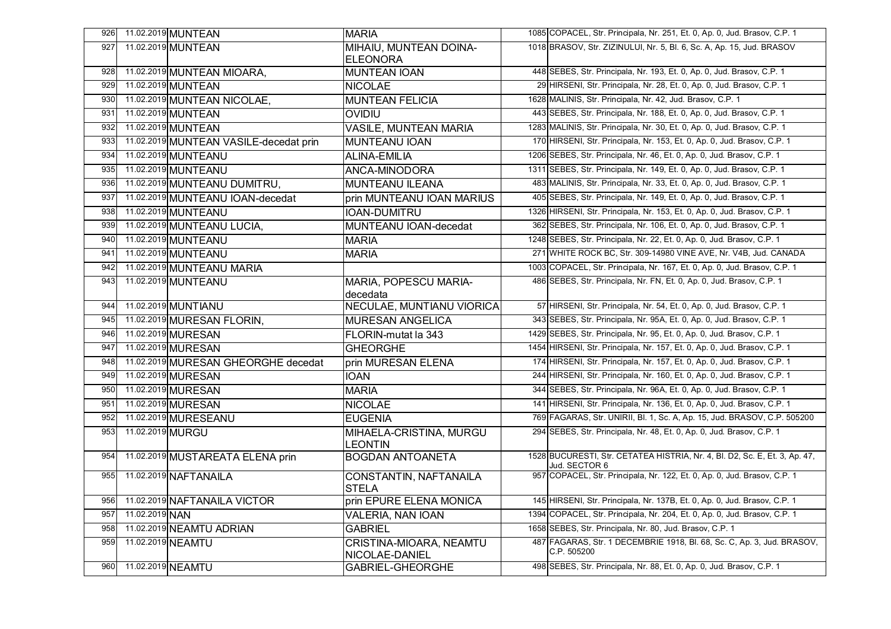| | | | | | |
|---|---|---|---|---|---|
| 926 | 11.02.2019 | MUNTEAN | MARIA | 1085 | COPACEL, Str. Principala, Nr. 251, Et. 0, Ap. 0, Jud. Brasov, C.P. 1 |
| 927 | 11.02.2019 | MUNTEAN | MIHAIU, MUNTEAN DOINA-ELEONORA | 1018 | BRASOV, Str. ZIZINULUI, Nr. 5, Bl. 6, Sc. A, Ap. 15, Jud. BRASOV |
| 928 | 11.02.2019 | MUNTEAN MIOARA, | MUNTEAN IOAN | 448 | SEBES, Str. Principala, Nr. 193, Et. 0, Ap. 0, Jud. Brasov, C.P. 1 |
| 929 | 11.02.2019 | MUNTEAN | NICOLAE | 29 | HIRSENI, Str. Principala, Nr. 28, Et. 0, Ap. 0, Jud. Brasov, C.P. 1 |
| 930 | 11.02.2019 | MUNTEAN NICOLAE, | MUNTEAN FELICIA | 1628 | MALINIS, Str. Principala, Nr. 42, Jud. Brasov, C.P. 1 |
| 931 | 11.02.2019 | MUNTEAN | OVIDIU | 443 | SEBES, Str. Principala, Nr. 188, Et. 0, Ap. 0, Jud. Brasov, C.P. 1 |
| 932 | 11.02.2019 | MUNTEAN | VASILE, MUNTEAN MARIA | 1283 | MALINIS, Str. Principala, Nr. 30, Et. 0, Ap. 0, Jud. Brasov, C.P. 1 |
| 933 | 11.02.2019 | MUNTEAN VASILE-decedat prin | MUNTEANU IOAN | 170 | HIRSENI, Str. Principala, Nr. 153, Et. 0, Ap. 0, Jud. Brasov, C.P. 1 |
| 934 | 11.02.2019 | MUNTEANU | ALINA-EMILIA | 1206 | SEBES, Str. Principala, Nr. 46, Et. 0, Ap. 0, Jud. Brasov, C.P. 1 |
| 935 | 11.02.2019 | MUNTEANU | ANCA-MINODORA | 1311 | SEBES, Str. Principala, Nr. 149, Et. 0, Ap. 0, Jud. Brasov, C.P. 1 |
| 936 | 11.02.2019 | MUNTEANU DUMITRU, | MUNTEANU ILEANA | 483 | MALINIS, Str. Principala, Nr. 33, Et. 0, Ap. 0, Jud. Brasov, C.P. 1 |
| 937 | 11.02.2019 | MUNTEANU IOAN-decedat | prin MUNTEANU IOAN MARIUS | 405 | SEBES, Str. Principala, Nr. 149, Et. 0, Ap. 0, Jud. Brasov, C.P. 1 |
| 938 | 11.02.2019 | MUNTEANU | IOAN-DUMITRU | 1326 | HIRSENI, Str. Principala, Nr. 153, Et. 0, Ap. 0, Jud. Brasov, C.P. 1 |
| 939 | 11.02.2019 | MUNTEANU LUCIA, | MUNTEANU IOAN-decedat | 362 | SEBES, Str. Principala, Nr. 106, Et. 0, Ap. 0, Jud. Brasov, C.P. 1 |
| 940 | 11.02.2019 | MUNTEANU | MARIA | 1248 | SEBES, Str. Principala, Nr. 22, Et. 0, Ap. 0, Jud. Brasov, C.P. 1 |
| 941 | 11.02.2019 | MUNTEANU | MARIA | 271 | WHITE ROCK BC, Str. 309-14980 VINE AVE, Nr. V4B, Jud. CANADA |
| 942 | 11.02.2019 | MUNTEANU MARIA | | 1003 | COPACEL, Str. Principala, Nr. 167, Et. 0, Ap. 0, Jud. Brasov, C.P. 1 |
| 943 | 11.02.2019 | MUNTEANU | MARIA, POPESCU MARIA-decedata | 486 | SEBES, Str. Principala, Nr. FN, Et. 0, Ap. 0, Jud. Brasov, C.P. 1 |
| 944 | 11.02.2019 | MUNTIANU | NECULAE, MUNTIANU VIORICA | 57 | HIRSENI, Str. Principala, Nr. 54, Et. 0, Ap. 0, Jud. Brasov, C.P. 1 |
| 945 | 11.02.2019 | MURESAN FLORIN, | MURESAN ANGELICA | 343 | SEBES, Str. Principala, Nr. 95A, Et. 0, Ap. 0, Jud. Brasov, C.P. 1 |
| 946 | 11.02.2019 | MURESAN | FLORIN-mutat la 343 | 1429 | SEBES, Str. Principala, Nr. 95, Et. 0, Ap. 0, Jud. Brasov, C.P. 1 |
| 947 | 11.02.2019 | MURESAN | GHEORGHE | 1454 | HIRSENI, Str. Principala, Nr. 157, Et. 0, Ap. 0, Jud. Brasov, C.P. 1 |
| 948 | 11.02.2019 | MURESAN GHEORGHE decedat | prin MURESAN ELENA | 174 | HIRSENI, Str. Principala, Nr. 157, Et. 0, Ap. 0, Jud. Brasov, C.P. 1 |
| 949 | 11.02.2019 | MURESAN | IOAN | 244 | HIRSENI, Str. Principala, Nr. 160, Et. 0, Ap. 0, Jud. Brasov, C.P. 1 |
| 950 | 11.02.2019 | MURESAN | MARIA | 344 | SEBES, Str. Principala, Nr. 96A, Et. 0, Ap. 0, Jud. Brasov, C.P. 1 |
| 951 | 11.02.2019 | MURESAN | NICOLAE | 141 | HIRSENI, Str. Principala, Nr. 136, Et. 0, Ap. 0, Jud. Brasov, C.P. 1 |
| 952 | 11.02.2019 | MURESEANU | EUGENIA | 769 | FAGARAS, Str. UNIRII, Bl. 1, Sc. A, Ap. 15, Jud. BRASOV, C.P. 505200 |
| 953 | 11.02.2019 | MURGU | MIHAELA-CRISTINA, MURGU LEONTIN | 294 | SEBES, Str. Principala, Nr. 48, Et. 0, Ap. 0, Jud. Brasov, C.P. 1 |
| 954 | 11.02.2019 | MUSTAREATA ELENA prin | BOGDAN ANTOANETA | 1528 | BUCURESTI, Str. CETATEA HISTRIA, Nr. 4, Bl. D2, Sc. E, Et. 3, Ap. 47, Jud. SECTOR 6 |
| 955 | 11.02.2019 | NAFTANAILA | CONSTANTIN, NAFTANAILA STELA | 957 | COPACEL, Str. Principala, Nr. 122, Et. 0, Ap. 0, Jud. Brasov, C.P. 1 |
| 956 | 11.02.2019 | NAFTANAILA VICTOR | prin EPURE ELENA MONICA | 145 | HIRSENI, Str. Principala, Nr. 137B, Et. 0, Ap. 0, Jud. Brasov, C.P. 1 |
| 957 | 11.02.2019 | NAN | VALERIA, NAN IOAN | 1394 | COPACEL, Str. Principala, Nr. 204, Et. 0, Ap. 0, Jud. Brasov, C.P. 1 |
| 958 | 11.02.2019 | NEAMTU ADRIAN | GABRIEL | 1658 | SEBES, Str. Principala, Nr. 80, Jud. Brasov, C.P. 1 |
| 959 | 11.02.2019 | NEAMTU | CRISTINA-MIOARA, NEAMTU NICOLAE-DANIEL | 487 | FAGARAS, Str. 1 DECEMBRIE 1918, Bl. 68, Sc. C, Ap. 3, Jud. BRASOV, C.P. 505200 |
| 960 | 11.02.2019 | NEAMTU | GABRIEL-GHEORGHE | 498 | SEBES, Str. Principala, Nr. 88, Et. 0, Ap. 0, Jud. Brasov, C.P. 1 |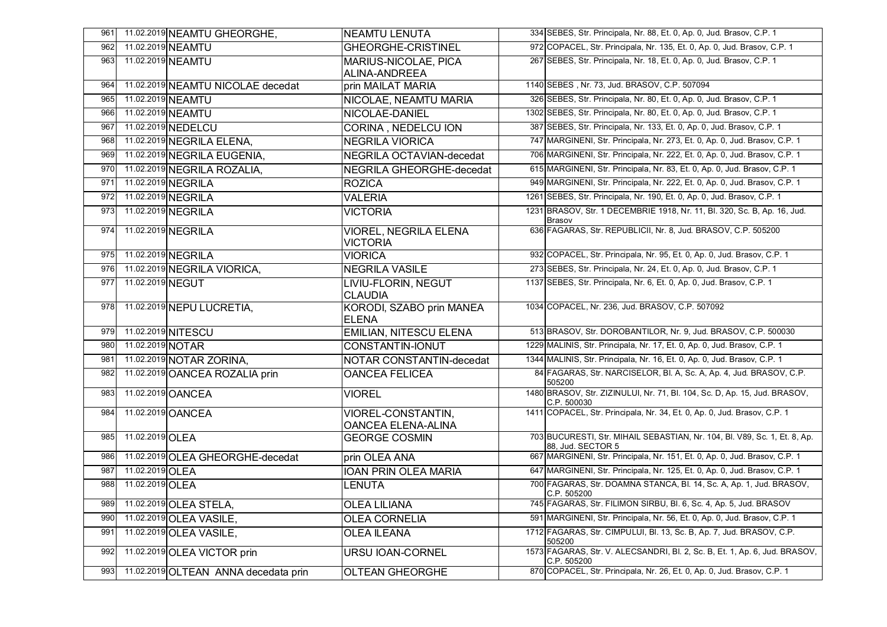| | | | | | |
|---|---|---|---|---|---|
| 961 | 11.02.2019 | NEAMTU GHEORGHE, | NEAMTU LENUTA | 334 | SEBES, Str. Principala, Nr. 88, Et. 0, Ap. 0, Jud. Brasov, C.P. 1 |
| 962 | 11.02.2019 | NEAMTU | GHEORGHE-CRISTINEL | 972 | COPACEL, Str. Principala, Nr. 135, Et. 0, Ap. 0, Jud. Brasov, C.P. 1 |
| 963 | 11.02.2019 | NEAMTU | MARIUS-NICOLAE, PICA ALINA-ANDREEA | 267 | SEBES, Str. Principala, Nr. 18, Et. 0, Ap. 0, Jud. Brasov, C.P. 1 |
| 964 | 11.02.2019 | NEAMTU NICOLAE decedat | prin MAILAT MARIA | 1140 | SEBES , Nr. 73, Jud. BRASOV, C.P. 507094 |
| 965 | 11.02.2019 | NEAMTU | NICOLAE, NEAMTU MARIA | 326 | SEBES, Str. Principala, Nr. 80, Et. 0, Ap. 0, Jud. Brasov, C.P. 1 |
| 966 | 11.02.2019 | NEAMTU | NICOLAE-DANIEL | 1302 | SEBES, Str. Principala, Nr. 80, Et. 0, Ap. 0, Jud. Brasov, C.P. 1 |
| 967 | 11.02.2019 | NEDELCU | CORINA , NEDELCU ION | 387 | SEBES, Str. Principala, Nr. 133, Et. 0, Ap. 0, Jud. Brasov, C.P. 1 |
| 968 | 11.02.2019 | NEGRILA ELENA, | NEGRILA VIORICA | 747 | MARGINENI, Str. Principala, Nr. 273, Et. 0, Ap. 0, Jud. Brasov, C.P. 1 |
| 969 | 11.02.2019 | NEGRILA EUGENIA, | NEGRILA OCTAVIAN-decedat | 706 | MARGINENI, Str. Principala, Nr. 222, Et. 0, Ap. 0, Jud. Brasov, C.P. 1 |
| 970 | 11.02.2019 | NEGRILA ROZALIA, | NEGRILA GHEORGHE-decedat | 615 | MARGINENI, Str. Principala, Nr. 83, Et. 0, Ap. 0, Jud. Brasov, C.P. 1 |
| 971 | 11.02.2019 | NEGRILA | ROZICA | 949 | MARGINENI, Str. Principala, Nr. 222, Et. 0, Ap. 0, Jud. Brasov, C.P. 1 |
| 972 | 11.02.2019 | NEGRILA | VALERIA | 1261 | SEBES, Str. Principala, Nr. 190, Et. 0, Ap. 0, Jud. Brasov, C.P. 1 |
| 973 | 11.02.2019 | NEGRILA | VICTORIA | 1231 | BRASOV, Str. 1 DECEMBRIE 1918, Nr. 11, Bl. 320, Sc. B, Ap. 16, Jud. Brasov |
| 974 | 11.02.2019 | NEGRILA | VIOREL, NEGRILA ELENA VICTORIA | 636 | FAGARAS, Str. REPUBLICII, Nr. 8, Jud. BRASOV, C.P. 505200 |
| 975 | 11.02.2019 | NEGRILA | VIORICA | 932 | COPACEL, Str. Principala, Nr. 95, Et. 0, Ap. 0, Jud. Brasov, C.P. 1 |
| 976 | 11.02.2019 | NEGRILA VIORICA, | NEGRILA VASILE | 273 | SEBES, Str. Principala, Nr. 24, Et. 0, Ap. 0, Jud. Brasov, C.P. 1 |
| 977 | 11.02.2019 | NEGUT | LIVIU-FLORIN, NEGUT CLAUDIA | 1137 | SEBES, Str. Principala, Nr. 6, Et. 0, Ap. 0, Jud. Brasov, C.P. 1 |
| 978 | 11.02.2019 | NEPU LUCRETIA, | KORODI, SZABO prin MANEA ELENA | 1034 | COPACEL, Nr. 236, Jud. BRASOV, C.P. 507092 |
| 979 | 11.02.2019 | NITESCU | EMILIAN, NITESCU ELENA | 513 | BRASOV, Str. DOROBANTILOR, Nr. 9, Jud. BRASOV, C.P. 500030 |
| 980 | 11.02.2019 | NOTAR | CONSTANTIN-IONUT | 1229 | MALINIS, Str. Principala, Nr. 17, Et. 0, Ap. 0, Jud. Brasov, C.P. 1 |
| 981 | 11.02.2019 | NOTAR ZORINA, | NOTAR CONSTANTIN-decedat | 1344 | MALINIS, Str. Principala, Nr. 16, Et. 0, Ap. 0, Jud. Brasov, C.P. 1 |
| 982 | 11.02.2019 | OANCEA ROZALIA prin | OANCEA FELICEA | 84 | FAGARAS, Str. NARCISELOR, Bl. A, Sc. A, Ap. 4, Jud. BRASOV, C.P. 505200 |
| 983 | 11.02.2019 | OANCEA | VIOREL | 1480 | BRASOV, Str. ZIZINULUI, Nr. 71, Bl. 104, Sc. D, Ap. 15, Jud. BRASOV, C.P. 500030 |
| 984 | 11.02.2019 | OANCEA | VIOREL-CONSTANTIN, OANCEA ELENA-ALINA | 1411 | COPACEL, Str. Principala, Nr. 34, Et. 0, Ap. 0, Jud. Brasov, C.P. 1 |
| 985 | 11.02.2019 | OLEA | GEORGE COSMIN | 703 | BUCURESTI, Str. MIHAIL SEBASTIAN, Nr. 104, Bl. V89, Sc. 1, Et. 8, Ap. 88, Jud. SECTOR 5 |
| 986 | 11.02.2019 | OLEA GHEORGHE-decedat | prin OLEA ANA | 667 | MARGINENI, Str. Principala, Nr. 151, Et. 0, Ap. 0, Jud. Brasov, C.P. 1 |
| 987 | 11.02.2019 | OLEA | IOAN PRIN OLEA MARIA | 647 | MARGINENI, Str. Principala, Nr. 125, Et. 0, Ap. 0, Jud. Brasov, C.P. 1 |
| 988 | 11.02.2019 | OLEA | LENUTA | 700 | FAGARAS, Str. DOAMNA STANCA, Bl. 14, Sc. A, Ap. 1, Jud. BRASOV, C.P. 505200 |
| 989 | 11.02.2019 | OLEA STELA, | OLEA LILIANA | 745 | FAGARAS, Str. FILIMON SIRBU, Bl. 6, Sc. 4, Ap. 5, Jud. BRASOV |
| 990 | 11.02.2019 | OLEA VASILE, | OLEA CORNELIA | 591 | MARGINENI, Str. Principala, Nr. 56, Et. 0, Ap. 0, Jud. Brasov, C.P. 1 |
| 991 | 11.02.2019 | OLEA VASILE, | OLEA ILEANA | 1712 | FAGARAS, Str. CIMPULUI, Bl. 13, Sc. B, Ap. 7, Jud. BRASOV, C.P. 505200 |
| 992 | 11.02.2019 | OLEA VICTOR prin | URSU IOAN-CORNEL | 1573 | FAGARAS, Str. V. ALECSANDRI, Bl. 2, Sc. B, Et. 1, Ap. 6, Jud. BRASOV, C.P. 505200 |
| 993 | 11.02.2019 | OLTEAN ANNA decedata prin | OLTEAN GHEORGHE | 870 | COPACEL, Str. Principala, Nr. 26, Et. 0, Ap. 0, Jud. Brasov, C.P. 1 |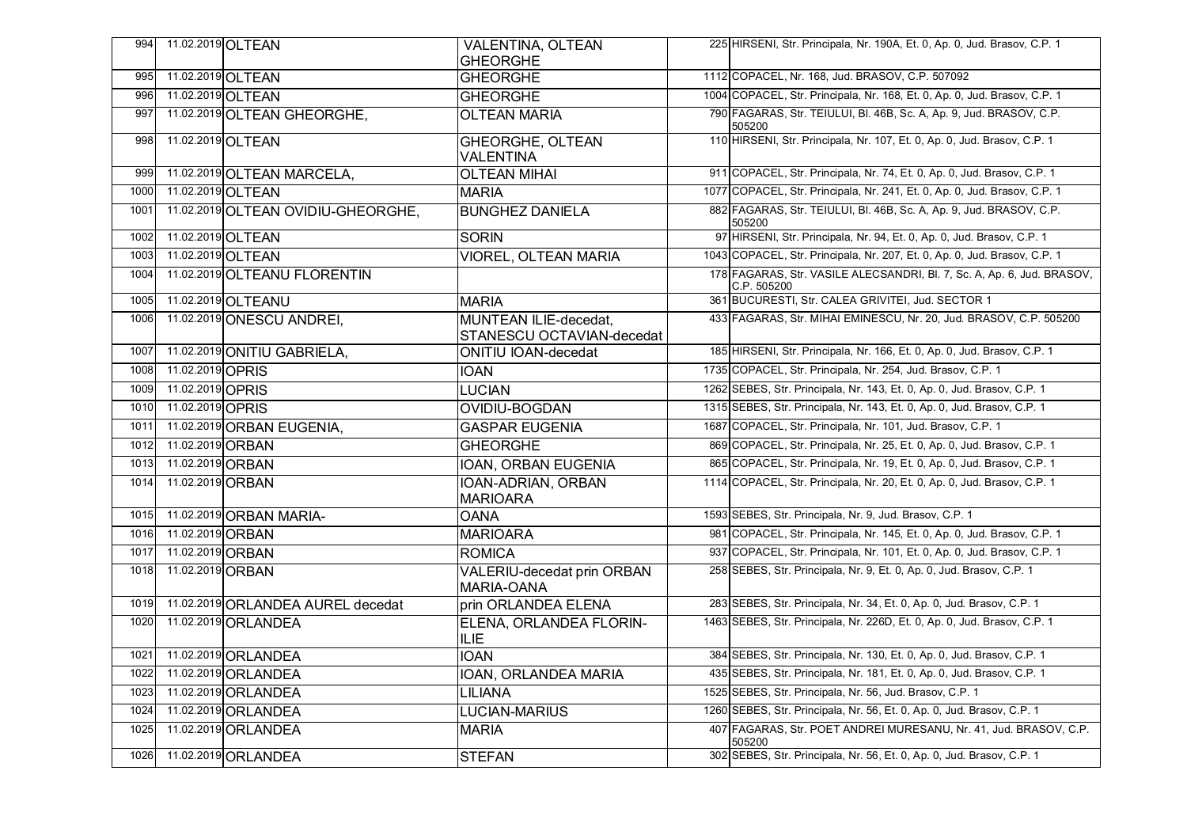| | | | | | |
|---|---|---|---|---|---|
| 994 | 11.02.2019 | OLTEAN | VALENTINA, OLTEAN GHEORGHE | 225 | HIRSENI, Str. Principala, Nr. 190A, Et. 0, Ap. 0, Jud. Brasov, C.P. 1 |
| 995 | 11.02.2019 | OLTEAN | GHEORGHE | 1112 | COPACEL, Nr. 168, Jud. BRASOV, C.P. 507092 |
| 996 | 11.02.2019 | OLTEAN | GHEORGHE | 1004 | COPACEL, Str. Principala, Nr. 168, Et. 0, Ap. 0, Jud. Brasov, C.P. 1 |
| 997 | 11.02.2019 | OLTEAN GHEORGHE, | OLTEAN MARIA | 790 | FAGARAS, Str. TEIULUI, Bl. 46B, Sc. A, Ap. 9, Jud. BRASOV, C.P. 505200 |
| 998 | 11.02.2019 | OLTEAN | GHEORGHE, OLTEAN VALENTINA | 110 | HIRSENI, Str. Principala, Nr. 107, Et. 0, Ap. 0, Jud. Brasov, C.P. 1 |
| 999 | 11.02.2019 | OLTEAN MARCELA, | OLTEAN MIHAI | 911 | COPACEL, Str. Principala, Nr. 74, Et. 0, Ap. 0, Jud. Brasov, C.P. 1 |
| 1000 | 11.02.2019 | OLTEAN | MARIA | 1077 | COPACEL, Str. Principala, Nr. 241, Et. 0, Ap. 0, Jud. Brasov, C.P. 1 |
| 1001 | 11.02.2019 | OLTEAN OVIDIU-GHEORGHE, | BUNGHEZ DANIELA | 882 | FAGARAS, Str. TEIULUI, Bl. 46B, Sc. A, Ap. 9, Jud. BRASOV, C.P. 505200 |
| 1002 | 11.02.2019 | OLTEAN | SORIN | 97 | HIRSENI, Str. Principala, Nr. 94, Et. 0, Ap. 0, Jud. Brasov, C.P. 1 |
| 1003 | 11.02.2019 | OLTEAN | VIOREL, OLTEAN MARIA | 1043 | COPACEL, Str. Principala, Nr. 207, Et. 0, Ap. 0, Jud. Brasov, C.P. 1 |
| 1004 | 11.02.2019 | OLTEANU FLORENTIN | | 178 | FAGARAS, Str. VASILE ALECSANDRI, Bl. 7, Sc. A, Ap. 6, Jud. BRASOV, C.P. 505200 |
| 1005 | 11.02.2019 | OLTEANU | MARIA | 361 | BUCURESTI, Str. CALEA GRIVITEI, Jud. SECTOR 1 |
| 1006 | 11.02.2019 | ONESCU ANDREI, | MUNTEAN ILIE-decedat, STANESCU OCTAVIAN-decedat | 433 | FAGARAS, Str. MIHAI EMINESCU, Nr. 20, Jud. BRASOV, C.P. 505200 |
| 1007 | 11.02.2019 | ONITIU GABRIELA, | ONITIU IOAN-decedat | 185 | HIRSENI, Str. Principala, Nr. 166, Et. 0, Ap. 0, Jud. Brasov, C.P. 1 |
| 1008 | 11.02.2019 | OPRIS | IOAN | 1735 | COPACEL, Str. Principala, Nr. 254, Jud. Brasov, C.P. 1 |
| 1009 | 11.02.2019 | OPRIS | LUCIAN | 1262 | SEBES, Str. Principala, Nr. 143, Et. 0, Ap. 0, Jud. Brasov, C.P. 1 |
| 1010 | 11.02.2019 | OPRIS | OVIDIU-BOGDAN | 1315 | SEBES, Str. Principala, Nr. 143, Et. 0, Ap. 0, Jud. Brasov, C.P. 1 |
| 1011 | 11.02.2019 | ORBAN EUGENIA, | GASPAR EUGENIA | 1687 | COPACEL, Str. Principala, Nr. 101, Jud. Brasov, C.P. 1 |
| 1012 | 11.02.2019 | ORBAN | GHEORGHE | 869 | COPACEL, Str. Principala, Nr. 25, Et. 0, Ap. 0, Jud. Brasov, C.P. 1 |
| 1013 | 11.02.2019 | ORBAN | IOAN, ORBAN EUGENIA | 865 | COPACEL, Str. Principala, Nr. 19, Et. 0, Ap. 0, Jud. Brasov, C.P. 1 |
| 1014 | 11.02.2019 | ORBAN | IOAN-ADRIAN, ORBAN MARIOARA | 1114 | COPACEL, Str. Principala, Nr. 20, Et. 0, Ap. 0, Jud. Brasov, C.P. 1 |
| 1015 | 11.02.2019 | ORBAN MARIA- | OANA | 1593 | SEBES, Str. Principala, Nr. 9, Jud. Brasov, C.P. 1 |
| 1016 | 11.02.2019 | ORBAN | MARIOARA | 981 | COPACEL, Str. Principala, Nr. 145, Et. 0, Ap. 0, Jud. Brasov, C.P. 1 |
| 1017 | 11.02.2019 | ORBAN | ROMICA | 937 | COPACEL, Str. Principala, Nr. 101, Et. 0, Ap. 0, Jud. Brasov, C.P. 1 |
| 1018 | 11.02.2019 | ORBAN | VALERIU-decedat prin ORBAN MARIA-OANA | 258 | SEBES, Str. Principala, Nr. 9, Et. 0, Ap. 0, Jud. Brasov, C.P. 1 |
| 1019 | 11.02.2019 | ORLANDEA AUREL decedat | prin ORLANDEA ELENA | 283 | SEBES, Str. Principala, Nr. 34, Et. 0, Ap. 0, Jud. Brasov, C.P. 1 |
| 1020 | 11.02.2019 | ORLANDEA | ELENA, ORLANDEA FLORIN-ILIE | 1463 | SEBES, Str. Principala, Nr. 226D, Et. 0, Ap. 0, Jud. Brasov, C.P. 1 |
| 1021 | 11.02.2019 | ORLANDEA | IOAN | 384 | SEBES, Str. Principala, Nr. 130, Et. 0, Ap. 0, Jud. Brasov, C.P. 1 |
| 1022 | 11.02.2019 | ORLANDEA | IOAN, ORLANDEA MARIA | 435 | SEBES, Str. Principala, Nr. 181, Et. 0, Ap. 0, Jud. Brasov, C.P. 1 |
| 1023 | 11.02.2019 | ORLANDEA | LILIANA | 1525 | SEBES, Str. Principala, Nr. 56, Jud. Brasov, C.P. 1 |
| 1024 | 11.02.2019 | ORLANDEA | LUCIAN-MARIUS | 1260 | SEBES, Str. Principala, Nr. 56, Et. 0, Ap. 0, Jud. Brasov, C.P. 1 |
| 1025 | 11.02.2019 | ORLANDEA | MARIA | 407 | FAGARAS, Str. POET ANDREI MURESANU, Nr. 41, Jud. BRASOV, C.P. 505200 |
| 1026 | 11.02.2019 | ORLANDEA | STEFAN | 302 | SEBES, Str. Principala, Nr. 56, Et. 0, Ap. 0, Jud. Brasov, C.P. 1 |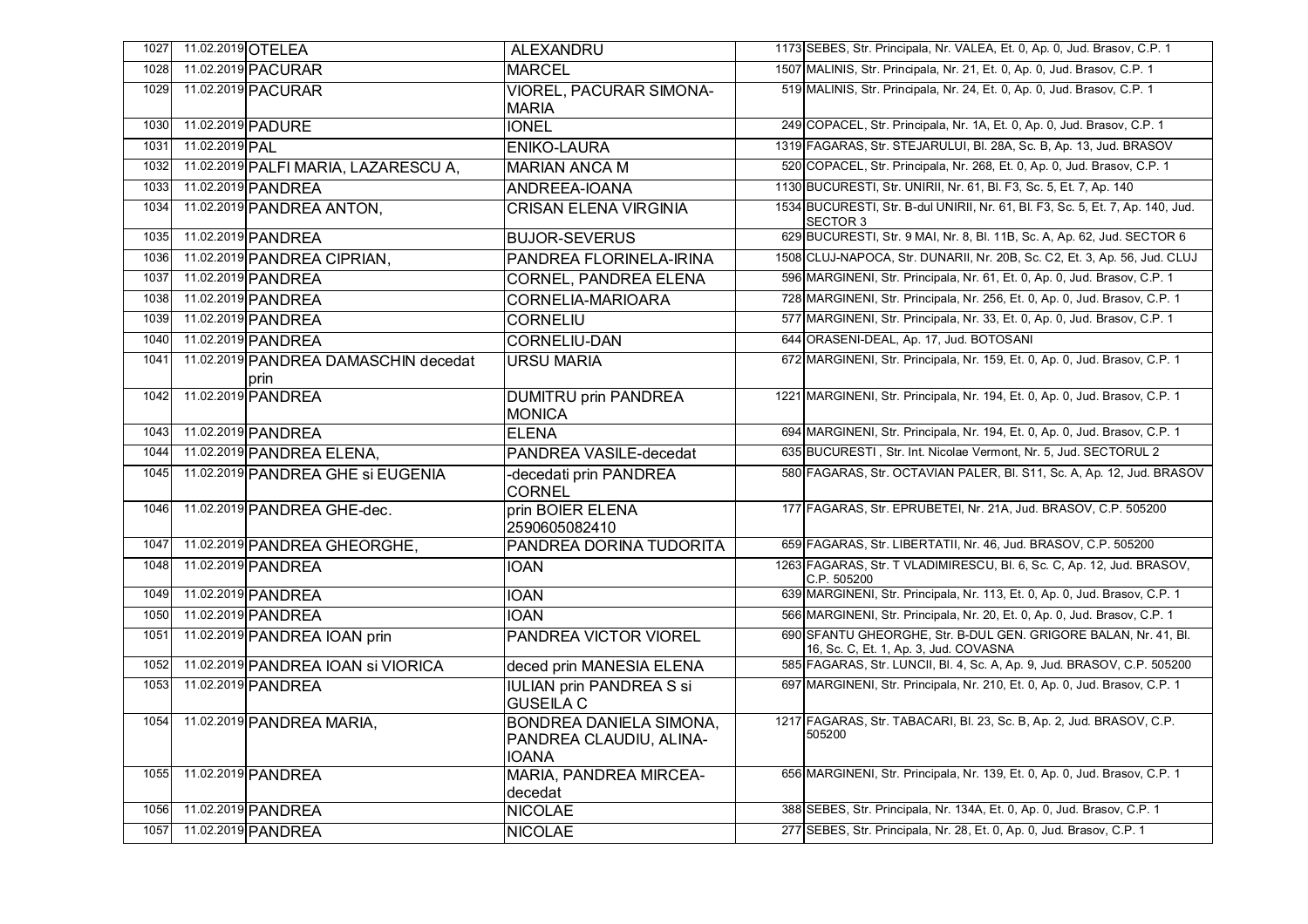| | | | | | |
|---|---|---|---|---|---|
| 1027 | 11.02.2019 | OTELEA | ALEXANDRU | 1173 | SEBES, Str. Principala, Nr. VALEA, Et. 0, Ap. 0, Jud. Brasov, C.P. 1 |
| 1028 | 11.02.2019 | PACURAR | MARCEL | 1507 | MALINIS, Str. Principala, Nr. 21, Et. 0, Ap. 0, Jud. Brasov, C.P. 1 |
| 1029 | 11.02.2019 | PACURAR | VIOREL, PACURAR SIMONA-MARIA | 519 | MALINIS, Str. Principala, Nr. 24, Et. 0, Ap. 0, Jud. Brasov, C.P. 1 |
| 1030 | 11.02.2019 | PADURE | IONEL | 249 | COPACEL, Str. Principala, Nr. 1A, Et. 0, Ap. 0, Jud. Brasov, C.P. 1 |
| 1031 | 11.02.2019 | PAL | ENIKO-LAURA | 1319 | FAGARAS, Str. STEJARULUI, Bl. 28A, Sc. B, Ap. 13, Jud. BRASOV |
| 1032 | 11.02.2019 | PALFI MARIA, LAZARESCU A, | MARIAN ANCA M | 520 | COPACEL, Str. Principala, Nr. 268, Et. 0, Ap. 0, Jud. Brasov, C.P. 1 |
| 1033 | 11.02.2019 | PANDREA | ANDREEA-IOANA | 1130 | BUCURESTI, Str. UNIRII, Nr. 61, Bl. F3, Sc. 5, Et. 7, Ap. 140 |
| 1034 | 11.02.2019 | PANDREA ANTON, | CRISAN ELENA VIRGINIA | 1534 | BUCURESTI, Str. B-dul UNIRII, Nr. 61, Bl. F3, Sc. 5, Et. 7, Ap. 140, Jud. SECTOR 3 |
| 1035 | 11.02.2019 | PANDREA | BUJOR-SEVERUS | 629 | BUCURESTI, Str. 9 MAI, Nr. 8, Bl. 11B, Sc. A, Ap. 62, Jud. SECTOR 6 |
| 1036 | 11.02.2019 | PANDREA CIPRIAN, | PANDREA FLORINELA-IRINA | 1508 | CLUJ-NAPOCA, Str. DUNARII, Nr. 20B, Sc. C2, Et. 3, Ap. 56, Jud. CLUJ |
| 1037 | 11.02.2019 | PANDREA | CORNEL, PANDREA ELENA | 596 | MARGINENI, Str. Principala, Nr. 61, Et. 0, Ap. 0, Jud. Brasov, C.P. 1 |
| 1038 | 11.02.2019 | PANDREA | CORNELIA-MARIOARA | 728 | MARGINENI, Str. Principala, Nr. 256, Et. 0, Ap. 0, Jud. Brasov, C.P. 1 |
| 1039 | 11.02.2019 | PANDREA | CORNELIU | 577 | MARGINENI, Str. Principala, Nr. 33, Et. 0, Ap. 0, Jud. Brasov, C.P. 1 |
| 1040 | 11.02.2019 | PANDREA | CORNELIU-DAN | 644 | ORASENI-DEAL, Ap. 17, Jud. BOTOSANI |
| 1041 | 11.02.2019 | PANDREA DAMASCHIN decedat prin | URSU MARIA | 672 | MARGINENI, Str. Principala, Nr. 159, Et. 0, Ap. 0, Jud. Brasov, C.P. 1 |
| 1042 | 11.02.2019 | PANDREA | DUMITRU prin PANDREA MONICA | 1221 | MARGINENI, Str. Principala, Nr. 194, Et. 0, Ap. 0, Jud. Brasov, C.P. 1 |
| 1043 | 11.02.2019 | PANDREA | ELENA | 694 | MARGINENI, Str. Principala, Nr. 194, Et. 0, Ap. 0, Jud. Brasov, C.P. 1 |
| 1044 | 11.02.2019 | PANDREA ELENA, | PANDREA VASILE-decedat | 635 | BUCURESTI , Str. Int. Nicolae Vermont, Nr. 5, Jud. SECTORUL 2 |
| 1045 | 11.02.2019 | PANDREA GHE si EUGENIA | -decedati prin PANDREA CORNEL | 580 | FAGARAS, Str. OCTAVIAN PALER, Bl. S11, Sc. A, Ap. 12, Jud. BRASOV |
| 1046 | 11.02.2019 | PANDREA GHE-dec. | prin BOIER ELENA 2590605082410 | 177 | FAGARAS, Str. EPRUBETEI, Nr. 21A, Jud. BRASOV, C.P. 505200 |
| 1047 | 11.02.2019 | PANDREA GHEORGHE, | PANDREA DORINA TUDORITA | 659 | FAGARAS, Str. LIBERTATII, Nr. 46, Jud. BRASOV, C.P. 505200 |
| 1048 | 11.02.2019 | PANDREA | IOAN | 1263 | FAGARAS, Str. T VLADIMIRESCU, Bl. 6, Sc. C, Ap. 12, Jud. BRASOV, C.P. 505200 |
| 1049 | 11.02.2019 | PANDREA | IOAN | 639 | MARGINENI, Str. Principala, Nr. 113, Et. 0, Ap. 0, Jud. Brasov, C.P. 1 |
| 1050 | 11.02.2019 | PANDREA | IOAN | 566 | MARGINENI, Str. Principala, Nr. 20, Et. 0, Ap. 0, Jud. Brasov, C.P. 1 |
| 1051 | 11.02.2019 | PANDREA IOAN prin | PANDREA VICTOR VIOREL | 690 | SFANTU GHEORGHE, Str. B-DUL GEN. GRIGORE BALAN, Nr. 41, Bl. 16, Sc. C, Et. 1, Ap. 3, Jud. COVASNA |
| 1052 | 11.02.2019 | PANDREA IOAN si VIORICA | deced prin MANESIA ELENA | 585 | FAGARAS, Str. LUNCII, Bl. 4, Sc. A, Ap. 9, Jud. BRASOV, C.P. 505200 |
| 1053 | 11.02.2019 | PANDREA | IULIAN prin PANDREA S si GUSEILA C | 697 | MARGINENI, Str. Principala, Nr. 210, Et. 0, Ap. 0, Jud. Brasov, C.P. 1 |
| 1054 | 11.02.2019 | PANDREA MARIA, | BONDREA DANIELA SIMONA, PANDREA CLAUDIU, ALINA-IOANA | 1217 | FAGARAS, Str. TABACARI, Bl. 23, Sc. B, Ap. 2, Jud. BRASOV, C.P. 505200 |
| 1055 | 11.02.2019 | PANDREA | MARIA, PANDREA MIRCEA-decedat | 656 | MARGINENI, Str. Principala, Nr. 139, Et. 0, Ap. 0, Jud. Brasov, C.P. 1 |
| 1056 | 11.02.2019 | PANDREA | NICOLAE | 388 | SEBES, Str. Principala, Nr. 134A, Et. 0, Ap. 0, Jud. Brasov, C.P. 1 |
| 1057 | 11.02.2019 | PANDREA | NICOLAE | 277 | SEBES, Str. Principala, Nr. 28, Et. 0, Ap. 0, Jud. Brasov, C.P. 1 |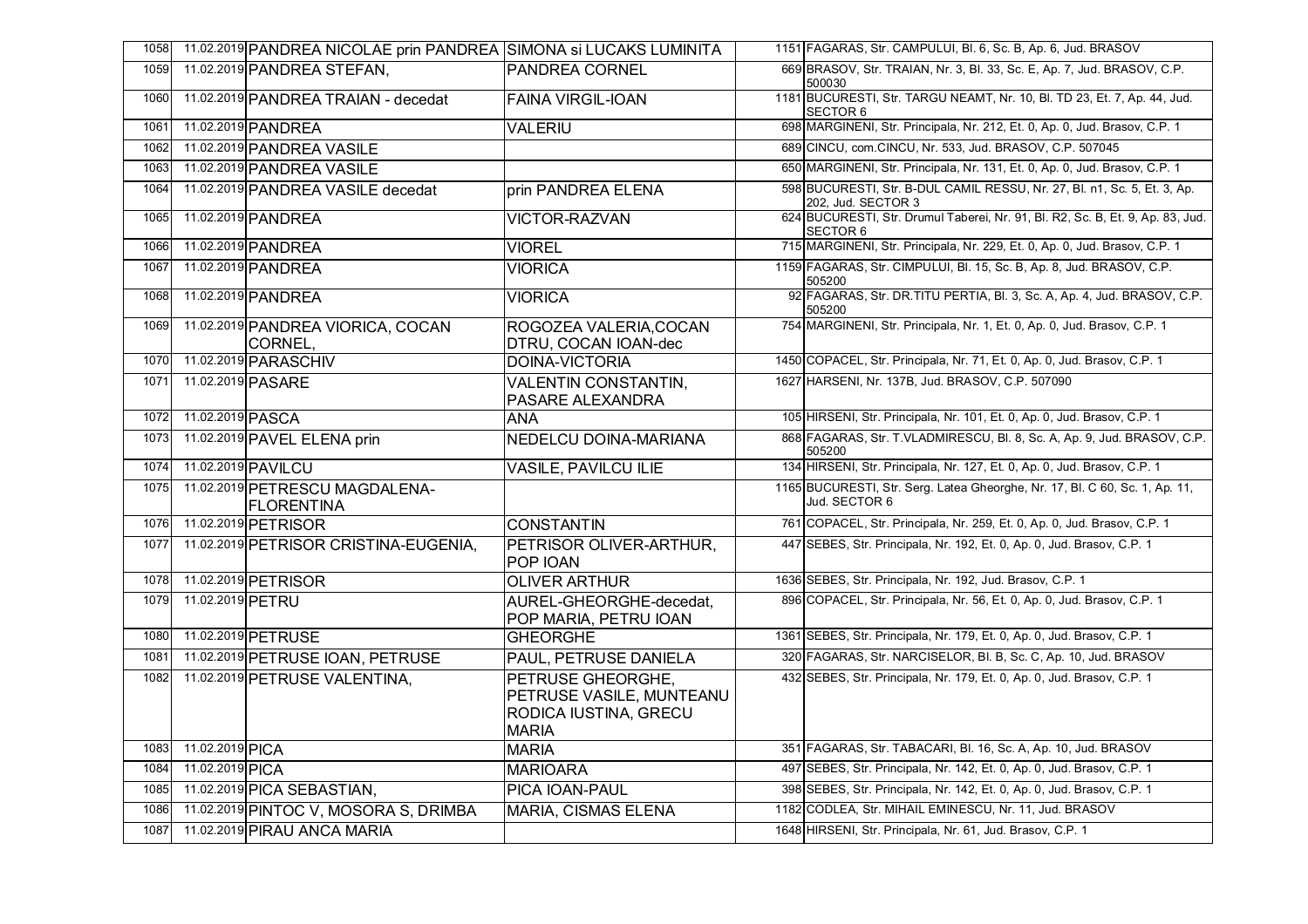| | | | | | |
|---|---|---|---|---|---|
| 1058 | 11.02.2019 | PANDREA NICOLAE prin PANDREA | SIMONA si LUCAKS LUMINITA | 1151 | FAGARAS, Str. CAMPULUI, Bl. 6, Sc. B, Ap. 6, Jud. BRASOV |
| 1059 | 11.02.2019 | PANDREA STEFAN, | PANDREA CORNEL | 669 | BRASOV, Str. TRAIAN, Nr. 3, Bl. 33, Sc. E, Ap. 7, Jud. BRASOV, C.P. 500030 |
| 1060 | 11.02.2019 | PANDREA TRAIAN - decedat | FAINA VIRGIL-IOAN | 1181 | BUCURESTI, Str. TARGU NEAMT, Nr. 10, Bl. TD 23, Et. 7, Ap. 44, Jud. SECTOR 6 |
| 1061 | 11.02.2019 | PANDREA | VALERIU | 698 | MARGINENI, Str. Principala, Nr. 212, Et. 0, Ap. 0, Jud. Brasov, C.P. 1 |
| 1062 | 11.02.2019 | PANDREA VASILE | | 689 | CINCU, com.CINCU, Nr. 533, Jud. BRASOV, C.P. 507045 |
| 1063 | 11.02.2019 | PANDREA VASILE | | 650 | MARGINENI, Str. Principala, Nr. 131, Et. 0, Ap. 0, Jud. Brasov, C.P. 1 |
| 1064 | 11.02.2019 | PANDREA VASILE decedat | prin PANDREA ELENA | 598 | BUCURESTI, Str. B-DUL CAMIL RESSU, Nr. 27, Bl. n1, Sc. 5, Et. 3, Ap. 202, Jud. SECTOR 3 |
| 1065 | 11.02.2019 | PANDREA | VICTOR-RAZVAN | 624 | BUCURESTI, Str. Drumul Taberei, Nr. 91, Bl. R2, Sc. B, Et. 9, Ap. 83, Jud. SECTOR 6 |
| 1066 | 11.02.2019 | PANDREA | VIOREL | 715 | MARGINENI, Str. Principala, Nr. 229, Et. 0, Ap. 0, Jud. Brasov, C.P. 1 |
| 1067 | 11.02.2019 | PANDREA | VIORICA | 1159 | FAGARAS, Str. CIMPULUI, Bl. 15, Sc. B, Ap. 8, Jud. BRASOV, C.P. 505200 |
| 1068 | 11.02.2019 | PANDREA | VIORICA | 92 | FAGARAS, Str. DR.TITU PERTIA, Bl. 3, Sc. A, Ap. 4, Jud. BRASOV, C.P. 505200 |
| 1069 | 11.02.2019 | PANDREA VIORICA, COCAN CORNEL, | ROGOZEA VALERIA,COCAN DTRU, COCAN IOAN-dec | 754 | MARGINENI, Str. Principala, Nr. 1, Et. 0, Ap. 0, Jud. Brasov, C.P. 1 |
| 1070 | 11.02.2019 | PARASCHIV | DOINA-VICTORIA | 1450 | COPACEL, Str. Principala, Nr. 71, Et. 0, Ap. 0, Jud. Brasov, C.P. 1 |
| 1071 | 11.02.2019 | PASARE | VALENTIN CONSTANTIN, PASARE ALEXANDRA | 1627 | HARSENI, Nr. 137B, Jud. BRASOV, C.P. 507090 |
| 1072 | 11.02.2019 | PASCA | ANA | 105 | HIRSENI, Str. Principala, Nr. 101, Et. 0, Ap. 0, Jud. Brasov, C.P. 1 |
| 1073 | 11.02.2019 | PAVEL ELENA prin | NEDELCU DOINA-MARIANA | 868 | FAGARAS, Str. T.VLADMIRESCU, Bl. 8, Sc. A, Ap. 9, Jud. BRASOV, C.P. 505200 |
| 1074 | 11.02.2019 | PAVILCU | VASILE, PAVILCU ILIE | 134 | HIRSENI, Str. Principala, Nr. 127, Et. 0, Ap. 0, Jud. Brasov, C.P. 1 |
| 1075 | 11.02.2019 | PETRESCU MAGDALENA-FLORENTINA | | 1165 | BUCURESTI, Str. Serg. Latea Gheorghe, Nr. 17, Bl. C 60, Sc. 1, Ap. 11, Jud. SECTOR 6 |
| 1076 | 11.02.2019 | PETRISOR | CONSTANTIN | 761 | COPACEL, Str. Principala, Nr. 259, Et. 0, Ap. 0, Jud. Brasov, C.P. 1 |
| 1077 | 11.02.2019 | PETRISOR CRISTINA-EUGENIA, | PETRISOR OLIVER-ARTHUR, POP IOAN | 447 | SEBES, Str. Principala, Nr. 192, Et. 0, Ap. 0, Jud. Brasov, C.P. 1 |
| 1078 | 11.02.2019 | PETRISOR | OLIVER ARTHUR | 1636 | SEBES, Str. Principala, Nr. 192, Jud. Brasov, C.P. 1 |
| 1079 | 11.02.2019 | PETRU | AUREL-GHEORGHE-decedat, POP MARIA, PETRU IOAN | 896 | COPACEL, Str. Principala, Nr. 56, Et. 0, Ap. 0, Jud. Brasov, C.P. 1 |
| 1080 | 11.02.2019 | PETRUSE | GHEORGHE | 1361 | SEBES, Str. Principala, Nr. 179, Et. 0, Ap. 0, Jud. Brasov, C.P. 1 |
| 1081 | 11.02.2019 | PETRUSE IOAN, PETRUSE | PAUL, PETRUSE DANIELA | 320 | FAGARAS, Str. NARCISELOR, Bl. B, Sc. C, Ap. 10, Jud. BRASOV |
| 1082 | 11.02.2019 | PETRUSE VALENTINA, | PETRUSE GHEORGHE, PETRUSE VASILE, MUNTEANU RODICA IUSTINA, GRECU MARIA | 432 | SEBES, Str. Principala, Nr. 179, Et. 0, Ap. 0, Jud. Brasov, C.P. 1 |
| 1083 | 11.02.2019 | PICA | MARIA | 351 | FAGARAS, Str. TABACARI, Bl. 16, Sc. A, Ap. 10, Jud. BRASOV |
| 1084 | 11.02.2019 | PICA | MARIOARA | 497 | SEBES, Str. Principala, Nr. 142, Et. 0, Ap. 0, Jud. Brasov, C.P. 1 |
| 1085 | 11.02.2019 | PICA SEBASTIAN, | PICA IOAN-PAUL | 398 | SEBES, Str. Principala, Nr. 142, Et. 0, Ap. 0, Jud. Brasov, C.P. 1 |
| 1086 | 11.02.2019 | PINTOC V, MOSORA S, DRIMBA | MARIA, CISMAS ELENA | 1182 | CODLEA, Str. MIHAIL EMINESCU, Nr. 11, Jud. BRASOV |
| 1087 | 11.02.2019 | PIRAU ANCA MARIA | | 1648 | HIRSENI, Str. Principala, Nr. 61, Jud. Brasov, C.P. 1 |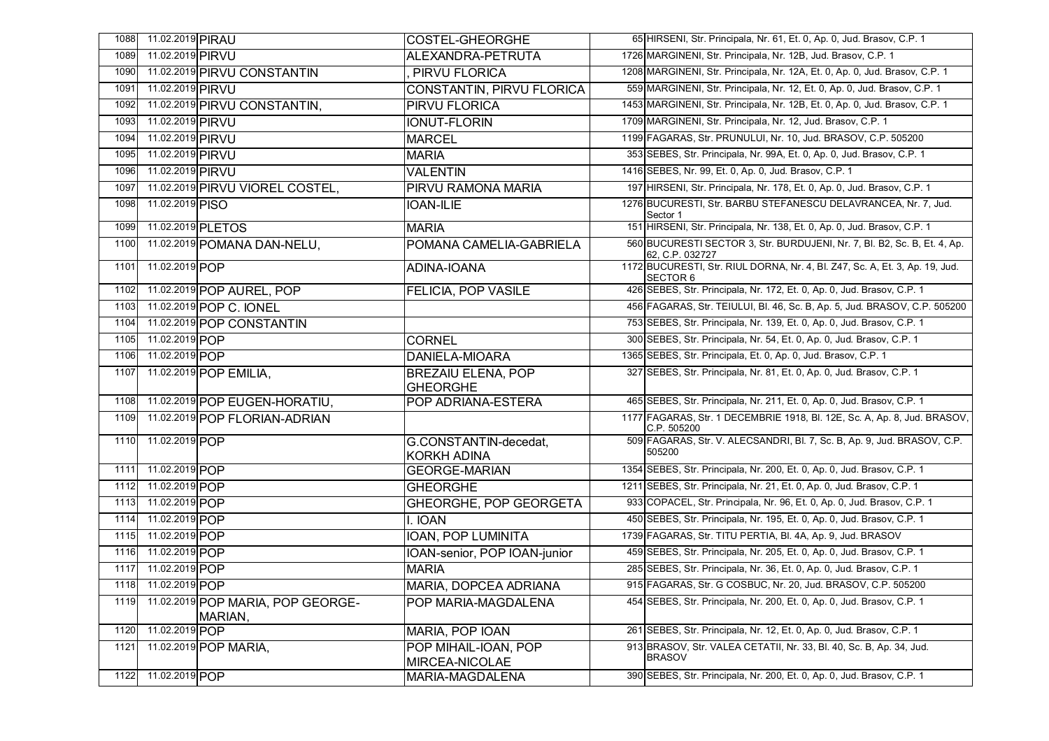| | | | | | |
|---|---|---|---|---|---|
| 1088 | 11.02.2019 | PIRAU | COSTEL-GHEORGHE | 65 | HIRSENI, Str. Principala, Nr. 61, Et. 0, Ap. 0, Jud. Brasov, C.P. 1 |
| 1089 | 11.02.2019 | PIRVU | ALEXANDRA-PETRUTA | 1726 | MARGINENI, Str. Principala, Nr. 12B, Jud. Brasov, C.P. 1 |
| 1090 | 11.02.2019 | PIRVU CONSTANTIN | , PIRVU FLORICA | 1208 | MARGINENI, Str. Principala, Nr. 12A, Et. 0, Ap. 0, Jud. Brasov, C.P. 1 |
| 1091 | 11.02.2019 | PIRVU | CONSTANTIN, PIRVU FLORICA | 559 | MARGINENI, Str. Principala, Nr. 12, Et. 0, Ap. 0, Jud. Brasov, C.P. 1 |
| 1092 | 11.02.2019 | PIRVU CONSTANTIN, | PIRVU FLORICA | 1453 | MARGINENI, Str. Principala, Nr. 12B, Et. 0, Ap. 0, Jud. Brasov, C.P. 1 |
| 1093 | 11.02.2019 | PIRVU | IONUT-FLORIN | 1709 | MARGINENI, Str. Principala, Nr. 12, Jud. Brasov, C.P. 1 |
| 1094 | 11.02.2019 | PIRVU | MARCEL | 1199 | FAGARAS, Str. PRUNULUI, Nr. 10, Jud. BRASOV, C.P. 505200 |
| 1095 | 11.02.2019 | PIRVU | MARIA | 353 | SEBES, Str. Principala, Nr. 99A, Et. 0, Ap. 0, Jud. Brasov, C.P. 1 |
| 1096 | 11.02.2019 | PIRVU | VALENTIN | 1416 | SEBES, Nr. 99, Et. 0, Ap. 0, Jud. Brasov, C.P. 1 |
| 1097 | 11.02.2019 | PIRVU VIOREL COSTEL, | PIRVU RAMONA MARIA | 197 | HIRSENI, Str. Principala, Nr. 178, Et. 0, Ap. 0, Jud. Brasov, C.P. 1 |
| 1098 | 11.02.2019 | PISO | IOAN-ILIE | 1276 | BUCURESTI, Str. BARBU STEFANESCU DELAVRANCEA, Nr. 7, Jud. Sector 1 |
| 1099 | 11.02.2019 | PLETOS | MARIA | 151 | HIRSENI, Str. Principala, Nr. 138, Et. 0, Ap. 0, Jud. Brasov, C.P. 1 |
| 1100 | 11.02.2019 | POMANA DAN-NELU, | POMANA CAMELIA-GABRIELA | 560 | BUCURESTI SECTOR 3, Str. BURDUJENI, Nr. 7, Bl. B2, Sc. B, Et. 4, Ap. 62, C.P. 032727 |
| 1101 | 11.02.2019 | POP | ADINA-IOANA | 1172 | BUCURESTI, Str. RIUL DORNA, Nr. 4, Bl. Z47, Sc. A, Et. 3, Ap. 19, Jud. SECTOR 6 |
| 1102 | 11.02.2019 | POP AUREL, POP | FELICIA, POP VASILE | 426 | SEBES, Str. Principala, Nr. 172, Et. 0, Ap. 0, Jud. Brasov, C.P. 1 |
| 1103 | 11.02.2019 | POP C. IONEL | | 456 | FAGARAS, Str. TEIULUI, Bl. 46, Sc. B, Ap. 5, Jud. BRASOV, C.P. 505200 |
| 1104 | 11.02.2019 | POP CONSTANTIN | | 753 | SEBES, Str. Principala, Nr. 139, Et. 0, Ap. 0, Jud. Brasov, C.P. 1 |
| 1105 | 11.02.2019 | POP | CORNEL | 300 | SEBES, Str. Principala, Nr. 54, Et. 0, Ap. 0, Jud. Brasov, C.P. 1 |
| 1106 | 11.02.2019 | POP | DANIELA-MIOARA | 1365 | SEBES, Str. Principala, Et. 0, Ap. 0, Jud. Brasov, C.P. 1 |
| 1107 | 11.02.2019 | POP EMILIA, | BREZAIU ELENA, POP GHEORGHE | 327 | SEBES, Str. Principala, Nr. 81, Et. 0, Ap. 0, Jud. Brasov, C.P. 1 |
| 1108 | 11.02.2019 | POP EUGEN-HORATIU, | POP ADRIANA-ESTERA | 465 | SEBES, Str. Principala, Nr. 211, Et. 0, Ap. 0, Jud. Brasov, C.P. 1 |
| 1109 | 11.02.2019 | POP FLORIAN-ADRIAN | | 1177 | FAGARAS, Str. 1 DECEMBRIE 1918, Bl. 12E, Sc. A, Ap. 8, Jud. BRASOV, C.P. 505200 |
| 1110 | 11.02.2019 | POP | G.CONSTANTIN-decedat, KORKH ADINA | 509 | FAGARAS, Str. V. ALECSANDRI, Bl. 7, Sc. B, Ap. 9, Jud. BRASOV, C.P. 505200 |
| 1111 | 11.02.2019 | POP | GEORGE-MARIAN | 1354 | SEBES, Str. Principala, Nr. 200, Et. 0, Ap. 0, Jud. Brasov, C.P. 1 |
| 1112 | 11.02.2019 | POP | GHEORGHE | 1211 | SEBES, Str. Principala, Nr. 21, Et. 0, Ap. 0, Jud. Brasov, C.P. 1 |
| 1113 | 11.02.2019 | POP | GHEORGHE, POP GEORGETA | 933 | COPACEL, Str. Principala, Nr. 96, Et. 0, Ap. 0, Jud. Brasov, C.P. 1 |
| 1114 | 11.02.2019 | POP | I. IOAN | 450 | SEBES, Str. Principala, Nr. 195, Et. 0, Ap. 0, Jud. Brasov, C.P. 1 |
| 1115 | 11.02.2019 | POP | IOAN, POP LUMINITA | 1739 | FAGARAS, Str. TITU PERTIA, Bl. 4A, Ap. 9, Jud. BRASOV |
| 1116 | 11.02.2019 | POP | IOAN-senior, POP IOAN-junior | 459 | SEBES, Str. Principala, Nr. 205, Et. 0, Ap. 0, Jud. Brasov, C.P. 1 |
| 1117 | 11.02.2019 | POP | MARIA | 285 | SEBES, Str. Principala, Nr. 36, Et. 0, Ap. 0, Jud. Brasov, C.P. 1 |
| 1118 | 11.02.2019 | POP | MARIA, DOPCEA ADRIANA | 915 | FAGARAS, Str. G COSBUC, Nr. 20, Jud. BRASOV, C.P. 505200 |
| 1119 | 11.02.2019 | POP MARIA, POP GEORGE-MARIAN, | POP MARIA-MAGDALENA | 454 | SEBES, Str. Principala, Nr. 200, Et. 0, Ap. 0, Jud. Brasov, C.P. 1 |
| 1120 | 11.02.2019 | POP | MARIA, POP IOAN | 261 | SEBES, Str. Principala, Nr. 12, Et. 0, Ap. 0, Jud. Brasov, C.P. 1 |
| 1121 | 11.02.2019 | POP MARIA, | POP MIHAIL-IOAN, POP MIRCEA-NICOLAE | 913 | BRASOV, Str. VALEA CETATII, Nr. 33, Bl. 40, Sc. B, Ap. 34, Jud. BRASOV |
| 1122 | 11.02.2019 | POP | MARIA-MAGDALENA | 390 | SEBES, Str. Principala, Nr. 200, Et. 0, Ap. 0, Jud. Brasov, C.P. 1 |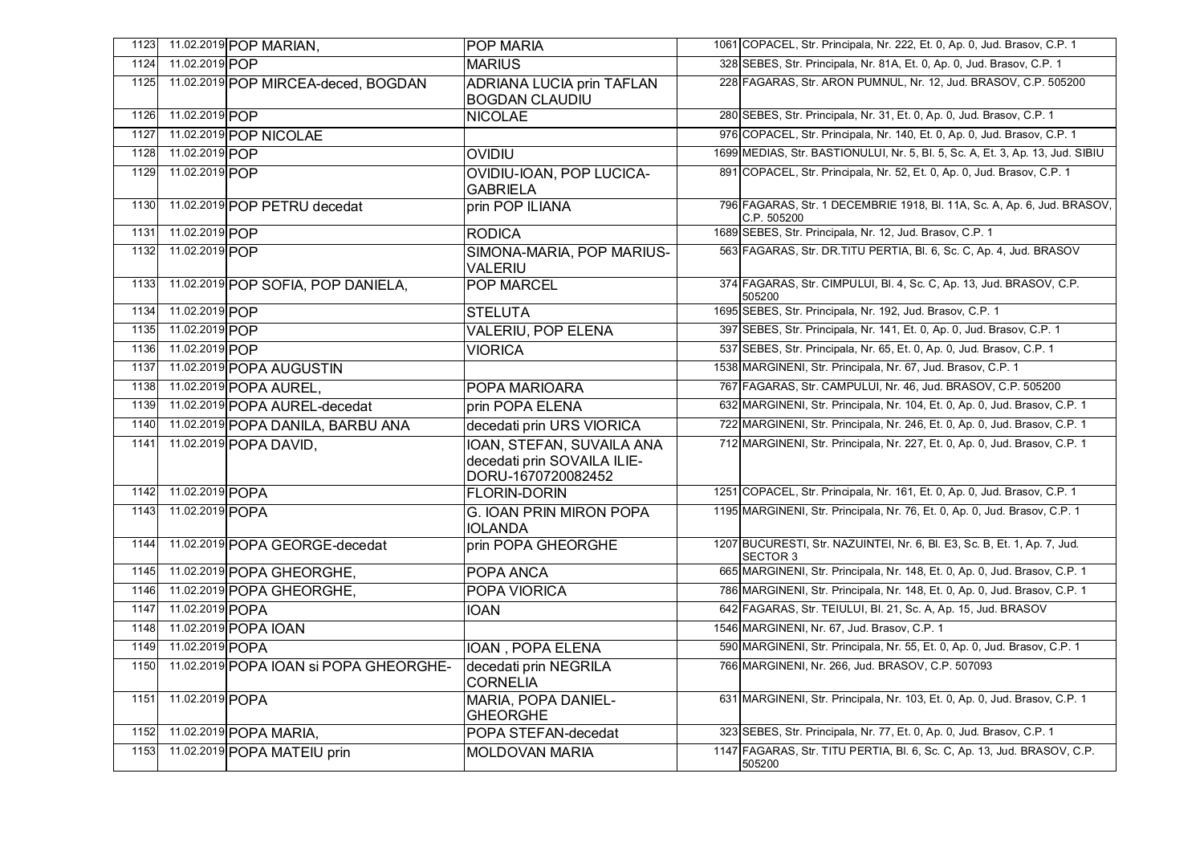| 1123 | 11.02.2019 | POP MARIAN, | POP MARIA | 1061 | COPACEL, Str. Principala, Nr. 222, Et. 0, Ap. 0, Jud. Brasov, C.P. 1 |
|---|---|---|---|---|---|
| 1124 | 11.02.2019 | POP | MARIUS | 328 | SEBES, Str. Principala, Nr. 81A, Et. 0, Ap. 0, Jud. Brasov, C.P. 1 |
| 1125 | 11.02.2019 | POP MIRCEA-deced, BOGDAN | ADRIANA LUCIA prin TAFLAN BOGDAN CLAUDIU | 228 | FAGARAS, Str. ARON PUMNUL, Nr. 12, Jud. BRASOV, C.P. 505200 |
| 1126 | 11.02.2019 | POP | NICOLAE | 280 | SEBES, Str. Principala, Nr. 31, Et. 0, Ap. 0, Jud. Brasov, C.P. 1 |
| 1127 | 11.02.2019 | POP NICOLAE | | 976 | COPACEL, Str. Principala, Nr. 140, Et. 0, Ap. 0, Jud. Brasov, C.P. 1 |
| 1128 | 11.02.2019 | POP | OVIDIU | 1699 | MEDIAS, Str. BASTIONULUI, Nr. 5, Bl. 5, Sc. A, Et. 3, Ap. 13, Jud. SIBIU |
| 1129 | 11.02.2019 | POP | OVIDIU-IOAN, POP LUCICA-GABRIELA | 891 | COPACEL, Str. Principala, Nr. 52, Et. 0, Ap. 0, Jud. Brasov, C.P. 1 |
| 1130 | 11.02.2019 | POP PETRU decedat | prin POP ILIANA | 796 | FAGARAS, Str. 1 DECEMBRIE 1918, Bl. 11A, Sc. A, Ap. 6, Jud. BRASOV, C.P. 505200 |
| 1131 | 11.02.2019 | POP | RODICA | 1689 | SEBES, Str. Principala, Nr. 12, Jud. Brasov, C.P. 1 |
| 1132 | 11.02.2019 | POP | SIMONA-MARIA, POP MARIUS-VALERIU | 563 | FAGARAS, Str. DR.TITU PERTIA, Bl. 6, Sc. C, Ap. 4, Jud. BRASOV |
| 1133 | 11.02.2019 | POP SOFIA, POP DANIELA, | POP MARCEL | 374 | FAGARAS, Str. CIMPULUI, Bl. 4, Sc. C, Ap. 13, Jud. BRASOV, C.P. 505200 |
| 1134 | 11.02.2019 | POP | STELUTA | 1695 | SEBES, Str. Principala, Nr. 192, Jud. Brasov, C.P. 1 |
| 1135 | 11.02.2019 | POP | VALERIU, POP ELENA | 397 | SEBES, Str. Principala, Nr. 141, Et. 0, Ap. 0, Jud. Brasov, C.P. 1 |
| 1136 | 11.02.2019 | POP | VIORICA | 537 | SEBES, Str. Principala, Nr. 65, Et. 0, Ap. 0, Jud. Brasov, C.P. 1 |
| 1137 | 11.02.2019 | POPA AUGUSTIN | | 1538 | MARGINENI, Str. Principala, Nr. 67, Jud. Brasov, C.P. 1 |
| 1138 | 11.02.2019 | POPA AUREL, | POPA MARIOARA | 767 | FAGARAS, Str. CAMPULUI, Nr. 46, Jud. BRASOV, C.P. 505200 |
| 1139 | 11.02.2019 | POPA AUREL-decedat | prin POPA ELENA | 632 | MARGINENI, Str. Principala, Nr. 104, Et. 0, Ap. 0, Jud. Brasov, C.P. 1 |
| 1140 | 11.02.2019 | POPA DANILA, BARBU ANA | decedati prin URS VIORICA | 722 | MARGINENI, Str. Principala, Nr. 246, Et. 0, Ap. 0, Jud. Brasov, C.P. 1 |
| 1141 | 11.02.2019 | POPA DAVID, | IOAN, STEFAN, SUVAILA ANA decedati prin SOVAILA ILIE-DORU-1670720082452 | 712 | MARGINENI, Str. Principala, Nr. 227, Et. 0, Ap. 0, Jud. Brasov, C.P. 1 |
| 1142 | 11.02.2019 | POPA | FLORIN-DORIN | 1251 | COPACEL, Str. Principala, Nr. 161, Et. 0, Ap. 0, Jud. Brasov, C.P. 1 |
| 1143 | 11.02.2019 | POPA | G. IOAN PRIN MIRON POPA IOLANDA | 1195 | MARGINENI, Str. Principala, Nr. 76, Et. 0, Ap. 0, Jud. Brasov, C.P. 1 |
| 1144 | 11.02.2019 | POPA GEORGE-decedat | prin POPA GHEORGHE | 1207 | BUCURESTI, Str. NAZUINTEI, Nr. 6, Bl. E3, Sc. B, Et. 1, Ap. 7, Jud. SECTOR 3 |
| 1145 | 11.02.2019 | POPA GHEORGHE, | POPA ANCA | 665 | MARGINENI, Str. Principala, Nr. 148, Et. 0, Ap. 0, Jud. Brasov, C.P. 1 |
| 1146 | 11.02.2019 | POPA GHEORGHE, | POPA VIORICA | 786 | MARGINENI, Str. Principala, Nr. 148, Et. 0, Ap. 0, Jud. Brasov, C.P. 1 |
| 1147 | 11.02.2019 | POPA | IOAN | 642 | FAGARAS, Str. TEIULUI, Bl. 21, Sc. A, Ap. 15, Jud. BRASOV |
| 1148 | 11.02.2019 | POPA IOAN | | 1546 | MARGINENI, Nr. 67, Jud. Brasov, C.P. 1 |
| 1149 | 11.02.2019 | POPA | IOAN , POPA ELENA | 590 | MARGINENI, Str. Principala, Nr. 55, Et. 0, Ap. 0, Jud. Brasov, C.P. 1 |
| 1150 | 11.02.2019 | POPA IOAN si POPA GHEORGHE- | decedati prin NEGRILA CORNELIA | 766 | MARGINENI, Nr. 266, Jud. BRASOV, C.P. 507093 |
| 1151 | 11.02.2019 | POPA | MARIA, POPA DANIEL-GHEORGHE | 631 | MARGINENI, Str. Principala, Nr. 103, Et. 0, Ap. 0, Jud. Brasov, C.P. 1 |
| 1152 | 11.02.2019 | POPA MARIA, | POPA STEFAN-decedat | 323 | SEBES, Str. Principala, Nr. 77, Et. 0, Ap. 0, Jud. Brasov, C.P. 1 |
| 1153 | 11.02.2019 | POPA MATEIU prin | MOLDOVAN MARIA | 1147 | FAGARAS, Str. TITU PERTIA, Bl. 6, Sc. C, Ap. 13, Jud. BRASOV, C.P. 505200 |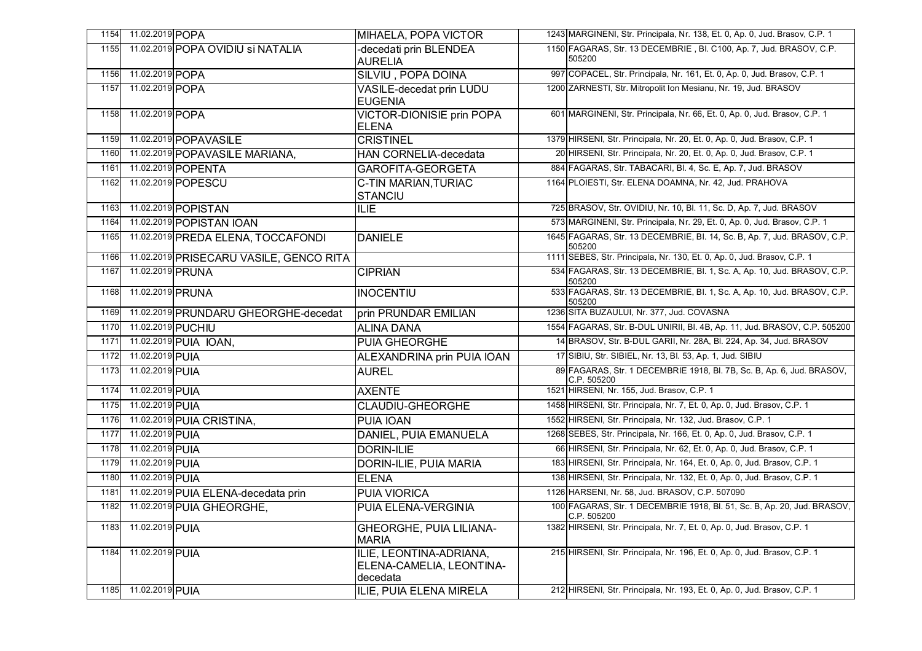| | | | | | |
|---|---|---|---|---|---|
| 1154 | 11.02.2019 | POPA | MIHAELA, POPA VICTOR | 1243 | MARGINENI, Str. Principala, Nr. 138, Et. 0, Ap. 0, Jud. Brasov, C.P. 1 |
| 1155 | 11.02.2019 | POPA OVIDIU si NATALIA | -decedati prin BLENDEA AURELIA | 1150 | FAGARAS, Str. 13 DECEMBRIE , Bl. C100, Ap. 7, Jud. BRASOV, C.P. 505200 |
| 1156 | 11.02.2019 | POPA | SILVIU , POPA DOINA | 997 | COPACEL, Str. Principala, Nr. 161, Et. 0, Ap. 0, Jud. Brasov, C.P. 1 |
| 1157 | 11.02.2019 | POPA | VASILE-decedat prin LUDU EUGENIA | 1200 | ZARNESTI, Str. Mitropolit Ion Mesianu, Nr. 19, Jud. BRASOV |
| 1158 | 11.02.2019 | POPA | VICTOR-DIONISIE prin POPA ELENA | 601 | MARGINENI, Str. Principala, Nr. 66, Et. 0, Ap. 0, Jud. Brasov, C.P. 1 |
| 1159 | 11.02.2019 | POPAVASILE | CRISTINEL | 1379 | HIRSENI, Str. Principala, Nr. 20, Et. 0, Ap. 0, Jud. Brasov, C.P. 1 |
| 1160 | 11.02.2019 | POPAVASILE MARIANA, | HAN CORNELIA-decedata | 20 | HIRSENI, Str. Principala, Nr. 20, Et. 0, Ap. 0, Jud. Brasov, C.P. 1 |
| 1161 | 11.02.2019 | POPENTA | GAROFITA-GEORGETA | 884 | FAGARAS, Str. TABACARI, Bl. 4, Sc. E, Ap. 7, Jud. BRASOV |
| 1162 | 11.02.2019 | POPESCU | C-TIN MARIAN,TURIAC STANCIU | 1164 | PLOIESTI, Str. ELENA DOAMNA, Nr. 42, Jud. PRAHOVA |
| 1163 | 11.02.2019 | POPISTAN | ILIE | 725 | BRASOV, Str. OVIDIU, Nr. 10, Bl. 11, Sc. D, Ap. 7, Jud. BRASOV |
| 1164 | 11.02.2019 | POPISTAN IOAN | | 573 | MARGINENI, Str. Principala, Nr. 29, Et. 0, Ap. 0, Jud. Brasov, C.P. 1 |
| 1165 | 11.02.2019 | PREDA ELENA, TOCCAFONDI | DANIELE | 1645 | FAGARAS, Str. 13 DECEMBRIE, Bl. 14, Sc. B, Ap. 7, Jud. BRASOV, C.P. 505200 |
| 1166 | 11.02.2019 | PRISECARU VASILE, GENCO RITA | | 1111 | SEBES, Str. Principala, Nr. 130, Et. 0, Ap. 0, Jud. Brasov, C.P. 1 |
| 1167 | 11.02.2019 | PRUNA | CIPRIAN | 534 | FAGARAS, Str. 13 DECEMBRIE, Bl. 1, Sc. A, Ap. 10, Jud. BRASOV, C.P. 505200 |
| 1168 | 11.02.2019 | PRUNA | INOCENTIU | 533 | FAGARAS, Str. 13 DECEMBRIE, Bl. 1, Sc. A, Ap. 10, Jud. BRASOV, C.P. 505200 |
| 1169 | 11.02.2019 | PRUNDARU GHEORGHE-decedat | prin PRUNDAR EMILIAN | 1236 | SITA BUZAULUI, Nr. 377, Jud. COVASNA |
| 1170 | 11.02.2019 | PUCHIU | ALINA DANA | 1554 | FAGARAS, Str. B-DUL UNIRII, Bl. 4B, Ap. 11, Jud. BRASOV, C.P. 505200 |
| 1171 | 11.02.2019 | PUIA IOAN, | PUIA GHEORGHE | 14 | BRASOV, Str. B-DUL GARII, Nr. 28A, Bl. 224, Ap. 34, Jud. BRASOV |
| 1172 | 11.02.2019 | PUIA | ALEXANDRINA prin PUIA IOAN | 17 | SIBIU, Str. SIBIEL, Nr. 13, Bl. 53, Ap. 1, Jud. SIBIU |
| 1173 | 11.02.2019 | PUIA | AUREL | 89 | FAGARAS, Str. 1 DECEMBRIE 1918, Bl. 7B, Sc. B, Ap. 6, Jud. BRASOV, C.P. 505200 |
| 1174 | 11.02.2019 | PUIA | AXENTE | 1521 | HIRSENI, Nr. 155, Jud. Brasov, C.P. 1 |
| 1175 | 11.02.2019 | PUIA | CLAUDIU-GHEORGHE | 1458 | HIRSENI, Str. Principala, Nr. 7, Et. 0, Ap. 0, Jud. Brasov, C.P. 1 |
| 1176 | 11.02.2019 | PUIA CRISTINA, | PUIA IOAN | 1552 | HIRSENI, Str. Principala, Nr. 132, Jud. Brasov, C.P. 1 |
| 1177 | 11.02.2019 | PUIA | DANIEL, PUIA EMANUELA | 1268 | SEBES, Str. Principala, Nr. 166, Et. 0, Ap. 0, Jud. Brasov, C.P. 1 |
| 1178 | 11.02.2019 | PUIA | DORIN-ILIE | 66 | HIRSENI, Str. Principala, Nr. 62, Et. 0, Ap. 0, Jud. Brasov, C.P. 1 |
| 1179 | 11.02.2019 | PUIA | DORIN-ILIE, PUIA MARIA | 183 | HIRSENI, Str. Principala, Nr. 164, Et. 0, Ap. 0, Jud. Brasov, C.P. 1 |
| 1180 | 11.02.2019 | PUIA | ELENA | 138 | HIRSENI, Str. Principala, Nr. 132, Et. 0, Ap. 0, Jud. Brasov, C.P. 1 |
| 1181 | 11.02.2019 | PUIA ELENA-decedata prin | PUIA VIORICA | 1126 | HARSENI, Nr. 58, Jud. BRASOV, C.P. 507090 |
| 1182 | 11.02.2019 | PUIA GHEORGHE, | PUIA ELENA-VERGINIA | 100 | FAGARAS, Str. 1 DECEMBRIE 1918, Bl. 51, Sc. B, Ap. 20, Jud. BRASOV, C.P. 505200 |
| 1183 | 11.02.2019 | PUIA | GHEORGHE, PUIA LILIANA-MARIA | 1382 | HIRSENI, Str. Principala, Nr. 7, Et. 0, Ap. 0, Jud. Brasov, C.P. 1 |
| 1184 | 11.02.2019 | PUIA | ILIE, LEONTINA-ADRIANA, ELENA-CAMELIA, LEONTINA-decedata | 215 | HIRSENI, Str. Principala, Nr. 196, Et. 0, Ap. 0, Jud. Brasov, C.P. 1 |
| 1185 | 11.02.2019 | PUIA | ILIE, PUIA ELENA MIRELA | 212 | HIRSENI, Str. Principala, Nr. 193, Et. 0, Ap. 0, Jud. Brasov, C.P. 1 |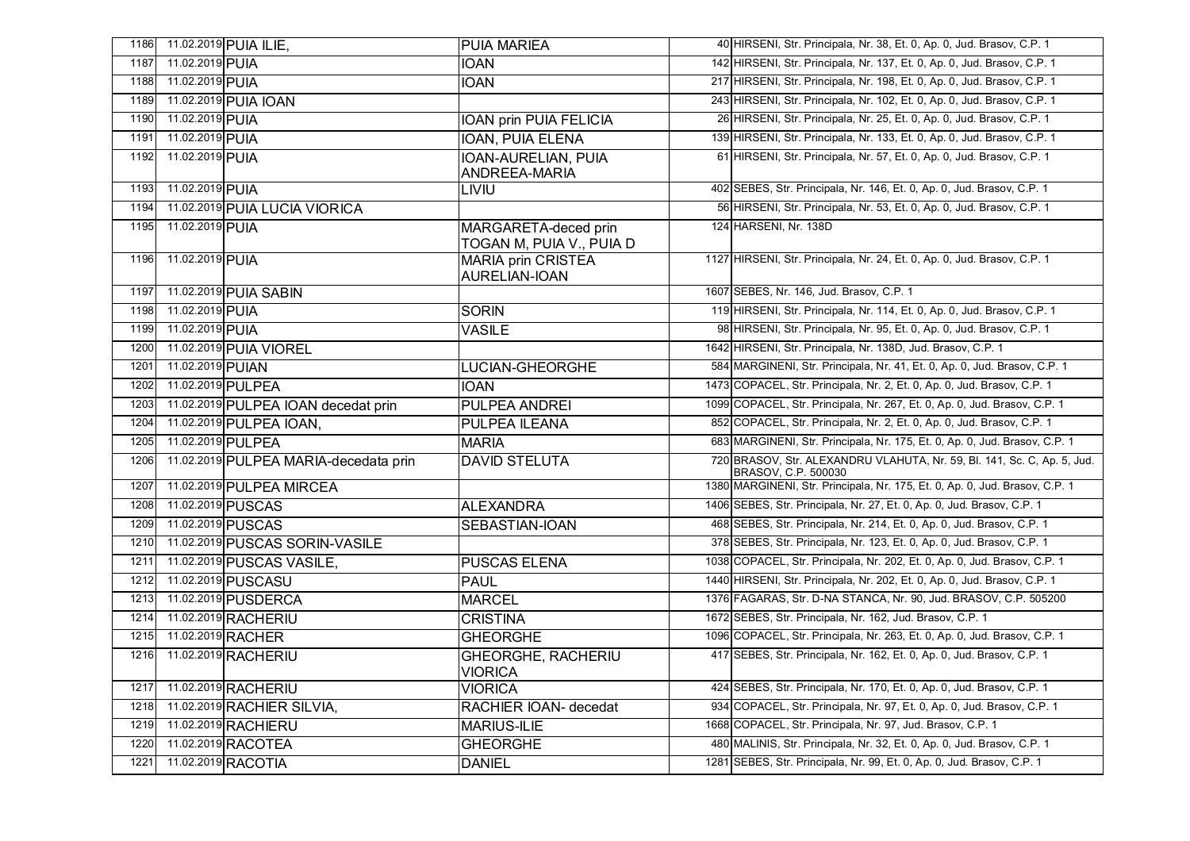| | | | | | |
|---|---|---|---|---|---|
| 1186 | 11.02.2019 | PUIA ILIE, | PUIA MARIEA | 40 | HIRSENI, Str. Principala, Nr. 38, Et. 0, Ap. 0, Jud. Brasov, C.P. 1 |
| 1187 | 11.02.2019 | PUIA | IOAN | 142 | HIRSENI, Str. Principala, Nr. 137, Et. 0, Ap. 0, Jud. Brasov, C.P. 1 |
| 1188 | 11.02.2019 | PUIA | IOAN | 217 | HIRSENI, Str. Principala, Nr. 198, Et. 0, Ap. 0, Jud. Brasov, C.P. 1 |
| 1189 | 11.02.2019 | PUIA IOAN | | 243 | HIRSENI, Str. Principala, Nr. 102, Et. 0, Ap. 0, Jud. Brasov, C.P. 1 |
| 1190 | 11.02.2019 | PUIA | IOAN prin PUIA FELICIA | 26 | HIRSENI, Str. Principala, Nr. 25, Et. 0, Ap. 0, Jud. Brasov, C.P. 1 |
| 1191 | 11.02.2019 | PUIA | IOAN, PUIA ELENA | 139 | HIRSENI, Str. Principala, Nr. 133, Et. 0, Ap. 0, Jud. Brasov, C.P. 1 |
| 1192 | 11.02.2019 | PUIA | IOAN-AURELIAN, PUIA ANDREEA-MARIA | 61 | HIRSENI, Str. Principala, Nr. 57, Et. 0, Ap. 0, Jud. Brasov, C.P. 1 |
| 1193 | 11.02.2019 | PUIA | LIVIU | 402 | SEBES, Str. Principala, Nr. 146, Et. 0, Ap. 0, Jud. Brasov, C.P. 1 |
| 1194 | 11.02.2019 | PUIA LUCIA VIORICA | | 56 | HIRSENI, Str. Principala, Nr. 53, Et. 0, Ap. 0, Jud. Brasov, C.P. 1 |
| 1195 | 11.02.2019 | PUIA | MARGARETA-deced prin TOGAN M, PUIA V., PUIA D | 124 | HARSENI, Nr. 138D |
| 1196 | 11.02.2019 | PUIA | MARIA prin CRISTEA AURELIAN-IOAN | 1127 | HIRSENI, Str. Principala, Nr. 24, Et. 0, Ap. 0, Jud. Brasov, C.P. 1 |
| 1197 | 11.02.2019 | PUIA SABIN | | 1607 | SEBES, Nr. 146, Jud. Brasov, C.P. 1 |
| 1198 | 11.02.2019 | PUIA | SORIN | 119 | HIRSENI, Str. Principala, Nr. 114, Et. 0, Ap. 0, Jud. Brasov, C.P. 1 |
| 1199 | 11.02.2019 | PUIA | VASILE | 98 | HIRSENI, Str. Principala, Nr. 95, Et. 0, Ap. 0, Jud. Brasov, C.P. 1 |
| 1200 | 11.02.2019 | PUIA VIOREL | | 1642 | HIRSENI, Str. Principala, Nr. 138D, Jud. Brasov, C.P. 1 |
| 1201 | 11.02.2019 | PUIAN | LUCIAN-GHEORGHE | 584 | MARGINENI, Str. Principala, Nr. 41, Et. 0, Ap. 0, Jud. Brasov, C.P. 1 |
| 1202 | 11.02.2019 | PULPEA | IOAN | 1473 | COPACEL, Str. Principala, Nr. 2, Et. 0, Ap. 0, Jud. Brasov, C.P. 1 |
| 1203 | 11.02.2019 | PULPEA IOAN decedat prin | PULPEA ANDREI | 1099 | COPACEL, Str. Principala, Nr. 267, Et. 0, Ap. 0, Jud. Brasov, C.P. 1 |
| 1204 | 11.02.2019 | PULPEA IOAN, | PULPEA ILEANA | 852 | COPACEL, Str. Principala, Nr. 2, Et. 0, Ap. 0, Jud. Brasov, C.P. 1 |
| 1205 | 11.02.2019 | PULPEA | MARIA | 683 | MARGINENI, Str. Principala, Nr. 175, Et. 0, Ap. 0, Jud. Brasov, C.P. 1 |
| 1206 | 11.02.2019 | PULPEA MARIA-decedata prin | DAVID STELUTA | 720 | BRASOV, Str. ALEXANDRU VLAHUTA, Nr. 59, Bl. 141, Sc. C, Ap. 5, Jud. BRASOV, C.P. 500030 |
| 1207 | 11.02.2019 | PULPEA MIRCEA | | 1380 | MARGINENI, Str. Principala, Nr. 175, Et. 0, Ap. 0, Jud. Brasov, C.P. 1 |
| 1208 | 11.02.2019 | PUSCAS | ALEXANDRA | 1406 | SEBES, Str. Principala, Nr. 27, Et. 0, Ap. 0, Jud. Brasov, C.P. 1 |
| 1209 | 11.02.2019 | PUSCAS | SEBASTIAN-IOAN | 468 | SEBES, Str. Principala, Nr. 214, Et. 0, Ap. 0, Jud. Brasov, C.P. 1 |
| 1210 | 11.02.2019 | PUSCAS SORIN-VASILE | | 378 | SEBES, Str. Principala, Nr. 123, Et. 0, Ap. 0, Jud. Brasov, C.P. 1 |
| 1211 | 11.02.2019 | PUSCAS VASILE, | PUSCAS ELENA | 1038 | COPACEL, Str. Principala, Nr. 202, Et. 0, Ap. 0, Jud. Brasov, C.P. 1 |
| 1212 | 11.02.2019 | PUSCASU | PAUL | 1440 | HIRSENI, Str. Principala, Nr. 202, Et. 0, Ap. 0, Jud. Brasov, C.P. 1 |
| 1213 | 11.02.2019 | PUSDERCA | MARCEL | 1376 | FAGARAS, Str. D-NA STANCA, Nr. 90, Jud. BRASOV, C.P. 505200 |
| 1214 | 11.02.2019 | RACHERIU | CRISTINA | 1672 | SEBES, Str. Principala, Nr. 162, Jud. Brasov, C.P. 1 |
| 1215 | 11.02.2019 | RACHER | GHEORGHE | 1096 | COPACEL, Str. Principala, Nr. 263, Et. 0, Ap. 0, Jud. Brasov, C.P. 1 |
| 1216 | 11.02.2019 | RACHERIU | GHEORGHE, RACHERIU VIORICA | 417 | SEBES, Str. Principala, Nr. 162, Et. 0, Ap. 0, Jud. Brasov, C.P. 1 |
| 1217 | 11.02.2019 | RACHERIU | VIORICA | 424 | SEBES, Str. Principala, Nr. 170, Et. 0, Ap. 0, Jud. Brasov, C.P. 1 |
| 1218 | 11.02.2019 | RACHIER SILVIA, | RACHIER IOAN- decedat | 934 | COPACEL, Str. Principala, Nr. 97, Et. 0, Ap. 0, Jud. Brasov, C.P. 1 |
| 1219 | 11.02.2019 | RACHIERU | MARIUS-ILIE | 1668 | COPACEL, Str. Principala, Nr. 97, Jud. Brasov, C.P. 1 |
| 1220 | 11.02.2019 | RACOTEA | GHEORGHE | 480 | MALINIS, Str. Principala, Nr. 32, Et. 0, Ap. 0, Jud. Brasov, C.P. 1 |
| 1221 | 11.02.2019 | RACOTIA | DANIEL | 1281 | SEBES, Str. Principala, Nr. 99, Et. 0, Ap. 0, Jud. Brasov, C.P. 1 |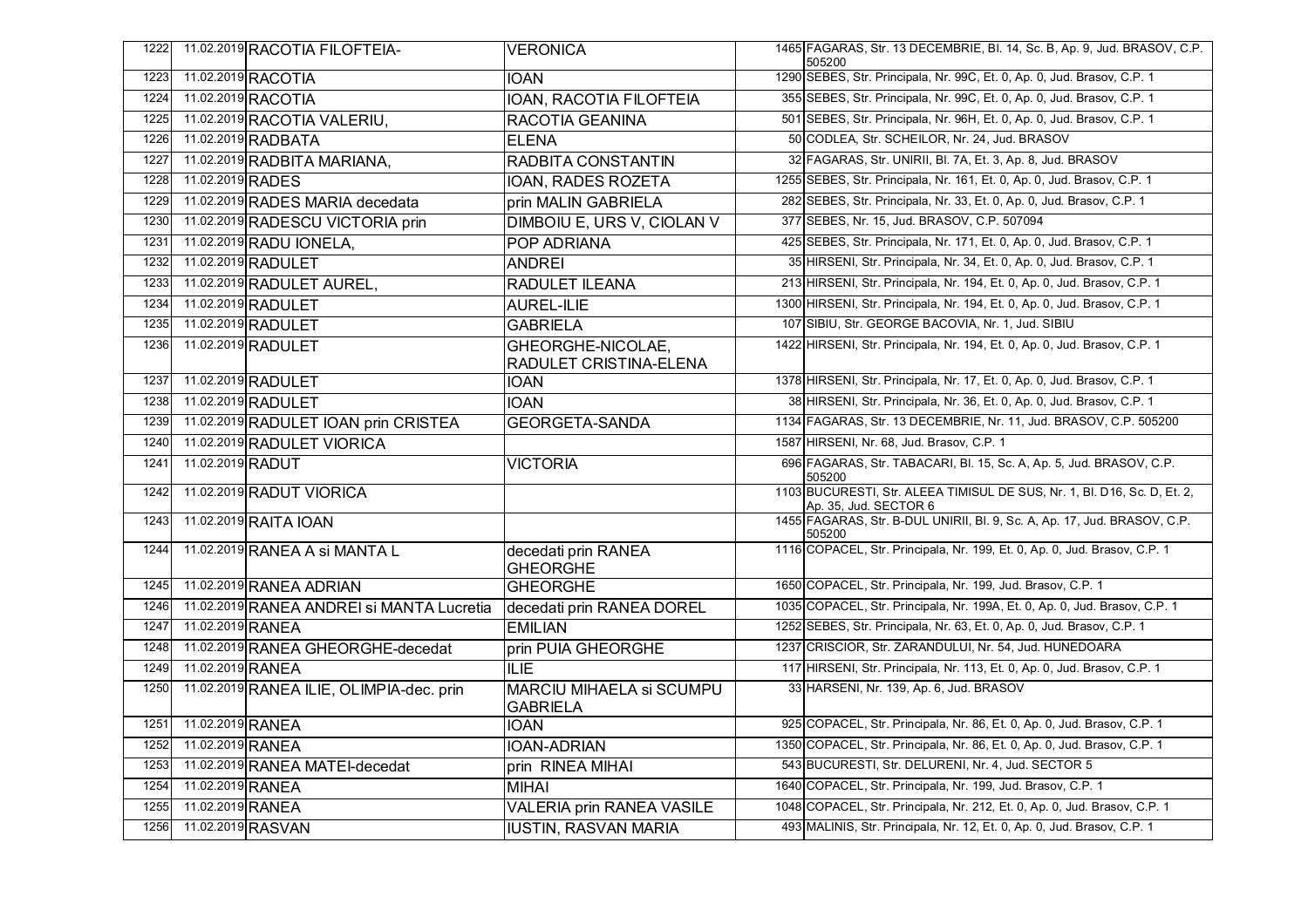| | | | | | |
|---|---|---|---|---|---|
| 1222 | 11.02.2019 | RACOTIA FILOFTEIA- | VERONICA | 1465 | FAGARAS, Str. 13 DECEMBRIE, Bl. 14, Sc. B, Ap. 9, Jud. BRASOV, C.P. 505200 |
| 1223 | 11.02.2019 | RACOTIA | IOAN | 1290 | SEBES, Str. Principala, Nr. 99C, Et. 0, Ap. 0, Jud. Brasov, C.P. 1 |
| 1224 | 11.02.2019 | RACOTIA | IOAN, RACOTIA FILOFTEIA | 355 | SEBES, Str. Principala, Nr. 99C, Et. 0, Ap. 0, Jud. Brasov, C.P. 1 |
| 1225 | 11.02.2019 | RACOTIA VALERIU, | RACOTIA GEANINA | 501 | SEBES, Str. Principala, Nr. 96H, Et. 0, Ap. 0, Jud. Brasov, C.P. 1 |
| 1226 | 11.02.2019 | RADBATA | ELENA | 50 | CODLEA, Str. SCHEILOR, Nr. 24, Jud. BRASOV |
| 1227 | 11.02.2019 | RADBITA MARIANA, | RADBITA CONSTANTIN | 32 | FAGARAS, Str. UNIRII, Bl. 7A, Et. 3, Ap. 8, Jud. BRASOV |
| 1228 | 11.02.2019 | RADES | IOAN, RADES ROZETA | 1255 | SEBES, Str. Principala, Nr. 161, Et. 0, Ap. 0, Jud. Brasov, C.P. 1 |
| 1229 | 11.02.2019 | RADES MARIA decedata | prin MALIN GABRIELA | 282 | SEBES, Str. Principala, Nr. 33, Et. 0, Ap. 0, Jud. Brasov, C.P. 1 |
| 1230 | 11.02.2019 | RADESCU VICTORIA prin | DIMBOIU E, URS V, CIOLAN V | 377 | SEBES, Nr. 15, Jud. BRASOV, C.P. 507094 |
| 1231 | 11.02.2019 | RADU IONELA, | POP ADRIANA | 425 | SEBES, Str. Principala, Nr. 171, Et. 0, Ap. 0, Jud. Brasov, C.P. 1 |
| 1232 | 11.02.2019 | RADULET | ANDREI | 35 | HIRSENI, Str. Principala, Nr. 34, Et. 0, Ap. 0, Jud. Brasov, C.P. 1 |
| 1233 | 11.02.2019 | RADULET AUREL, | RADULET ILEANA | 213 | HIRSENI, Str. Principala, Nr. 194, Et. 0, Ap. 0, Jud. Brasov, C.P. 1 |
| 1234 | 11.02.2019 | RADULET | AUREL-ILIE | 1300 | HIRSENI, Str. Principala, Nr. 194, Et. 0, Ap. 0, Jud. Brasov, C.P. 1 |
| 1235 | 11.02.2019 | RADULET | GABRIELA | 107 | SIBIU, Str. GEORGE BACOVIA, Nr. 1, Jud. SIBIU |
| 1236 | 11.02.2019 | RADULET | GHEORGHE-NICOLAE, RADULET CRISTINA-ELENA | 1422 | HIRSENI, Str. Principala, Nr. 194, Et. 0, Ap. 0, Jud. Brasov, C.P. 1 |
| 1237 | 11.02.2019 | RADULET | IOAN | 1378 | HIRSENI, Str. Principala, Nr. 17, Et. 0, Ap. 0, Jud. Brasov, C.P. 1 |
| 1238 | 11.02.2019 | RADULET | IOAN | 38 | HIRSENI, Str. Principala, Nr. 36, Et. 0, Ap. 0, Jud. Brasov, C.P. 1 |
| 1239 | 11.02.2019 | RADULET IOAN prin CRISTEA | GEORGETA-SANDA | 1134 | FAGARAS, Str. 13 DECEMBRIE, Nr. 11, Jud. BRASOV, C.P. 505200 |
| 1240 | 11.02.2019 | RADULET VIORICA | | 1587 | HIRSENI, Nr. 68, Jud. Brasov, C.P. 1 |
| 1241 | 11.02.2019 | RADUT | VICTORIA | 696 | FAGARAS, Str. TABACARI, Bl. 15, Sc. A, Ap. 5, Jud. BRASOV, C.P. 505200 |
| 1242 | 11.02.2019 | RADUT VIORICA | | 1103 | BUCURESTI, Str. ALEEA TIMISUL DE SUS, Nr. 1, Bl. D16, Sc. D, Et. 2, Ap. 35, Jud. SECTOR 6 |
| 1243 | 11.02.2019 | RAITA IOAN | | 1455 | FAGARAS, Str. B-DUL UNIRII, Bl. 9, Sc. A, Ap. 17, Jud. BRASOV, C.P. 505200 |
| 1244 | 11.02.2019 | RANEA A si MANTA L | decedati prin RANEA GHEORGHE | 1116 | COPACEL, Str. Principala, Nr. 199, Et. 0, Ap. 0, Jud. Brasov, C.P. 1 |
| 1245 | 11.02.2019 | RANEA ADRIAN | GHEORGHE | 1650 | COPACEL, Str. Principala, Nr. 199, Jud. Brasov, C.P. 1 |
| 1246 | 11.02.2019 | RANEA ANDREI si MANTA Lucretia | decedati prin RANEA DOREL | 1035 | COPACEL, Str. Principala, Nr. 199A, Et. 0, Ap. 0, Jud. Brasov, C.P. 1 |
| 1247 | 11.02.2019 | RANEA | EMILIAN | 1252 | SEBES, Str. Principala, Nr. 63, Et. 0, Ap. 0, Jud. Brasov, C.P. 1 |
| 1248 | 11.02.2019 | RANEA GHEORGHE-decedat | prin PUIA GHEORGHE | 1237 | CRISCIOR, Str. ZARANDULUI, Nr. 54, Jud. HUNEDOARA |
| 1249 | 11.02.2019 | RANEA | ILIE | 117 | HIRSENI, Str. Principala, Nr. 113, Et. 0, Ap. 0, Jud. Brasov, C.P. 1 |
| 1250 | 11.02.2019 | RANEA ILIE, OLIMPIA-dec. prin | MARCIU MIHAELA si SCUMPU GABRIELA | 33 | HARSENI, Nr. 139, Ap. 6, Jud. BRASOV |
| 1251 | 11.02.2019 | RANEA | IOAN | 925 | COPACEL, Str. Principala, Nr. 86, Et. 0, Ap. 0, Jud. Brasov, C.P. 1 |
| 1252 | 11.02.2019 | RANEA | IOAN-ADRIAN | 1350 | COPACEL, Str. Principala, Nr. 86, Et. 0, Ap. 0, Jud. Brasov, C.P. 1 |
| 1253 | 11.02.2019 | RANEA MATEI-decedat | prin RINEA MIHAI | 543 | BUCURESTI, Str. DELURENI, Nr. 4, Jud. SECTOR 5 |
| 1254 | 11.02.2019 | RANEA | MIHAI | 1640 | COPACEL, Str. Principala, Nr. 199, Jud. Brasov, C.P. 1 |
| 1255 | 11.02.2019 | RANEA | VALERIA prin RANEA VASILE | 1048 | COPACEL, Str. Principala, Nr. 212, Et. 0, Ap. 0, Jud. Brasov, C.P. 1 |
| 1256 | 11.02.2019 | RASVAN | IUSTIN, RASVAN MARIA | 493 | MALINIS, Str. Principala, Nr. 12, Et. 0, Ap. 0, Jud. Brasov, C.P. 1 |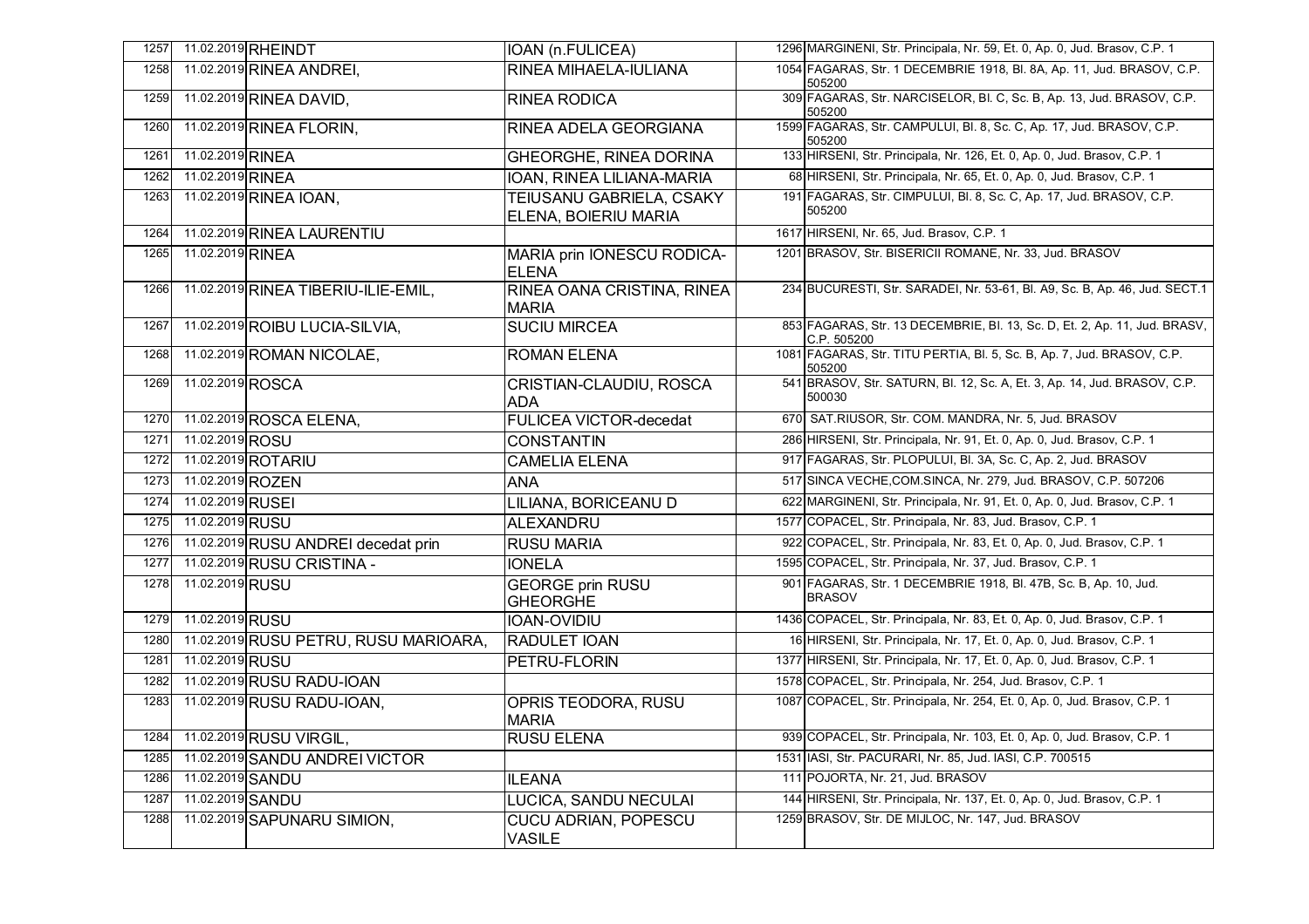| 1257 | 11.02.2019 | RHEINDT | IOAN (n.FULICEA) | 1296 | MARGINENI, Str. Principala, Nr. 59, Et. 0, Ap. 0, Jud. Brasov, C.P. 1 |
|---|---|---|---|---|---|
| 1258 | 11.02.2019 | RINEA ANDREI, | RINEA MIHAELA-IULIANA | 1054 | FAGARAS, Str. 1 DECEMBRIE 1918, Bl. 8A, Ap. 11, Jud. BRASOV, C.P. 505200 |
| 1259 | 11.02.2019 | RINEA DAVID, | RINEA RODICA | 309 | FAGARAS, Str. NARCISELOR, Bl. C, Sc. B, Ap. 13, Jud. BRASOV, C.P. 505200 |
| 1260 | 11.02.2019 | RINEA FLORIN, | RINEA ADELA GEORGIANA | 1599 | FAGARAS, Str. CAMPULUI, Bl. 8, Sc. C, Ap. 17, Jud. BRASOV, C.P. 505200 |
| 1261 | 11.02.2019 | RINEA | GHEORGHE, RINEA DORINA | 133 | HIRSENI, Str. Principala, Nr. 126, Et. 0, Ap. 0, Jud. Brasov, C.P. 1 |
| 1262 | 11.02.2019 | RINEA | IOAN, RINEA LILIANA-MARIA | 68 | HIRSENI, Str. Principala, Nr. 65, Et. 0, Ap. 0, Jud. Brasov, C.P. 1 |
| 1263 | 11.02.2019 | RINEA IOAN, | TEIUSANU GABRIELA, CSAKY ELENA, BOIERIU MARIA | 191 | FAGARAS, Str. CIMPULUI, Bl. 8, Sc. C, Ap. 17, Jud. BRASOV, C.P. 505200 |
| 1264 | 11.02.2019 | RINEA LAURENTIU | | 1617 | HIRSENI, Nr. 65, Jud. Brasov, C.P. 1 |
| 1265 | 11.02.2019 | RINEA | MARIA prin IONESCU RODICA-ELENA | 1201 | BRASOV, Str. BISERICII ROMANE, Nr. 33, Jud. BRASOV |
| 1266 | 11.02.2019 | RINEA TIBERIU-ILIE-EMIL, | RINEA OANA CRISTINA, RINEA MARIA | 234 | BUCURESTI, Str. SARADEI, Nr. 53-61, Bl. A9, Sc. B, Ap. 46, Jud. SECT.1 |
| 1267 | 11.02.2019 | ROIBU LUCIA-SILVIA, | SUCIU MIRCEA | 853 | FAGARAS, Str. 13 DECEMBRIE, Bl. 13, Sc. D, Et. 2, Ap. 11, Jud. BRASV, C.P. 505200 |
| 1268 | 11.02.2019 | ROMAN NICOLAE, | ROMAN ELENA | 1081 | FAGARAS, Str. TITU PERTIA, Bl. 5, Sc. B, Ap. 7, Jud. BRASOV, C.P. 505200 |
| 1269 | 11.02.2019 | ROSCA | CRISTIAN-CLAUDIU, ROSCA ADA | 541 | BRASOV, Str. SATURN, Bl. 12, Sc. A, Et. 3, Ap. 14, Jud. BRASOV, C.P. 500030 |
| 1270 | 11.02.2019 | ROSCA ELENA, | FULICEA VICTOR-decedat | 670 | SAT.RIUSOR, Str. COM. MANDRA, Nr. 5, Jud. BRASOV |
| 1271 | 11.02.2019 | ROSU | CONSTANTIN | 286 | HIRSENI, Str. Principala, Nr. 91, Et. 0, Ap. 0, Jud. Brasov, C.P. 1 |
| 1272 | 11.02.2019 | ROTARIU | CAMELIA ELENA | 917 | FAGARAS, Str. PLOPULUI, Bl. 3A, Sc. C, Ap. 2, Jud. BRASOV |
| 1273 | 11.02.2019 | ROZEN | ANA | 517 | SINCA VECHE,COM.SINCA, Nr. 279, Jud. BRASOV, C.P. 507206 |
| 1274 | 11.02.2019 | RUSEI | LILIANA, BORICEANU D | 622 | MARGINENI, Str. Principala, Nr. 91, Et. 0, Ap. 0, Jud. Brasov, C.P. 1 |
| 1275 | 11.02.2019 | RUSU | ALEXANDRU | 1577 | COPACEL, Str. Principala, Nr. 83, Jud. Brasov, C.P. 1 |
| 1276 | 11.02.2019 | RUSU ANDREI decedat prin | RUSU MARIA | 922 | COPACEL, Str. Principala, Nr. 83, Et. 0, Ap. 0, Jud. Brasov, C.P. 1 |
| 1277 | 11.02.2019 | RUSU CRISTINA - | IONELA | 1595 | COPACEL, Str. Principala, Nr. 37, Jud. Brasov, C.P. 1 |
| 1278 | 11.02.2019 | RUSU | GEORGE prin RUSU GHEORGHE | 901 | FAGARAS, Str. 1 DECEMBRIE 1918, Bl. 47B, Sc. B, Ap. 10, Jud. BRASOV |
| 1279 | 11.02.2019 | RUSU | IOAN-OVIDIU | 1436 | COPACEL, Str. Principala, Nr. 83, Et. 0, Ap. 0, Jud. Brasov, C.P. 1 |
| 1280 | 11.02.2019 | RUSU PETRU, RUSU MARIOARA, | RADULET IOAN | 16 | HIRSENI, Str. Principala, Nr. 17, Et. 0, Ap. 0, Jud. Brasov, C.P. 1 |
| 1281 | 11.02.2019 | RUSU | PETRU-FLORIN | 1377 | HIRSENI, Str. Principala, Nr. 17, Et. 0, Ap. 0, Jud. Brasov, C.P. 1 |
| 1282 | 11.02.2019 | RUSU RADU-IOAN | | 1578 | COPACEL, Str. Principala, Nr. 254, Jud. Brasov, C.P. 1 |
| 1283 | 11.02.2019 | RUSU RADU-IOAN, | OPRIS TEODORA, RUSU MARIA | 1087 | COPACEL, Str. Principala, Nr. 254, Et. 0, Ap. 0, Jud. Brasov, C.P. 1 |
| 1284 | 11.02.2019 | RUSU VIRGIL, | RUSU ELENA | 939 | COPACEL, Str. Principala, Nr. 103, Et. 0, Ap. 0, Jud. Brasov, C.P. 1 |
| 1285 | 11.02.2019 | SANDU ANDREI VICTOR | | 1531 | IASI, Str. PACURARI, Nr. 85, Jud. IASI, C.P. 700515 |
| 1286 | 11.02.2019 | SANDU | ILEANA | 111 | POJORTA, Nr. 21, Jud. BRASOV |
| 1287 | 11.02.2019 | SANDU | LUCICA, SANDU NECULAI | 144 | HIRSENI, Str. Principala, Nr. 137, Et. 0, Ap. 0, Jud. Brasov, C.P. 1 |
| 1288 | 11.02.2019 | SAPUNARU SIMION, | CUCU ADRIAN, POPESCU VASILE | 1259 | BRASOV, Str. DE MIJLOC, Nr. 147, Jud. BRASOV |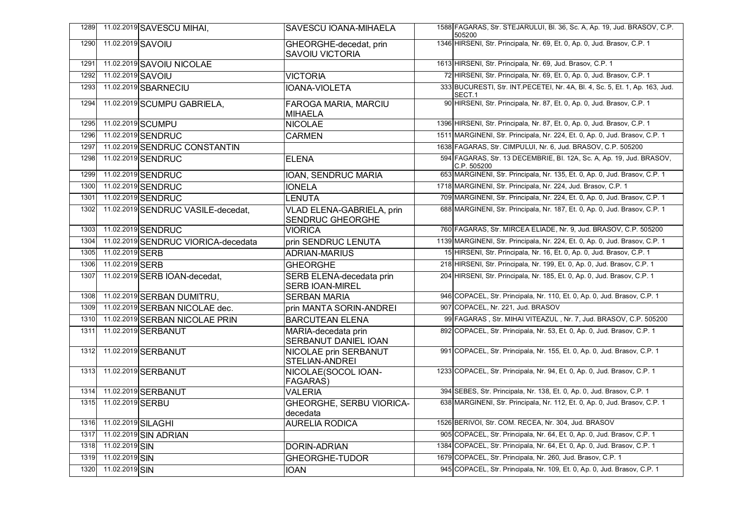| | | | | | |
|---|---|---|---|---|---|
| 1289 | 11.02.2019 | SAVESCU MIHAI, | SAVESCU IOANA-MIHAELA | 1588 | FAGARAS, Str. STEJARULUI, Bl. 36, Sc. A, Ap. 19, Jud. BRASOV, C.P. 505200 |
| 1290 | 11.02.2019 | SAVOIU | GHEORGHE-decedat, prin SAVOIU VICTORIA | 1346 | HIRSENI, Str. Principala, Nr. 69, Et. 0, Ap. 0, Jud. Brasov, C.P. 1 |
| 1291 | 11.02.2019 | SAVOIU NICOLAE | | 1613 | HIRSENI, Str. Principala, Nr. 69, Jud. Brasov, C.P. 1 |
| 1292 | 11.02.2019 | SAVOIU | VICTORIA | 72 | HIRSENI, Str. Principala, Nr. 69, Et. 0, Ap. 0, Jud. Brasov, C.P. 1 |
| 1293 | 11.02.2019 | SBARNECIU | IOANA-VIOLETA | 333 | BUCURESTI, Str. INT.PECETEI, Nr. 4A, Bl. 4, Sc. 5, Et. 1, Ap. 163, Jud. SECT.1 |
| 1294 | 11.02.2019 | SCUMPU GABRIELA, | FAROGA MARIA, MARCIU MIHAELA | 90 | HIRSENI, Str. Principala, Nr. 87, Et. 0, Ap. 0, Jud. Brasov, C.P. 1 |
| 1295 | 11.02.2019 | SCUMPU | NICOLAE | 1396 | HIRSENI, Str. Principala, Nr. 87, Et. 0, Ap. 0, Jud. Brasov, C.P. 1 |
| 1296 | 11.02.2019 | SENDRUC | CARMEN | 1511 | MARGINENI, Str. Principala, Nr. 224, Et. 0, Ap. 0, Jud. Brasov, C.P. 1 |
| 1297 | 11.02.2019 | SENDRUC CONSTANTIN | | 1638 | FAGARAS, Str. CIMPULUI, Nr. 6, Jud. BRASOV, C.P. 505200 |
| 1298 | 11.02.2019 | SENDRUC | ELENA | 594 | FAGARAS, Str. 13 DECEMBRIE, Bl. 12A, Sc. A, Ap. 19, Jud. BRASOV, C.P. 505200 |
| 1299 | 11.02.2019 | SENDRUC | IOAN, SENDRUC MARIA | 653 | MARGINENI, Str. Principala, Nr. 135, Et. 0, Ap. 0, Jud. Brasov, C.P. 1 |
| 1300 | 11.02.2019 | SENDRUC | IONELA | 1718 | MARGINENI, Str. Principala, Nr. 224, Jud. Brasov, C.P. 1 |
| 1301 | 11.02.2019 | SENDRUC | LENUTA | 709 | MARGINENI, Str. Principala, Nr. 224, Et. 0, Ap. 0, Jud. Brasov, C.P. 1 |
| 1302 | 11.02.2019 | SENDRUC VASILE-decedat, | VLAD ELENA-GABRIELA, prin SENDRUC GHEORGHE | 688 | MARGINENI, Str. Principala, Nr. 187, Et. 0, Ap. 0, Jud. Brasov, C.P. 1 |
| 1303 | 11.02.2019 | SENDRUC | VIORICA | 760 | FAGARAS, Str. MIRCEA ELIADE, Nr. 9, Jud. BRASOV, C.P. 505200 |
| 1304 | 11.02.2019 | SENDRUC VIORICA-decedata | prin SENDRUC LENUTA | 1139 | MARGINENI, Str. Principala, Nr. 224, Et. 0, Ap. 0, Jud. Brasov, C.P. 1 |
| 1305 | 11.02.2019 | SERB | ADRIAN-MARIUS | 15 | HIRSENI, Str. Principala, Nr. 16, Et. 0, Ap. 0, Jud. Brasov, C.P. 1 |
| 1306 | 11.02.2019 | SERB | GHEORGHE | 218 | HIRSENI, Str. Principala, Nr. 199, Et. 0, Ap. 0, Jud. Brasov, C.P. 1 |
| 1307 | 11.02.2019 | SERB IOAN-decedat, | SERB ELENA-decedata prin SERB IOAN-MIREL | 204 | HIRSENI, Str. Principala, Nr. 185, Et. 0, Ap. 0, Jud. Brasov, C.P. 1 |
| 1308 | 11.02.2019 | SERBAN DUMITRU, | SERBAN MARIA | 946 | COPACEL, Str. Principala, Nr. 110, Et. 0, Ap. 0, Jud. Brasov, C.P. 1 |
| 1309 | 11.02.2019 | SERBAN NICOLAE dec. | prin MANTA SORIN-ANDREI | 907 | COPACEL, Nr. 221, Jud. BRASOV |
| 1310 | 11.02.2019 | SERBAN NICOLAE PRIN | BARCUTEAN ELENA | 99 | FAGARAS , Str. MIHAI VITEAZUL , Nr. 7, Jud. BRASOV, C.P. 505200 |
| 1311 | 11.02.2019 | SERBANUT | MARIA-decedata prin SERBANUT DANIEL IOAN | 892 | COPACEL, Str. Principala, Nr. 53, Et. 0, Ap. 0, Jud. Brasov, C.P. 1 |
| 1312 | 11.02.2019 | SERBANUT | NICOLAE prin SERBANUT STELIAN-ANDREI | 991 | COPACEL, Str. Principala, Nr. 155, Et. 0, Ap. 0, Jud. Brasov, C.P. 1 |
| 1313 | 11.02.2019 | SERBANUT | NICOLAE(SOCOL IOAN-FAGARAS) | 1233 | COPACEL, Str. Principala, Nr. 94, Et. 0, Ap. 0, Jud. Brasov, C.P. 1 |
| 1314 | 11.02.2019 | SERBANUT | VALERIA | 394 | SEBES, Str. Principala, Nr. 138, Et. 0, Ap. 0, Jud. Brasov, C.P. 1 |
| 1315 | 11.02.2019 | SERBU | GHEORGHE, SERBU VIORICA-decedata | 638 | MARGINENI, Str. Principala, Nr. 112, Et. 0, Ap. 0, Jud. Brasov, C.P. 1 |
| 1316 | 11.02.2019 | SILAGHI | AURELIA RODICA | 1526 | BERIVOI, Str. COM. RECEA, Nr. 304, Jud. BRASOV |
| 1317 | 11.02.2019 | SIN ADRIAN | | 905 | COPACEL, Str. Principala, Nr. 64, Et. 0, Ap. 0, Jud. Brasov, C.P. 1 |
| 1318 | 11.02.2019 | SIN | DORIN-ADRIAN | 1384 | COPACEL, Str. Principala, Nr. 64, Et. 0, Ap. 0, Jud. Brasov, C.P. 1 |
| 1319 | 11.02.2019 | SIN | GHEORGHE-TUDOR | 1679 | COPACEL, Str. Principala, Nr. 260, Jud. Brasov, C.P. 1 |
| 1320 | 11.02.2019 | SIN | IOAN | 945 | COPACEL, Str. Principala, Nr. 109, Et. 0, Ap. 0, Jud. Brasov, C.P. 1 |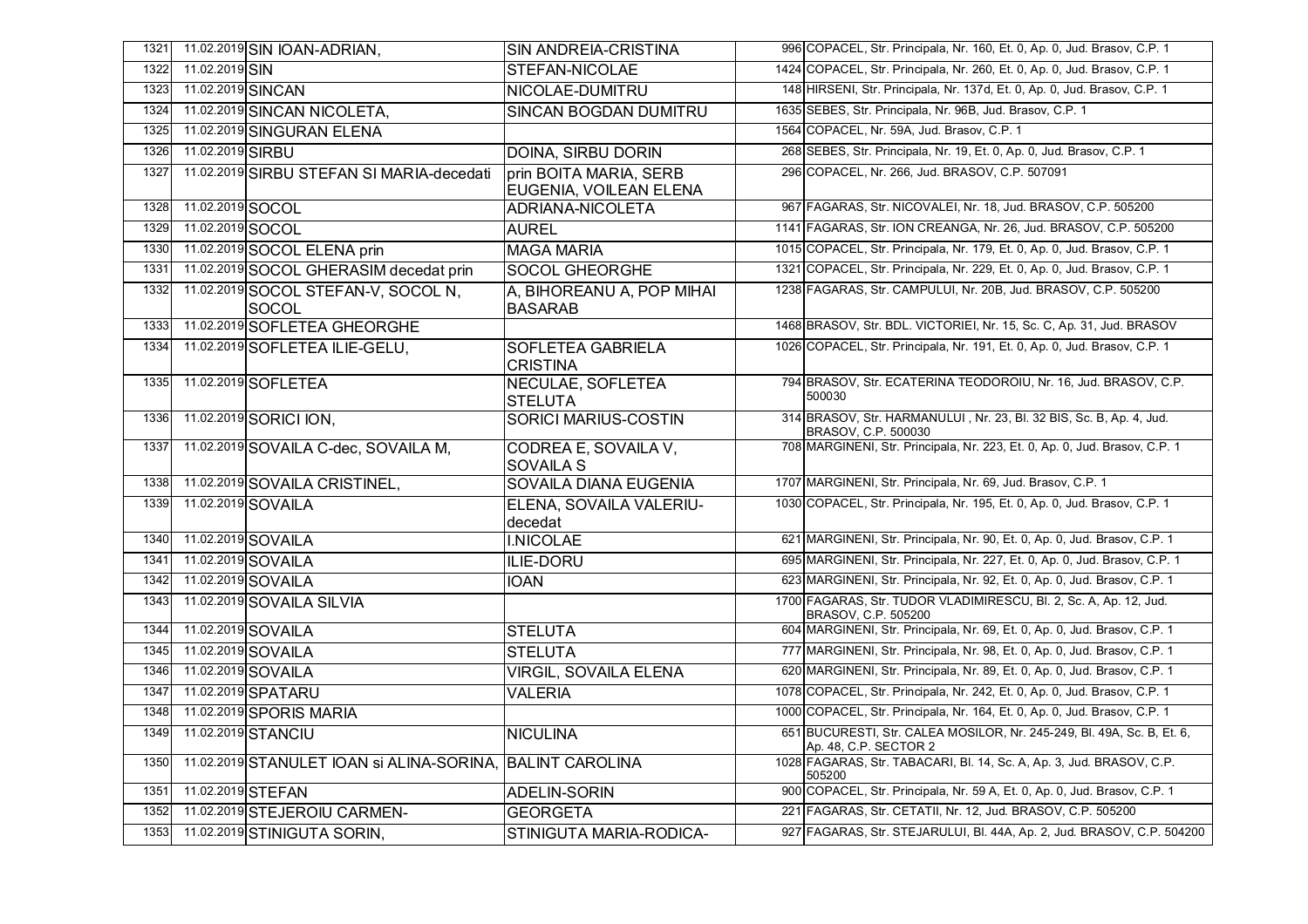| | | | | | |
|---|---|---|---|---|---|
| 1321 | 11.02.2019 | SIN IOAN-ADRIAN, | SIN ANDREIA-CRISTINA | 996 | COPACEL, Str. Principala, Nr. 160, Et. 0, Ap. 0, Jud. Brasov, C.P. 1 |
| 1322 | 11.02.2019 | SIN | STEFAN-NICOLAE | 1424 | COPACEL, Str. Principala, Nr. 260, Et. 0, Ap. 0, Jud. Brasov, C.P. 1 |
| 1323 | 11.02.2019 | SINCAN | NICOLAE-DUMITRU | 148 | HIRSENI, Str. Principala, Nr. 137d, Et. 0, Ap. 0, Jud. Brasov, C.P. 1 |
| 1324 | 11.02.2019 | SINCAN NICOLETA, | SINCAN BOGDAN DUMITRU | 1635 | SEBES, Str. Principala, Nr. 96B, Jud. Brasov, C.P. 1 |
| 1325 | 11.02.2019 | SINGURAN ELENA | | 1564 | COPACEL, Nr. 59A, Jud. Brasov, C.P. 1 |
| 1326 | 11.02.2019 | SIRBU | DOINA, SIRBU DORIN | 268 | SEBES, Str. Principala, Nr. 19, Et. 0, Ap. 0, Jud. Brasov, C.P. 1 |
| 1327 | 11.02.2019 | SIRBU STEFAN SI MARIA-decedati | prin BOITA MARIA, SERB EUGENIA, VOILEAN ELENA | 296 | COPACEL, Nr. 266, Jud. BRASOV, C.P. 507091 |
| 1328 | 11.02.2019 | SOCOL | ADRIANA-NICOLETA | 967 | FAGARAS, Str. NICOVALEI, Nr. 18, Jud. BRASOV, C.P. 505200 |
| 1329 | 11.02.2019 | SOCOL | AUREL | 1141 | FAGARAS, Str. ION CREANGA, Nr. 26, Jud. BRASOV, C.P. 505200 |
| 1330 | 11.02.2019 | SOCOL ELENA prin | MAGA MARIA | 1015 | COPACEL, Str. Principala, Nr. 179, Et. 0, Ap. 0, Jud. Brasov, C.P. 1 |
| 1331 | 11.02.2019 | SOCOL GHERASIM decedat prin | SOCOL GHEORGHE | 1321 | COPACEL, Str. Principala, Nr. 229, Et. 0, Ap. 0, Jud. Brasov, C.P. 1 |
| 1332 | 11.02.2019 | SOCOL STEFAN-V, SOCOL N, SOCOL | A, BIHOREANU A, POP MIHAI BASARAB | 1238 | FAGARAS, Str. CAMPULUI, Nr. 20B, Jud. BRASOV, C.P. 505200 |
| 1333 | 11.02.2019 | SOFLETEA GHEORGHE | | 1468 | BRASOV, Str. BDL. VICTORIEI, Nr. 15, Sc. C, Ap. 31, Jud. BRASOV |
| 1334 | 11.02.2019 | SOFLETEA ILIE-GELU, | SOFLETEA GABRIELA CRISTINA | 1026 | COPACEL, Str. Principala, Nr. 191, Et. 0, Ap. 0, Jud. Brasov, C.P. 1 |
| 1335 | 11.02.2019 | SOFLETEA | NECULAE, SOFLETEA STELUTA | 794 | BRASOV, Str. ECATERINA TEODOROIU, Nr. 16, Jud. BRASOV, C.P. 500030 |
| 1336 | 11.02.2019 | SORICI ION, | SORICI MARIUS-COSTIN | 314 | BRASOV, Str. HARMANULUI , Nr. 23, Bl. 32 BIS, Sc. B, Ap. 4, Jud. BRASOV, C.P. 500030 |
| 1337 | 11.02.2019 | SOVAILA C-dec, SOVAILA M, | CODREA E, SOVAILA V, SOVAILA S | 708 | MARGINENI, Str. Principala, Nr. 223, Et. 0, Ap. 0, Jud. Brasov, C.P. 1 |
| 1338 | 11.02.2019 | SOVAILA CRISTINEL, | SOVAILA DIANA EUGENIA | 1707 | MARGINENI, Str. Principala, Nr. 69, Jud. Brasov, C.P. 1 |
| 1339 | 11.02.2019 | SOVAILA | ELENA, SOVAILA VALERIU-decedat | 1030 | COPACEL, Str. Principala, Nr. 195, Et. 0, Ap. 0, Jud. Brasov, C.P. 1 |
| 1340 | 11.02.2019 | SOVAILA | I.NICOLAE | 621 | MARGINENI, Str. Principala, Nr. 90, Et. 0, Ap. 0, Jud. Brasov, C.P. 1 |
| 1341 | 11.02.2019 | SOVAILA | ILIE-DORU | 695 | MARGINENI, Str. Principala, Nr. 227, Et. 0, Ap. 0, Jud. Brasov, C.P. 1 |
| 1342 | 11.02.2019 | SOVAILA | IOAN | 623 | MARGINENI, Str. Principala, Nr. 92, Et. 0, Ap. 0, Jud. Brasov, C.P. 1 |
| 1343 | 11.02.2019 | SOVAILA SILVIA | | 1700 | FAGARAS, Str. TUDOR VLADIMIRESCU, Bl. 2, Sc. A, Ap. 12, Jud. BRASOV, C.P. 505200 |
| 1344 | 11.02.2019 | SOVAILA | STELUTA | 604 | MARGINENI, Str. Principala, Nr. 69, Et. 0, Ap. 0, Jud. Brasov, C.P. 1 |
| 1345 | 11.02.2019 | SOVAILA | STELUTA | 777 | MARGINENI, Str. Principala, Nr. 98, Et. 0, Ap. 0, Jud. Brasov, C.P. 1 |
| 1346 | 11.02.2019 | SOVAILA | VIRGIL, SOVAILA ELENA | 620 | MARGINENI, Str. Principala, Nr. 89, Et. 0, Ap. 0, Jud. Brasov, C.P. 1 |
| 1347 | 11.02.2019 | SPATARU | VALERIA | 1078 | COPACEL, Str. Principala, Nr. 242, Et. 0, Ap. 0, Jud. Brasov, C.P. 1 |
| 1348 | 11.02.2019 | SPORIS MARIA | | 1000 | COPACEL, Str. Principala, Nr. 164, Et. 0, Ap. 0, Jud. Brasov, C.P. 1 |
| 1349 | 11.02.2019 | STANCIU | NICULINA | 651 | BUCURESTI, Str. CALEA MOSILOR, Nr. 245-249, Bl. 49A, Sc. B, Et. 6, Ap. 48, C.P. SECTOR 2 |
| 1350 | 11.02.2019 | STANULET IOAN si ALINA-SORINA, | BALINT CAROLINA | 1028 | FAGARAS, Str. TABACARI, Bl. 14, Sc. A, Ap. 3, Jud. BRASOV, C.P. 505200 |
| 1351 | 11.02.2019 | STEFAN | ADELIN-SORIN | 900 | COPACEL, Str. Principala, Nr. 59 A, Et. 0, Ap. 0, Jud. Brasov, C.P. 1 |
| 1352 | 11.02.2019 | STEJEROIU CARMEN- | GEORGETA | 221 | FAGARAS, Str. CETATII, Nr. 12, Jud. BRASOV, C.P. 505200 |
| 1353 | 11.02.2019 | STINIGUTA SORIN, | STINIGUTA MARIA-RODICA- | 927 | FAGARAS, Str. STEJARULUI, Bl. 44A, Ap. 2, Jud. BRASOV, C.P. 504200 |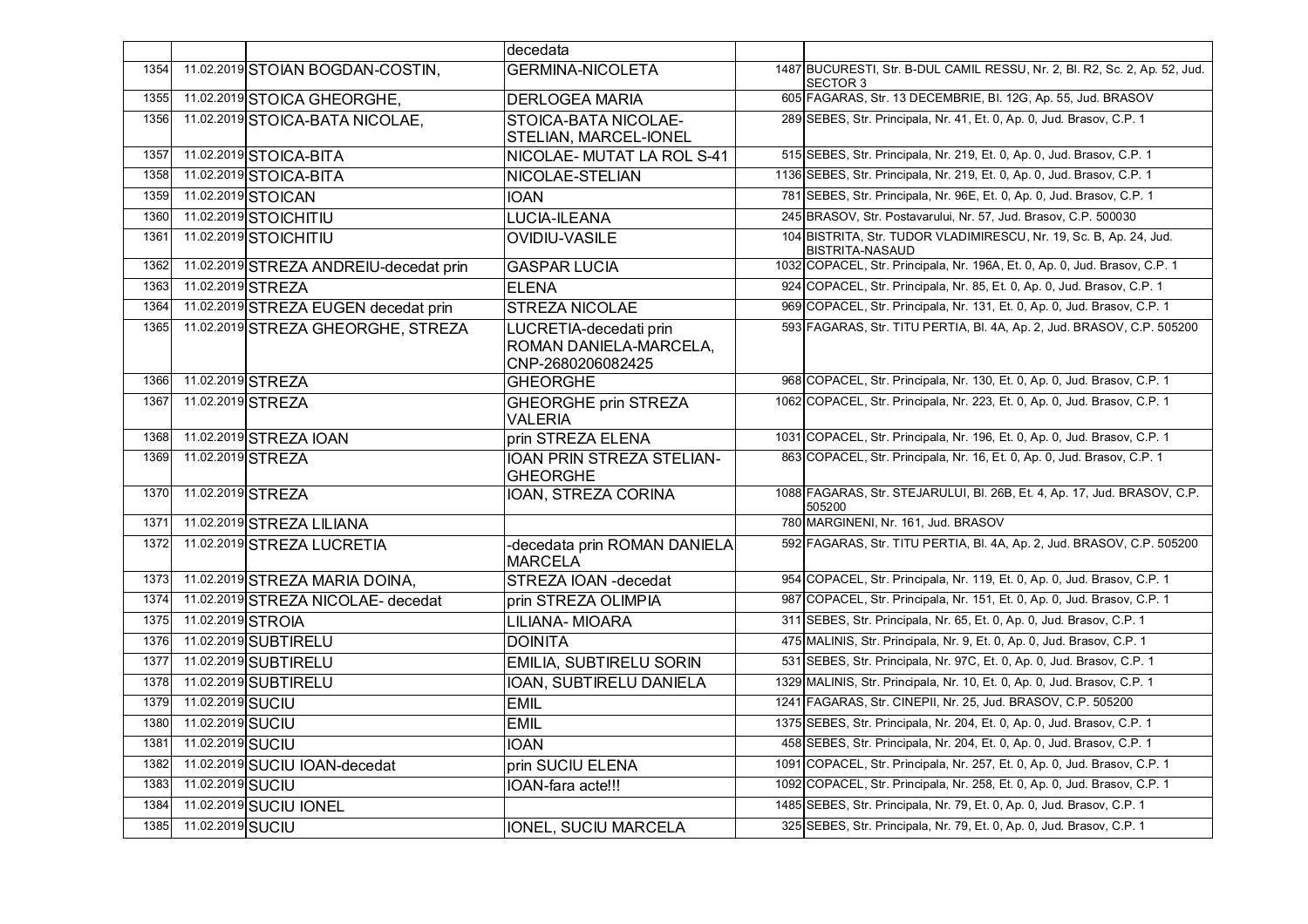| | | | | | |
|---|---|---|---|---|---|
| | | | decedata | | |
| 1354 | 11.02.2019 | STOIAN BOGDAN-COSTIN, | GERMINA-NICOLETA | | 1487 BUCURESTI, Str. B-DUL CAMIL RESSU, Nr. 2, Bl. R2, Sc. 2, Ap. 52, Jud. SECTOR 3 |
| 1355 | 11.02.2019 | STOICA GHEORGHE, | DERLOGEA MARIA | | 605 FAGARAS, Str. 13 DECEMBRIE, Bl. 12G, Ap. 55, Jud. BRASOV |
| 1356 | 11.02.2019 | STOICA-BATA NICOLAE, | STOICA-BATA NICOLAE-STELIAN, MARCEL-IONEL | | 289 SEBES, Str. Principala, Nr. 41, Et. 0, Ap. 0, Jud. Brasov, C.P. 1 |
| 1357 | 11.02.2019 | STOICA-BITA | NICOLAE- MUTAT LA ROL S-41 | | 515 SEBES, Str. Principala, Nr. 219, Et. 0, Ap. 0, Jud. Brasov, C.P. 1 |
| 1358 | 11.02.2019 | STOICA-BITA | NICOLAE-STELIAN | | 1136 SEBES, Str. Principala, Nr. 219, Et. 0, Ap. 0, Jud. Brasov, C.P. 1 |
| 1359 | 11.02.2019 | STOICAN | IOAN | | 781 SEBES, Str. Principala, Nr. 96E, Et. 0, Ap. 0, Jud. Brasov, C.P. 1 |
| 1360 | 11.02.2019 | STOICHITIU | LUCIA-ILEANA | | 245 BRASOV, Str. Postavarului, Nr. 57, Jud. Brasov, C.P. 500030 |
| 1361 | 11.02.2019 | STOICHITIU | OVIDIU-VASILE | | 104 BISTRITA, Str. TUDOR VLADIMIRESCU, Nr. 19, Sc. B, Ap. 24, Jud. BISTRITA-NASAUD |
| 1362 | 11.02.2019 | STREZA ANDREIU-decedat prin | GASPAR LUCIA | | 1032 COPACEL, Str. Principala, Nr. 196A, Et. 0, Ap. 0, Jud. Brasov, C.P. 1 |
| 1363 | 11.02.2019 | STREZA | ELENA | | 924 COPACEL, Str. Principala, Nr. 85, Et. 0, Ap. 0, Jud. Brasov, C.P. 1 |
| 1364 | 11.02.2019 | STREZA EUGEN decedat prin | STREZA NICOLAE | | 969 COPACEL, Str. Principala, Nr. 131, Et. 0, Ap. 0, Jud. Brasov, C.P. 1 |
| 1365 | 11.02.2019 | STREZA GHEORGHE, STREZA | LUCRETIA-decedati prin ROMAN DANIELA-MARCELA, CNP-2680206082425 | | 593 FAGARAS, Str. TITU PERTIA, Bl. 4A, Ap. 2, Jud. BRASOV, C.P. 505200 |
| 1366 | 11.02.2019 | STREZA | GHEORGHE | | 968 COPACEL, Str. Principala, Nr. 130, Et. 0, Ap. 0, Jud. Brasov, C.P. 1 |
| 1367 | 11.02.2019 | STREZA | GHEORGHE prin STREZA VALERIA | | 1062 COPACEL, Str. Principala, Nr. 223, Et. 0, Ap. 0, Jud. Brasov, C.P. 1 |
| 1368 | 11.02.2019 | STREZA IOAN | prin STREZA ELENA | | 1031 COPACEL, Str. Principala, Nr. 196, Et. 0, Ap. 0, Jud. Brasov, C.P. 1 |
| 1369 | 11.02.2019 | STREZA | IOAN PRIN STREZA STELIAN-GHEORGHE | | 863 COPACEL, Str. Principala, Nr. 16, Et. 0, Ap. 0, Jud. Brasov, C.P. 1 |
| 1370 | 11.02.2019 | STREZA | IOAN, STREZA CORINA | | 1088 FAGARAS, Str. STEJARULUI, Bl. 26B, Et. 4, Ap. 17, Jud. BRASOV, C.P. 505200 |
| 1371 | 11.02.2019 | STREZA LILIANA | | | 780 MARGINENI, Nr. 161, Jud. BRASOV |
| 1372 | 11.02.2019 | STREZA LUCRETIA | -decedata prin ROMAN DANIELA MARCELA | | 592 FAGARAS, Str. TITU PERTIA, Bl. 4A, Ap. 2, Jud. BRASOV, C.P. 505200 |
| 1373 | 11.02.2019 | STREZA MARIA DOINA, | STREZA IOAN -decedat | | 954 COPACEL, Str. Principala, Nr. 119, Et. 0, Ap. 0, Jud. Brasov, C.P. 1 |
| 1374 | 11.02.2019 | STREZA NICOLAE- decedat | prin STREZA OLIMPIA | | 987 COPACEL, Str. Principala, Nr. 151, Et. 0, Ap. 0, Jud. Brasov, C.P. 1 |
| 1375 | 11.02.2019 | STROIA | LILIANA- MIOARA | | 311 SEBES, Str. Principala, Nr. 65, Et. 0, Ap. 0, Jud. Brasov, C.P. 1 |
| 1376 | 11.02.2019 | SUBTIRELU | DOINITA | | 475 MALINIS, Str. Principala, Nr. 9, Et. 0, Ap. 0, Jud. Brasov, C.P. 1 |
| 1377 | 11.02.2019 | SUBTIRELU | EMILIA, SUBTIRELU SORIN | | 531 SEBES, Str. Principala, Nr. 97C, Et. 0, Ap. 0, Jud. Brasov, C.P. 1 |
| 1378 | 11.02.2019 | SUBTIRELU | IOAN, SUBTIRELU DANIELA | | 1329 MALINIS, Str. Principala, Nr. 10, Et. 0, Ap. 0, Jud. Brasov, C.P. 1 |
| 1379 | 11.02.2019 | SUCIU | EMIL | | 1241 FAGARAS, Str. CINEPII, Nr. 25, Jud. BRASOV, C.P. 505200 |
| 1380 | 11.02.2019 | SUCIU | EMIL | | 1375 SEBES, Str. Principala, Nr. 204, Et. 0, Ap. 0, Jud. Brasov, C.P. 1 |
| 1381 | 11.02.2019 | SUCIU | IOAN | | 458 SEBES, Str. Principala, Nr. 204, Et. 0, Ap. 0, Jud. Brasov, C.P. 1 |
| 1382 | 11.02.2019 | SUCIU IOAN-decedat | prin SUCIU ELENA | | 1091 COPACEL, Str. Principala, Nr. 257, Et. 0, Ap. 0, Jud. Brasov, C.P. 1 |
| 1383 | 11.02.2019 | SUCIU | IOAN-fara acte!!! | | 1092 COPACEL, Str. Principala, Nr. 258, Et. 0, Ap. 0, Jud. Brasov, C.P. 1 |
| 1384 | 11.02.2019 | SUCIU IONEL | | | 1485 SEBES, Str. Principala, Nr. 79, Et. 0, Ap. 0, Jud. Brasov, C.P. 1 |
| 1385 | 11.02.2019 | SUCIU | IONEL, SUCIU MARCELA | | 325 SEBES, Str. Principala, Nr. 79, Et. 0, Ap. 0, Jud. Brasov, C.P. 1 |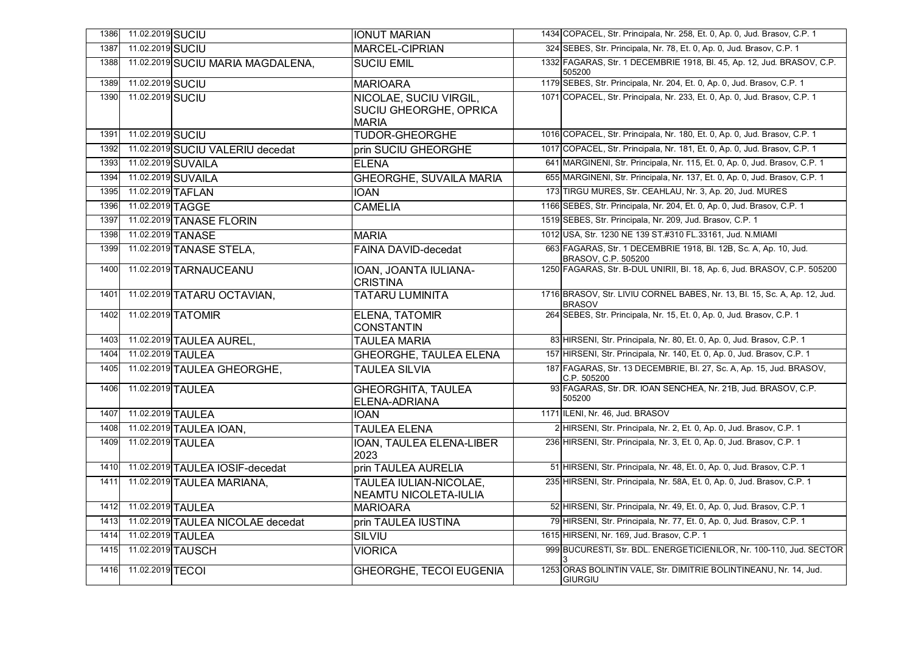| | | | | | |
|---|---|---|---|---|---|
| 1386 | 11.02.2019 | SUCIU | IONUT MARIAN | 1434 | COPACEL, Str. Principala, Nr. 258, Et. 0, Ap. 0, Jud. Brasov, C.P. 1 |
| 1387 | 11.02.2019 | SUCIU | MARCEL-CIPRIAN | 324 | SEBES, Str. Principala, Nr. 78, Et. 0, Ap. 0, Jud. Brasov, C.P. 1 |
| 1388 | 11.02.2019 | SUCIU MARIA MAGDALENA, | SUCIU EMIL | 1332 | FAGARAS, Str. 1 DECEMBRIE 1918, Bl. 45, Ap. 12, Jud. BRASOV, C.P. 505200 |
| 1389 | 11.02.2019 | SUCIU | MARIOARA | 1179 | SEBES, Str. Principala, Nr. 204, Et. 0, Ap. 0, Jud. Brasov, C.P. 1 |
| 1390 | 11.02.2019 | SUCIU | NICOLAE, SUCIU VIRGIL, SUCIU GHEORGHE, OPRICA MARIA | 1071 | COPACEL, Str. Principala, Nr. 233, Et. 0, Ap. 0, Jud. Brasov, C.P. 1 |
| 1391 | 11.02.2019 | SUCIU | TUDOR-GHEORGHE | 1016 | COPACEL, Str. Principala, Nr. 180, Et. 0, Ap. 0, Jud. Brasov, C.P. 1 |
| 1392 | 11.02.2019 | SUCIU VALERIU decedat | prin SUCIU GHEORGHE | 1017 | COPACEL, Str. Principala, Nr. 181, Et. 0, Ap. 0, Jud. Brasov, C.P. 1 |
| 1393 | 11.02.2019 | SUVAILA | ELENA | 641 | MARGINENI, Str. Principala, Nr. 115, Et. 0, Ap. 0, Jud. Brasov, C.P. 1 |
| 1394 | 11.02.2019 | SUVAILA | GHEORGHE, SUVAILA MARIA | 655 | MARGINENI, Str. Principala, Nr. 137, Et. 0, Ap. 0, Jud. Brasov, C.P. 1 |
| 1395 | 11.02.2019 | TAFLAN | IOAN | 173 | TIRGU MURES, Str. CEAHLAU, Nr. 3, Ap. 20, Jud. MURES |
| 1396 | 11.02.2019 | TAGGE | CAMELIA | 1166 | SEBES, Str. Principala, Nr. 204, Et. 0, Ap. 0, Jud. Brasov, C.P. 1 |
| 1397 | 11.02.2019 | TANASE FLORIN | | 1519 | SEBES, Str. Principala, Nr. 209, Jud. Brasov, C.P. 1 |
| 1398 | 11.02.2019 | TANASE | MARIA | 1012 | USA, Str. 1230 NE 139 ST.#310 FL.33161, Jud. N.MIAMI |
| 1399 | 11.02.2019 | TANASE STELA, | FAINA DAVID-decedat | 663 | FAGARAS, Str. 1 DECEMBRIE 1918, Bl. 12B, Sc. A, Ap. 10, Jud. BRASOV, C.P. 505200 |
| 1400 | 11.02.2019 | TARNAUCEANU | IOAN, JOANTA IULIANA-CRISTINA | 1250 | FAGARAS, Str. B-DUL UNIRII, Bl. 18, Ap. 6, Jud. BRASOV, C.P. 505200 |
| 1401 | 11.02.2019 | TATARU OCTAVIAN, | TATARU LUMINITA | 1716 | BRASOV, Str. LIVIU CORNEL BABES, Nr. 13, Bl. 15, Sc. A, Ap. 12, Jud. BRASOV |
| 1402 | 11.02.2019 | TATOMIR | ELENA, TATOMIR CONSTANTIN | 264 | SEBES, Str. Principala, Nr. 15, Et. 0, Ap. 0, Jud. Brasov, C.P. 1 |
| 1403 | 11.02.2019 | TAULEA AUREL, | TAULEA MARIA | 83 | HIRSENI, Str. Principala, Nr. 80, Et. 0, Ap. 0, Jud. Brasov, C.P. 1 |
| 1404 | 11.02.2019 | TAULEA | GHEORGHE, TAULEA ELENA | 157 | HIRSENI, Str. Principala, Nr. 140, Et. 0, Ap. 0, Jud. Brasov, C.P. 1 |
| 1405 | 11.02.2019 | TAULEA GHEORGHE, | TAULEA SILVIA | 187 | FAGARAS, Str. 13 DECEMBRIE, Bl. 27, Sc. A, Ap. 15, Jud. BRASOV, C.P. 505200 |
| 1406 | 11.02.2019 | TAULEA | GHEORGHITA, TAULEA ELENA-ADRIANA | 93 | FAGARAS, Str. DR. IOAN SENCHEA, Nr. 21B, Jud. BRASOV, C.P. 505200 |
| 1407 | 11.02.2019 | TAULEA | IOAN | 1171 | ILENI, Nr. 46, Jud. BRASOV |
| 1408 | 11.02.2019 | TAULEA IOAN, | TAULEA ELENA | 2 | HIRSENI, Str. Principala, Nr. 2, Et. 0, Ap. 0, Jud. Brasov, C.P. 1 |
| 1409 | 11.02.2019 | TAULEA | IOAN, TAULEA ELENA-LIBER 2023 | 236 | HIRSENI, Str. Principala, Nr. 3, Et. 0, Ap. 0, Jud. Brasov, C.P. 1 |
| 1410 | 11.02.2019 | TAULEA IOSIF-decedat | prin TAULEA AURELIA | 51 | HIRSENI, Str. Principala, Nr. 48, Et. 0, Ap. 0, Jud. Brasov, C.P. 1 |
| 1411 | 11.02.2019 | TAULEA MARIANA, | TAULEA IULIAN-NICOLAE, NEAMTU NICOLETA-IULIA | 235 | HIRSENI, Str. Principala, Nr. 58A, Et. 0, Ap. 0, Jud. Brasov, C.P. 1 |
| 1412 | 11.02.2019 | TAULEA | MARIOARA | 52 | HIRSENI, Str. Principala, Nr. 49, Et. 0, Ap. 0, Jud. Brasov, C.P. 1 |
| 1413 | 11.02.2019 | TAULEA NICOLAE decedat | prin TAULEA IUSTINA | 79 | HIRSENI, Str. Principala, Nr. 77, Et. 0, Ap. 0, Jud. Brasov, C.P. 1 |
| 1414 | 11.02.2019 | TAULEA | SILVIU | 1615 | HIRSENI, Nr. 169, Jud. Brasov, C.P. 1 |
| 1415 | 11.02.2019 | TAUSCH | VIORICA | 999 | BUCURESTI, Str. BDL. ENERGETICIENILOR, Nr. 100-110, Jud. SECTOR 3 |
| 1416 | 11.02.2019 | TECOI | GHEORGHE, TECOI EUGENIA | 1253 | ORAS BOLINTIN VALE, Str. DIMITRIE BOLINTINEANU, Nr. 14, Jud. GIURGIU |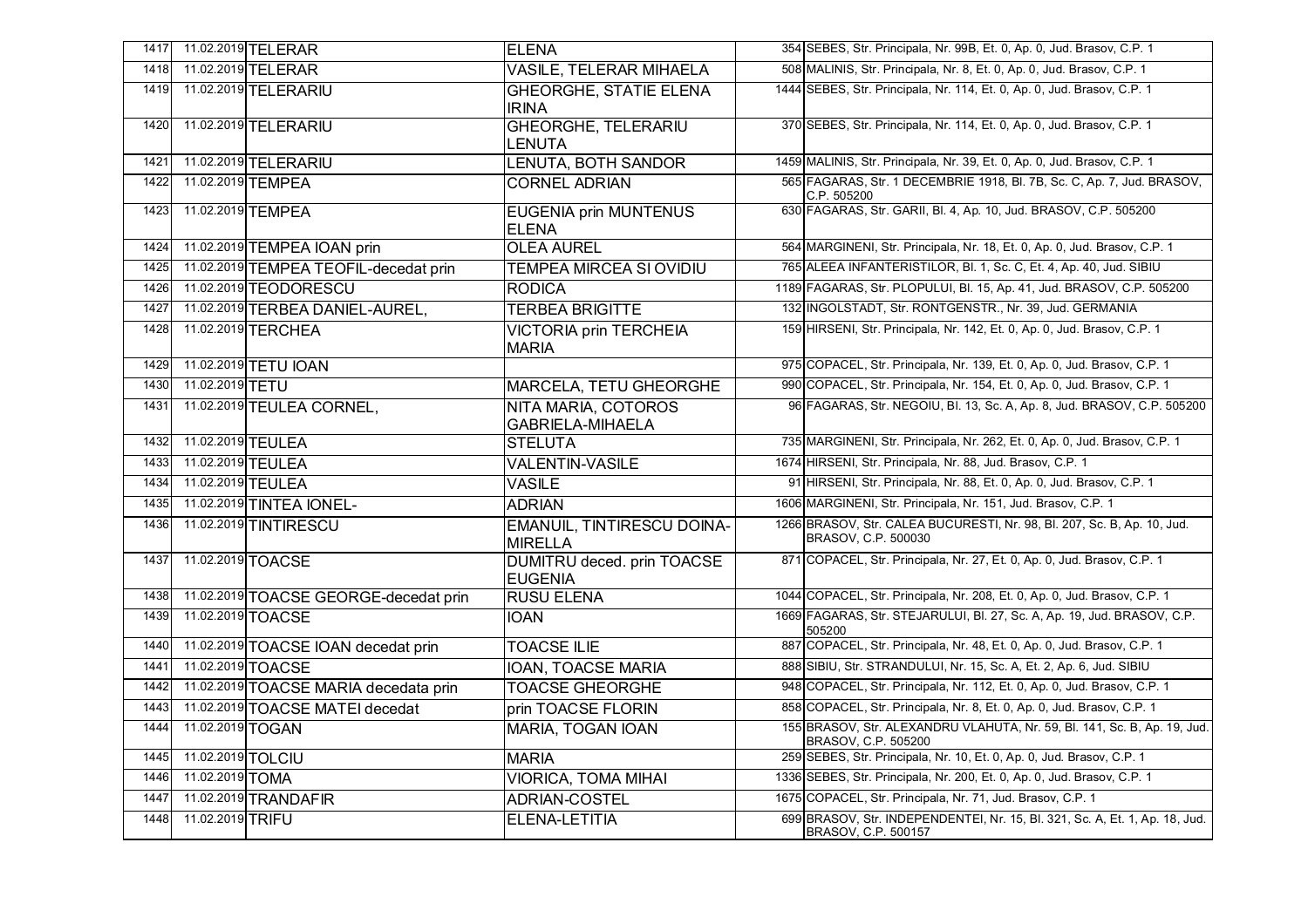| | | | | | |
|---|---|---|---|---|---|
| 1417 | 11.02.2019 | TELERAR | ELENA | 354 | SEBES, Str. Principala, Nr. 99B, Et. 0, Ap. 0, Jud. Brasov, C.P. 1 |
| 1418 | 11.02.2019 | TELERAR | VASILE, TELERAR MIHAELA | 508 | MALINIS, Str. Principala, Nr. 8, Et. 0, Ap. 0, Jud. Brasov, C.P. 1 |
| 1419 | 11.02.2019 | TELERARIU | GHEORGHE, STATIE ELENA IRINA | 1444 | SEBES, Str. Principala, Nr. 114, Et. 0, Ap. 0, Jud. Brasov, C.P. 1 |
| 1420 | 11.02.2019 | TELERARIU | GHEORGHE, TELERARIU LENUTA | 370 | SEBES, Str. Principala, Nr. 114, Et. 0, Ap. 0, Jud. Brasov, C.P. 1 |
| 1421 | 11.02.2019 | TELERARIU | LENUTA, BOTH SANDOR | 1459 | MALINIS, Str. Principala, Nr. 39, Et. 0, Ap. 0, Jud. Brasov, C.P. 1 |
| 1422 | 11.02.2019 | TEMPEA | CORNEL ADRIAN | 565 | FAGARAS, Str. 1 DECEMBRIE 1918, Bl. 7B, Sc. C, Ap. 7, Jud. BRASOV, C.P. 505200 |
| 1423 | 11.02.2019 | TEMPEA | EUGENIA prin MUNTENUS ELENA | 630 | FAGARAS, Str. GARII, Bl. 4, Ap. 10, Jud. BRASOV, C.P. 505200 |
| 1424 | 11.02.2019 | TEMPEA IOAN prin | OLEA AUREL | 564 | MARGINENI, Str. Principala, Nr. 18, Et. 0, Ap. 0, Jud. Brasov, C.P. 1 |
| 1425 | 11.02.2019 | TEMPEA TEOFIL-decedat prin | TEMPEA MIRCEA SI OVIDIU | 765 | ALEEA INFANTERISTILOR, Bl. 1, Sc. C, Et. 4, Ap. 40, Jud. SIBIU |
| 1426 | 11.02.2019 | TEODORESCU | RODICA | 1189 | FAGARAS, Str. PLOPULUI, Bl. 15, Ap. 41, Jud. BRASOV, C.P. 505200 |
| 1427 | 11.02.2019 | TERBEA DANIEL-AUREL, | TERBEA BRIGITTE | 132 | INGOLSTADT, Str. RONTGENSTR., Nr. 39, Jud. GERMANIA |
| 1428 | 11.02.2019 | TERCHEA | VICTORIA prin TERCHEIA MARIA | 159 | HIRSENI, Str. Principala, Nr. 142, Et. 0, Ap. 0, Jud. Brasov, C.P. 1 |
| 1429 | 11.02.2019 | TETU IOAN | | 975 | COPACEL, Str. Principala, Nr. 139, Et. 0, Ap. 0, Jud. Brasov, C.P. 1 |
| 1430 | 11.02.2019 | TETU | MARCELA, TETU GHEORGHE | 990 | COPACEL, Str. Principala, Nr. 154, Et. 0, Ap. 0, Jud. Brasov, C.P. 1 |
| 1431 | 11.02.2019 | TEULEA CORNEL, | NITA MARIA, COTOROS GABRIELA-MIHAELA | 96 | FAGARAS, Str. NEGOIU, Bl. 13, Sc. A, Ap. 8, Jud. BRASOV, C.P. 505200 |
| 1432 | 11.02.2019 | TEULEA | STELUTA | 735 | MARGINENI, Str. Principala, Nr. 262, Et. 0, Ap. 0, Jud. Brasov, C.P. 1 |
| 1433 | 11.02.2019 | TEULEA | VALENTIN-VASILE | 1674 | HIRSENI, Str. Principala, Nr. 88, Jud. Brasov, C.P. 1 |
| 1434 | 11.02.2019 | TEULEA | VASILE | 91 | HIRSENI, Str. Principala, Nr. 88, Et. 0, Ap. 0, Jud. Brasov, C.P. 1 |
| 1435 | 11.02.2019 | TINTEA IONEL- | ADRIAN | 1606 | MARGINENI, Str. Principala, Nr. 151, Jud. Brasov, C.P. 1 |
| 1436 | 11.02.2019 | TINTIRESCU | EMANUIL, TINTIRESCU DOINA-MIRELLA | 1266 | BRASOV, Str. CALEA BUCURESTI, Nr. 98, Bl. 207, Sc. B, Ap. 10, Jud. BRASOV, C.P. 500030 |
| 1437 | 11.02.2019 | TOACSE | DUMITRU deced. prin TOACSE EUGENIA | 871 | COPACEL, Str. Principala, Nr. 27, Et. 0, Ap. 0, Jud. Brasov, C.P. 1 |
| 1438 | 11.02.2019 | TOACSE GEORGE-decedat prin | RUSU ELENA | 1044 | COPACEL, Str. Principala, Nr. 208, Et. 0, Ap. 0, Jud. Brasov, C.P. 1 |
| 1439 | 11.02.2019 | TOACSE | IOAN | 1669 | FAGARAS, Str. STEJARULUI, Bl. 27, Sc. A, Ap. 19, Jud. BRASOV, C.P. 505200 |
| 1440 | 11.02.2019 | TOACSE IOAN decedat prin | TOACSE ILIE | 887 | COPACEL, Str. Principala, Nr. 48, Et. 0, Ap. 0, Jud. Brasov, C.P. 1 |
| 1441 | 11.02.2019 | TOACSE | IOAN, TOACSE MARIA | 888 | SIBIU, Str. STRANDULUI, Nr. 15, Sc. A, Et. 2, Ap. 6, Jud. SIBIU |
| 1442 | 11.02.2019 | TOACSE MARIA decedata prin | TOACSE GHEORGHE | 948 | COPACEL, Str. Principala, Nr. 112, Et. 0, Ap. 0, Jud. Brasov, C.P. 1 |
| 1443 | 11.02.2019 | TOACSE MATEI decedat | prin TOACSE FLORIN | 858 | COPACEL, Str. Principala, Nr. 8, Et. 0, Ap. 0, Jud. Brasov, C.P. 1 |
| 1444 | 11.02.2019 | TOGAN | MARIA, TOGAN IOAN | 155 | BRASOV, Str. ALEXANDRU VLAHUTA, Nr. 59, Bl. 141, Sc. B, Ap. 19, Jud. BRASOV, C.P. 505200 |
| 1445 | 11.02.2019 | TOLCIU | MARIA | 259 | SEBES, Str. Principala, Nr. 10, Et. 0, Ap. 0, Jud. Brasov, C.P. 1 |
| 1446 | 11.02.2019 | TOMA | VIORICA, TOMA MIHAI | 1336 | SEBES, Str. Principala, Nr. 200, Et. 0, Ap. 0, Jud. Brasov, C.P. 1 |
| 1447 | 11.02.2019 | TRANDAFIR | ADRIAN-COSTEL | 1675 | COPACEL, Str. Principala, Nr. 71, Jud. Brasov, C.P. 1 |
| 1448 | 11.02.2019 | TRIFU | ELENA-LETITIA | 699 | BRASOV, Str. INDEPENDENTEI, Nr. 15, Bl. 321, Sc. A, Et. 1, Ap. 18, Jud. BRASOV, C.P. 500157 |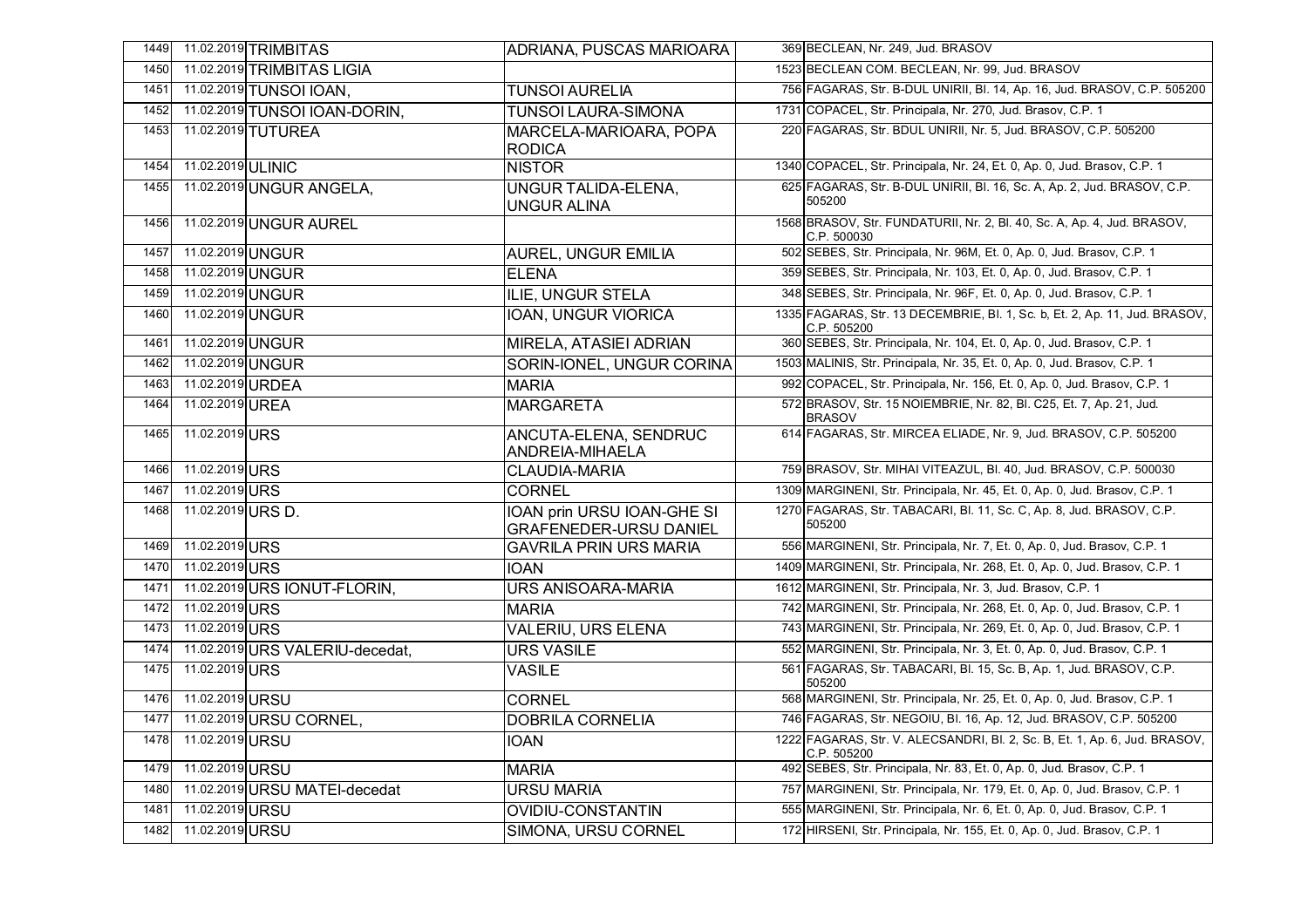| | | | | | |
|---|---|---|---|---|---|
| 1449 | 11.02.2019 | TRIMBITAS | ADRIANA, PUSCAS MARIOARA | 369 | BECLEAN, Nr. 249, Jud. BRASOV |
| 1450 | 11.02.2019 | TRIMBITAS LIGIA | | 1523 | BECLEAN COM. BECLEAN, Nr. 99, Jud. BRASOV |
| 1451 | 11.02.2019 | TUNSOI IOAN, | TUNSOI AURELIA | 756 | FAGARAS, Str. B-DUL UNIRII, Bl. 14, Ap. 16, Jud. BRASOV, C.P. 505200 |
| 1452 | 11.02.2019 | TUNSOI IOAN-DORIN, | TUNSOI LAURA-SIMONA | 1731 | COPACEL, Str. Principala, Nr. 270, Jud. Brasov, C.P. 1 |
| 1453 | 11.02.2019 | TUTUREA | MARCELA-MARIOARA, POPA RODICA | 220 | FAGARAS, Str. BDUL UNIRII, Nr. 5, Jud. BRASOV, C.P. 505200 |
| 1454 | 11.02.2019 | ULINIC | NISTOR | 1340 | COPACEL, Str. Principala, Nr. 24, Et. 0, Ap. 0, Jud. Brasov, C.P. 1 |
| 1455 | 11.02.2019 | UNGUR ANGELA, | UNGUR TALIDA-ELENA, UNGUR ALINA | 625 | FAGARAS, Str. B-DUL UNIRII, Bl. 16, Sc. A, Ap. 2, Jud. BRASOV, C.P. 505200 |
| 1456 | 11.02.2019 | UNGUR AUREL | | 1568 | BRASOV, Str. FUNDATURII, Nr. 2, Bl. 40, Sc. A, Ap. 4, Jud. BRASOV, C.P. 500030 |
| 1457 | 11.02.2019 | UNGUR | AUREL, UNGUR EMILIA | 502 | SEBES, Str. Principala, Nr. 96M, Et. 0, Ap. 0, Jud. Brasov, C.P. 1 |
| 1458 | 11.02.2019 | UNGUR | ELENA | 359 | SEBES, Str. Principala, Nr. 103, Et. 0, Ap. 0, Jud. Brasov, C.P. 1 |
| 1459 | 11.02.2019 | UNGUR | ILIE, UNGUR STELA | 348 | SEBES, Str. Principala, Nr. 96F, Et. 0, Ap. 0, Jud. Brasov, C.P. 1 |
| 1460 | 11.02.2019 | UNGUR | IOAN, UNGUR VIORICA | 1335 | FAGARAS, Str. 13 DECEMBRIE, Bl. 1, Sc. b, Et. 2, Ap. 11, Jud. BRASOV, C.P. 505200 |
| 1461 | 11.02.2019 | UNGUR | MIRELA, ATASIEI ADRIAN | 360 | SEBES, Str. Principala, Nr. 104, Et. 0, Ap. 0, Jud. Brasov, C.P. 1 |
| 1462 | 11.02.2019 | UNGUR | SORIN-IONEL, UNGUR CORINA | 1503 | MALINIS, Str. Principala, Nr. 35, Et. 0, Ap. 0, Jud. Brasov, C.P. 1 |
| 1463 | 11.02.2019 | URDEA | MARIA | 992 | COPACEL, Str. Principala, Nr. 156, Et. 0, Ap. 0, Jud. Brasov, C.P. 1 |
| 1464 | 11.02.2019 | UREA | MARGARETA | 572 | BRASOV, Str. 15 NOIEMBRIE, Nr. 82, Bl. C25, Et. 7, Ap. 21, Jud. BRASOV |
| 1465 | 11.02.2019 | URS | ANCUTA-ELENA, SENDRUC ANDREIA-MIHAELA | 614 | FAGARAS, Str. MIRCEA ELIADE, Nr. 9, Jud. BRASOV, C.P. 505200 |
| 1466 | 11.02.2019 | URS | CLAUDIA-MARIA | 759 | BRASOV, Str. MIHAI VITEAZUL, Bl. 40, Jud. BRASOV, C.P. 500030 |
| 1467 | 11.02.2019 | URS | CORNEL | 1309 | MARGINENI, Str. Principala, Nr. 45, Et. 0, Ap. 0, Jud. Brasov, C.P. 1 |
| 1468 | 11.02.2019 | URS D. | IOAN prin URSU IOAN-GHE SI GRAFENEDER-URSU DANIEL | 1270 | FAGARAS, Str. TABACARI, Bl. 11, Sc. C, Ap. 8, Jud. BRASOV, C.P. 505200 |
| 1469 | 11.02.2019 | URS | GAVRILA PRIN URS MARIA | 556 | MARGINENI, Str. Principala, Nr. 7, Et. 0, Ap. 0, Jud. Brasov, C.P. 1 |
| 1470 | 11.02.2019 | URS | IOAN | 1409 | MARGINENI, Str. Principala, Nr. 268, Et. 0, Ap. 0, Jud. Brasov, C.P. 1 |
| 1471 | 11.02.2019 | URS IONUT-FLORIN, | URS ANISOARA-MARIA | 1612 | MARGINENI, Str. Principala, Nr. 3, Jud. Brasov, C.P. 1 |
| 1472 | 11.02.2019 | URS | MARIA | 742 | MARGINENI, Str. Principala, Nr. 268, Et. 0, Ap. 0, Jud. Brasov, C.P. 1 |
| 1473 | 11.02.2019 | URS | VALERIU, URS ELENA | 743 | MARGINENI, Str. Principala, Nr. 269, Et. 0, Ap. 0, Jud. Brasov, C.P. 1 |
| 1474 | 11.02.2019 | URS VALERIU-decedat, | URS VASILE | 552 | MARGINENI, Str. Principala, Nr. 3, Et. 0, Ap. 0, Jud. Brasov, C.P. 1 |
| 1475 | 11.02.2019 | URS | VASILE | 561 | FAGARAS, Str. TABACARI, Bl. 15, Sc. B, Ap. 1, Jud. BRASOV, C.P. 505200 |
| 1476 | 11.02.2019 | URSU | CORNEL | 568 | MARGINENI, Str. Principala, Nr. 25, Et. 0, Ap. 0, Jud. Brasov, C.P. 1 |
| 1477 | 11.02.2019 | URSU CORNEL, | DOBRILA CORNELIA | 746 | FAGARAS, Str. NEGOIU, Bl. 16, Ap. 12, Jud. BRASOV, C.P. 505200 |
| 1478 | 11.02.2019 | URSU | IOAN | 1222 | FAGARAS, Str. V. ALECSANDRI, Bl. 2, Sc. B, Et. 1, Ap. 6, Jud. BRASOV, C.P. 505200 |
| 1479 | 11.02.2019 | URSU | MARIA | 492 | SEBES, Str. Principala, Nr. 83, Et. 0, Ap. 0, Jud. Brasov, C.P. 1 |
| 1480 | 11.02.2019 | URSU MATEI-decedat | URSU MARIA | 757 | MARGINENI, Str. Principala, Nr. 179, Et. 0, Ap. 0, Jud. Brasov, C.P. 1 |
| 1481 | 11.02.2019 | URSU | OVIDIU-CONSTANTIN | 555 | MARGINENI, Str. Principala, Nr. 6, Et. 0, Ap. 0, Jud. Brasov, C.P. 1 |
| 1482 | 11.02.2019 | URSU | SIMONA, URSU CORNEL | 172 | HIRSENI, Str. Principala, Nr. 155, Et. 0, Ap. 0, Jud. Brasov, C.P. 1 |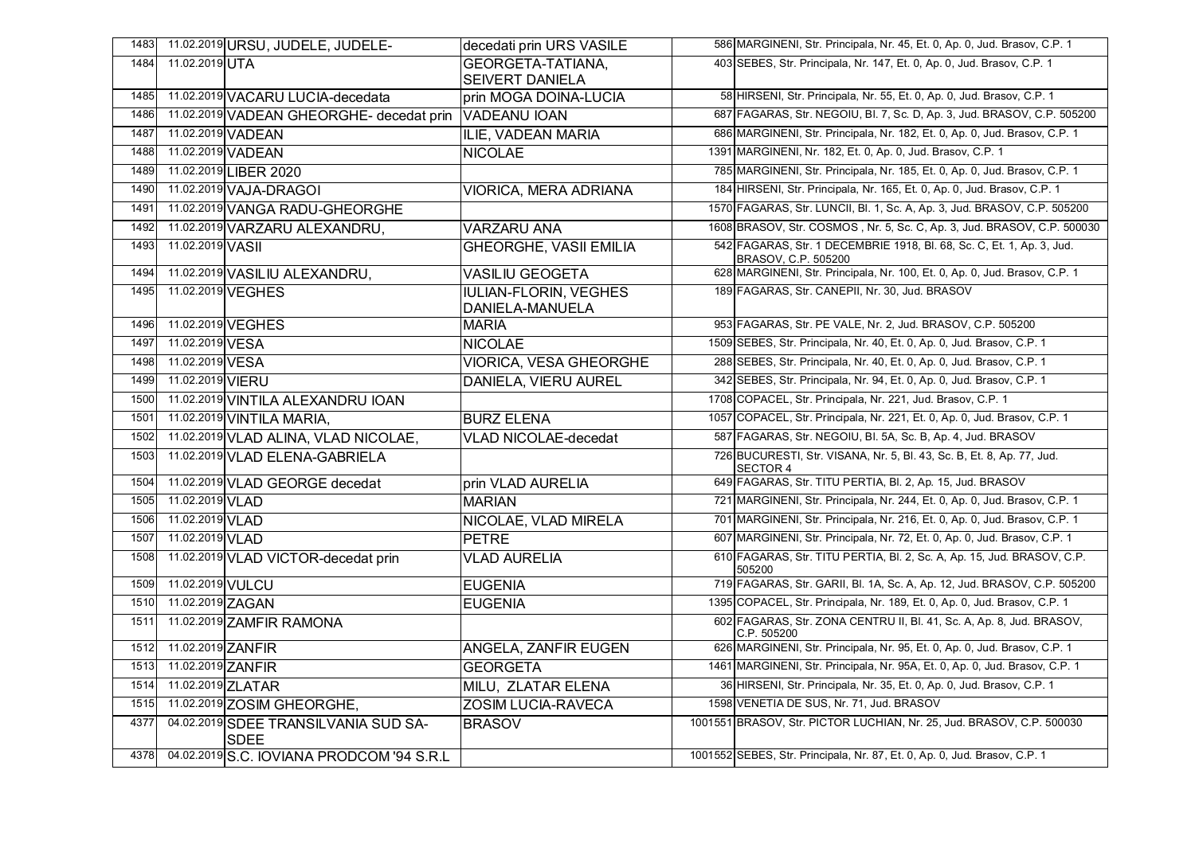| | | | | | |
|---|---|---|---|---|---|
| 1483 | 11.02.2019 | URSU, JUDELE, JUDELE- | decedati prin URS VASILE | 586 | MARGINENI, Str. Principala, Nr. 45, Et. 0, Ap. 0, Jud. Brasov, C.P. 1 |
| 1484 | 11.02.2019 | UTA | GEORGETA-TATIANA, SEIVERT DANIELA | 403 | SEBES, Str. Principala, Nr. 147, Et. 0, Ap. 0, Jud. Brasov, C.P. 1 |
| 1485 | 11.02.2019 | VACARU LUCIA-decedata | prin MOGA DOINA-LUCIA | 58 | HIRSENI, Str. Principala, Nr. 55, Et. 0, Ap. 0, Jud. Brasov, C.P. 1 |
| 1486 | 11.02.2019 | VADEAN GHEORGHE- decedat prin | VADEANU IOAN | 687 | FAGARAS, Str. NEGOIU, Bl. 7, Sc. D, Ap. 3, Jud. BRASOV, C.P. 505200 |
| 1487 | 11.02.2019 | VADEAN | ILIE, VADEAN MARIA | 686 | MARGINENI, Str. Principala, Nr. 182, Et. 0, Ap. 0, Jud. Brasov, C.P. 1 |
| 1488 | 11.02.2019 | VADEAN | NICOLAE | 1391 | MARGINENI, Nr. 182, Et. 0, Ap. 0, Jud. Brasov, C.P. 1 |
| 1489 | 11.02.2019 | LIBER 2020 | | 785 | MARGINENI, Str. Principala, Nr. 185, Et. 0, Ap. 0, Jud. Brasov, C.P. 1 |
| 1490 | 11.02.2019 | VAJA-DRAGOI | VIORICA, MERA ADRIANA | 184 | HIRSENI, Str. Principala, Nr. 165, Et. 0, Ap. 0, Jud. Brasov, C.P. 1 |
| 1491 | 11.02.2019 | VANGA RADU-GHEORGHE | | 1570 | FAGARAS, Str. LUNCII, Bl. 1, Sc. A, Ap. 3, Jud. BRASOV, C.P. 505200 |
| 1492 | 11.02.2019 | VARZARU ALEXANDRU, | VARZARU ANA | 1608 | BRASOV, Str. COSMOS , Nr. 5, Sc. C, Ap. 3, Jud. BRASOV, C.P. 500030 |
| 1493 | 11.02.2019 | VASII | GHEORGHE, VASII EMILIA | 542 | FAGARAS, Str. 1 DECEMBRIE 1918, Bl. 68, Sc. C, Et. 1, Ap. 3, Jud. BRASOV, C.P. 505200 |
| 1494 | 11.02.2019 | VASILIU ALEXANDRU, | VASILIU GEOGETA | 628 | MARGINENI, Str. Principala, Nr. 100, Et. 0, Ap. 0, Jud. Brasov, C.P. 1 |
| 1495 | 11.02.2019 | VEGHES | IULIAN-FLORIN, VEGHES DANIELA-MANUELA | 189 | FAGARAS, Str. CANEPII, Nr. 30, Jud. BRASOV |
| 1496 | 11.02.2019 | VEGHES | MARIA | 953 | FAGARAS, Str. PE VALE, Nr. 2, Jud. BRASOV, C.P. 505200 |
| 1497 | 11.02.2019 | VESA | NICOLAE | 1509 | SEBES, Str. Principala, Nr. 40, Et. 0, Ap. 0, Jud. Brasov, C.P. 1 |
| 1498 | 11.02.2019 | VESA | VIORICA, VESA GHEORGHE | 288 | SEBES, Str. Principala, Nr. 40, Et. 0, Ap. 0, Jud. Brasov, C.P. 1 |
| 1499 | 11.02.2019 | VIERU | DANIELA, VIERU AUREL | 342 | SEBES, Str. Principala, Nr. 94, Et. 0, Ap. 0, Jud. Brasov, C.P. 1 |
| 1500 | 11.02.2019 | VINTILA ALEXANDRU IOAN | | 1708 | COPACEL, Str. Principala, Nr. 221, Jud. Brasov, C.P. 1 |
| 1501 | 11.02.2019 | VINTILA MARIA, | BURZ ELENA | 1057 | COPACEL, Str. Principala, Nr. 221, Et. 0, Ap. 0, Jud. Brasov, C.P. 1 |
| 1502 | 11.02.2019 | VLAD ALINA, VLAD NICOLAE, | VLAD NICOLAE-decedat | 587 | FAGARAS, Str. NEGOIU, Bl. 5A, Sc. B, Ap. 4, Jud. BRASOV |
| 1503 | 11.02.2019 | VLAD ELENA-GABRIELA | | 726 | BUCURESTI, Str. VISANA, Nr. 5, Bl. 43, Sc. B, Et. 8, Ap. 77, Jud. SECTOR 4 |
| 1504 | 11.02.2019 | VLAD GEORGE decedat | prin VLAD AURELIA | 649 | FAGARAS, Str. TITU PERTIA, Bl. 2, Ap. 15, Jud. BRASOV |
| 1505 | 11.02.2019 | VLAD | MARIAN | 721 | MARGINENI, Str. Principala, Nr. 244, Et. 0, Ap. 0, Jud. Brasov, C.P. 1 |
| 1506 | 11.02.2019 | VLAD | NICOLAE, VLAD MIRELA | 701 | MARGINENI, Str. Principala, Nr. 216, Et. 0, Ap. 0, Jud. Brasov, C.P. 1 |
| 1507 | 11.02.2019 | VLAD | PETRE | 607 | MARGINENI, Str. Principala, Nr. 72, Et. 0, Ap. 0, Jud. Brasov, C.P. 1 |
| 1508 | 11.02.2019 | VLAD VICTOR-decedat prin | VLAD AURELIA | 610 | FAGARAS, Str. TITU PERTIA, Bl. 2, Sc. A, Ap. 15, Jud. BRASOV, C.P. 505200 |
| 1509 | 11.02.2019 | VULCU | EUGENIA | 719 | FAGARAS, Str. GARII, Bl. 1A, Sc. A, Ap. 12, Jud. BRASOV, C.P. 505200 |
| 1510 | 11.02.2019 | ZAGAN | EUGENIA | 1395 | COPACEL, Str. Principala, Nr. 189, Et. 0, Ap. 0, Jud. Brasov, C.P. 1 |
| 1511 | 11.02.2019 | ZAMFIR RAMONA | | 602 | FAGARAS, Str. ZONA CENTRU II, Bl. 41, Sc. A, Ap. 8, Jud. BRASOV, C.P. 505200 |
| 1512 | 11.02.2019 | ZANFIR | ANGELA, ZANFIR EUGEN | 626 | MARGINENI, Str. Principala, Nr. 95, Et. 0, Ap. 0, Jud. Brasov, C.P. 1 |
| 1513 | 11.02.2019 | ZANFIR | GEORGETA | 1461 | MARGINENI, Str. Principala, Nr. 95A, Et. 0, Ap. 0, Jud. Brasov, C.P. 1 |
| 1514 | 11.02.2019 | ZLATAR | MILU, ZLATAR ELENA | 36 | HIRSENI, Str. Principala, Nr. 35, Et. 0, Ap. 0, Jud. Brasov, C.P. 1 |
| 1515 | 11.02.2019 | ZOSIM GHEORGHE, | ZOSIM LUCIA-RAVECA | 1598 | VENETIA DE SUS, Nr. 71, Jud. BRASOV |
| 4377 | 04.02.2019 | SDEE TRANSILVANIA SUD SA-SDEE | BRASOV | 1001551 | BRASOV, Str. PICTOR LUCHIAN, Nr. 25, Jud. BRASOV, C.P. 500030 |
| 4378 | 04.02.2019 | S.C. IOVIANA PRODCOM '94 S.R.L | | 1001552 | SEBES, Str. Principala, Nr. 87, Et. 0, Ap. 0, Jud. Brasov, C.P. 1 |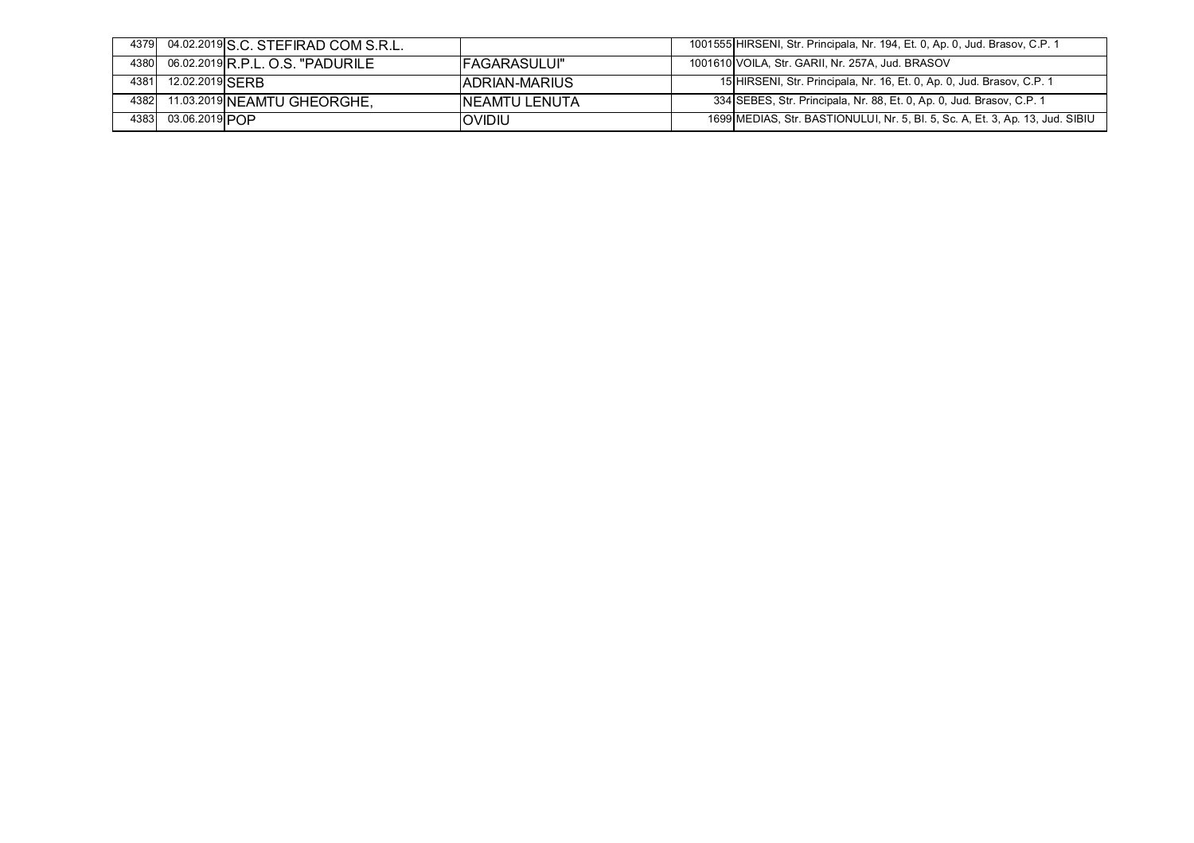| | | | | | |
|---|---|---|---|---|---|
| 4379 | 04.02.2019 | S.C. STEFIRAD COM S.R.L. | | 1001555 | HIRSENI, Str. Principala, Nr. 194, Et. 0, Ap. 0, Jud. Brasov, C.P. 1 |
| 4380 | 06.02.2019 | R.P.L. O.S. "PADURILE | FAGARASULUI" | 1001610 | VOILA, Str. GARII, Nr. 257A, Jud. BRASOV |
| 4381 | 12.02.2019 | SERB | ADRIAN-MARIUS | 15 | HIRSENI, Str. Principala, Nr. 16, Et. 0, Ap. 0, Jud. Brasov, C.P. 1 |
| 4382 | 11.03.2019 | NEAMTU GHEORGHE, | NEAMTU LENUTA | 334 | SEBES, Str. Principala, Nr. 88, Et. 0, Ap. 0, Jud. Brasov, C.P. 1 |
| 4383 | 03.06.2019 | POP | OVIDIU | 1699 | MEDIAS, Str. BASTIONULUI, Nr. 5, Bl. 5, Sc. A, Et. 3, Ap. 13, Jud. SIBIU |